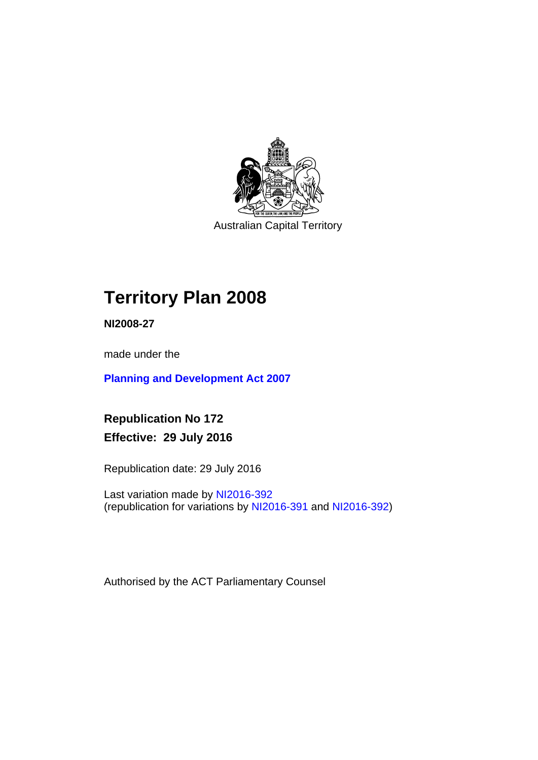Australian Capital Territory

# Territory Plan 2008

**NI2008-27**

made under the

**Planning and Development Act 2007**

**Republication No 172**

**Effective: 29 July 2016**

Republication date: 29 July 2016

Last variation made by NI2016-392
(republication for variations by NI2016-391 and NI2016-392)

Authorised by the ACT Parliamentary Counsel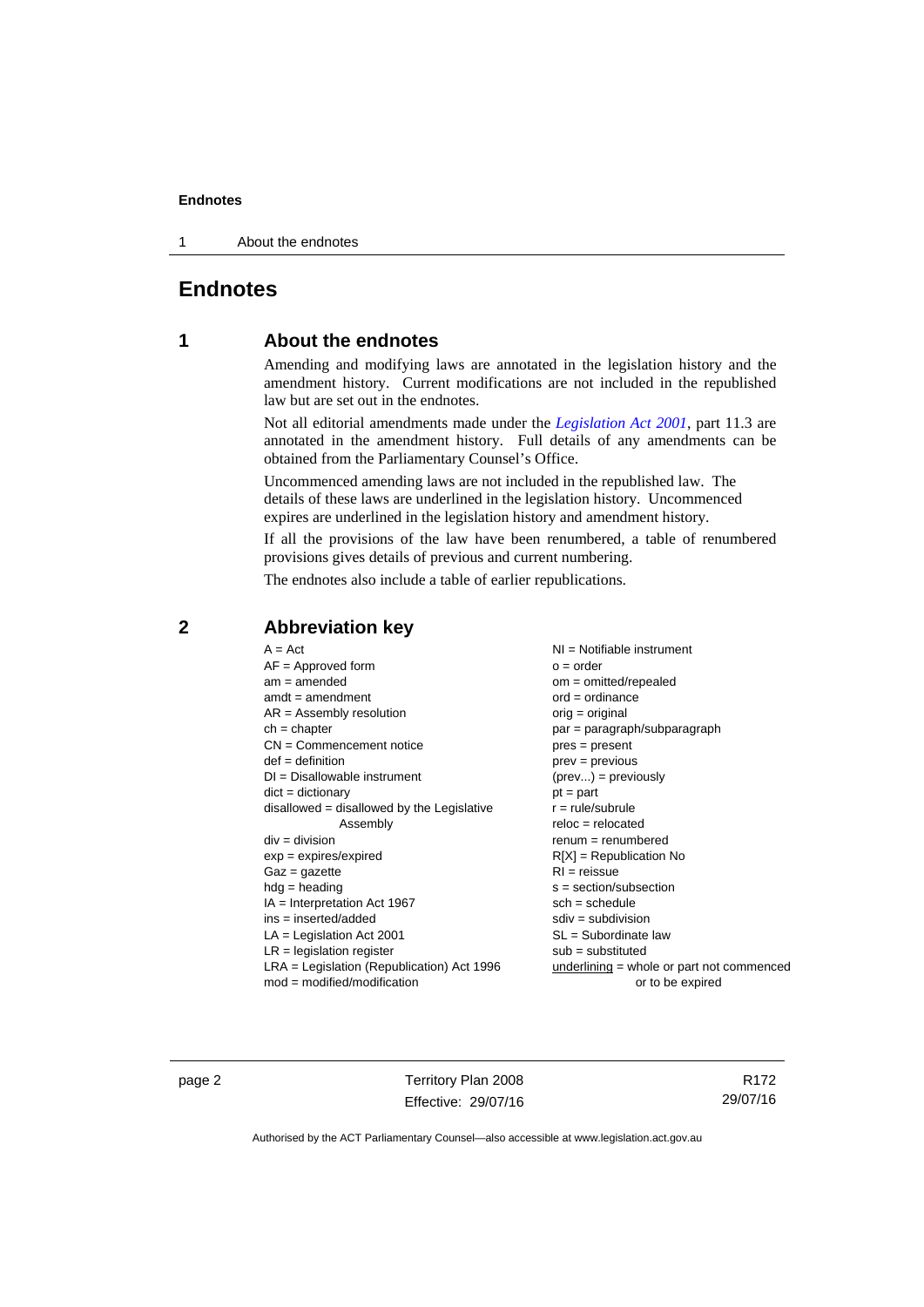# Endnotes

## 1 About the endnotes

Amending and modifying laws are annotated in the legislation history and the amendment history. Current modifications are not included in the republished law but are set out in the endnotes.

Not all editorial amendments made under the *Legislation Act 2001*, part 11.3 are annotated in the amendment history. Full details of any amendments can be obtained from the Parliamentary Counsel's Office.

Uncommenced amending laws are not included in the republished law. The details of these laws are underlined in the legislation history. Uncommenced expires are underlined in the legislation history and amendment history.

If all the provisions of the law have been renumbered, a table of renumbered provisions gives details of previous and current numbering.

The endnotes also include a table of earlier republications.

## 2 Abbreviation key

A = Act
AF = Approved form
am = amended
amdt = amendment
AR = Assembly resolution
ch = chapter
CN = Commencement notice
def = definition
DI = Disallowable instrument
dict = dictionary
disallowed = disallowed by the Legislative Assembly
div = division
exp = expires/expired
Gaz = gazette
hdg = heading
IA = Interpretation Act 1967
ins = inserted/added
LA = Legislation Act 2001
LR = legislation register
LRA = Legislation (Republication) Act 1996
mod = modified/modification
NI = Notifiable instrument
o = order
om = omitted/repealed
ord = ordinance
orig = original
par = paragraph/subparagraph
pres = present
prev = previous
(prev...) = previously
pt = part
r = rule/subrule
reloc = relocated
renum = renumbered
R[X] = Republication No
RI = reissue
s = section/subsection
sch = schedule
sdiv = subdivision
SL = Subordinate law
sub = substituted
underlining = whole or part not commenced or to be expired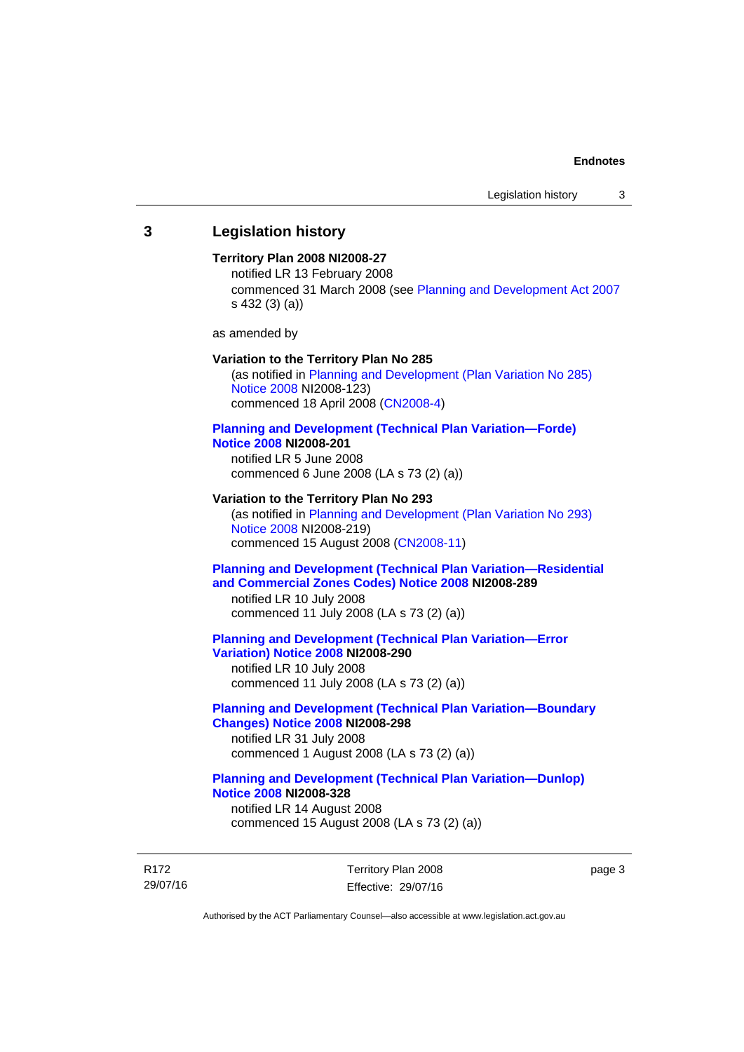## 3 Legislation history

**Territory Plan 2008 NI2008-27**

notified LR 13 February 2008

commenced 31 March 2008 (see Planning and Development Act 2007 s 432 (3) (a))

as amended by

**Variation to the Territory Plan No 285**

(as notified in Planning and Development (Plan Variation No 285) Notice 2008 NI2008-123)

commenced 18 April 2008 (CN2008-4)

**Planning and Development (Technical Plan Variation—Forde) Notice 2008 NI2008-201**

notified LR 5 June 2008

commenced 6 June 2008 (LA s 73 (2) (a))

**Variation to the Territory Plan No 293**

(as notified in Planning and Development (Plan Variation No 293) Notice 2008 NI2008-219)

commenced 15 August 2008 (CN2008-11)

**Planning and Development (Technical Plan Variation—Residential and Commercial Zones Codes) Notice 2008 NI2008-289**

notified LR 10 July 2008

commenced 11 July 2008 (LA s 73 (2) (a))

**Planning and Development (Technical Plan Variation—Error Variation) Notice 2008 NI2008-290**

notified LR 10 July 2008

commenced 11 July 2008 (LA s 73 (2) (a))

**Planning and Development (Technical Plan Variation—Boundary Changes) Notice 2008 NI2008-298**

notified LR 31 July 2008

commenced 1 August 2008 (LA s 73 (2) (a))

**Planning and Development (Technical Plan Variation—Dunlop) Notice 2008 NI2008-328**

notified LR 14 August 2008

commenced 15 August 2008 (LA s 73 (2) (a))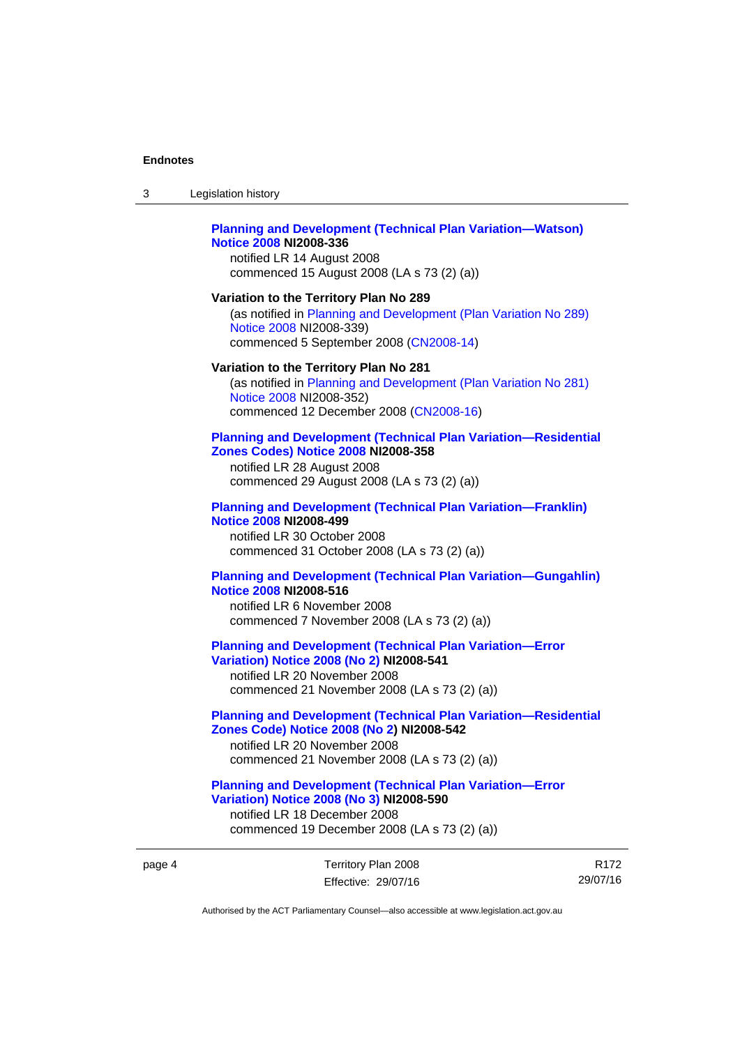**Planning and Development (Technical Plan Variation—Watson) Notice 2008 NI2008-336**

notified LR 14 August 2008

commenced 15 August 2008 (LA s 73 (2) (a))

**Variation to the Territory Plan No 289**

(as notified in Planning and Development (Plan Variation No 289) Notice 2008 NI2008-339)

commenced 5 September 2008 (CN2008-14)

**Variation to the Territory Plan No 281**

(as notified in Planning and Development (Plan Variation No 281) Notice 2008 NI2008-352)

commenced 12 December 2008 (CN2008-16)

**Planning and Development (Technical Plan Variation—Residential Zones Codes) Notice 2008 NI2008-358**

notified LR 28 August 2008

commenced 29 August 2008 (LA s 73 (2) (a))

**Planning and Development (Technical Plan Variation—Franklin) Notice 2008 NI2008-499**

notified LR 30 October 2008

commenced 31 October 2008 (LA s 73 (2) (a))

**Planning and Development (Technical Plan Variation—Gungahlin) Notice 2008 NI2008-516**

notified LR 6 November 2008

commenced 7 November 2008 (LA s 73 (2) (a))

**Planning and Development (Technical Plan Variation—Error Variation) Notice 2008 (No 2) NI2008-541**

notified LR 20 November 2008

commenced 21 November 2008 (LA s 73 (2) (a))

**Planning and Development (Technical Plan Variation—Residential Zones Code) Notice 2008 (No 2) NI2008-542**

notified LR 20 November 2008

commenced 21 November 2008 (LA s 73 (2) (a))

**Planning and Development (Technical Plan Variation—Error Variation) Notice 2008 (No 3) NI2008-590**

notified LR 18 December 2008

commenced 19 December 2008 (LA s 73 (2) (a))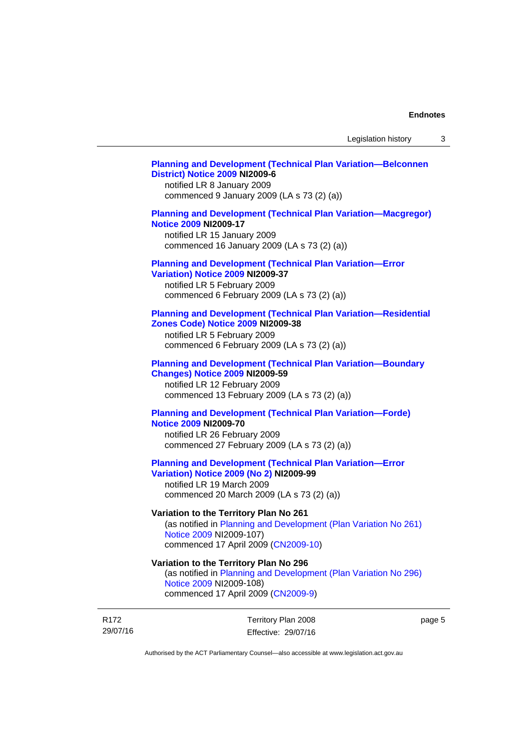**Planning and Development (Technical Plan Variation—Belconnen District) Notice 2009 NI2009-6**
notified LR 8 January 2009
commenced 9 January 2009 (LA s 73 (2) (a))

**Planning and Development (Technical Plan Variation—Macgregor) Notice 2009 NI2009-17**
notified LR 15 January 2009
commenced 16 January 2009 (LA s 73 (2) (a))

**Planning and Development (Technical Plan Variation—Error Variation) Notice 2009 NI2009-37**
notified LR 5 February 2009
commenced 6 February 2009 (LA s 73 (2) (a))

**Planning and Development (Technical Plan Variation—Residential Zones Code) Notice 2009 NI2009-38**
notified LR 5 February 2009
commenced 6 February 2009 (LA s 73 (2) (a))

**Planning and Development (Technical Plan Variation—Boundary Changes) Notice 2009 NI2009-59**
notified LR 12 February 2009
commenced 13 February 2009 (LA s 73 (2) (a))

**Planning and Development (Technical Plan Variation—Forde) Notice 2009 NI2009-70**
notified LR 26 February 2009
commenced 27 February 2009 (LA s 73 (2) (a))

**Planning and Development (Technical Plan Variation—Error Variation) Notice 2009 (No 2) NI2009-99**
notified LR 19 March 2009
commenced 20 March 2009 (LA s 73 (2) (a))

**Variation to the Territory Plan No 261**
(as notified in Planning and Development (Plan Variation No 261) Notice 2009 NI2009-107)
commenced 17 April 2009 (CN2009-10)

**Variation to the Territory Plan No 296**
(as notified in Planning and Development (Plan Variation No 296) Notice 2009 NI2009-108)
commenced 17 April 2009 (CN2009-9)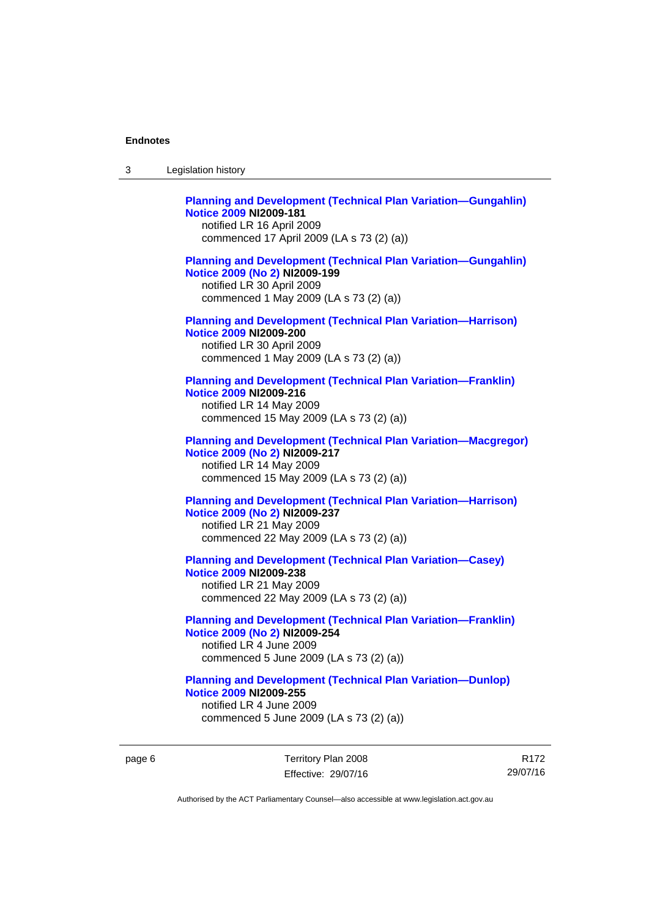**Planning and Development (Technical Plan Variation—Gungahlin) Notice 2009** **NI2009-181**
notified LR 16 April 2009
commenced 17 April 2009 (LA s 73 (2) (a))

**Planning and Development (Technical Plan Variation—Gungahlin) Notice 2009 (No 2)** **NI2009-199**
notified LR 30 April 2009
commenced 1 May 2009 (LA s 73 (2) (a))

**Planning and Development (Technical Plan Variation—Harrison) Notice 2009** **NI2009-200**
notified LR 30 April 2009
commenced 1 May 2009 (LA s 73 (2) (a))

**Planning and Development (Technical Plan Variation—Franklin) Notice 2009** **NI2009-216**
notified LR 14 May 2009
commenced 15 May 2009 (LA s 73 (2) (a))

**Planning and Development (Technical Plan Variation—Macgregor) Notice 2009 (No 2)** **NI2009-217**
notified LR 14 May 2009
commenced 15 May 2009 (LA s 73 (2) (a))

**Planning and Development (Technical Plan Variation—Harrison) Notice 2009 (No 2)** **NI2009-237**
notified LR 21 May 2009
commenced 22 May 2009 (LA s 73 (2) (a))

**Planning and Development (Technical Plan Variation—Casey) Notice 2009** **NI2009-238**
notified LR 21 May 2009
commenced 22 May 2009 (LA s 73 (2) (a))

**Planning and Development (Technical Plan Variation—Franklin) Notice 2009 (No 2)** **NI2009-254**
notified LR 4 June 2009
commenced 5 June 2009 (LA s 73 (2) (a))

**Planning and Development (Technical Plan Variation—Dunlop) Notice 2009** **NI2009-255**
notified LR 4 June 2009
commenced 5 June 2009 (LA s 73 (2) (a))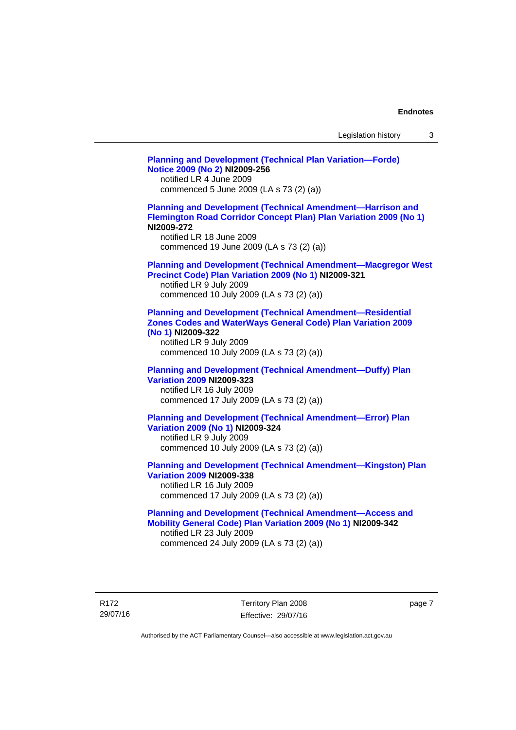**Planning and Development (Technical Plan Variation—Forde) Notice 2009 (No 2) NI2009-256**
notified LR 4 June 2009
commenced 5 June 2009 (LA s 73 (2) (a))

**Planning and Development (Technical Amendment—Harrison and Flemington Road Corridor Concept Plan) Plan Variation 2009 (No 1) NI2009-272**
notified LR 18 June 2009
commenced 19 June 2009 (LA s 73 (2) (a))

**Planning and Development (Technical Amendment—Macgregor West Precinct Code) Plan Variation 2009 (No 1) NI2009-321**
notified LR 9 July 2009
commenced 10 July 2009 (LA s 73 (2) (a))

**Planning and Development (Technical Amendment—Residential Zones Codes and WaterWays General Code) Plan Variation 2009 (No 1) NI2009-322**
notified LR 9 July 2009
commenced 10 July 2009 (LA s 73 (2) (a))

**Planning and Development (Technical Amendment—Duffy) Plan Variation 2009 NI2009-323**
notified LR 16 July 2009
commenced 17 July 2009 (LA s 73 (2) (a))

**Planning and Development (Technical Amendment—Error) Plan Variation 2009 (No 1) NI2009-324**
notified LR 9 July 2009
commenced 10 July 2009 (LA s 73 (2) (a))

**Planning and Development (Technical Amendment—Kingston) Plan Variation 2009 NI2009-338**
notified LR 16 July 2009
commenced 17 July 2009 (LA s 73 (2) (a))

**Planning and Development (Technical Amendment—Access and Mobility General Code) Plan Variation 2009 (No 1) NI2009-342**
notified LR 23 July 2009
commenced 24 July 2009 (LA s 73 (2) (a))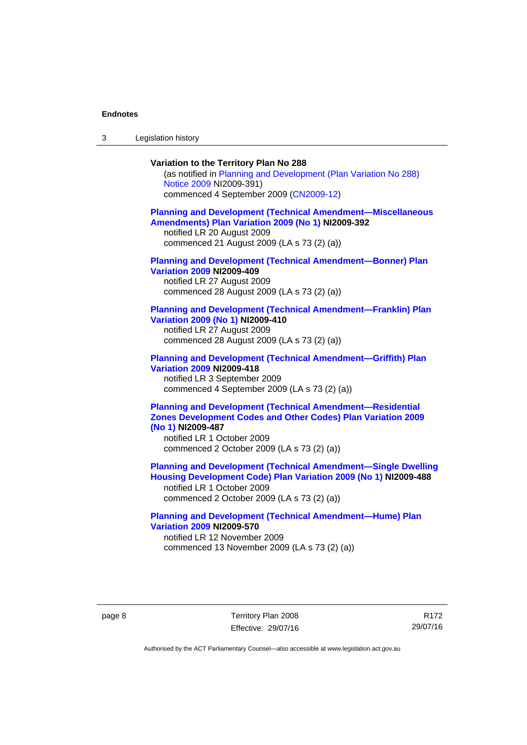**Variation to the Territory Plan No 288**
(as notified in Planning and Development (Plan Variation No 288) Notice 2009 NI2009-391)
commenced 4 September 2009 (CN2009-12)

**Planning and Development (Technical Amendment—Miscellaneous Amendments) Plan Variation 2009 (No 1) NI2009-392**
notified LR 20 August 2009
commenced 21 August 2009 (LA s 73 (2) (a))

**Planning and Development (Technical Amendment—Bonner) Plan Variation 2009 NI2009-409**
notified LR 27 August 2009
commenced 28 August 2009 (LA s 73 (2) (a))

**Planning and Development (Technical Amendment—Franklin) Plan Variation 2009 (No 1) NI2009-410**
notified LR 27 August 2009
commenced 28 August 2009 (LA s 73 (2) (a))

**Planning and Development (Technical Amendment—Griffith) Plan Variation 2009 NI2009-418**
notified LR 3 September 2009
commenced 4 September 2009 (LA s 73 (2) (a))

**Planning and Development (Technical Amendment—Residential Zones Development Codes and Other Codes) Plan Variation 2009 (No 1) NI2009-487**
notified LR 1 October 2009
commenced 2 October 2009 (LA s 73 (2) (a))

**Planning and Development (Technical Amendment—Single Dwelling Housing Development Code) Plan Variation 2009 (No 1) NI2009-488**
notified LR 1 October 2009
commenced 2 October 2009 (LA s 73 (2) (a))

**Planning and Development (Technical Amendment—Hume) Plan Variation 2009 NI2009-570**
notified LR 12 November 2009
commenced 13 November 2009 (LA s 73 (2) (a))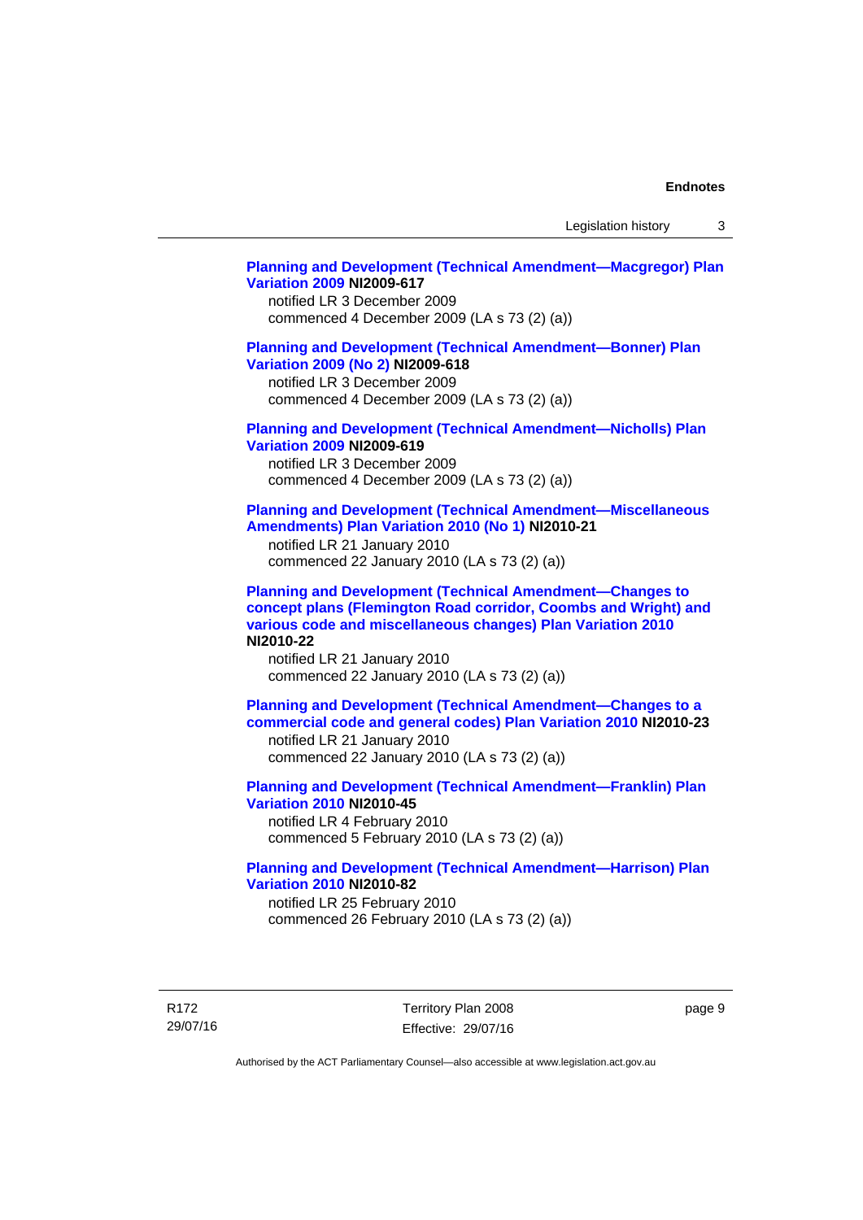**Planning and Development (Technical Amendment—Macgregor) Plan Variation 2009 NI2009-617**
notified LR 3 December 2009
commenced 4 December 2009 (LA s 73 (2) (a))

**Planning and Development (Technical Amendment—Bonner) Plan Variation 2009 (No 2) NI2009-618**
notified LR 3 December 2009
commenced 4 December 2009 (LA s 73 (2) (a))

**Planning and Development (Technical Amendment—Nicholls) Plan Variation 2009 NI2009-619**
notified LR 3 December 2009
commenced 4 December 2009 (LA s 73 (2) (a))

**Planning and Development (Technical Amendment—Miscellaneous Amendments) Plan Variation 2010 (No 1) NI2010-21**
notified LR 21 January 2010
commenced 22 January 2010 (LA s 73 (2) (a))

**Planning and Development (Technical Amendment—Changes to concept plans (Flemington Road corridor, Coombs and Wright) and various code and miscellaneous changes) Plan Variation 2010 NI2010-22**
notified LR 21 January 2010
commenced 22 January 2010 (LA s 73 (2) (a))

**Planning and Development (Technical Amendment—Changes to a commercial code and general codes) Plan Variation 2010 NI2010-23**
notified LR 21 January 2010
commenced 22 January 2010 (LA s 73 (2) (a))

**Planning and Development (Technical Amendment—Franklin) Plan Variation 2010 NI2010-45**
notified LR 4 February 2010
commenced 5 February 2010 (LA s 73 (2) (a))

**Planning and Development (Technical Amendment—Harrison) Plan Variation 2010 NI2010-82**
notified LR 25 February 2010
commenced 26 February 2010 (LA s 73 (2) (a))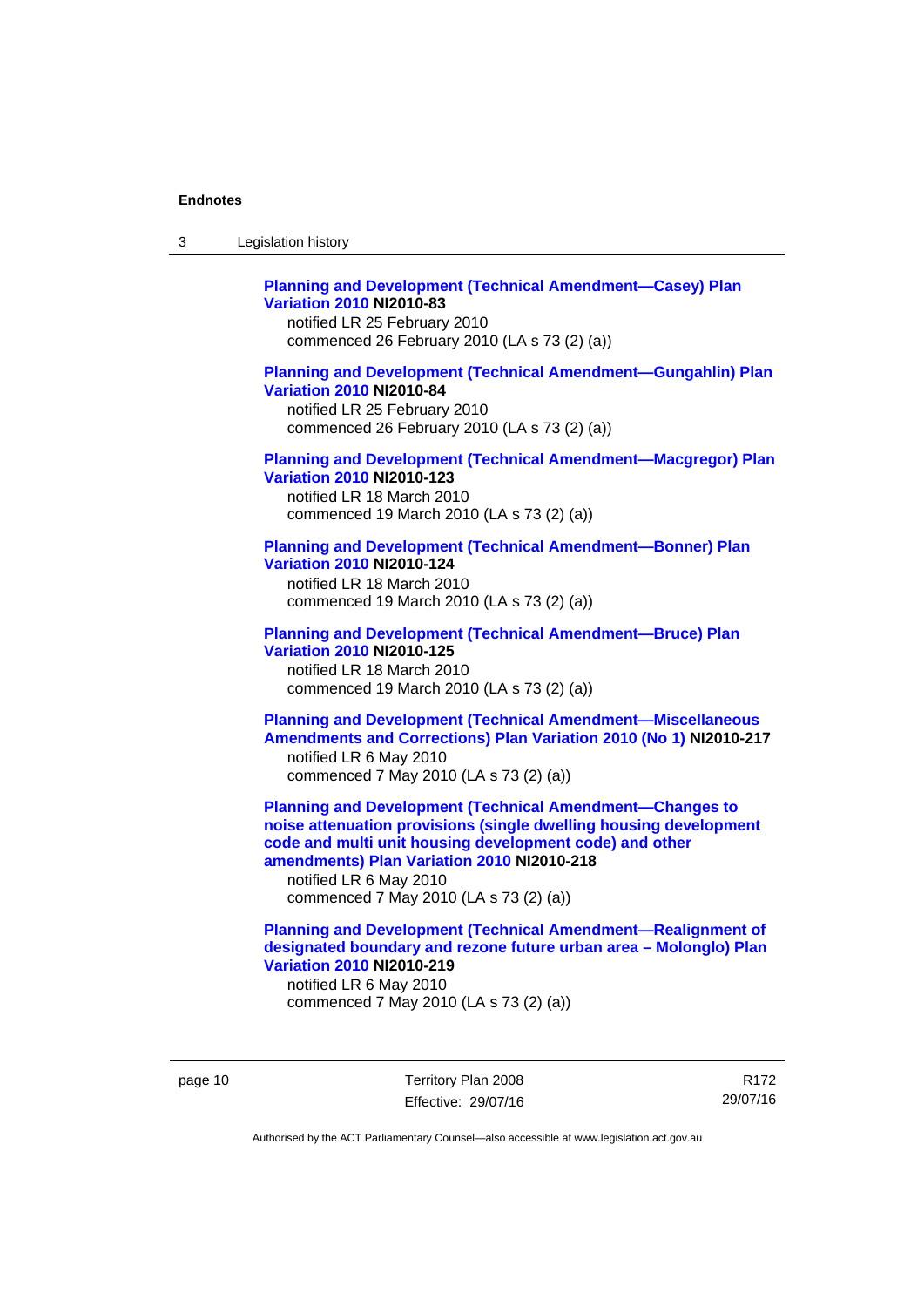**Planning and Development (Technical Amendment—Casey) Plan Variation 2010** **NI2010-83**
notified LR 25 February 2010
commenced 26 February 2010 (LA s 73 (2) (a))

**Planning and Development (Technical Amendment—Gungahlin) Plan Variation 2010** **NI2010-84**
notified LR 25 February 2010
commenced 26 February 2010 (LA s 73 (2) (a))

**Planning and Development (Technical Amendment—Macgregor) Plan Variation 2010** **NI2010-123**
notified LR 18 March 2010
commenced 19 March 2010 (LA s 73 (2) (a))

**Planning and Development (Technical Amendment—Bonner) Plan Variation 2010** **NI2010-124**
notified LR 18 March 2010
commenced 19 March 2010 (LA s 73 (2) (a))

**Planning and Development (Technical Amendment—Bruce) Plan Variation 2010** **NI2010-125**
notified LR 18 March 2010
commenced 19 March 2010 (LA s 73 (2) (a))

**Planning and Development (Technical Amendment—Miscellaneous Amendments and Corrections) Plan Variation 2010 (No 1)** **NI2010-217**
notified LR 6 May 2010
commenced 7 May 2010 (LA s 73 (2) (a))

**Planning and Development (Technical Amendment—Changes to noise attenuation provisions (single dwelling housing development code and multi unit housing development code) and other amendments) Plan Variation 2010** **NI2010-218**
notified LR 6 May 2010
commenced 7 May 2010 (LA s 73 (2) (a))

**Planning and Development (Technical Amendment—Realignment of designated boundary and rezone future urban area – Molonglo) Plan Variation 2010** **NI2010-219**
notified LR 6 May 2010
commenced 7 May 2010 (LA s 73 (2) (a))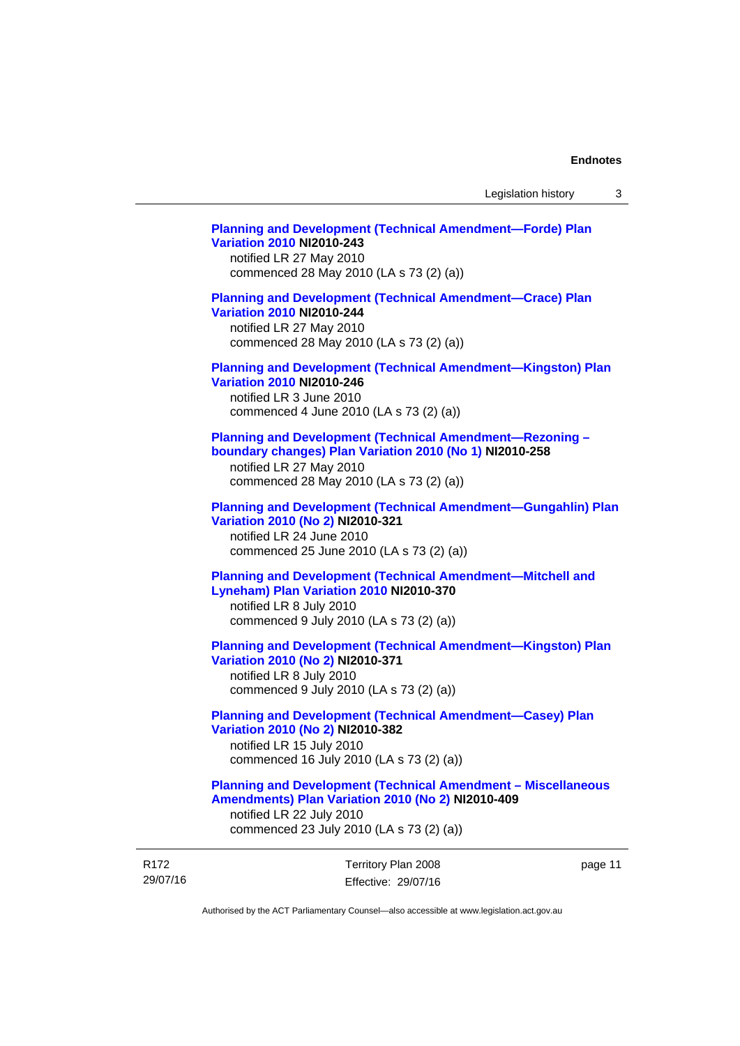**Planning and Development (Technical Amendment—Forde) Plan Variation 2010 NI2010-243**
notified LR 27 May 2010
commenced 28 May 2010 (LA s 73 (2) (a))

**Planning and Development (Technical Amendment—Crace) Plan Variation 2010 NI2010-244**
notified LR 27 May 2010
commenced 28 May 2010 (LA s 73 (2) (a))

**Planning and Development (Technical Amendment—Kingston) Plan Variation 2010 NI2010-246**
notified LR 3 June 2010
commenced 4 June 2010 (LA s 73 (2) (a))

**Planning and Development (Technical Amendment—Rezoning – boundary changes) Plan Variation 2010 (No 1) NI2010-258**
notified LR 27 May 2010
commenced 28 May 2010 (LA s 73 (2) (a))

**Planning and Development (Technical Amendment—Gungahlin) Plan Variation 2010 (No 2) NI2010-321**
notified LR 24 June 2010
commenced 25 June 2010 (LA s 73 (2) (a))

**Planning and Development (Technical Amendment—Mitchell and Lyneham) Plan Variation 2010 NI2010-370**
notified LR 8 July 2010
commenced 9 July 2010 (LA s 73 (2) (a))

**Planning and Development (Technical Amendment—Kingston) Plan Variation 2010 (No 2) NI2010-371**
notified LR 8 July 2010
commenced 9 July 2010 (LA s 73 (2) (a))

**Planning and Development (Technical Amendment—Casey) Plan Variation 2010 (No 2) NI2010-382**
notified LR 15 July 2010
commenced 16 July 2010 (LA s 73 (2) (a))

**Planning and Development (Technical Amendment – Miscellaneous Amendments) Plan Variation 2010 (No 2) NI2010-409**
notified LR 22 July 2010
commenced 23 July 2010 (LA s 73 (2) (a))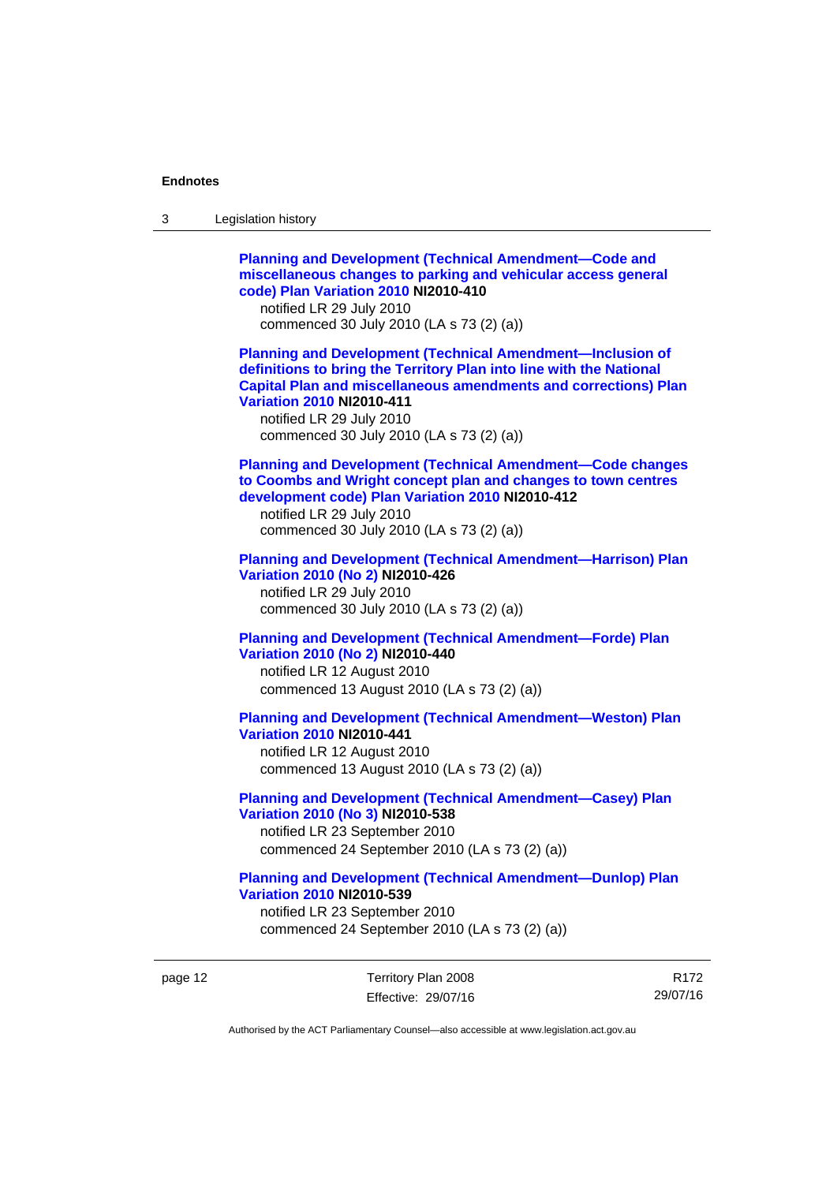**Planning and Development (Technical Amendment—Code and miscellaneous changes to parking and vehicular access general code) Plan Variation 2010 NI2010-410**

notified LR 29 July 2010

commenced 30 July 2010 (LA s 73 (2) (a))

**Planning and Development (Technical Amendment—Inclusion of definitions to bring the Territory Plan into line with the National Capital Plan and miscellaneous amendments and corrections) Plan Variation 2010 NI2010-411**

notified LR 29 July 2010

commenced 30 July 2010 (LA s 73 (2) (a))

**Planning and Development (Technical Amendment—Code changes to Coombs and Wright concept plan and changes to town centres development code) Plan Variation 2010 NI2010-412**

notified LR 29 July 2010

commenced 30 July 2010 (LA s 73 (2) (a))

**Planning and Development (Technical Amendment—Harrison) Plan Variation 2010 (No 2) NI2010-426**

notified LR 29 July 2010

commenced 30 July 2010 (LA s 73 (2) (a))

**Planning and Development (Technical Amendment—Forde) Plan Variation 2010 (No 2) NI2010-440**

notified LR 12 August 2010

commenced 13 August 2010 (LA s 73 (2) (a))

**Planning and Development (Technical Amendment—Weston) Plan Variation 2010 NI2010-441**

notified LR 12 August 2010

commenced 13 August 2010 (LA s 73 (2) (a))

**Planning and Development (Technical Amendment—Casey) Plan Variation 2010 (No 3) NI2010-538**

notified LR 23 September 2010

commenced 24 September 2010 (LA s 73 (2) (a))

**Planning and Development (Technical Amendment—Dunlop) Plan Variation 2010 NI2010-539**

notified LR 23 September 2010

commenced 24 September 2010 (LA s 73 (2) (a))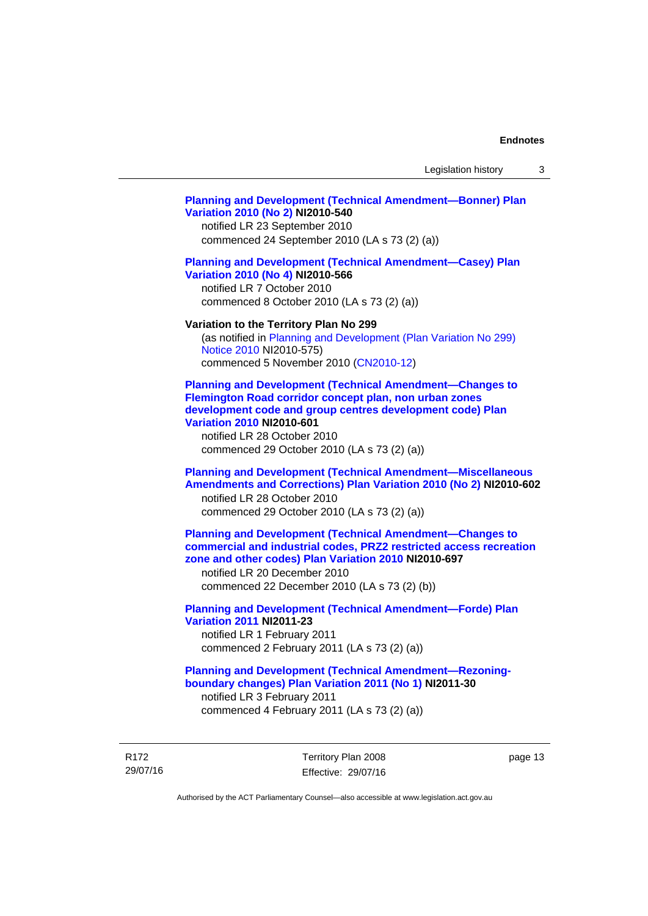**Planning and Development (Technical Amendment—Bonner) Plan Variation 2010 (No 2) NI2010-540**
notified LR 23 September 2010
commenced 24 September 2010 (LA s 73 (2) (a))

**Planning and Development (Technical Amendment—Casey) Plan Variation 2010 (No 4) NI2010-566**
notified LR 7 October 2010
commenced 8 October 2010 (LA s 73 (2) (a))

**Variation to the Territory Plan No 299**
(as notified in Planning and Development (Plan Variation No 299) Notice 2010 NI2010-575)
commenced 5 November 2010 (CN2010-12)

**Planning and Development (Technical Amendment—Changes to Flemington Road corridor concept plan, non urban zones development code and group centres development code) Plan Variation 2010 NI2010-601**
notified LR 28 October 2010
commenced 29 October 2010 (LA s 73 (2) (a))

**Planning and Development (Technical Amendment—Miscellaneous Amendments and Corrections) Plan Variation 2010 (No 2) NI2010-602**
notified LR 28 October 2010
commenced 29 October 2010 (LA s 73 (2) (a))

**Planning and Development (Technical Amendment—Changes to commercial and industrial codes, PRZ2 restricted access recreation zone and other codes) Plan Variation 2010 NI2010-697**
notified LR 20 December 2010
commenced 22 December 2010 (LA s 73 (2) (b))

**Planning and Development (Technical Amendment—Forde) Plan Variation 2011 NI2011-23**
notified LR 1 February 2011
commenced 2 February 2011 (LA s 73 (2) (a))

**Planning and Development (Technical Amendment—Rezoning-boundary changes) Plan Variation 2011 (No 1) NI2011-30**
notified LR 3 February 2011
commenced 4 February 2011 (LA s 73 (2) (a))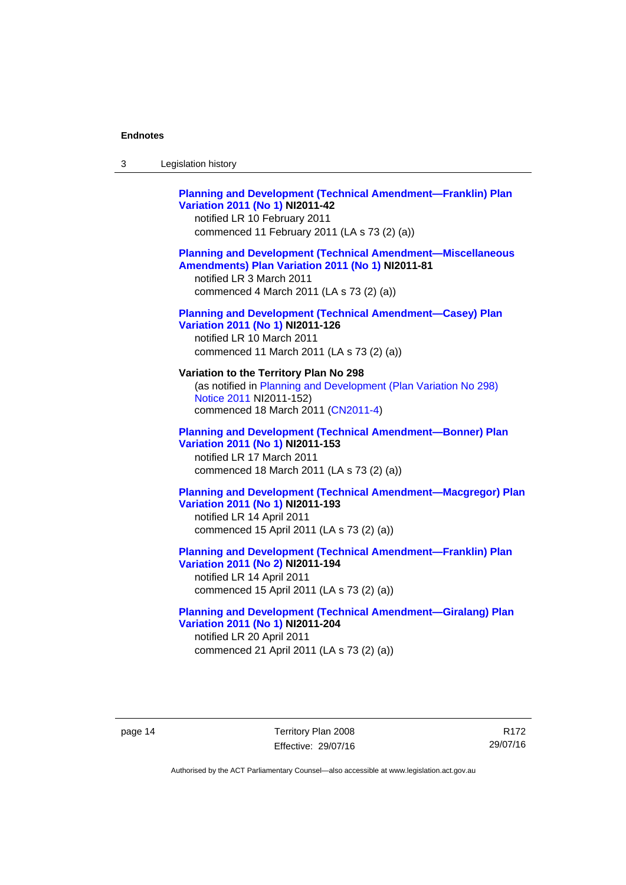**Planning and Development (Technical Amendment—Franklin) Plan Variation 2011 (No 1) NI2011-42**
notified LR 10 February 2011
commenced 11 February 2011 (LA s 73 (2) (a))

**Planning and Development (Technical Amendment—Miscellaneous Amendments) Plan Variation 2011 (No 1) NI2011-81**
notified LR 3 March 2011
commenced 4 March 2011 (LA s 73 (2) (a))

**Planning and Development (Technical Amendment—Casey) Plan Variation 2011 (No 1) NI2011-126**
notified LR 10 March 2011
commenced 11 March 2011 (LA s 73 (2) (a))

**Variation to the Territory Plan No 298**
(as notified in Planning and Development (Plan Variation No 298) Notice 2011 NI2011-152)
commenced 18 March 2011 (CN2011-4)

**Planning and Development (Technical Amendment—Bonner) Plan Variation 2011 (No 1) NI2011-153**
notified LR 17 March 2011
commenced 18 March 2011 (LA s 73 (2) (a))

**Planning and Development (Technical Amendment—Macgregor) Plan Variation 2011 (No 1) NI2011-193**
notified LR 14 April 2011
commenced 15 April 2011 (LA s 73 (2) (a))

**Planning and Development (Technical Amendment—Franklin) Plan Variation 2011 (No 2) NI2011-194**
notified LR 14 April 2011
commenced 15 April 2011 (LA s 73 (2) (a))

**Planning and Development (Technical Amendment—Giralang) Plan Variation 2011 (No 1) NI2011-204**
notified LR 20 April 2011
commenced 21 April 2011 (LA s 73 (2) (a))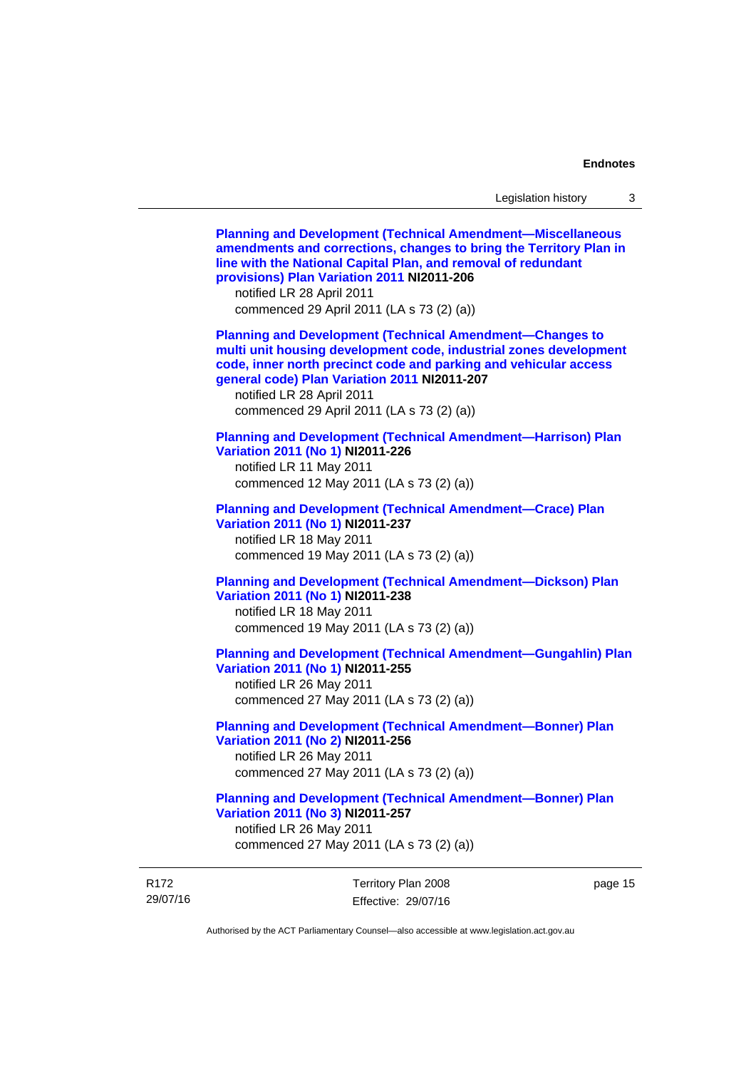**Planning and Development (Technical Amendment—Miscellaneous amendments and corrections, changes to bring the Territory Plan in line with the National Capital Plan, and removal of redundant provisions) Plan Variation 2011 NI2011-206**
notified LR 28 April 2011
commenced 29 April 2011 (LA s 73 (2) (a))

**Planning and Development (Technical Amendment—Changes to multi unit housing development code, industrial zones development code, inner north precinct code and parking and vehicular access general code) Plan Variation 2011 NI2011-207**
notified LR 28 April 2011
commenced 29 April 2011 (LA s 73 (2) (a))

**Planning and Development (Technical Amendment—Harrison) Plan Variation 2011 (No 1) NI2011-226**
notified LR 11 May 2011
commenced 12 May 2011 (LA s 73 (2) (a))

**Planning and Development (Technical Amendment—Crace) Plan Variation 2011 (No 1) NI2011-237**
notified LR 18 May 2011
commenced 19 May 2011 (LA s 73 (2) (a))

**Planning and Development (Technical Amendment—Dickson) Plan Variation 2011 (No 1) NI2011-238**
notified LR 18 May 2011
commenced 19 May 2011 (LA s 73 (2) (a))

**Planning and Development (Technical Amendment—Gungahlin) Plan Variation 2011 (No 1) NI2011-255**
notified LR 26 May 2011
commenced 27 May 2011 (LA s 73 (2) (a))

**Planning and Development (Technical Amendment—Bonner) Plan Variation 2011 (No 2) NI2011-256**
notified LR 26 May 2011
commenced 27 May 2011 (LA s 73 (2) (a))

**Planning and Development (Technical Amendment—Bonner) Plan Variation 2011 (No 3) NI2011-257**
notified LR 26 May 2011
commenced 27 May 2011 (LA s 73 (2) (a))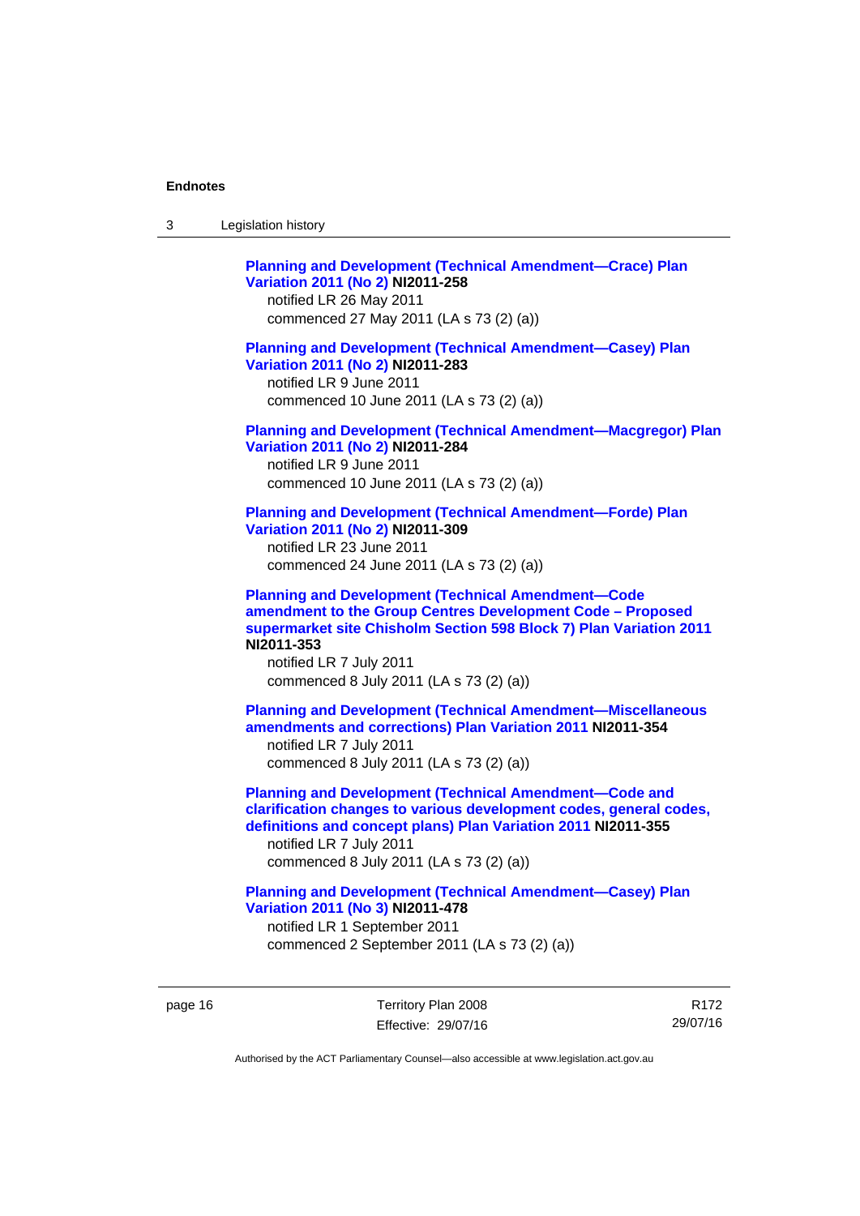**Planning and Development (Technical Amendment—Crace) Plan Variation 2011 (No 2) NI2011-258**
notified LR 26 May 2011
commenced 27 May 2011 (LA s 73 (2) (a))

**Planning and Development (Technical Amendment—Casey) Plan Variation 2011 (No 2) NI2011-283**
notified LR 9 June 2011
commenced 10 June 2011 (LA s 73 (2) (a))

**Planning and Development (Technical Amendment—Macgregor) Plan Variation 2011 (No 2) NI2011-284**
notified LR 9 June 2011
commenced 10 June 2011 (LA s 73 (2) (a))

**Planning and Development (Technical Amendment—Forde) Plan Variation 2011 (No 2) NI2011-309**
notified LR 23 June 2011
commenced 24 June 2011 (LA s 73 (2) (a))

**Planning and Development (Technical Amendment—Code amendment to the Group Centres Development Code – Proposed supermarket site Chisholm Section 598 Block 7) Plan Variation 2011 NI2011-353**
notified LR 7 July 2011
commenced 8 July 2011 (LA s 73 (2) (a))

**Planning and Development (Technical Amendment—Miscellaneous amendments and corrections) Plan Variation 2011 NI2011-354**
notified LR 7 July 2011
commenced 8 July 2011 (LA s 73 (2) (a))

**Planning and Development (Technical Amendment—Code and clarification changes to various development codes, general codes, definitions and concept plans) Plan Variation 2011 NI2011-355**
notified LR 7 July 2011
commenced 8 July 2011 (LA s 73 (2) (a))

**Planning and Development (Technical Amendment—Casey) Plan Variation 2011 (No 3) NI2011-478**
notified LR 1 September 2011
commenced 2 September 2011 (LA s 73 (2) (a))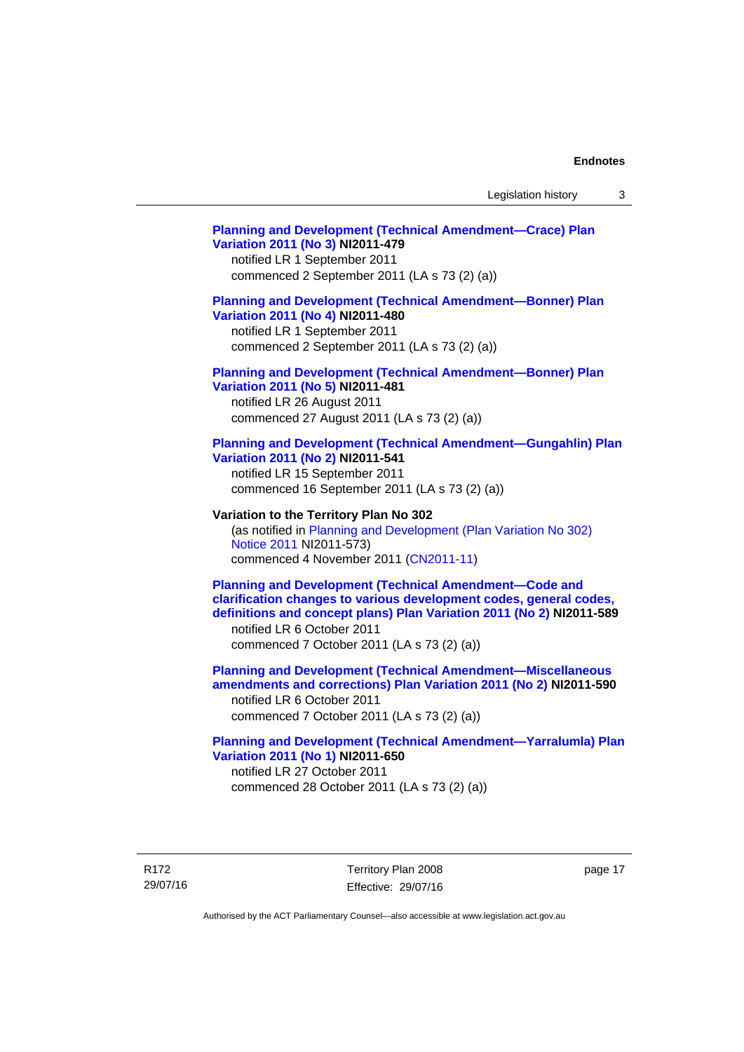**Planning and Development (Technical Amendment—Crace) Plan Variation 2011 (No 3) NI2011-479**
notified LR 1 September 2011
commenced 2 September 2011 (LA s 73 (2) (a))

**Planning and Development (Technical Amendment—Bonner) Plan Variation 2011 (No 4) NI2011-480**
notified LR 1 September 2011
commenced 2 September 2011 (LA s 73 (2) (a))

**Planning and Development (Technical Amendment—Bonner) Plan Variation 2011 (No 5) NI2011-481**
notified LR 26 August 2011
commenced 27 August 2011 (LA s 73 (2) (a))

**Planning and Development (Technical Amendment—Gungahlin) Plan Variation 2011 (No 2) NI2011-541**
notified LR 15 September 2011
commenced 16 September 2011 (LA s 73 (2) (a))

**Variation to the Territory Plan No 302**
(as notified in Planning and Development (Plan Variation No 302) Notice 2011 NI2011-573)
commenced 4 November 2011 (CN2011-11)

**Planning and Development (Technical Amendment—Code and clarification changes to various development codes, general codes, definitions and concept plans) Plan Variation 2011 (No 2) NI2011-589**
notified LR 6 October 2011
commenced 7 October 2011 (LA s 73 (2) (a))

**Planning and Development (Technical Amendment—Miscellaneous amendments and corrections) Plan Variation 2011 (No 2) NI2011-590**
notified LR 6 October 2011
commenced 7 October 2011 (LA s 73 (2) (a))

**Planning and Development (Technical Amendment—Yarralumla) Plan Variation 2011 (No 1) NI2011-650**
notified LR 27 October 2011
commenced 28 October 2011 (LA s 73 (2) (a))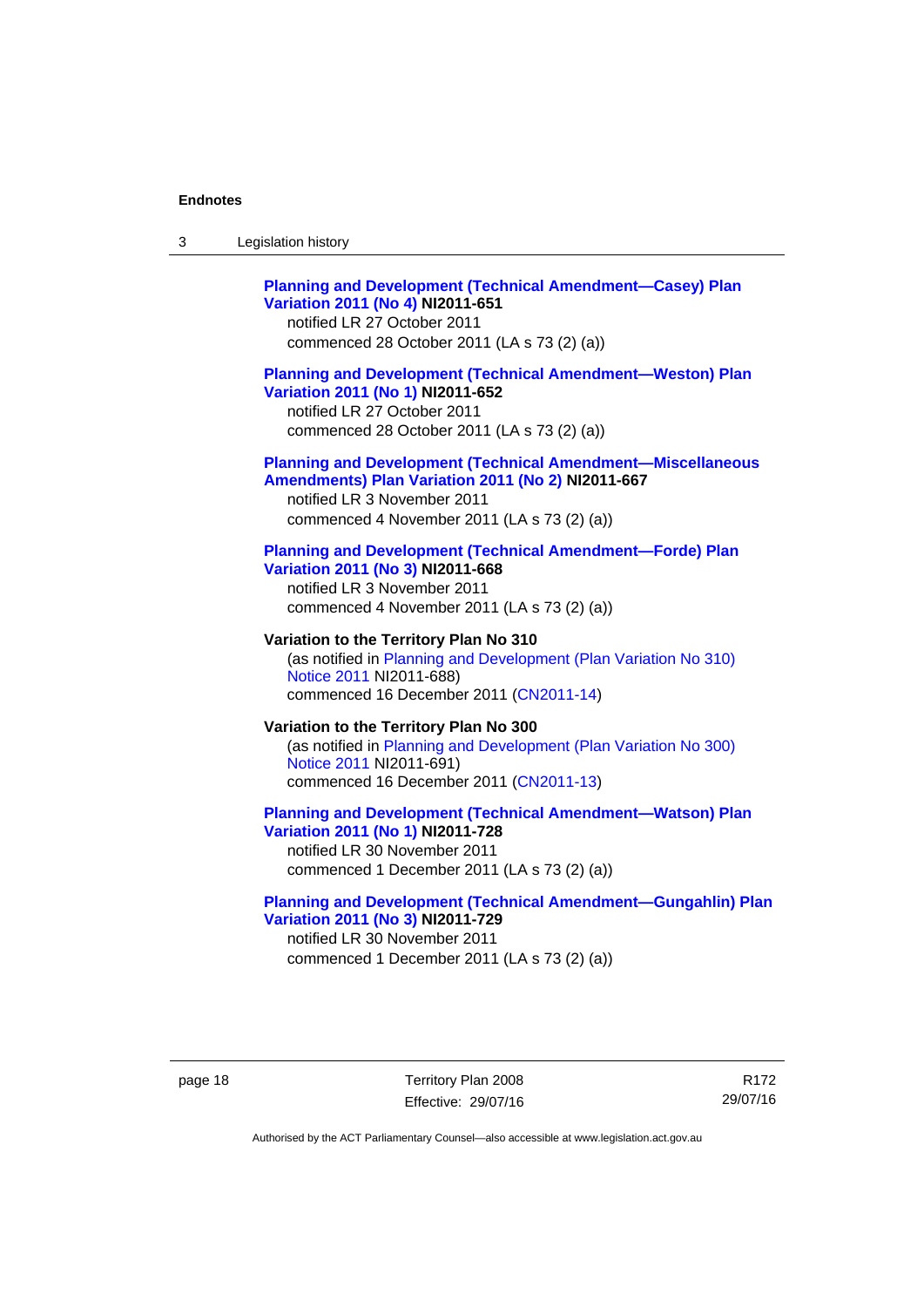**Planning and Development (Technical Amendment—Casey) Plan Variation 2011 (No 4) NI2011-651**
notified LR 27 October 2011
commenced 28 October 2011 (LA s 73 (2) (a))

**Planning and Development (Technical Amendment—Weston) Plan Variation 2011 (No 1) NI2011-652**
notified LR 27 October 2011
commenced 28 October 2011 (LA s 73 (2) (a))

**Planning and Development (Technical Amendment—Miscellaneous Amendments) Plan Variation 2011 (No 2) NI2011-667**
notified LR 3 November 2011
commenced 4 November 2011 (LA s 73 (2) (a))

**Planning and Development (Technical Amendment—Forde) Plan Variation 2011 (No 3) NI2011-668**
notified LR 3 November 2011
commenced 4 November 2011 (LA s 73 (2) (a))

**Variation to the Territory Plan No 310**
(as notified in Planning and Development (Plan Variation No 310) Notice 2011 NI2011-688)
commenced 16 December 2011 (CN2011-14)

**Variation to the Territory Plan No 300**
(as notified in Planning and Development (Plan Variation No 300) Notice 2011 NI2011-691)
commenced 16 December 2011 (CN2011-13)

**Planning and Development (Technical Amendment—Watson) Plan Variation 2011 (No 1) NI2011-728**
notified LR 30 November 2011
commenced 1 December 2011 (LA s 73 (2) (a))

**Planning and Development (Technical Amendment—Gungahlin) Plan Variation 2011 (No 3) NI2011-729**
notified LR 30 November 2011
commenced 1 December 2011 (LA s 73 (2) (a))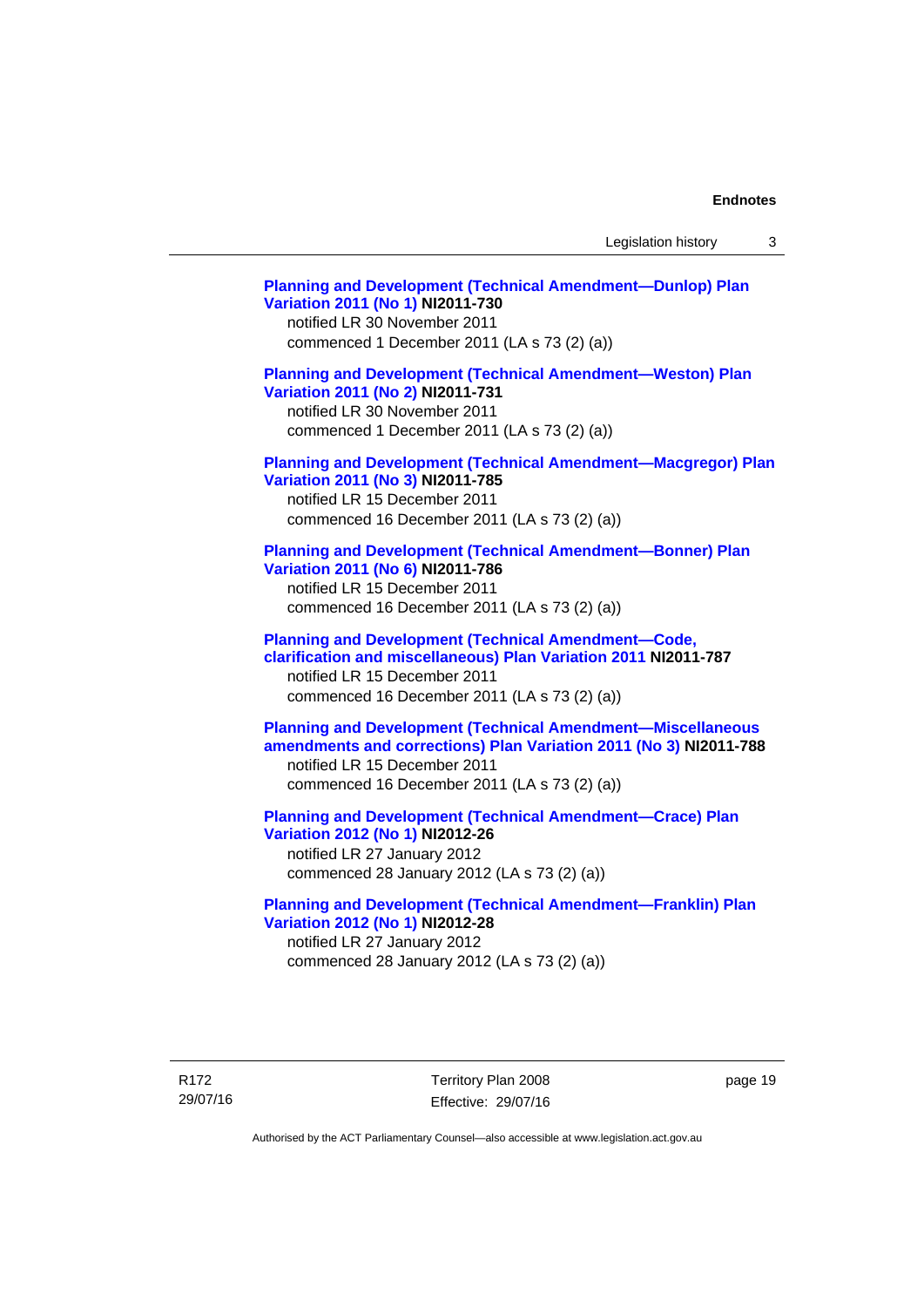**Planning and Development (Technical Amendment—Dunlop) Plan Variation 2011 (No 1) NI2011-730**
notified LR 30 November 2011
commenced 1 December 2011 (LA s 73 (2) (a))

**Planning and Development (Technical Amendment—Weston) Plan Variation 2011 (No 2) NI2011-731**
notified LR 30 November 2011
commenced 1 December 2011 (LA s 73 (2) (a))

**Planning and Development (Technical Amendment—Macgregor) Plan Variation 2011 (No 3) NI2011-785**
notified LR 15 December 2011
commenced 16 December 2011 (LA s 73 (2) (a))

**Planning and Development (Technical Amendment—Bonner) Plan Variation 2011 (No 6) NI2011-786**
notified LR 15 December 2011
commenced 16 December 2011 (LA s 73 (2) (a))

**Planning and Development (Technical Amendment—Code, clarification and miscellaneous) Plan Variation 2011 NI2011-787**
notified LR 15 December 2011
commenced 16 December 2011 (LA s 73 (2) (a))

**Planning and Development (Technical Amendment—Miscellaneous amendments and corrections) Plan Variation 2011 (No 3) NI2011-788**
notified LR 15 December 2011
commenced 16 December 2011 (LA s 73 (2) (a))

**Planning and Development (Technical Amendment—Crace) Plan Variation 2012 (No 1) NI2012-26**
notified LR 27 January 2012
commenced 28 January 2012 (LA s 73 (2) (a))

**Planning and Development (Technical Amendment—Franklin) Plan Variation 2012 (No 1) NI2012-28**
notified LR 27 January 2012
commenced 28 January 2012 (LA s 73 (2) (a))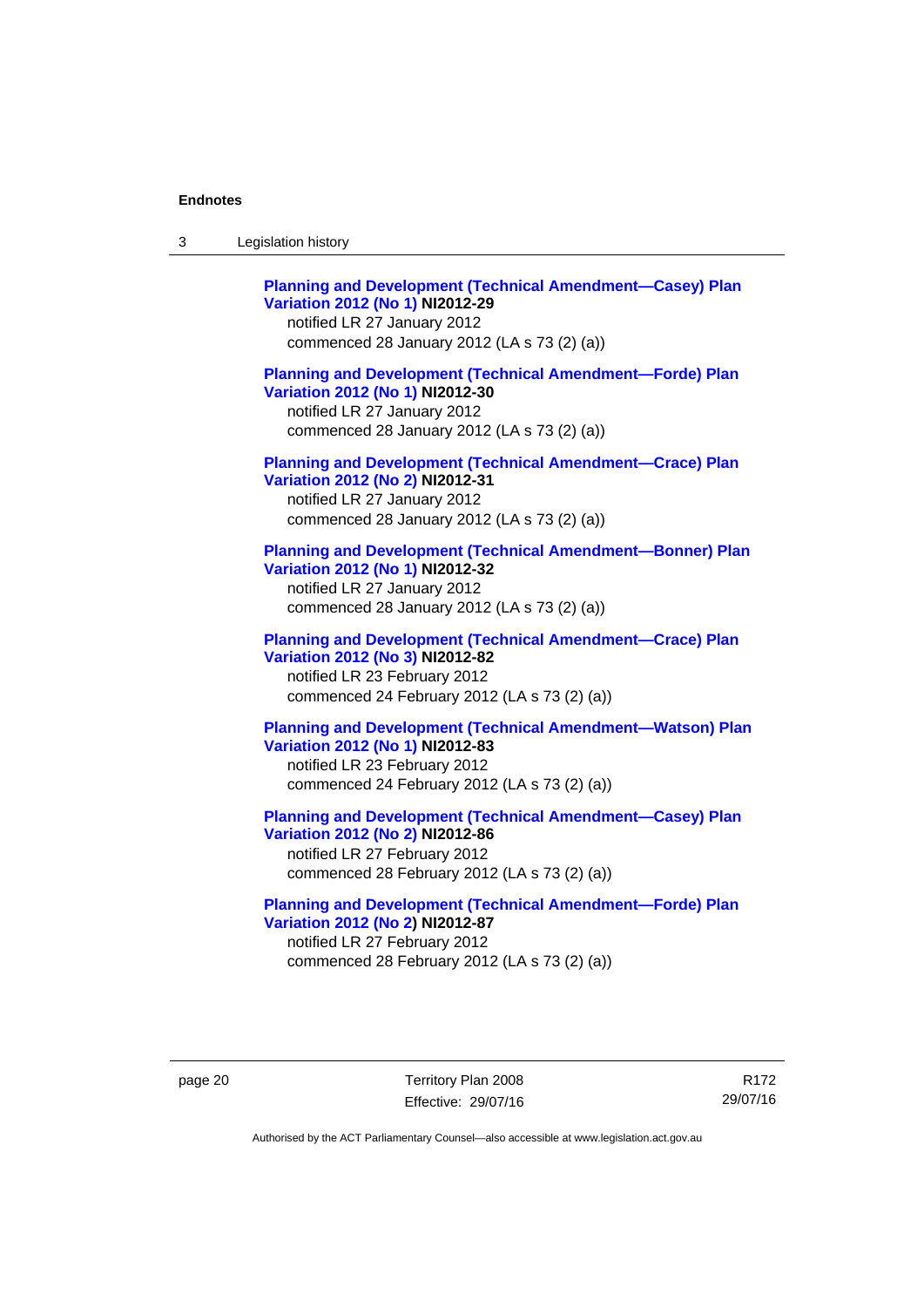**Planning and Development (Technical Amendment—Casey) Plan Variation 2012 (No 1) NI2012-29**
notified LR 27 January 2012
commenced 28 January 2012 (LA s 73 (2) (a))

**Planning and Development (Technical Amendment—Forde) Plan Variation 2012 (No 1) NI2012-30**
notified LR 27 January 2012
commenced 28 January 2012 (LA s 73 (2) (a))

**Planning and Development (Technical Amendment—Crace) Plan Variation 2012 (No 2) NI2012-31**
notified LR 27 January 2012
commenced 28 January 2012 (LA s 73 (2) (a))

**Planning and Development (Technical Amendment—Bonner) Plan Variation 2012 (No 1) NI2012-32**
notified LR 27 January 2012
commenced 28 January 2012 (LA s 73 (2) (a))

**Planning and Development (Technical Amendment—Crace) Plan Variation 2012 (No 3) NI2012-82**
notified LR 23 February 2012
commenced 24 February 2012 (LA s 73 (2) (a))

**Planning and Development (Technical Amendment—Watson) Plan Variation 2012 (No 1) NI2012-83**
notified LR 23 February 2012
commenced 24 February 2012 (LA s 73 (2) (a))

**Planning and Development (Technical Amendment—Casey) Plan Variation 2012 (No 2) NI2012-86**
notified LR 27 February 2012
commenced 28 February 2012 (LA s 73 (2) (a))

**Planning and Development (Technical Amendment—Forde) Plan Variation 2012 (No 2) NI2012-87**
notified LR 27 February 2012
commenced 28 February 2012 (LA s 73 (2) (a))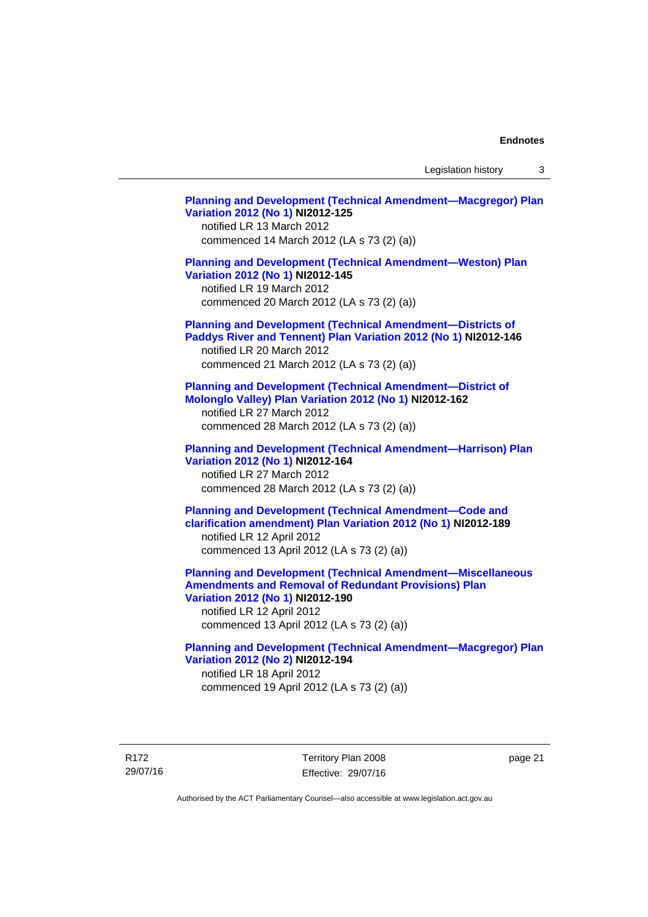**Planning and Development (Technical Amendment—Macgregor) Plan Variation 2012 (No 1) NI2012-125**
notified LR 13 March 2012
commenced 14 March 2012 (LA s 73 (2) (a))

**Planning and Development (Technical Amendment—Weston) Plan Variation 2012 (No 1) NI2012-145**
notified LR 19 March 2012
commenced 20 March 2012 (LA s 73 (2) (a))

**Planning and Development (Technical Amendment—Districts of Paddys River and Tennent) Plan Variation 2012 (No 1) NI2012-146**
notified LR 20 March 2012
commenced 21 March 2012 (LA s 73 (2) (a))

**Planning and Development (Technical Amendment—District of Molonglo Valley) Plan Variation 2012 (No 1) NI2012-162**
notified LR 27 March 2012
commenced 28 March 2012 (LA s 73 (2) (a))

**Planning and Development (Technical Amendment—Harrison) Plan Variation 2012 (No 1) NI2012-164**
notified LR 27 March 2012
commenced 28 March 2012 (LA s 73 (2) (a))

**Planning and Development (Technical Amendment—Code and clarification amendment) Plan Variation 2012 (No 1) NI2012-189**
notified LR 12 April 2012
commenced 13 April 2012 (LA s 73 (2) (a))

**Planning and Development (Technical Amendment—Miscellaneous Amendments and Removal of Redundant Provisions) Plan Variation 2012 (No 1) NI2012-190**
notified LR 12 April 2012
commenced 13 April 2012 (LA s 73 (2) (a))

**Planning and Development (Technical Amendment—Macgregor) Plan Variation 2012 (No 2) NI2012-194**
notified LR 18 April 2012
commenced 19 April 2012 (LA s 73 (2) (a))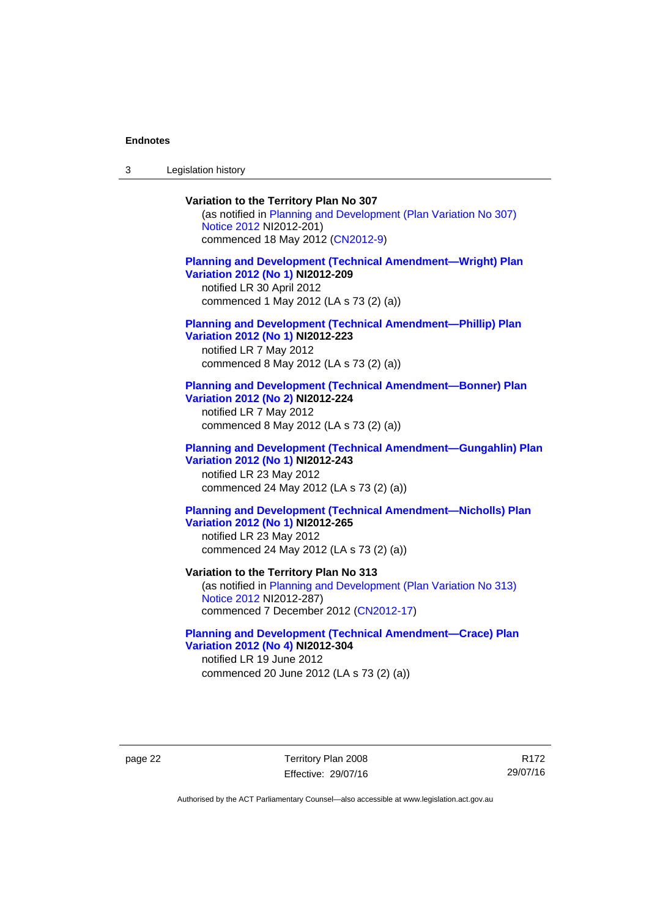**Variation to the Territory Plan No 307**

(as notified in Planning and Development (Plan Variation No 307) Notice 2012 NI2012-201)
commenced 18 May 2012 (CN2012-9)

**Planning and Development (Technical Amendment—Wright) Plan Variation 2012 (No 1) NI2012-209**

notified LR 30 April 2012
commenced 1 May 2012 (LA s 73 (2) (a))

**Planning and Development (Technical Amendment—Phillip) Plan Variation 2012 (No 1) NI2012-223**

notified LR 7 May 2012
commenced 8 May 2012 (LA s 73 (2) (a))

**Planning and Development (Technical Amendment—Bonner) Plan Variation 2012 (No 2) NI2012-224**

notified LR 7 May 2012
commenced 8 May 2012 (LA s 73 (2) (a))

**Planning and Development (Technical Amendment—Gungahlin) Plan Variation 2012 (No 1) NI2012-243**

notified LR 23 May 2012
commenced 24 May 2012 (LA s 73 (2) (a))

**Planning and Development (Technical Amendment—Nicholls) Plan Variation 2012 (No 1) NI2012-265**

notified LR 23 May 2012
commenced 24 May 2012 (LA s 73 (2) (a))

**Variation to the Territory Plan No 313**

(as notified in Planning and Development (Plan Variation No 313) Notice 2012 NI2012-287)
commenced 7 December 2012 (CN2012-17)

**Planning and Development (Technical Amendment—Crace) Plan Variation 2012 (No 4) NI2012-304**

notified LR 19 June 2012
commenced 20 June 2012 (LA s 73 (2) (a))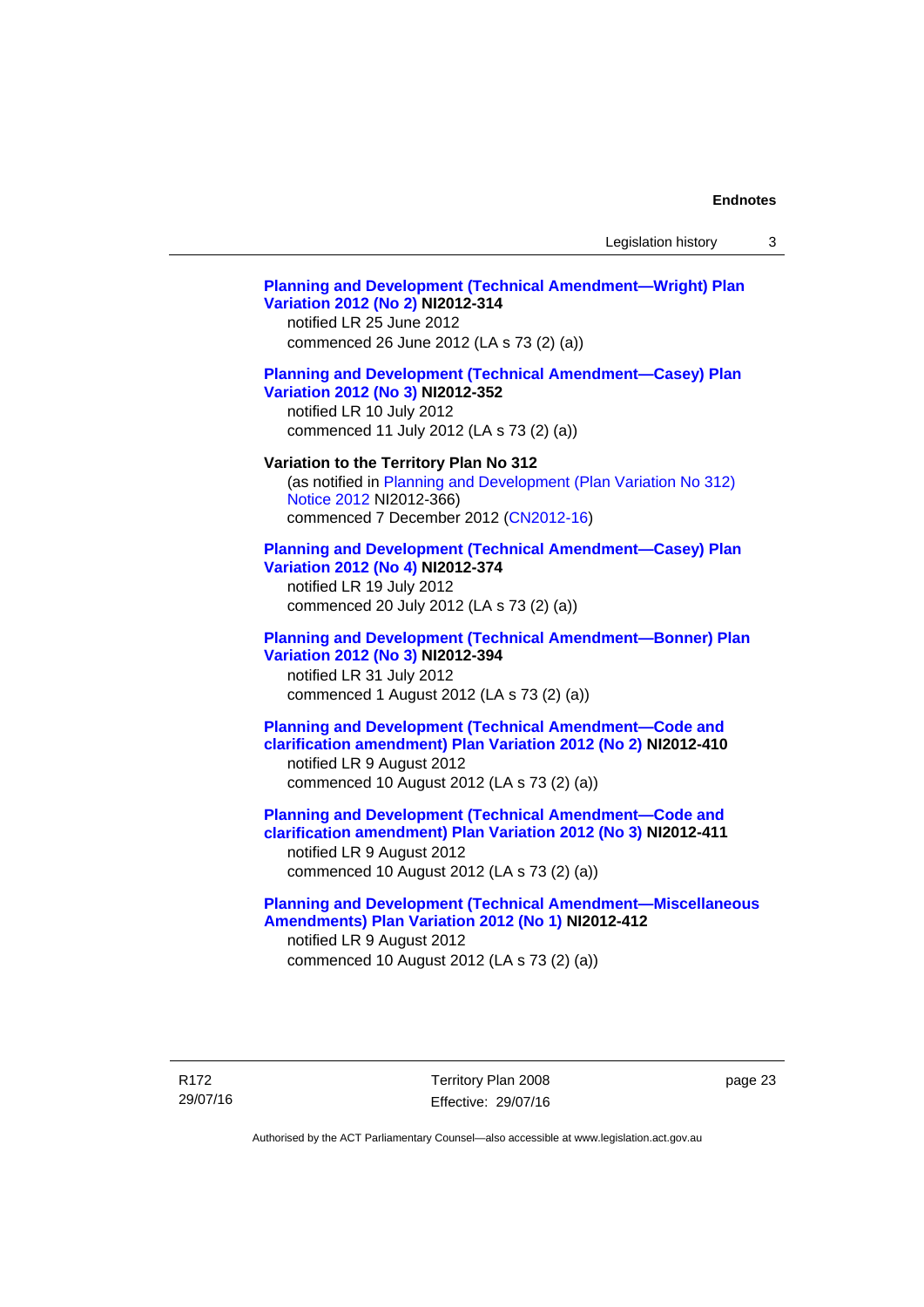**Planning and Development (Technical Amendment—Wright) Plan Variation 2012 (No 2) NI2012-314**
notified LR 25 June 2012
commenced 26 June 2012 (LA s 73 (2) (a))

**Planning and Development (Technical Amendment—Casey) Plan Variation 2012 (No 3) NI2012-352**
notified LR 10 July 2012
commenced 11 July 2012 (LA s 73 (2) (a))

**Variation to the Territory Plan No 312**
(as notified in Planning and Development (Plan Variation No 312) Notice 2012 NI2012-366)
commenced 7 December 2012 (CN2012-16)

**Planning and Development (Technical Amendment—Casey) Plan Variation 2012 (No 4) NI2012-374**
notified LR 19 July 2012
commenced 20 July 2012 (LA s 73 (2) (a))

**Planning and Development (Technical Amendment—Bonner) Plan Variation 2012 (No 3) NI2012-394**
notified LR 31 July 2012
commenced 1 August 2012 (LA s 73 (2) (a))

**Planning and Development (Technical Amendment—Code and clarification amendment) Plan Variation 2012 (No 2) NI2012-410**
notified LR 9 August 2012
commenced 10 August 2012 (LA s 73 (2) (a))

**Planning and Development (Technical Amendment—Code and clarification amendment) Plan Variation 2012 (No 3) NI2012-411**
notified LR 9 August 2012
commenced 10 August 2012 (LA s 73 (2) (a))

**Planning and Development (Technical Amendment—Miscellaneous Amendments) Plan Variation 2012 (No 1) NI2012-412**
notified LR 9 August 2012
commenced 10 August 2012 (LA s 73 (2) (a))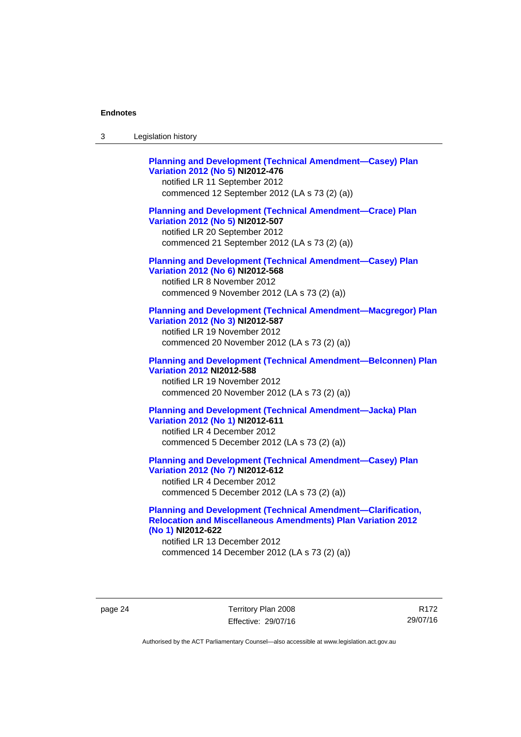**Planning and Development (Technical Amendment—Casey) Plan Variation 2012 (No 5) NI2012-476**
notified LR 11 September 2012
commenced 12 September 2012 (LA s 73 (2) (a))

**Planning and Development (Technical Amendment—Crace) Plan Variation 2012 (No 5) NI2012-507**
notified LR 20 September 2012
commenced 21 September 2012 (LA s 73 (2) (a))

**Planning and Development (Technical Amendment—Casey) Plan Variation 2012 (No 6) NI2012-568**
notified LR 8 November 2012
commenced 9 November 2012 (LA s 73 (2) (a))

**Planning and Development (Technical Amendment—Macgregor) Plan Variation 2012 (No 3) NI2012-587**
notified LR 19 November 2012
commenced 20 November 2012 (LA s 73 (2) (a))

**Planning and Development (Technical Amendment—Belconnen) Plan Variation 2012 NI2012-588**
notified LR 19 November 2012
commenced 20 November 2012 (LA s 73 (2) (a))

**Planning and Development (Technical Amendment—Jacka) Plan Variation 2012 (No 1) NI2012-611**
notified LR 4 December 2012
commenced 5 December 2012 (LA s 73 (2) (a))

**Planning and Development (Technical Amendment—Casey) Plan Variation 2012 (No 7) NI2012-612**
notified LR 4 December 2012
commenced 5 December 2012 (LA s 73 (2) (a))

**Planning and Development (Technical Amendment—Clarification, Relocation and Miscellaneous Amendments) Plan Variation 2012 (No 1) NI2012-622**
notified LR 13 December 2012
commenced 14 December 2012 (LA s 73 (2) (a))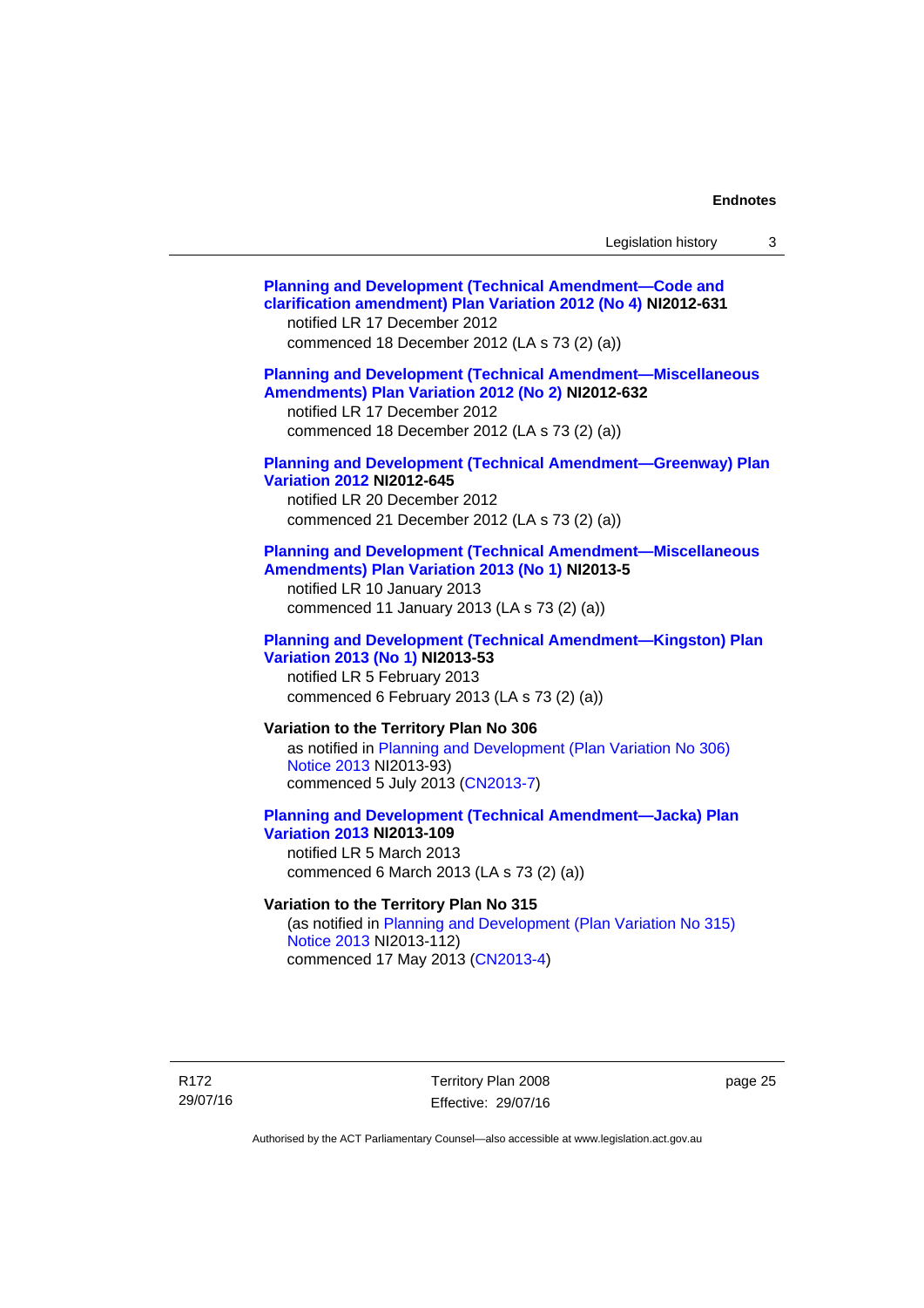**Planning and Development (Technical Amendment—Code and clarification amendment) Plan Variation 2012 (No 4) NI2012-631**
notified LR 17 December 2012
commenced 18 December 2012 (LA s 73 (2) (a))

**Planning and Development (Technical Amendment—Miscellaneous Amendments) Plan Variation 2012 (No 2) NI2012-632**
notified LR 17 December 2012
commenced 18 December 2012 (LA s 73 (2) (a))

**Planning and Development (Technical Amendment—Greenway) Plan Variation 2012 NI2012-645**
notified LR 20 December 2012
commenced 21 December 2012 (LA s 73 (2) (a))

**Planning and Development (Technical Amendment—Miscellaneous Amendments) Plan Variation 2013 (No 1) NI2013-5**
notified LR 10 January 2013
commenced 11 January 2013 (LA s 73 (2) (a))

**Planning and Development (Technical Amendment—Kingston) Plan Variation 2013 (No 1) NI2013-53**
notified LR 5 February 2013
commenced 6 February 2013 (LA s 73 (2) (a))

**Variation to the Territory Plan No 306**
as notified in Planning and Development (Plan Variation No 306) Notice 2013 NI2013-93)
commenced 5 July 2013 (CN2013-7)

**Planning and Development (Technical Amendment—Jacka) Plan Variation 2013 NI2013-109**
notified LR 5 March 2013
commenced 6 March 2013 (LA s 73 (2) (a))

**Variation to the Territory Plan No 315**
(as notified in Planning and Development (Plan Variation No 315) Notice 2013 NI2013-112)
commenced 17 May 2013 (CN2013-4)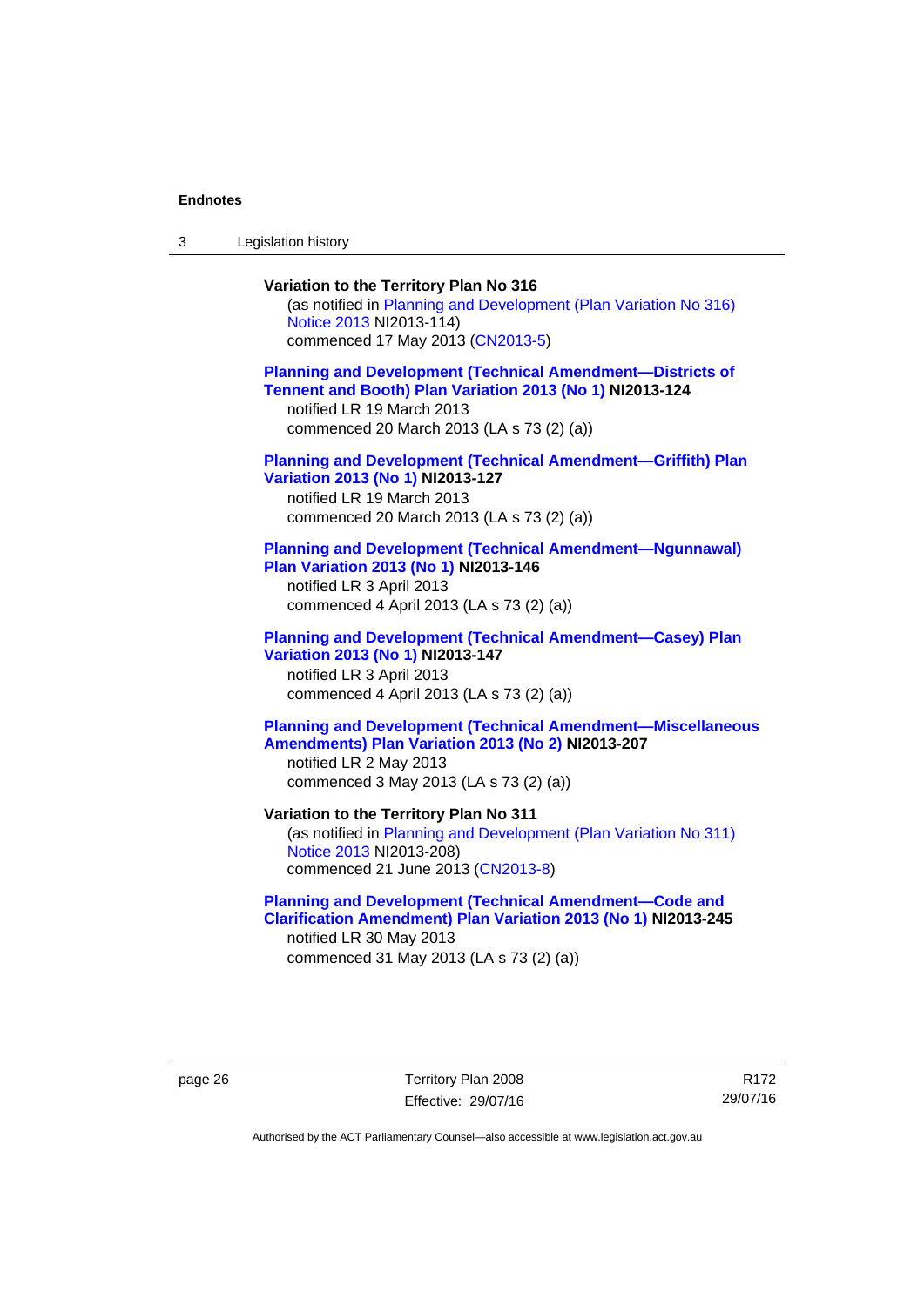**Variation to the Territory Plan No 316**

(as notified in Planning and Development (Plan Variation No 316) Notice 2013 NI2013-114)
commenced 17 May 2013 (CN2013-5)

**Planning and Development (Technical Amendment—Districts of Tennent and Booth) Plan Variation 2013 (No 1) NI2013-124**

notified LR 19 March 2013
commenced 20 March 2013 (LA s 73 (2) (a))

**Planning and Development (Technical Amendment—Griffith) Plan Variation 2013 (No 1) NI2013-127**

notified LR 19 March 2013
commenced 20 March 2013 (LA s 73 (2) (a))

**Planning and Development (Technical Amendment—Ngunnawal) Plan Variation 2013 (No 1) NI2013-146**

notified LR 3 April 2013
commenced 4 April 2013 (LA s 73 (2) (a))

**Planning and Development (Technical Amendment—Casey) Plan Variation 2013 (No 1) NI2013-147**

notified LR 3 April 2013
commenced 4 April 2013 (LA s 73 (2) (a))

**Planning and Development (Technical Amendment—Miscellaneous Amendments) Plan Variation 2013 (No 2) NI2013-207**

notified LR 2 May 2013
commenced 3 May 2013 (LA s 73 (2) (a))

**Variation to the Territory Plan No 311**

(as notified in Planning and Development (Plan Variation No 311) Notice 2013 NI2013-208)
commenced 21 June 2013 (CN2013-8)

**Planning and Development (Technical Amendment—Code and Clarification Amendment) Plan Variation 2013 (No 1) NI2013-245**

notified LR 30 May 2013
commenced 31 May 2013 (LA s 73 (2) (a))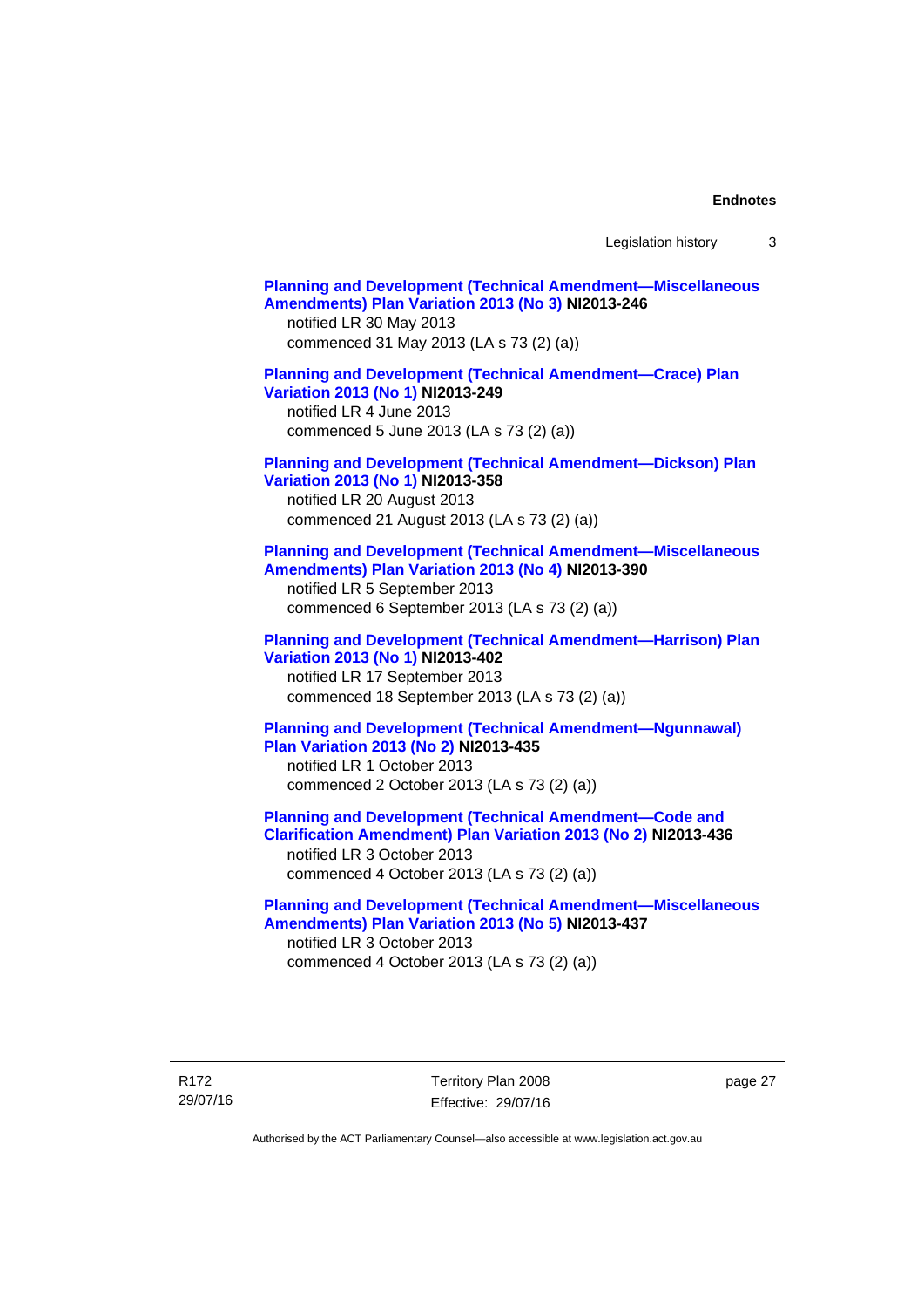**Planning and Development (Technical Amendment—Miscellaneous Amendments) Plan Variation 2013 (No 3) NI2013-246**
notified LR 30 May 2013
commenced 31 May 2013 (LA s 73 (2) (a))

**Planning and Development (Technical Amendment—Crace) Plan Variation 2013 (No 1) NI2013-249**
notified LR 4 June 2013
commenced 5 June 2013 (LA s 73 (2) (a))

**Planning and Development (Technical Amendment—Dickson) Plan Variation 2013 (No 1) NI2013-358**
notified LR 20 August 2013
commenced 21 August 2013 (LA s 73 (2) (a))

**Planning and Development (Technical Amendment—Miscellaneous Amendments) Plan Variation 2013 (No 4) NI2013-390**
notified LR 5 September 2013
commenced 6 September 2013 (LA s 73 (2) (a))

**Planning and Development (Technical Amendment—Harrison) Plan Variation 2013 (No 1) NI2013-402**
notified LR 17 September 2013
commenced 18 September 2013 (LA s 73 (2) (a))

**Planning and Development (Technical Amendment—Ngunnawal) Plan Variation 2013 (No 2) NI2013-435**
notified LR 1 October 2013
commenced 2 October 2013 (LA s 73 (2) (a))

**Planning and Development (Technical Amendment—Code and Clarification Amendment) Plan Variation 2013 (No 2) NI2013-436**
notified LR 3 October 2013
commenced 4 October 2013 (LA s 73 (2) (a))

**Planning and Development (Technical Amendment—Miscellaneous Amendments) Plan Variation 2013 (No 5) NI2013-437**
notified LR 3 October 2013
commenced 4 October 2013 (LA s 73 (2) (a))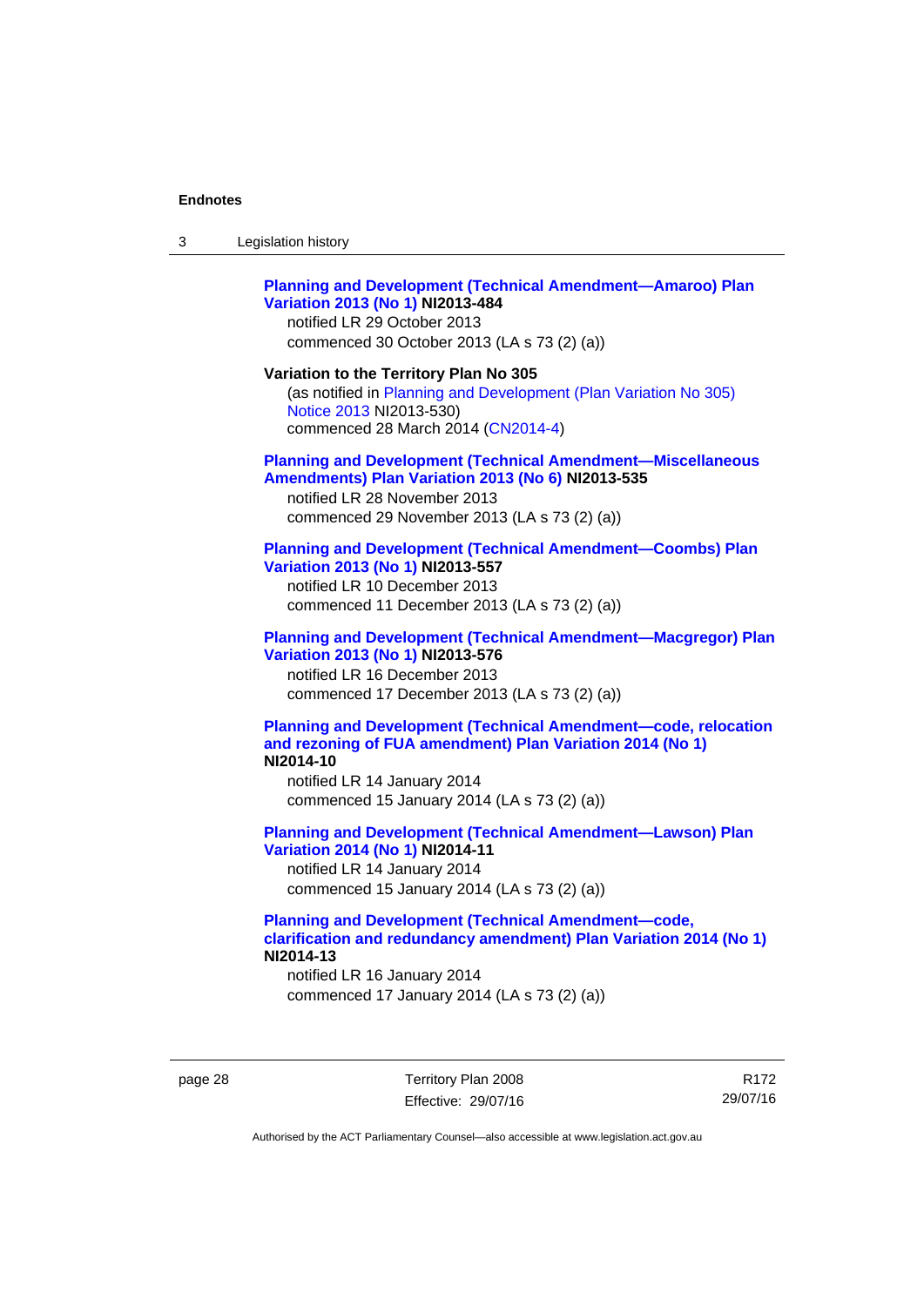**Planning and Development (Technical Amendment—Amaroo) Plan Variation 2013 (No 1) NI2013-484**

notified LR 29 October 2013

commenced 30 October 2013 (LA s 73 (2) (a))

**Variation to the Territory Plan No 305**

(as notified in Planning and Development (Plan Variation No 305) Notice 2013 NI2013-530)

commenced 28 March 2014 (CN2014-4)

**Planning and Development (Technical Amendment—Miscellaneous Amendments) Plan Variation 2013 (No 6) NI2013-535**

notified LR 28 November 2013

commenced 29 November 2013 (LA s 73 (2) (a))

**Planning and Development (Technical Amendment—Coombs) Plan Variation 2013 (No 1) NI2013-557**

notified LR 10 December 2013

commenced 11 December 2013 (LA s 73 (2) (a))

**Planning and Development (Technical Amendment—Macgregor) Plan Variation 2013 (No 1) NI2013-576**

notified LR 16 December 2013

commenced 17 December 2013 (LA s 73 (2) (a))

**Planning and Development (Technical Amendment—code, relocation and rezoning of FUA amendment) Plan Variation 2014 (No 1) NI2014-10**

notified LR 14 January 2014

commenced 15 January 2014 (LA s 73 (2) (a))

**Planning and Development (Technical Amendment—Lawson) Plan Variation 2014 (No 1) NI2014-11**

notified LR 14 January 2014

commenced 15 January 2014 (LA s 73 (2) (a))

**Planning and Development (Technical Amendment—code, clarification and redundancy amendment) Plan Variation 2014 (No 1) NI2014-13**

notified LR 16 January 2014

commenced 17 January 2014 (LA s 73 (2) (a))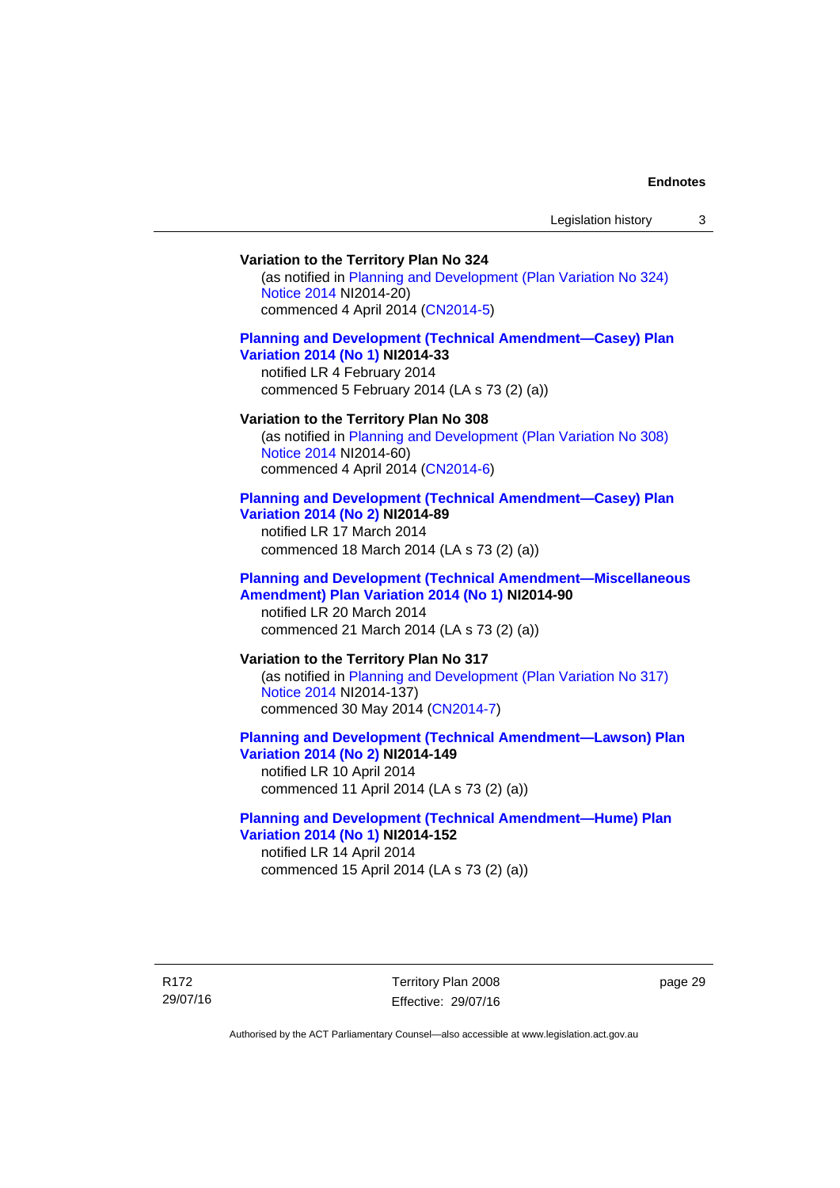**Variation to the Territory Plan No 324**

(as notified in Planning and Development (Plan Variation No 324) Notice 2014 NI2014-20)
commenced 4 April 2014 (CN2014-5)

**Planning and Development (Technical Amendment—Casey) Plan Variation 2014 (No 1) NI2014-33**

notified LR 4 February 2014
commenced 5 February 2014 (LA s 73 (2) (a))

**Variation to the Territory Plan No 308**

(as notified in Planning and Development (Plan Variation No 308) Notice 2014 NI2014-60)
commenced 4 April 2014 (CN2014-6)

**Planning and Development (Technical Amendment—Casey) Plan Variation 2014 (No 2) NI2014-89**

notified LR 17 March 2014
commenced 18 March 2014 (LA s 73 (2) (a))

**Planning and Development (Technical Amendment—Miscellaneous Amendment) Plan Variation 2014 (No 1) NI2014-90**

notified LR 20 March 2014
commenced 21 March 2014 (LA s 73 (2) (a))

**Variation to the Territory Plan No 317**

(as notified in Planning and Development (Plan Variation No 317) Notice 2014 NI2014-137)
commenced 30 May 2014 (CN2014-7)

**Planning and Development (Technical Amendment—Lawson) Plan Variation 2014 (No 2) NI2014-149**

notified LR 10 April 2014
commenced 11 April 2014 (LA s 73 (2) (a))

**Planning and Development (Technical Amendment—Hume) Plan Variation 2014 (No 1) NI2014-152**

notified LR 14 April 2014
commenced 15 April 2014 (LA s 73 (2) (a))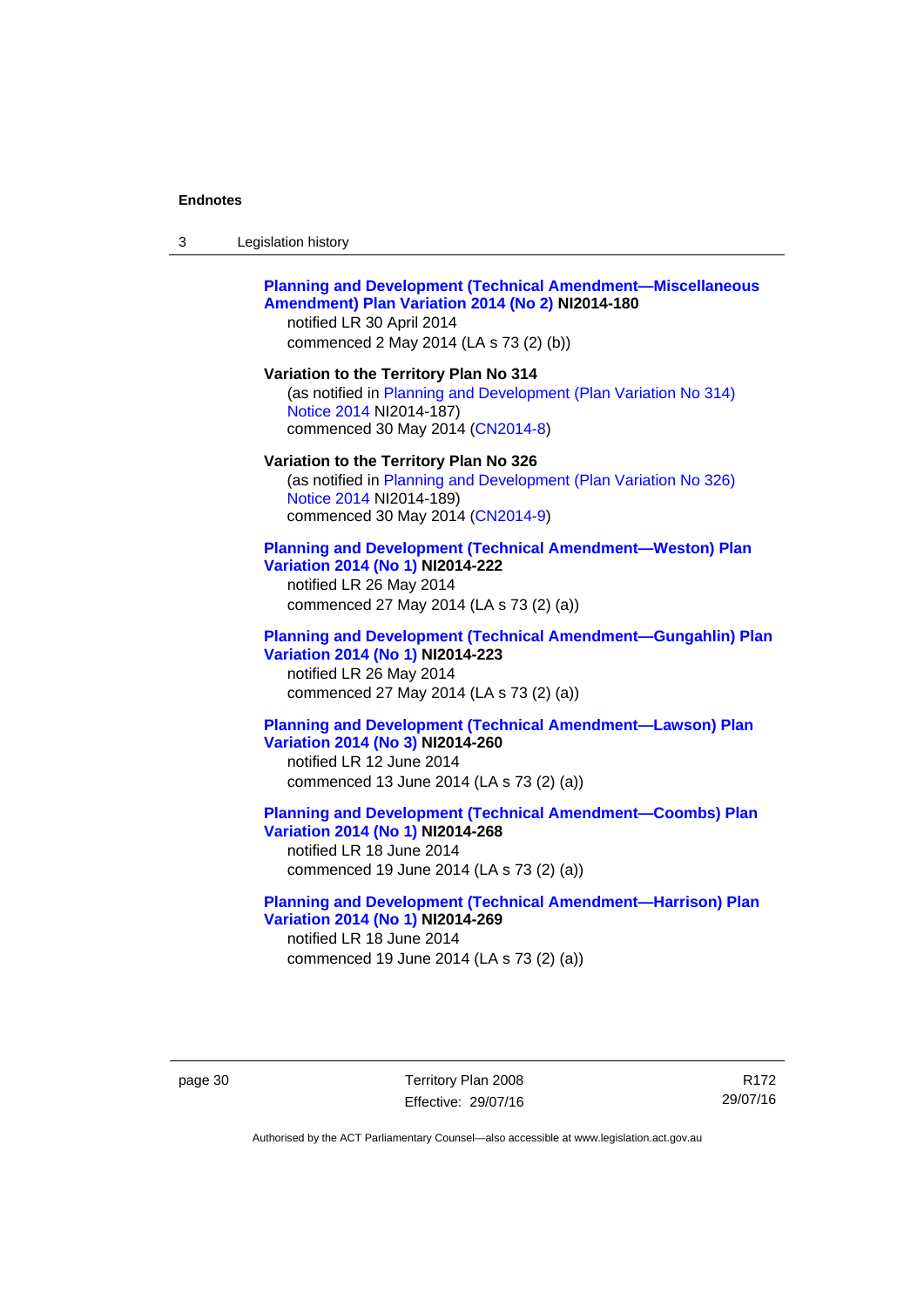**Planning and Development (Technical Amendment—Miscellaneous Amendment) Plan Variation 2014 (No 2) NI2014-180**
notified LR 30 April 2014
commenced 2 May 2014 (LA s 73 (2) (b))

**Variation to the Territory Plan No 314**
(as notified in Planning and Development (Plan Variation No 314) Notice 2014 NI2014-187)
commenced 30 May 2014 (CN2014-8)

**Variation to the Territory Plan No 326**
(as notified in Planning and Development (Plan Variation No 326) Notice 2014 NI2014-189)
commenced 30 May 2014 (CN2014-9)

**Planning and Development (Technical Amendment—Weston) Plan Variation 2014 (No 1) NI2014-222**
notified LR 26 May 2014
commenced 27 May 2014 (LA s 73 (2) (a))

**Planning and Development (Technical Amendment—Gungahlin) Plan Variation 2014 (No 1) NI2014-223**
notified LR 26 May 2014
commenced 27 May 2014 (LA s 73 (2) (a))

**Planning and Development (Technical Amendment—Lawson) Plan Variation 2014 (No 3) NI2014-260**
notified LR 12 June 2014
commenced 13 June 2014 (LA s 73 (2) (a))

**Planning and Development (Technical Amendment—Coombs) Plan Variation 2014 (No 1) NI2014-268**
notified LR 18 June 2014
commenced 19 June 2014 (LA s 73 (2) (a))

**Planning and Development (Technical Amendment—Harrison) Plan Variation 2014 (No 1) NI2014-269**
notified LR 18 June 2014
commenced 19 June 2014 (LA s 73 (2) (a))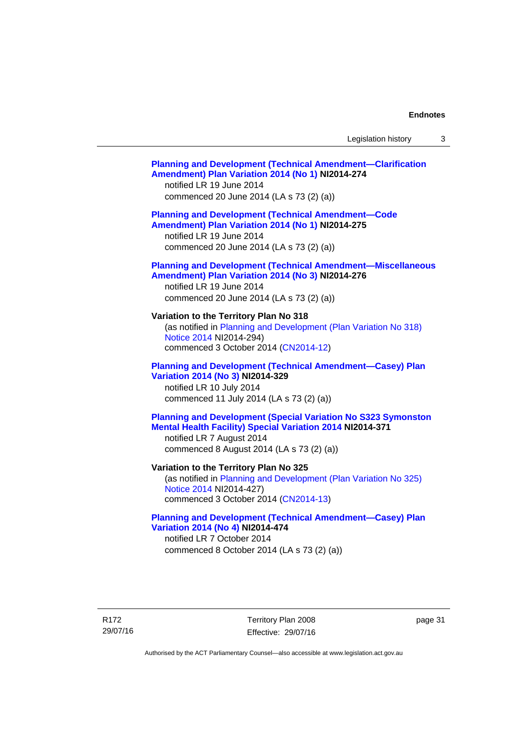**Planning and Development (Technical Amendment—Clarification Amendment) Plan Variation 2014 (No 1) NI2014-274**
notified LR 19 June 2014
commenced 20 June 2014 (LA s 73 (2) (a))

**Planning and Development (Technical Amendment—Code Amendment) Plan Variation 2014 (No 1) NI2014-275**
notified LR 19 June 2014
commenced 20 June 2014 (LA s 73 (2) (a))

**Planning and Development (Technical Amendment—Miscellaneous Amendment) Plan Variation 2014 (No 3) NI2014-276**
notified LR 19 June 2014
commenced 20 June 2014 (LA s 73 (2) (a))

**Variation to the Territory Plan No 318**
(as notified in Planning and Development (Plan Variation No 318) Notice 2014 NI2014-294)
commenced 3 October 2014 (CN2014-12)

**Planning and Development (Technical Amendment—Casey) Plan Variation 2014 (No 3) NI2014-329**
notified LR 10 July 2014
commenced 11 July 2014 (LA s 73 (2) (a))

**Planning and Development (Special Variation No S323 Symonston Mental Health Facility) Special Variation 2014 NI2014-371**
notified LR 7 August 2014
commenced 8 August 2014 (LA s 73 (2) (a))

**Variation to the Territory Plan No 325**
(as notified in Planning and Development (Plan Variation No 325) Notice 2014 NI2014-427)
commenced 3 October 2014 (CN2014-13)

**Planning and Development (Technical Amendment—Casey) Plan Variation 2014 (No 4) NI2014-474**
notified LR 7 October 2014
commenced 8 October 2014 (LA s 73 (2) (a))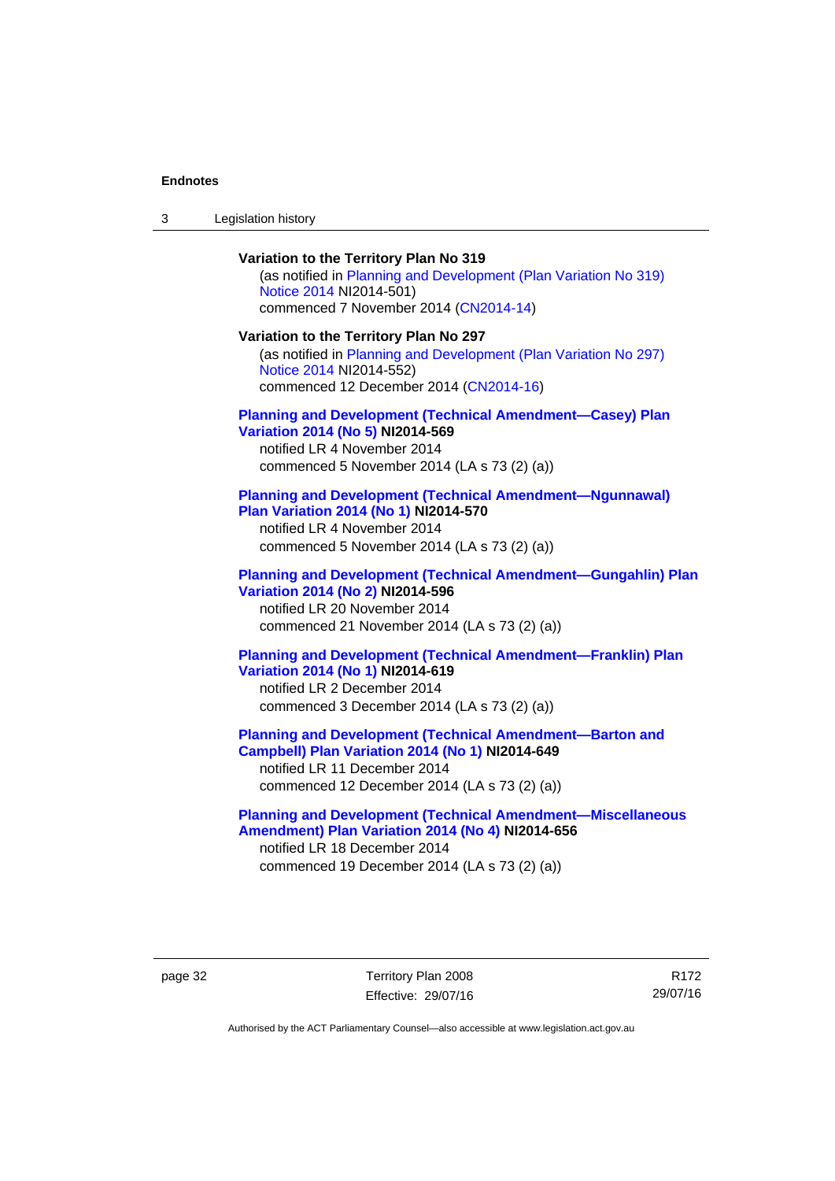**Variation to the Territory Plan No 319**

(as notified in Planning and Development (Plan Variation No 319) Notice 2014 NI2014-501)
commenced 7 November 2014 (CN2014-14)

**Variation to the Territory Plan No 297**

(as notified in Planning and Development (Plan Variation No 297) Notice 2014 NI2014-552)
commenced 12 December 2014 (CN2014-16)

**Planning and Development (Technical Amendment—Casey) Plan Variation 2014 (No 5) NI2014-569**

notified LR 4 November 2014
commenced 5 November 2014 (LA s 73 (2) (a))

**Planning and Development (Technical Amendment—Ngunnawal) Plan Variation 2014 (No 1) NI2014-570**

notified LR 4 November 2014
commenced 5 November 2014 (LA s 73 (2) (a))

**Planning and Development (Technical Amendment—Gungahlin) Plan Variation 2014 (No 2) NI2014-596**

notified LR 20 November 2014
commenced 21 November 2014 (LA s 73 (2) (a))

**Planning and Development (Technical Amendment—Franklin) Plan Variation 2014 (No 1) NI2014-619**

notified LR 2 December 2014
commenced 3 December 2014 (LA s 73 (2) (a))

**Planning and Development (Technical Amendment—Barton and Campbell) Plan Variation 2014 (No 1) NI2014-649**

notified LR 11 December 2014
commenced 12 December 2014 (LA s 73 (2) (a))

**Planning and Development (Technical Amendment—Miscellaneous Amendment) Plan Variation 2014 (No 4) NI2014-656**

notified LR 18 December 2014
commenced 19 December 2014 (LA s 73 (2) (a))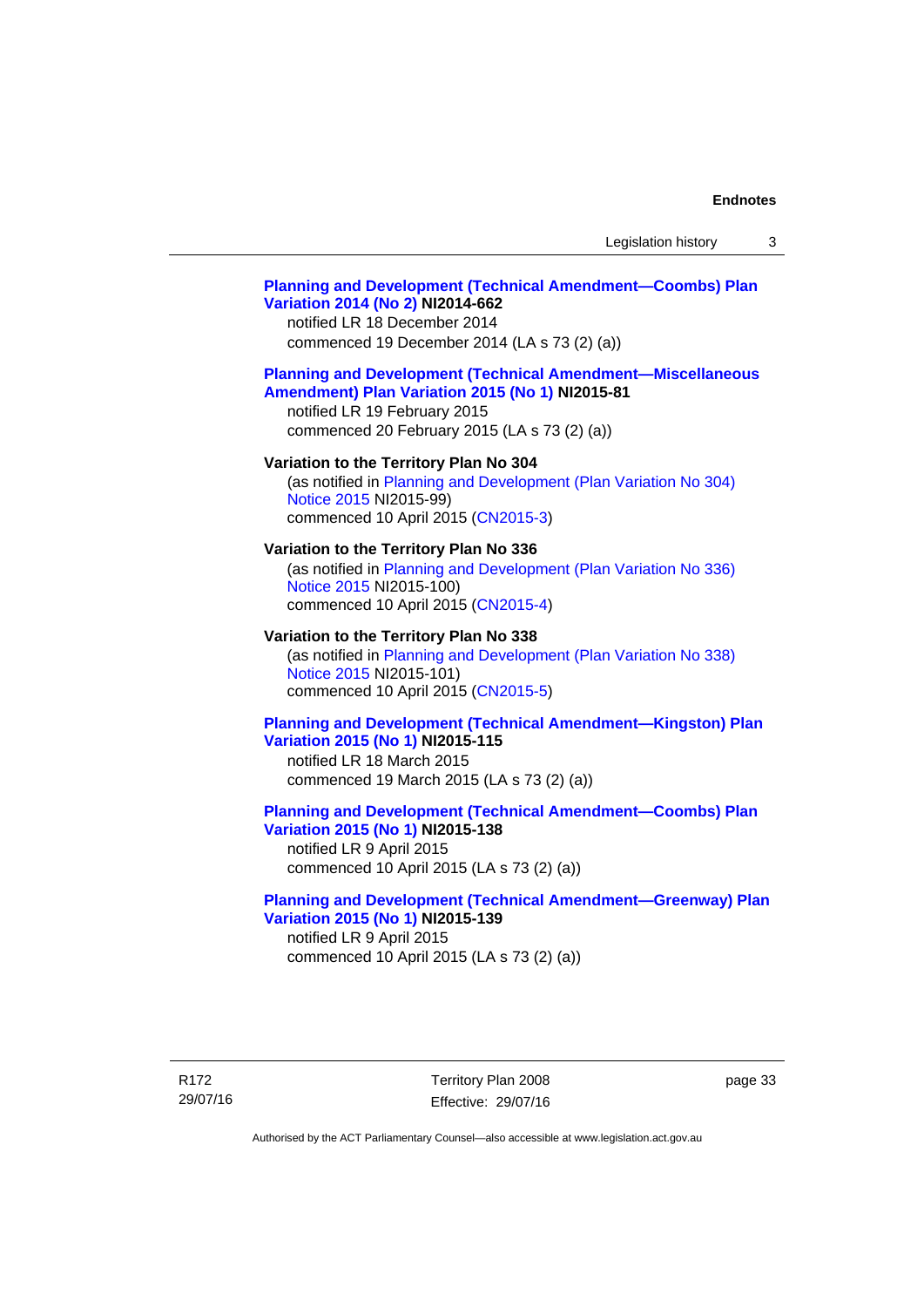**Planning and Development (Technical Amendment—Coombs) Plan Variation 2014 (No 2) NI2014-662**
notified LR 18 December 2014
commenced 19 December 2014 (LA s 73 (2) (a))

**Planning and Development (Technical Amendment—Miscellaneous Amendment) Plan Variation 2015 (No 1) NI2015-81**
notified LR 19 February 2015
commenced 20 February 2015 (LA s 73 (2) (a))

**Variation to the Territory Plan No 304**
(as notified in Planning and Development (Plan Variation No 304) Notice 2015 NI2015-99)
commenced 10 April 2015 (CN2015-3)

**Variation to the Territory Plan No 336**
(as notified in Planning and Development (Plan Variation No 336) Notice 2015 NI2015-100)
commenced 10 April 2015 (CN2015-4)

**Variation to the Territory Plan No 338**
(as notified in Planning and Development (Plan Variation No 338) Notice 2015 NI2015-101)
commenced 10 April 2015 (CN2015-5)

**Planning and Development (Technical Amendment—Kingston) Plan Variation 2015 (No 1) NI2015-115**
notified LR 18 March 2015
commenced 19 March 2015 (LA s 73 (2) (a))

**Planning and Development (Technical Amendment—Coombs) Plan Variation 2015 (No 1) NI2015-138**
notified LR 9 April 2015
commenced 10 April 2015 (LA s 73 (2) (a))

**Planning and Development (Technical Amendment—Greenway) Plan Variation 2015 (No 1) NI2015-139**
notified LR 9 April 2015
commenced 10 April 2015 (LA s 73 (2) (a))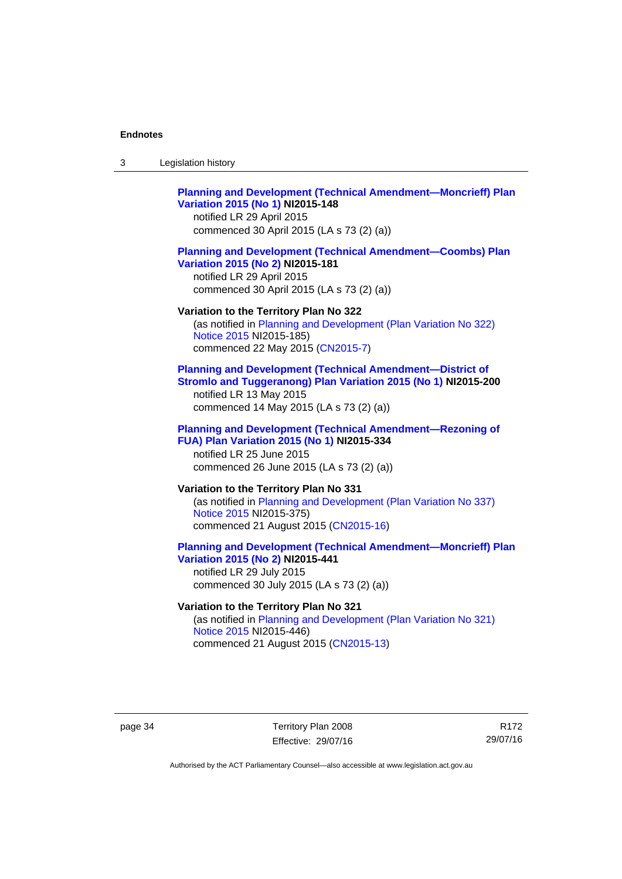**Planning and Development (Technical Amendment—Moncrieff) Plan Variation 2015 (No 1) NI2015-148**
notified LR 29 April 2015
commenced 30 April 2015 (LA s 73 (2) (a))

**Planning and Development (Technical Amendment—Coombs) Plan Variation 2015 (No 2) NI2015-181**
notified LR 29 April 2015
commenced 30 April 2015 (LA s 73 (2) (a))

**Variation to the Territory Plan No 322**
(as notified in Planning and Development (Plan Variation No 322) Notice 2015 NI2015-185)
commenced 22 May 2015 (CN2015-7)

**Planning and Development (Technical Amendment—District of Stromlo and Tuggeranong) Plan Variation 2015 (No 1) NI2015-200**
notified LR 13 May 2015
commenced 14 May 2015 (LA s 73 (2) (a))

**Planning and Development (Technical Amendment—Rezoning of FUA) Plan Variation 2015 (No 1) NI2015-334**
notified LR 25 June 2015
commenced 26 June 2015 (LA s 73 (2) (a))

**Variation to the Territory Plan No 331**
(as notified in Planning and Development (Plan Variation No 337) Notice 2015 NI2015-375)
commenced 21 August 2015 (CN2015-16)

**Planning and Development (Technical Amendment—Moncrieff) Plan Variation 2015 (No 2) NI2015-441**
notified LR 29 July 2015
commenced 30 July 2015 (LA s 73 (2) (a))

**Variation to the Territory Plan No 321**
(as notified in Planning and Development (Plan Variation No 321) Notice 2015 NI2015-446)
commenced 21 August 2015 (CN2015-13)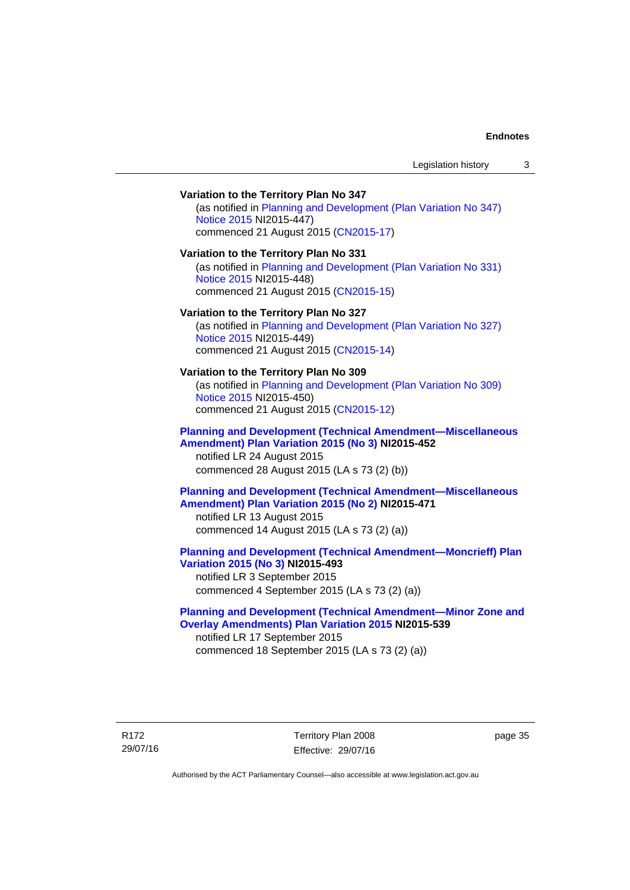**Variation to the Territory Plan No 347**

(as notified in Planning and Development (Plan Variation No 347) Notice 2015 NI2015-447)
commenced 21 August 2015 (CN2015-17)

**Variation to the Territory Plan No 331**

(as notified in Planning and Development (Plan Variation No 331) Notice 2015 NI2015-448)
commenced 21 August 2015 (CN2015-15)

**Variation to the Territory Plan No 327**

(as notified in Planning and Development (Plan Variation No 327) Notice 2015 NI2015-449)
commenced 21 August 2015 (CN2015-14)

**Variation to the Territory Plan No 309**

(as notified in Planning and Development (Plan Variation No 309) Notice 2015 NI2015-450)
commenced 21 August 2015 (CN2015-12)

**Planning and Development (Technical Amendment—Miscellaneous Amendment) Plan Variation 2015 (No 3) NI2015-452**

notified LR 24 August 2015
commenced 28 August 2015 (LA s 73 (2) (b))

**Planning and Development (Technical Amendment—Miscellaneous Amendment) Plan Variation 2015 (No 2) NI2015-471**

notified LR 13 August 2015
commenced 14 August 2015 (LA s 73 (2) (a))

**Planning and Development (Technical Amendment—Moncrieff) Plan Variation 2015 (No 3) NI2015-493**

notified LR 3 September 2015
commenced 4 September 2015 (LA s 73 (2) (a))

**Planning and Development (Technical Amendment—Minor Zone and Overlay Amendments) Plan Variation 2015 NI2015-539**

notified LR 17 September 2015
commenced 18 September 2015 (LA s 73 (2) (a))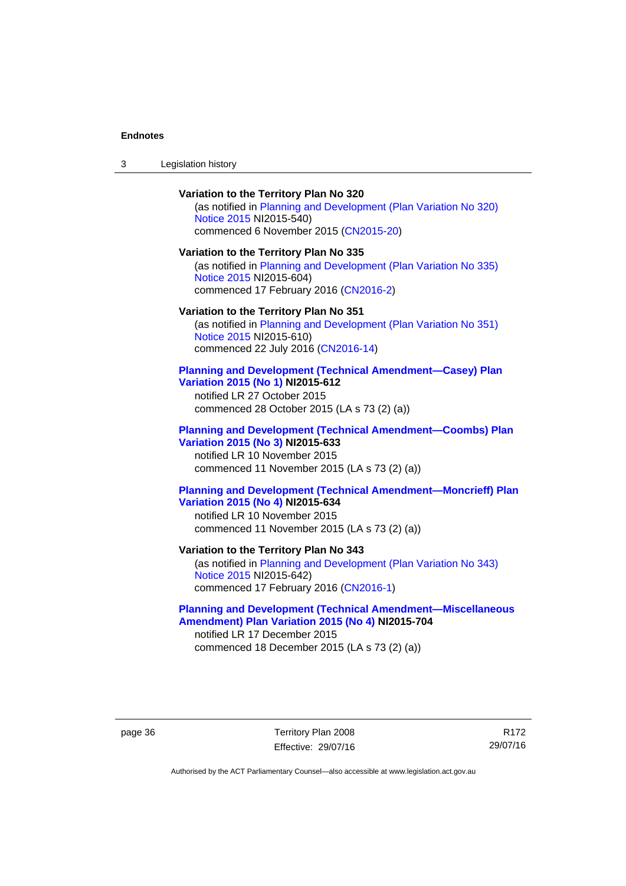**Variation to the Territory Plan No 320**

(as notified in Planning and Development (Plan Variation No 320) Notice 2015 NI2015-540)
commenced 6 November 2015 (CN2015-20)

**Variation to the Territory Plan No 335**

(as notified in Planning and Development (Plan Variation No 335) Notice 2015 NI2015-604)
commenced 17 February 2016 (CN2016-2)

**Variation to the Territory Plan No 351**

(as notified in Planning and Development (Plan Variation No 351) Notice 2015 NI2015-610)
commenced 22 July 2016 (CN2016-14)

**Planning and Development (Technical Amendment—Casey) Plan Variation 2015 (No 1) NI2015-612**

notified LR 27 October 2015
commenced 28 October 2015 (LA s 73 (2) (a))

**Planning and Development (Technical Amendment—Coombs) Plan Variation 2015 (No 3) NI2015-633**

notified LR 10 November 2015
commenced 11 November 2015 (LA s 73 (2) (a))

**Planning and Development (Technical Amendment—Moncrieff) Plan Variation 2015 (No 4) NI2015-634**

notified LR 10 November 2015
commenced 11 November 2015 (LA s 73 (2) (a))

**Variation to the Territory Plan No 343**

(as notified in Planning and Development (Plan Variation No 343) Notice 2015 NI2015-642)
commenced 17 February 2016 (CN2016-1)

**Planning and Development (Technical Amendment—Miscellaneous Amendment) Plan Variation 2015 (No 4) NI2015-704**

notified LR 17 December 2015
commenced 18 December 2015 (LA s 73 (2) (a))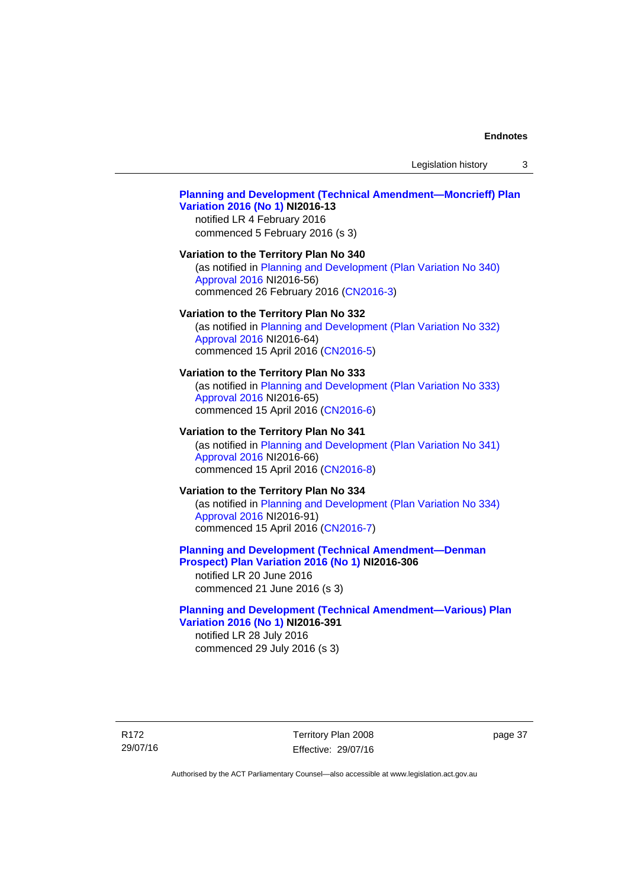**Planning and Development (Technical Amendment—Moncrieff) Plan Variation 2016 (No 1) NI2016-13**

notified LR 4 February 2016
commenced 5 February 2016 (s 3)

**Variation to the Territory Plan No 340**

(as notified in Planning and Development (Plan Variation No 340) Approval 2016 NI2016-56)
commenced 26 February 2016 (CN2016-3)

**Variation to the Territory Plan No 332**

(as notified in Planning and Development (Plan Variation No 332) Approval 2016 NI2016-64)
commenced 15 April 2016 (CN2016-5)

**Variation to the Territory Plan No 333**

(as notified in Planning and Development (Plan Variation No 333) Approval 2016 NI2016-65)
commenced 15 April 2016 (CN2016-6)

**Variation to the Territory Plan No 341**

(as notified in Planning and Development (Plan Variation No 341) Approval 2016 NI2016-66)
commenced 15 April 2016 (CN2016-8)

**Variation to the Territory Plan No 334**

(as notified in Planning and Development (Plan Variation No 334) Approval 2016 NI2016-91)
commenced 15 April 2016 (CN2016-7)

**Planning and Development (Technical Amendment—Denman Prospect) Plan Variation 2016 (No 1) NI2016-306**

notified LR 20 June 2016
commenced 21 June 2016 (s 3)

**Planning and Development (Technical Amendment—Various) Plan Variation 2016 (No 1) NI2016-391**

notified LR 28 July 2016
commenced 29 July 2016 (s 3)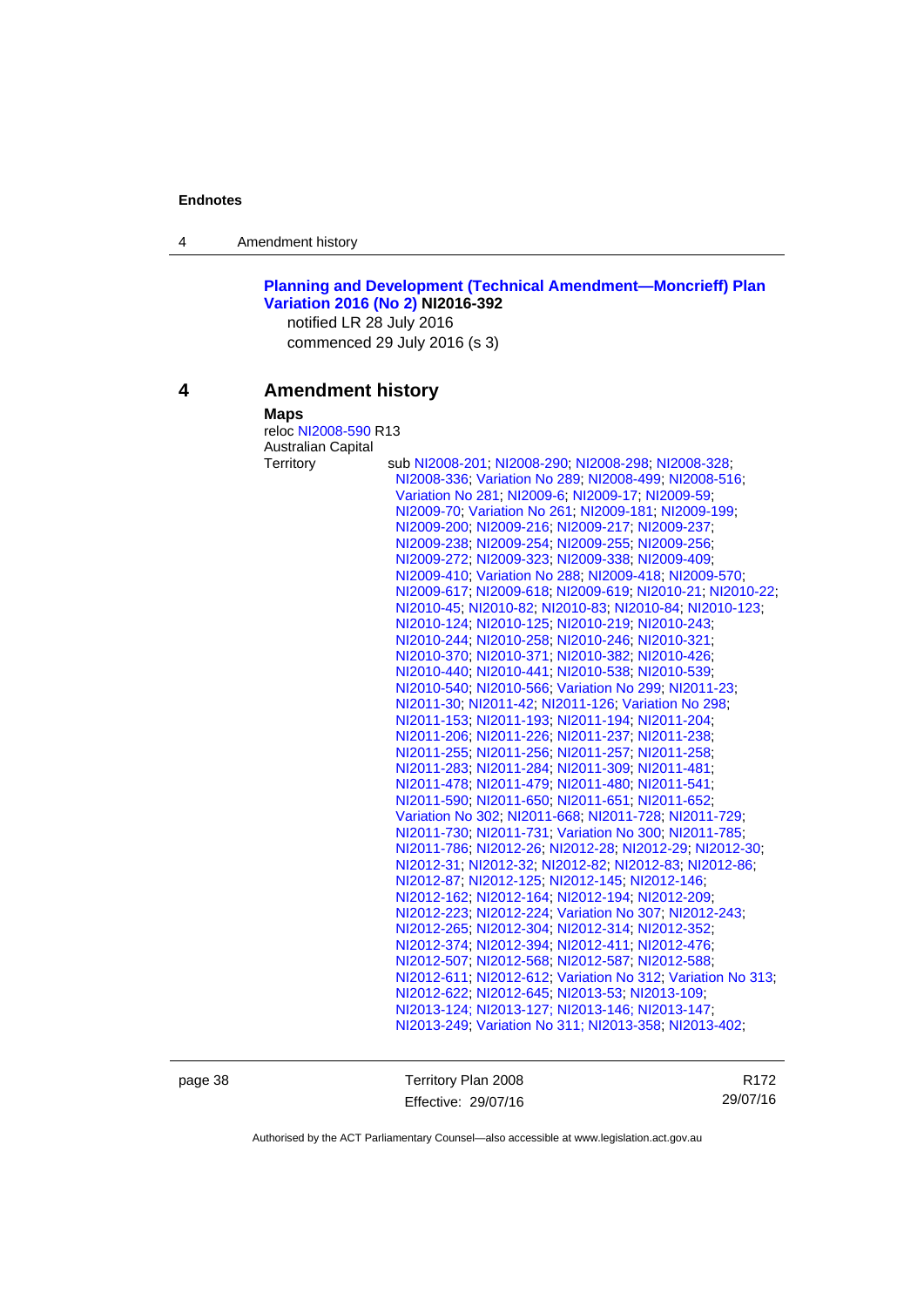**Planning and Development (Technical Amendment—Moncrieff) Plan Variation 2016 (No 2) NI2016-392**

notified LR 28 July 2016

commenced 29 July 2016 (s 3)

## 4 Amendment history

**Maps**

reloc NI2008-590 R13

Australian Capital Territory

sub NI2008-201; NI2008-290; NI2008-298; NI2008-328; NI2008-336; Variation No 289; NI2008-499; NI2008-516; Variation No 281; NI2009-6; NI2009-17; NI2009-59; NI2009-70; Variation No 261; NI2009-181; NI2009-199; NI2009-200; NI2009-216; NI2009-217; NI2009-237; NI2009-238; NI2009-254; NI2009-255; NI2009-256; NI2009-272; NI2009-323; NI2009-338; NI2009-409; NI2009-410; Variation No 288; NI2009-418; NI2009-570; NI2009-617; NI2009-618; NI2009-619; NI2010-21; NI2010-22; NI2010-45; NI2010-82; NI2010-83; NI2010-84; NI2010-123; NI2010-124; NI2010-125; NI2010-219; NI2010-243; NI2010-244; NI2010-258; NI2010-246; NI2010-321; NI2010-370; NI2010-371; NI2010-382; NI2010-426; NI2010-440; NI2010-441; NI2010-538; NI2010-539; NI2010-540; NI2010-566; Variation No 299; NI2011-23; NI2011-30; NI2011-42; NI2011-126; Variation No 298; NI2011-153; NI2011-193; NI2011-194; NI2011-204; NI2011-206; NI2011-226; NI2011-237; NI2011-238; NI2011-255; NI2011-256; NI2011-257; NI2011-258; NI2011-283; NI2011-284; NI2011-309; NI2011-481; NI2011-478; NI2011-479; NI2011-480; NI2011-541; NI2011-590; NI2011-650; NI2011-651; NI2011-652; Variation No 302; NI2011-668; NI2011-728; NI2011-729; NI2011-730; NI2011-731; Variation No 300; NI2011-785; NI2011-786; NI2012-26; NI2012-28; NI2012-29; NI2012-30; NI2012-31; NI2012-32; NI2012-82; NI2012-83; NI2012-86; NI2012-87; NI2012-125; NI2012-145; NI2012-146; NI2012-162; NI2012-164; NI2012-194; NI2012-209; NI2012-223; NI2012-224; Variation No 307; NI2012-243; NI2012-265; NI2012-304; NI2012-314; NI2012-352; NI2012-374; NI2012-394; NI2012-411; NI2012-476; NI2012-507; NI2012-568; NI2012-587; NI2012-588; NI2012-611; NI2012-612; Variation No 312; Variation No 313; NI2012-622; NI2012-645; NI2013-53; NI2013-109; NI2013-124; NI2013-127; NI2013-146; NI2013-147; NI2013-249; Variation No 311; NI2013-358; NI2013-402;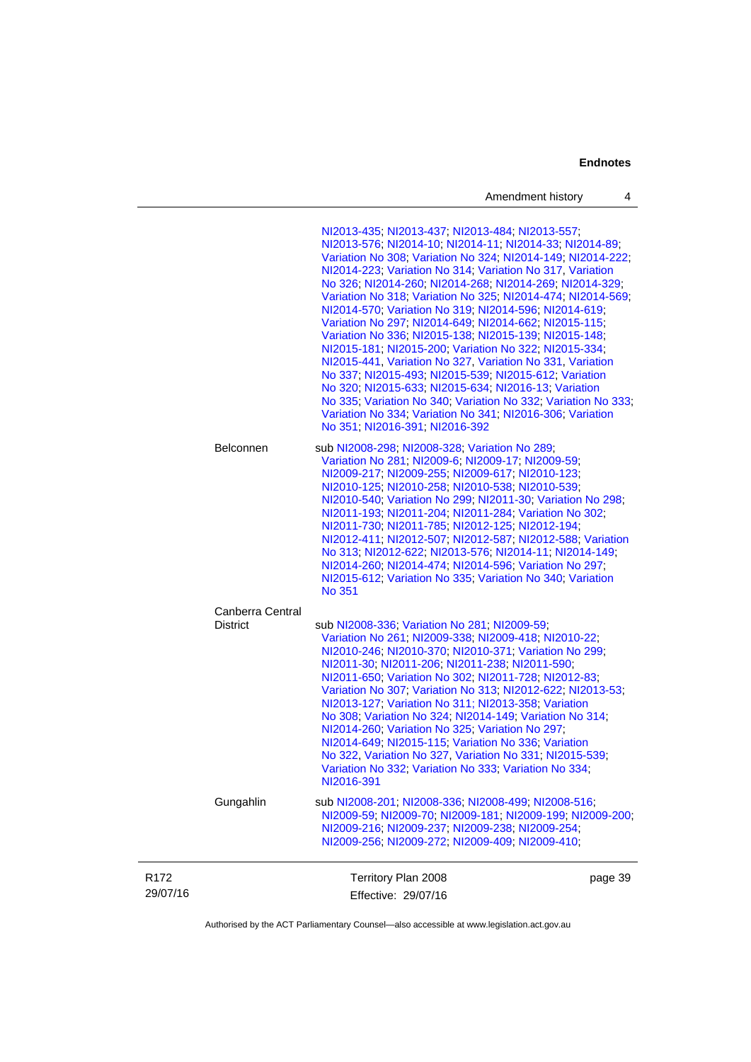| | |
|---|---|
| | NI2013-435; NI2013-437; NI2013-484; NI2013-557; NI2013-576; NI2014-10; NI2014-11; NI2014-33; NI2014-89; Variation No 308; Variation No 324; NI2014-149; NI2014-222; NI2014-223; Variation No 314; Variation No 317, Variation No 326; NI2014-260; NI2014-268; NI2014-269; NI2014-329; Variation No 318; Variation No 325; NI2014-474; NI2014-569; NI2014-570; Variation No 319; NI2014-596; NI2014-619; Variation No 297; NI2014-649; NI2014-662; NI2015-115; Variation No 336; NI2015-138; NI2015-139; NI2015-148; NI2015-181; NI2015-200; Variation No 322; NI2015-334; NI2015-441, Variation No 327, Variation No 331, Variation No 337; NI2015-493; NI2015-539; NI2015-612; Variation No 320; NI2015-633; NI2015-634; NI2016-13; Variation No 335; Variation No 340; Variation No 332; Variation No 333; Variation No 334; Variation No 341; NI2016-306; Variation No 351; NI2016-391; NI2016-392 |
| Belconnen | sub NI2008-298; NI2008-328; Variation No 289; Variation No 281; NI2009-6; NI2009-17; NI2009-59; NI2009-217; NI2009-255; NI2009-617; NI2010-123; NI2010-125; NI2010-258; NI2010-538; NI2010-539; NI2010-540; Variation No 299; NI2011-30; Variation No 298; NI2011-193; NI2011-204; NI2011-284; Variation No 302; NI2011-730; NI2011-785; NI2012-125; NI2012-194; NI2012-411; NI2012-507; NI2012-587; NI2012-588; Variation No 313; NI2012-622; NI2013-576; NI2014-11; NI2014-149; NI2014-260; NI2014-474; NI2014-596; Variation No 297; NI2015-612; Variation No 335; Variation No 340; Variation No 351 |
| Canberra Central District | sub NI2008-336; Variation No 281; NI2009-59; Variation No 261; NI2009-338; NI2009-418; NI2010-22; NI2010-246; NI2010-370; NI2010-371; Variation No 299; NI2011-30; NI2011-206; NI2011-238; NI2011-590; NI2011-650; Variation No 302; NI2011-728; NI2012-83; Variation No 307; Variation No 313; NI2012-622; NI2013-53; NI2013-127; Variation No 311; NI2013-358; Variation No 308; Variation No 324; NI2014-149; Variation No 314; NI2014-260; Variation No 325; Variation No 297; NI2014-649; NI2015-115; Variation No 336; Variation No 322, Variation No 327, Variation No 331; NI2015-539; Variation No 332; Variation No 333; Variation No 334; NI2016-391 |
| Gungahlin | sub NI2008-201; NI2008-336; NI2008-499; NI2008-516; NI2009-59; NI2009-70; NI2009-181; NI2009-199; NI2009-200; NI2009-216; NI2009-237; NI2009-238; NI2009-254; NI2009-256; NI2009-272; NI2009-409; NI2009-410; |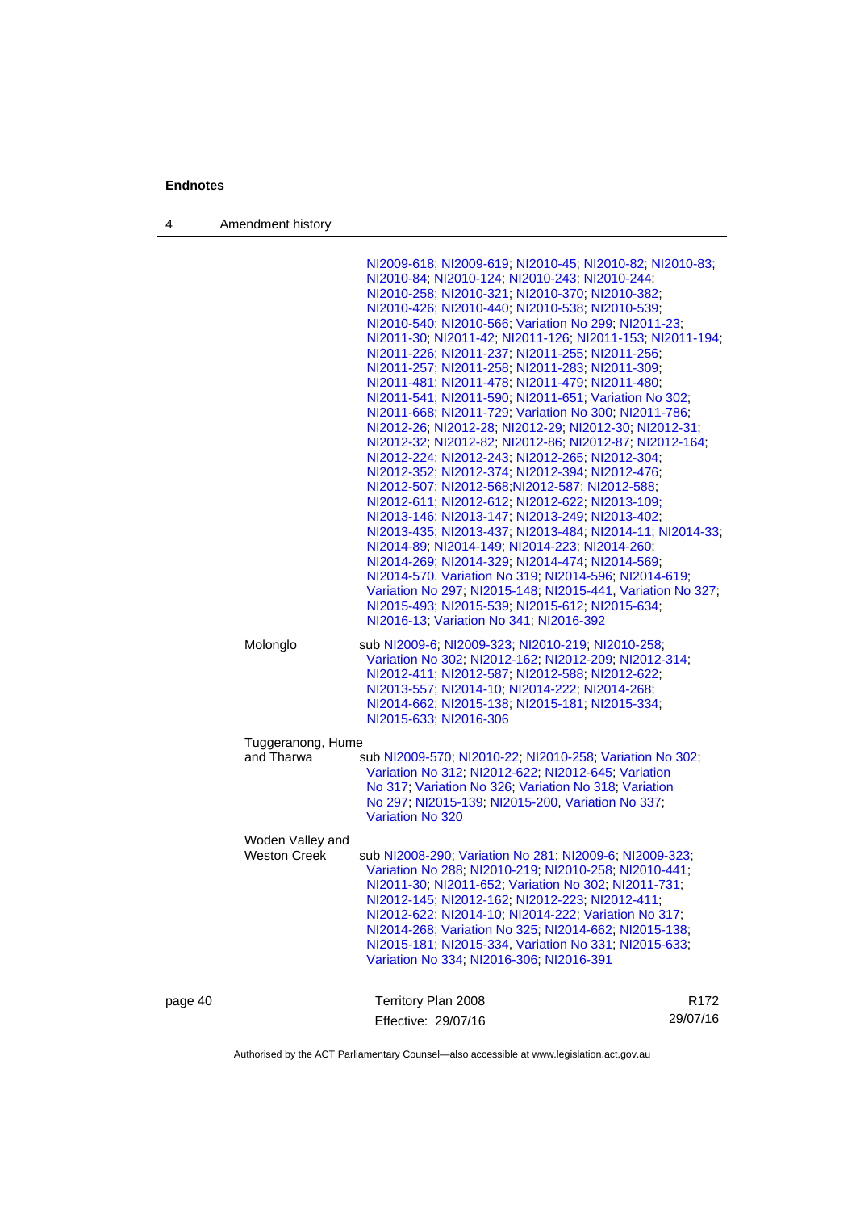NI2009-618; NI2009-619; NI2010-45; NI2010-82; NI2010-83; NI2010-84; NI2010-124; NI2010-243; NI2010-244; NI2010-258; NI2010-321; NI2010-370; NI2010-382; NI2010-426; NI2010-440; NI2010-538; NI2010-539; NI2010-540; NI2010-566; Variation No 299; NI2011-23; NI2011-30; NI2011-42; NI2011-126; NI2011-153; NI2011-194; NI2011-226; NI2011-237; NI2011-255; NI2011-256; NI2011-257; NI2011-258; NI2011-283; NI2011-309; NI2011-481; NI2011-478; NI2011-479; NI2011-480; NI2011-541; NI2011-590; NI2011-651; Variation No 302; NI2011-668; NI2011-729; Variation No 300; NI2011-786; NI2012-26; NI2012-28; NI2012-29; NI2012-30; NI2012-31; NI2012-32; NI2012-82; NI2012-86; NI2012-87; NI2012-164; NI2012-224; NI2012-243; NI2012-265; NI2012-304; NI2012-352; NI2012-374; NI2012-394; NI2012-476; NI2012-507; NI2012-568;NI2012-587; NI2012-588; NI2012-611; NI2012-612; NI2012-622; NI2013-109; NI2013-146; NI2013-147; NI2013-249; NI2013-402; NI2013-435; NI2013-437; NI2013-484; NI2014-11; NI2014-33; NI2014-89; NI2014-149; NI2014-223; NI2014-260; NI2014-269; NI2014-329; NI2014-474; NI2014-569; NI2014-570. Variation No 319; NI2014-596; NI2014-619; Variation No 297; NI2015-148; NI2015-441, Variation No 327; NI2015-493; NI2015-539; NI2015-612; NI2015-634; NI2016-13; Variation No 341; NI2016-392

| | |
|---|---|
| Molonglo | sub NI2009-6; NI2009-323; NI2010-219; NI2010-258; Variation No 302; NI2012-162; NI2012-209; NI2012-314; NI2012-411; NI2012-587; NI2012-588; NI2012-622; NI2013-557; NI2014-10; NI2014-222; NI2014-268; NI2014-662; NI2015-138; NI2015-181; NI2015-334; NI2015-633; NI2016-306 |
| Tuggeranong, Hume and Tharwa | sub NI2009-570; NI2010-22; NI2010-258; Variation No 302; Variation No 312; NI2012-622; NI2012-645; Variation No 317; Variation No 326; Variation No 318; Variation No 297; NI2015-139; NI2015-200, Variation No 337; Variation No 320 |
| Woden Valley and Weston Creek | sub NI2008-290; Variation No 281; NI2009-6; NI2009-323; Variation No 288; NI2010-219; NI2010-258; NI2010-441; NI2011-30; NI2011-652; Variation No 302; NI2011-731; NI2012-145; NI2012-162; NI2012-223; NI2012-411; NI2012-622; NI2014-10; NI2014-222; Variation No 317; NI2014-268; Variation No 325; NI2014-662; NI2015-138; NI2015-181; NI2015-334, Variation No 331; NI2015-633; Variation No 334; NI2016-306; NI2016-391 |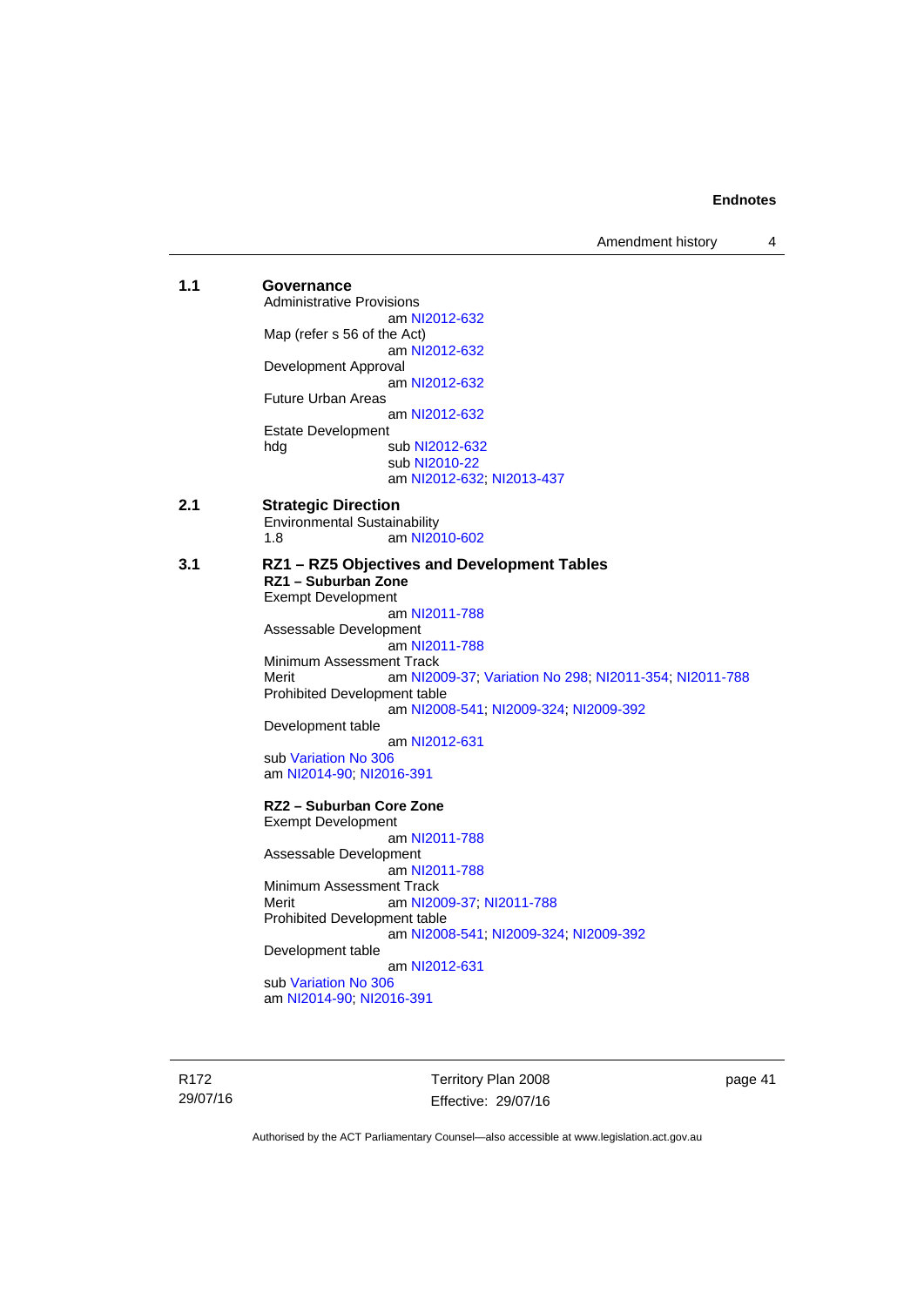**1.1 Governance**

Administrative Provisions
am NI2012-632

Map (refer s 56 of the Act)
am NI2012-632

Development Approval
am NI2012-632

Future Urban Areas
am NI2012-632

Estate Development
hdg sub NI2012-632
sub NI2010-22
am NI2012-632; NI2013-437

**2.1 Strategic Direction**

Environmental Sustainability
1.8 am NI2010-602

**3.1 RZ1 – RZ5 Objectives and Development Tables**

**RZ1 – Suburban Zone**

Exempt Development
am NI2011-788

Assessable Development
am NI2011-788

Minimum Assessment Track
Merit am NI2009-37; Variation No 298; NI2011-354; NI2011-788

Prohibited Development table
am NI2008-541; NI2009-324; NI2009-392

Development table
am NI2012-631
sub Variation No 306
am NI2014-90; NI2016-391

**RZ2 – Suburban Core Zone**

Exempt Development
am NI2011-788

Assessable Development
am NI2011-788

Minimum Assessment Track
Merit am NI2009-37; NI2011-788

Prohibited Development table
am NI2008-541; NI2009-324; NI2009-392

Development table
am NI2012-631
sub Variation No 306
am NI2014-90; NI2016-391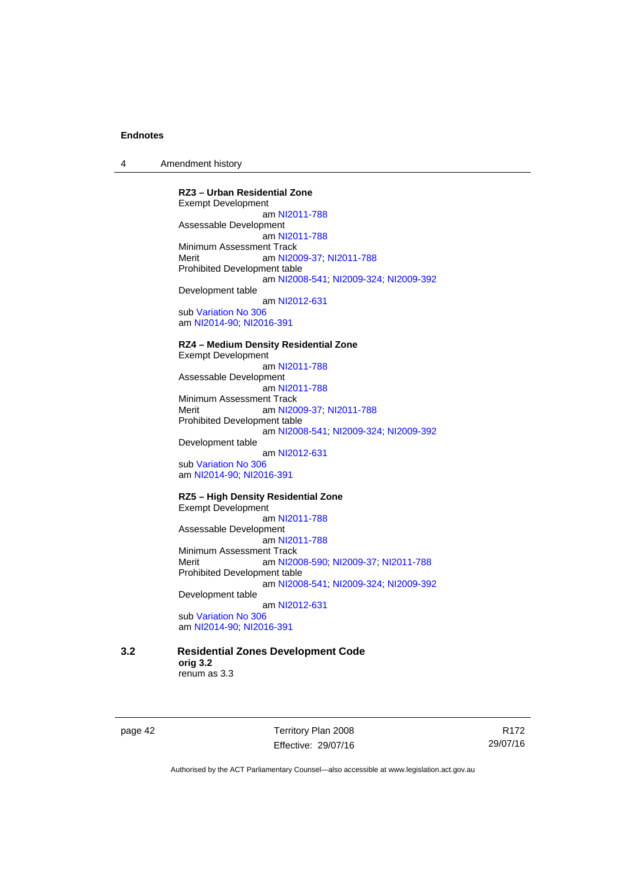**RZ3 – Urban Residential Zone**

Exempt Development
am NI2011-788

Assessable Development
am NI2011-788

Minimum Assessment Track

Merit am NI2009-37; NI2011-788

Prohibited Development table
am NI2008-541; NI2009-324; NI2009-392

Development table
am NI2012-631

sub Variation No 306
am NI2014-90; NI2016-391

**RZ4 – Medium Density Residential Zone**

Exempt Development
am NI2011-788

Assessable Development
am NI2011-788

Minimum Assessment Track

Merit am NI2009-37; NI2011-788

Prohibited Development table
am NI2008-541; NI2009-324; NI2009-392

Development table
am NI2012-631

sub Variation No 306
am NI2014-90; NI2016-391

**RZ5 – High Density Residential Zone**

Exempt Development
am NI2011-788

Assessable Development
am NI2011-788

Minimum Assessment Track

Merit am NI2008-590; NI2009-37; NI2011-788

Prohibited Development table
am NI2008-541; NI2009-324; NI2009-392

Development table
am NI2012-631

sub Variation No 306
am NI2014-90; NI2016-391

## 3.2 Residential Zones Development Code

**orig 3.2**
renum as 3.3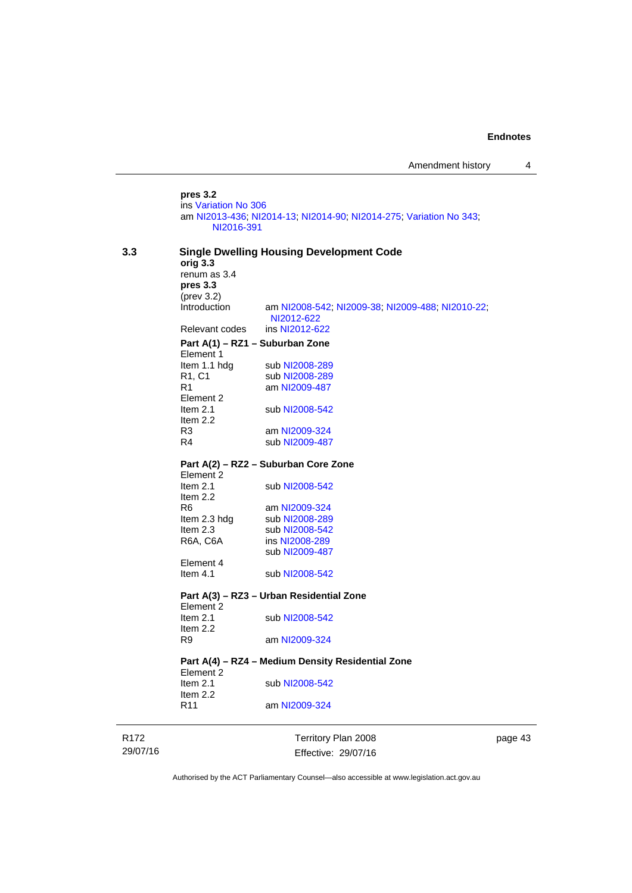**pres 3.2**
ins Variation No 306
am NI2013-436; NI2014-13; NI2014-90; NI2014-275; Variation No 343; NI2016-391

## 3.3 Single Dwelling Housing Development Code

**orig 3.3**
renum as 3.4
**pres 3.3**
(prev 3.2)

| | |
|---|---|
| Introduction | am NI2008-542; NI2009-38; NI2009-488; NI2010-22; NI2012-622 |
| Relevant codes | ins NI2012-622 |

**Part A(1) – RZ1 – Suburban Zone**

| | |
|---|---|
| Element 1 | |
| Item 1.1 hdg | sub NI2008-289 |
| R1, C1 | sub NI2008-289 |
| R1 | am NI2009-487 |
| Element 2 | |
| Item 2.1 | sub NI2008-542 |
| Item 2.2 | |
| R3 | am NI2009-324 |
| R4 | sub NI2009-487 |

**Part A(2) – RZ2 – Suburban Core Zone**

| | |
|---|---|
| Element 2 | |
| Item 2.1 | sub NI2008-542 |
| Item 2.2 | |
| R6 | am NI2009-324 |
| Item 2.3 hdg | sub NI2008-289 |
| Item 2.3 | sub NI2008-542 |
| R6A, C6A | ins NI2008-289<br>sub NI2009-487 |
| Element 4 | |
| Item 4.1 | sub NI2008-542 |

**Part A(3) – RZ3 – Urban Residential Zone**

| | |
|---|---|
| Element 2 | |
| Item 2.1 | sub NI2008-542 |
| Item 2.2 | |
| R9 | am NI2009-324 |

**Part A(4) – RZ4 – Medium Density Residential Zone**

| | |
|---|---|
| Element 2 | |
| Item 2.1 | sub NI2008-542 |
| Item 2.2 | |
| R11 | am NI2009-324 |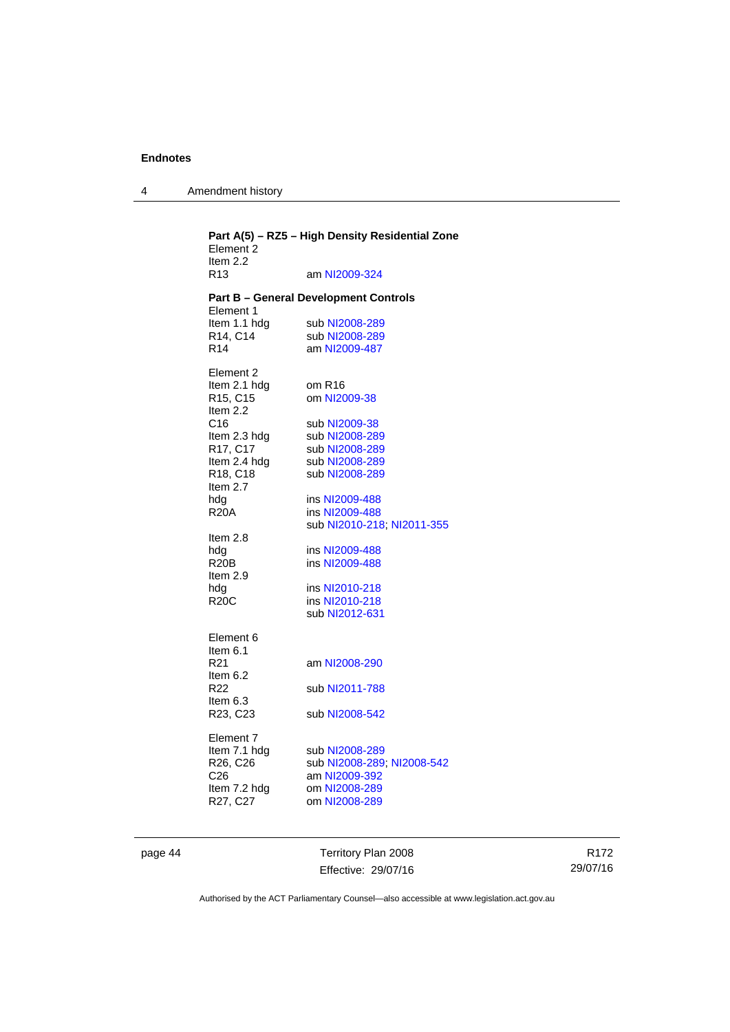**Endnotes**

4 Amendment history

**Part A(5) – RZ5 – High Density Residential Zone**

Element 2
Item 2.2
R13 am NI2009-324

**Part B – General Development Controls**

Element 1
Item 1.1 hdg sub NI2008-289
R14, C14 sub NI2008-289
R14 am NI2009-487

Element 2
Item 2.1 hdg om R16
R15, C15 om NI2009-38
Item 2.2
C16 sub NI2009-38
Item 2.3 hdg sub NI2008-289
R17, C17 sub NI2008-289
Item 2.4 hdg sub NI2008-289
R18, C18 sub NI2008-289
Item 2.7
hdg ins NI2009-488
R20A ins NI2009-488
sub NI2010-218; NI2011-355
Item 2.8
hdg ins NI2009-488
R20B ins NI2009-488
Item 2.9
hdg ins NI2010-218
R20C ins NI2010-218
sub NI2012-631

Element 6
Item 6.1
R21 am NI2008-290
Item 6.2
R22 sub NI2011-788
Item 6.3
R23, C23 sub NI2008-542

Element 7
Item 7.1 hdg sub NI2008-289
R26, C26 sub NI2008-289; NI2008-542
C26 am NI2009-392
Item 7.2 hdg om NI2008-289
R27, C27 om NI2008-289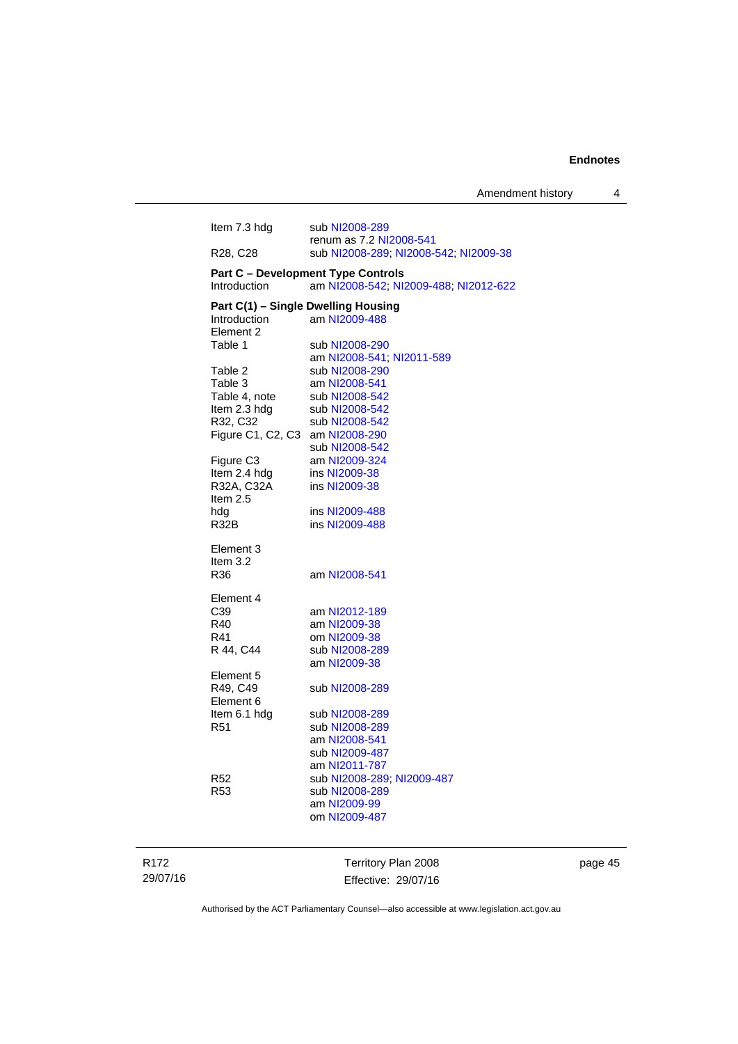Item 7.3 hdg sub NI2008-289
renum as 7.2 NI2008-541

R28, C28 sub NI2008-289; NI2008-542; NI2009-38

**Part C – Development Type Controls**

Introduction am NI2008-542; NI2009-488; NI2012-622

**Part C(1) – Single Dwelling Housing**

Introduction am NI2009-488

Element 2

Table 1 sub NI2008-290
am NI2008-541; NI2011-589

Table 2 sub NI2008-290

Table 3 am NI2008-541

Table 4, note sub NI2008-542

Item 2.3 hdg sub NI2008-542

R32, C32 sub NI2008-542

Figure C1, C2, C3 am NI2008-290
sub NI2008-542

Figure C3 am NI2009-324

Item 2.4 hdg ins NI2009-38

R32A, C32A ins NI2009-38

Item 2.5

hdg ins NI2009-488

R32B ins NI2009-488

Element 3

Item 3.2

R36 am NI2008-541

Element 4

C39 am NI2012-189

R40 am NI2009-38

R41 om NI2009-38

R 44, C44 sub NI2008-289
am NI2009-38

Element 5

R49, C49 sub NI2008-289

Element 6

Item 6.1 hdg sub NI2008-289

R51 sub NI2008-289
am NI2008-541
sub NI2009-487
am NI2011-787

R52 sub NI2008-289; NI2009-487

R53 sub NI2008-289
am NI2009-99
om NI2009-487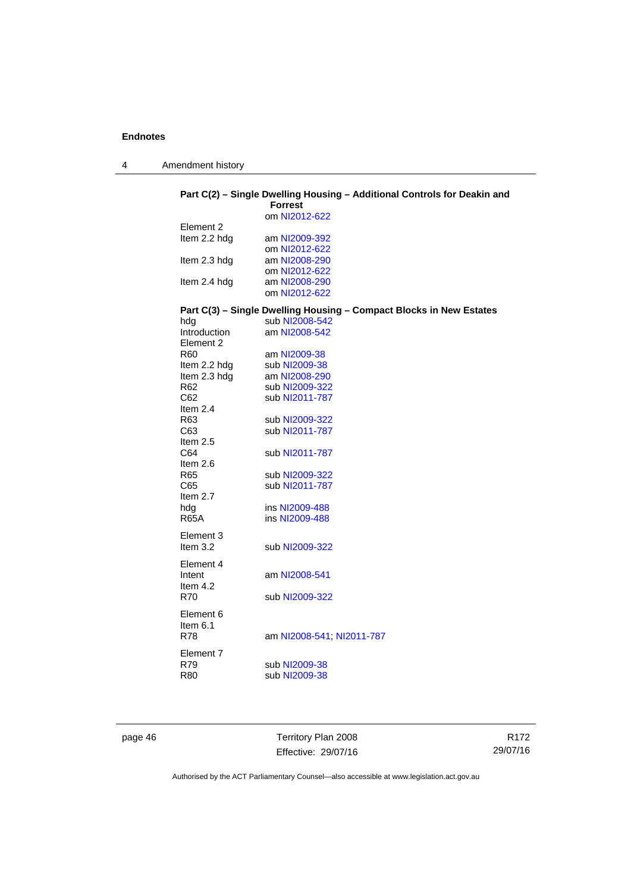**Part C(2) – Single Dwelling Housing – Additional Controls for Deakin and Forrest**

| | |
|---|---|
| | om NI2012-622 |
| Element 2 | |
| Item 2.2 hdg | am NI2009-392 |
| | om NI2012-622 |
| Item 2.3 hdg | am NI2008-290 |
| | om NI2012-622 |
| Item 2.4 hdg | am NI2008-290 |
| | om NI2012-622 |

**Part C(3) – Single Dwelling Housing – Compact Blocks in New Estates**

| | |
|---|---|
| hdg | sub NI2008-542 |
| Introduction | am NI2008-542 |
| Element 2 | |
| R60 | am NI2009-38 |
| Item 2.2 hdg | sub NI2009-38 |
| Item 2.3 hdg | am NI2008-290 |
| R62 | sub NI2009-322 |
| C62 | sub NI2011-787 |
| Item 2.4 | |
| R63 | sub NI2009-322 |
| C63 | sub NI2011-787 |
| Item 2.5 | |
| C64 | sub NI2011-787 |
| Item 2.6 | |
| R65 | sub NI2009-322 |
| C65 | sub NI2011-787 |
| Item 2.7 | |
| hdg | ins NI2009-488 |
| R65A | ins NI2009-488 |
| Element 3 | |
| Item 3.2 | sub NI2009-322 |
| Element 4 | |
| Intent | am NI2008-541 |
| Item 4.2 | |
| R70 | sub NI2009-322 |
| Element 6 | |
| Item 6.1 | |
| R78 | am NI2008-541; NI2011-787 |
| Element 7 | |
| R79 | sub NI2009-38 |
| R80 | sub NI2009-38 |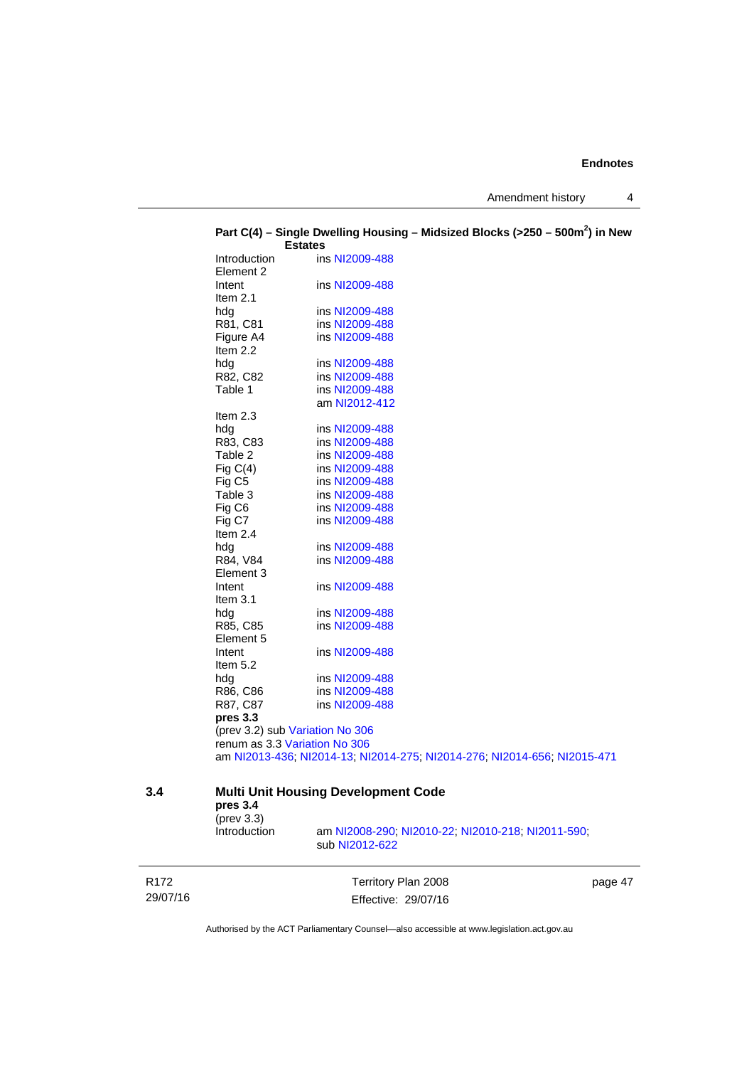**Part C(4) – Single Dwelling Housing – Midsized Blocks (>250 – 500m$^2$) in New Estates**

| | |
|---|---|
| Introduction | ins NI2009-488 |
| Element 2 | |
| Intent | ins NI2009-488 |
| Item 2.1 | |
| hdg | ins NI2009-488 |
| R81, C81 | ins NI2009-488 |
| Figure A4 | ins NI2009-488 |
| Item 2.2 | |
| hdg | ins NI2009-488 |
| R82, C82 | ins NI2009-488 |
| Table 1 | ins NI2009-488 |
| | am NI2012-412 |
| Item 2.3 | |
| hdg | ins NI2009-488 |
| R83, C83 | ins NI2009-488 |
| Table 2 | ins NI2009-488 |
| Fig C(4) | ins NI2009-488 |
| Fig C5 | ins NI2009-488 |
| Table 3 | ins NI2009-488 |
| Fig C6 | ins NI2009-488 |
| Fig C7 | ins NI2009-488 |
| Item 2.4 | |
| hdg | ins NI2009-488 |
| R84, V84 | ins NI2009-488 |
| Element 3 | |
| Intent | ins NI2009-488 |
| Item 3.1 | |
| hdg | ins NI2009-488 |
| R85, C85 | ins NI2009-488 |
| Element 5 | |
| Intent | ins NI2009-488 |
| Item 5.2 | |
| hdg | ins NI2009-488 |
| R86, C86 | ins NI2009-488 |
| R87, C87 | ins NI2009-488 |

**pres 3.3**
(prev 3.2) sub Variation No 306
renum as 3.3 Variation No 306
am NI2013-436; NI2014-13; NI2014-275; NI2014-276; NI2014-656; NI2015-471

## 3.4 Multi Unit Housing Development Code

**pres 3.4**
(prev 3.3)

| | |
|---|---|
| Introduction | am NI2008-290; NI2010-22; NI2010-218; NI2011-590; sub NI2012-622 |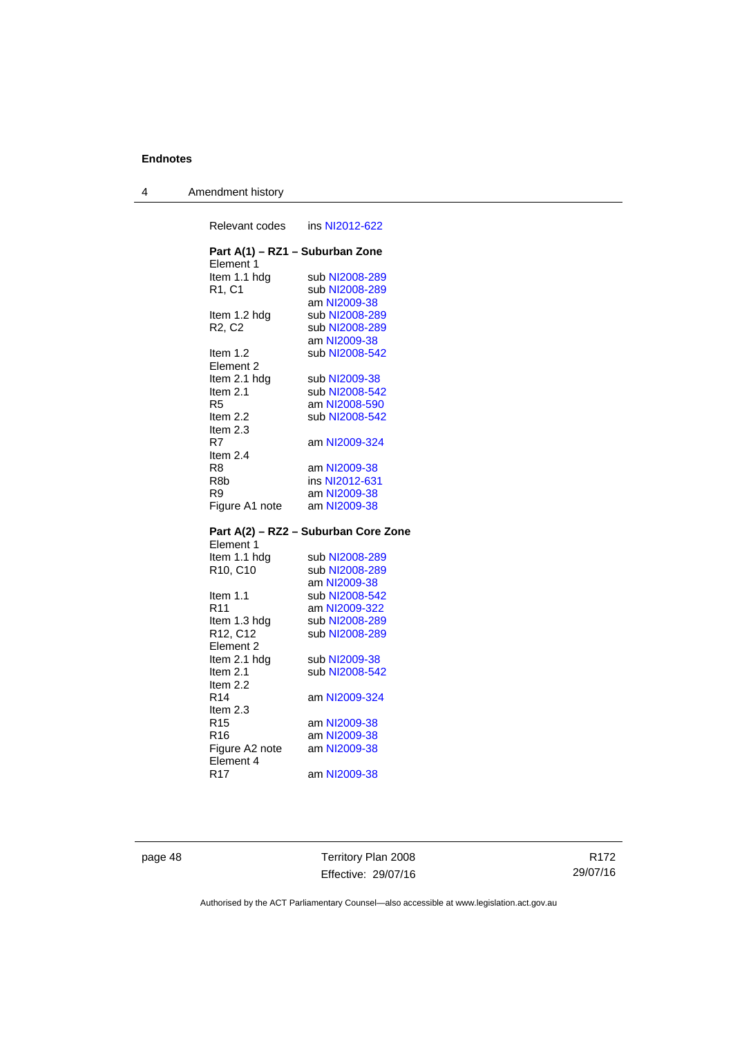Relevant codes ins NI2012-622

**Part A(1) – RZ1 – Suburban Zone**

| | |
|---|---|
| Element 1 | |
| Item 1.1 hdg | sub NI2008-289 |
| R1, C1 | sub NI2008-289 |
| | am NI2009-38 |
| Item 1.2 hdg | sub NI2008-289 |
| R2, C2 | sub NI2008-289 |
| | am NI2009-38 |
| Item 1.2 | sub NI2008-542 |
| Element 2 | |
| Item 2.1 hdg | sub NI2009-38 |
| Item 2.1 | sub NI2008-542 |
| R5 | am NI2008-590 |
| Item 2.2 | sub NI2008-542 |
| Item 2.3 | |
| R7 | am NI2009-324 |
| Item 2.4 | |
| R8 | am NI2009-38 |
| R8b | ins NI2012-631 |
| R9 | am NI2009-38 |
| Figure A1 note | am NI2009-38 |

**Part A(2) – RZ2 – Suburban Core Zone**

| | |
|---|---|
| Element 1 | |
| Item 1.1 hdg | sub NI2008-289 |
| R10, C10 | sub NI2008-289 |
| | am NI2009-38 |
| Item 1.1 | sub NI2008-542 |
| R11 | am NI2009-322 |
| Item 1.3 hdg | sub NI2008-289 |
| R12, C12 | sub NI2008-289 |
| Element 2 | |
| Item 2.1 hdg | sub NI2009-38 |
| Item 2.1 | sub NI2008-542 |
| Item 2.2 | |
| R14 | am NI2009-324 |
| Item 2.3 | |
| R15 | am NI2009-38 |
| R16 | am NI2009-38 |
| Figure A2 note | am NI2009-38 |
| Element 4 | |
| R17 | am NI2009-38 |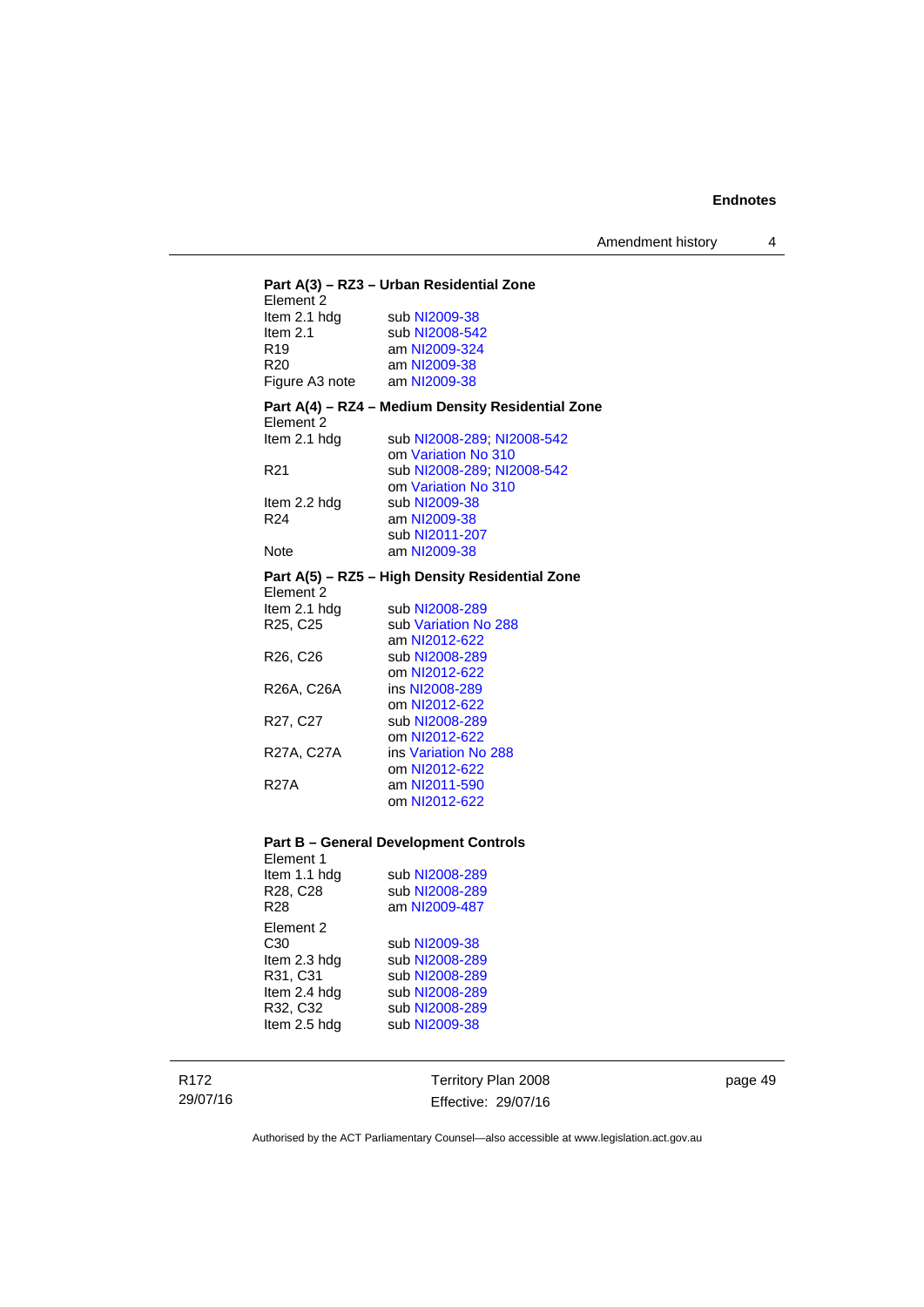**Part A(3) – RZ3 – Urban Residential Zone**

Element 2

| | |
|---|---|
| Item 2.1 hdg | sub NI2009-38 |
| Item 2.1 | sub NI2008-542 |
| R19 | am NI2009-324 |
| R20 | am NI2009-38 |
| Figure A3 note | am NI2009-38 |

**Part A(4) – RZ4 – Medium Density Residential Zone**

Element 2

| | |
|---|---|
| Item 2.1 hdg | sub NI2008-289; NI2008-542<br>om Variation No 310 |
| R21 | sub NI2008-289; NI2008-542<br>om Variation No 310 |
| Item 2.2 hdg | sub NI2009-38 |
| R24 | am NI2009-38<br>sub NI2011-207 |
| Note | am NI2009-38 |

**Part A(5) – RZ5 – High Density Residential Zone**

Element 2

| | |
|---|---|
| Item 2.1 hdg | sub NI2008-289 |
| R25, C25 | sub Variation No 288<br>am NI2012-622 |
| R26, C26 | sub NI2008-289<br>om NI2012-622 |
| R26A, C26A | ins NI2008-289<br>om NI2012-622 |
| R27, C27 | sub NI2008-289<br>om NI2012-622 |
| R27A, C27A | ins Variation No 288<br>om NI2012-622 |
| R27A | am NI2011-590<br>om NI2012-622 |

**Part B – General Development Controls**

Element 1

| | |
|---|---|
| Item 1.1 hdg | sub NI2008-289 |
| R28, C28 | sub NI2008-289 |
| R28 | am NI2009-487 |

Element 2

| | |
|---|---|
| C30 | sub NI2009-38 |
| Item 2.3 hdg | sub NI2008-289 |
| R31, C31 | sub NI2008-289 |
| Item 2.4 hdg | sub NI2008-289 |
| R32, C32 | sub NI2008-289 |
| Item 2.5 hdg | sub NI2009-38 |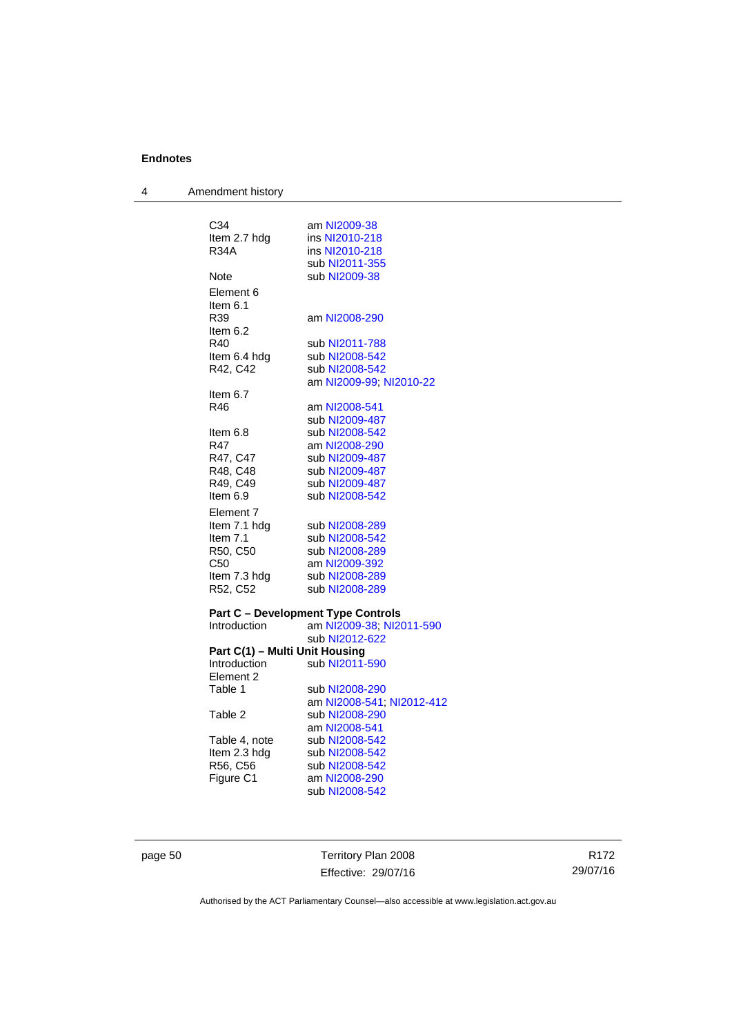| | |
|---|---|
| C34 | am NI2009-38 |
| Item 2.7 hdg | ins NI2010-218 |
| R34A | ins NI2010-218 |
| | sub NI2011-355 |
| Note | sub NI2009-38 |
| Element 6 | |
| Item 6.1 | |
| R39 | am NI2008-290 |
| Item 6.2 | |
| R40 | sub NI2011-788 |
| Item 6.4 hdg | sub NI2008-542 |
| R42, C42 | sub NI2008-542 |
| | am NI2009-99; NI2010-22 |
| Item 6.7 | |
| R46 | am NI2008-541 |
| | sub NI2009-487 |
| Item 6.8 | sub NI2008-542 |
| R47 | am NI2008-290 |
| R47, C47 | sub NI2009-487 |
| R48, C48 | sub NI2009-487 |
| R49, C49 | sub NI2009-487 |
| Item 6.9 | sub NI2008-542 |
| Element 7 | |
| Item 7.1 hdg | sub NI2008-289 |
| Item 7.1 | sub NI2008-542 |
| R50, C50 | sub NI2008-289 |
| C50 | am NI2009-392 |
| Item 7.3 hdg | sub NI2008-289 |
| R52, C52 | sub NI2008-289 |

**Part C – Development Type Controls**

| | |
|---|---|
| Introduction | am NI2009-38; NI2011-590 |
| | sub NI2012-622 |

**Part C(1) – Multi Unit Housing**

| | |
|---|---|
| Introduction | sub NI2011-590 |
| Element 2 | |
| Table 1 | sub NI2008-290 |
| | am NI2008-541; NI2012-412 |
| Table 2 | sub NI2008-290 |
| | am NI2008-541 |
| Table 4, note | sub NI2008-542 |
| Item 2.3 hdg | sub NI2008-542 |
| R56, C56 | sub NI2008-542 |
| Figure C1 | am NI2008-290 |
| | sub NI2008-542 |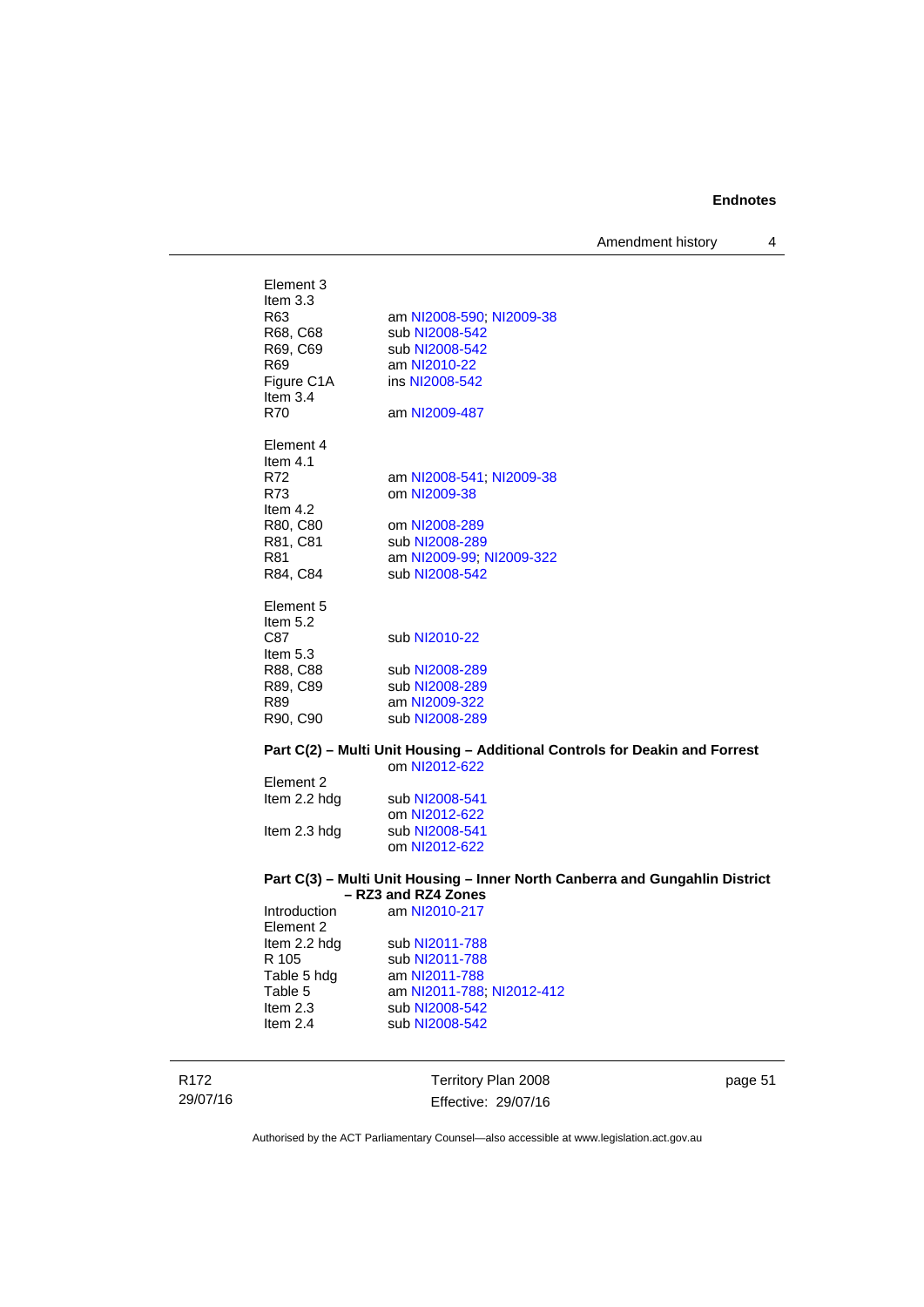Element 3
Item 3.3
R63 am NI2008-590; NI2009-38
R68, C68 sub NI2008-542
R69, C69 sub NI2008-542
R69 am NI2010-22
Figure C1A ins NI2008-542
Item 3.4
R70 am NI2009-487

Element 4
Item 4.1
R72 am NI2008-541; NI2009-38
R73 om NI2009-38
Item 4.2
R80, C80 om NI2008-289
R81, C81 sub NI2008-289
R81 am NI2009-99; NI2009-322
R84, C84 sub NI2008-542

Element 5
Item 5.2
C87 sub NI2010-22
Item 5.3
R88, C88 sub NI2008-289
R89, C89 sub NI2008-289
R89 am NI2009-322
R90, C90 sub NI2008-289

**Part C(2) – Multi Unit Housing – Additional Controls for Deakin and Forrest**
om NI2012-622

Element 2
Item 2.2 hdg sub NI2008-541
om NI2012-622
Item 2.3 hdg sub NI2008-541
om NI2012-622

**Part C(3) – Multi Unit Housing – Inner North Canberra and Gungahlin District – RZ3 and RZ4 Zones**

Introduction am NI2010-217
Element 2
Item 2.2 hdg sub NI2011-788
R 105 sub NI2011-788
Table 5 hdg am NI2011-788
Table 5 am NI2011-788; NI2012-412
Item 2.3 sub NI2008-542
Item 2.4 sub NI2008-542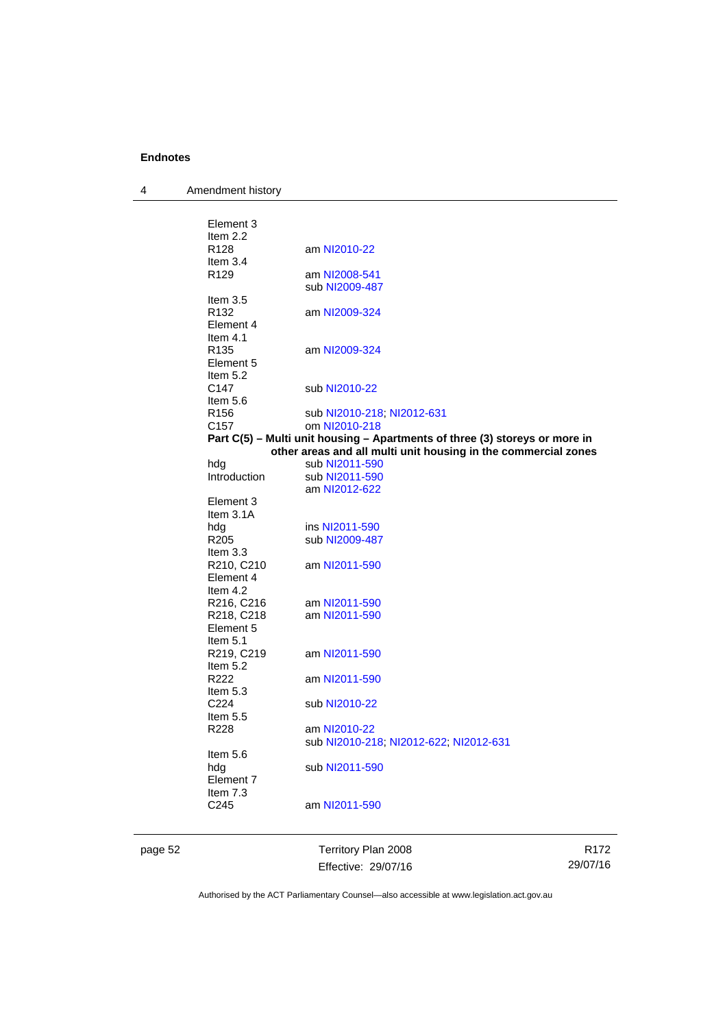Element 3
Item 2.2
R128 am NI2010-22
Item 3.4
R129 am NI2008-541
sub NI2009-487
Item 3.5
R132 am NI2009-324
Element 4
Item 4.1
R135 am NI2009-324
Element 5
Item 5.2
C147 sub NI2010-22
Item 5.6
R156 sub NI2010-218; NI2012-631
C157 om NI2010-218

**Part C(5) – Multi unit housing – Apartments of three (3) storeys or more in other areas and all multi unit housing in the commercial zones**

hdg sub NI2011-590
Introduction sub NI2011-590
am NI2012-622
Element 3
Item 3.1A
hdg ins NI2011-590
R205 sub NI2009-487
Item 3.3
R210, C210 am NI2011-590
Element 4
Item 4.2
R216, C216 am NI2011-590
R218, C218 am NI2011-590
Element 5
Item 5.1
R219, C219 am NI2011-590
Item 5.2
R222 am NI2011-590
Item 5.3
C224 sub NI2010-22
Item 5.5
R228 am NI2010-22
sub NI2010-218; NI2012-622; NI2012-631
Item 5.6
hdg sub NI2011-590
Element 7
Item 7.3
C245 am NI2011-590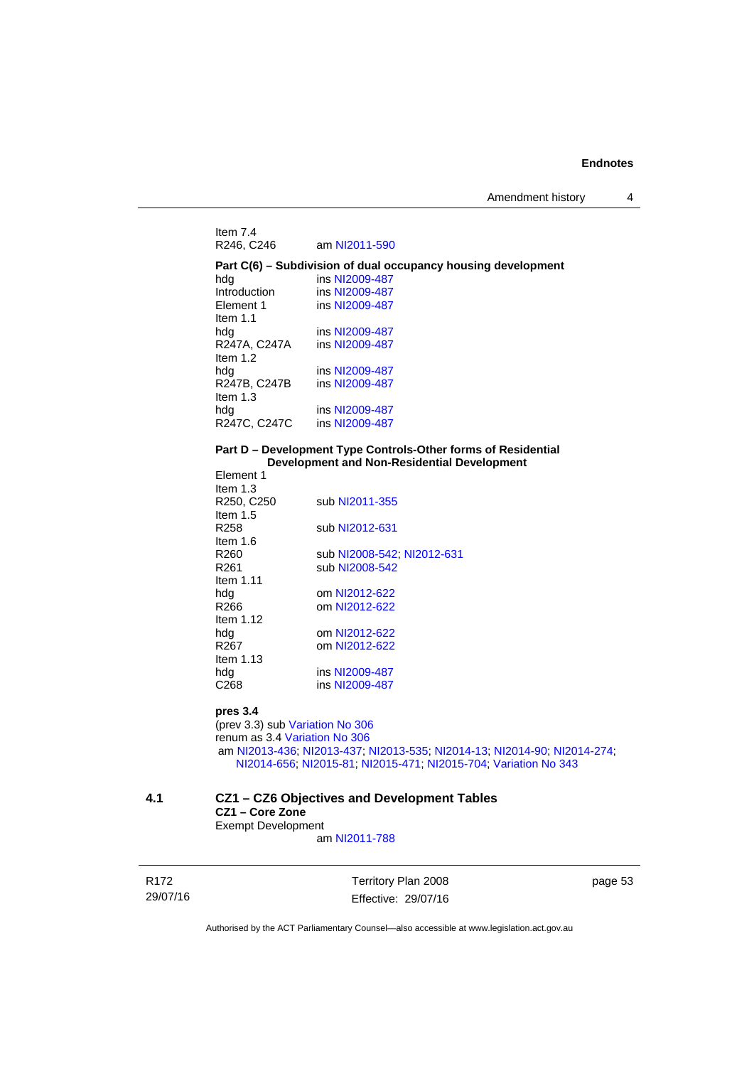Item 7.4

R246, C246 am NI2011-590

**Part C(6) – Subdivision of dual occupancy housing development**

hdg ins NI2009-487

Introduction ins NI2009-487

Element 1 ins NI2009-487

Item 1.1

hdg ins NI2009-487

R247A, C247A ins NI2009-487

Item 1.2

hdg ins NI2009-487

R247B, C247B ins NI2009-487

Item 1.3

hdg ins NI2009-487

R247C, C247C ins NI2009-487

**Part D – Development Type Controls-Other forms of Residential Development and Non-Residential Development**

Element 1

Item 1.3

R250, C250 sub NI2011-355

Item 1.5

R258 sub NI2012-631

Item 1.6

R260 sub NI2008-542; NI2012-631

R261 sub NI2008-542

Item 1.11

hdg om NI2012-622

R266 om NI2012-622

Item 1.12

hdg om NI2012-622

R267 om NI2012-622

Item 1.13

hdg ins NI2009-487

C268 ins NI2009-487

**pres 3.4**

(prev 3.3) sub Variation No 306

renum as 3.4 Variation No 306

am NI2013-436; NI2013-437; NI2013-535; NI2014-13; NI2014-90; NI2014-274; NI2014-656; NI2015-81; NI2015-471; NI2015-704; Variation No 343

## 4.1 CZ1 – CZ6 Objectives and Development Tables

**CZ1 – Core Zone**

Exempt Development

am NI2011-788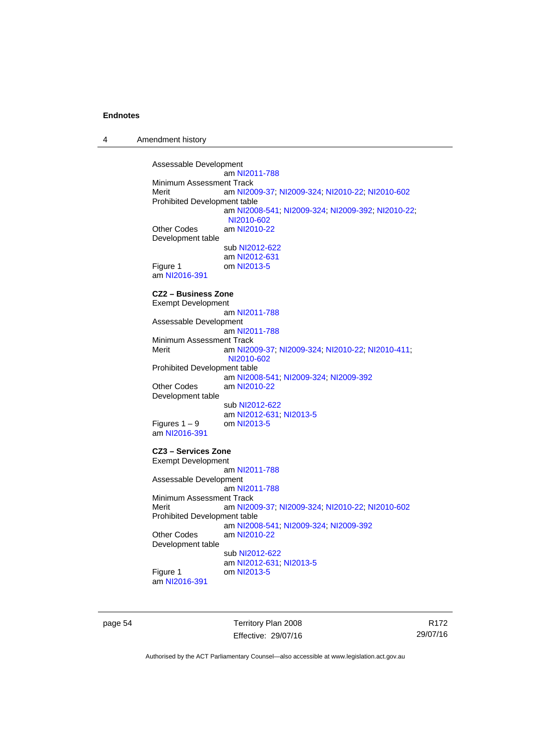Assessable Development
am NI2011-788

Minimum Assessment Track
Merit am NI2009-37; NI2009-324; NI2010-22; NI2010-602

Prohibited Development table
am NI2008-541; NI2009-324; NI2009-392; NI2010-22; NI2010-602

Other Codes am NI2010-22

Development table
sub NI2012-622
am NI2012-631

Figure 1 om NI2013-5

am NI2016-391

**CZ2 – Business Zone**

Exempt Development
am NI2011-788

Assessable Development
am NI2011-788

Minimum Assessment Track
Merit am NI2009-37; NI2009-324; NI2010-22; NI2010-411; NI2010-602

Prohibited Development table
am NI2008-541; NI2009-324; NI2009-392

Other Codes am NI2010-22

Development table
sub NI2012-622
am NI2012-631; NI2013-5

Figures 1 – 9 om NI2013-5

am NI2016-391

**CZ3 – Services Zone**

Exempt Development
am NI2011-788

Assessable Development
am NI2011-788

Minimum Assessment Track
Merit am NI2009-37; NI2009-324; NI2010-22; NI2010-602

Prohibited Development table
am NI2008-541; NI2009-324; NI2009-392

Other Codes am NI2010-22

Development table
sub NI2012-622
am NI2012-631; NI2013-5

Figure 1 om NI2013-5

am NI2016-391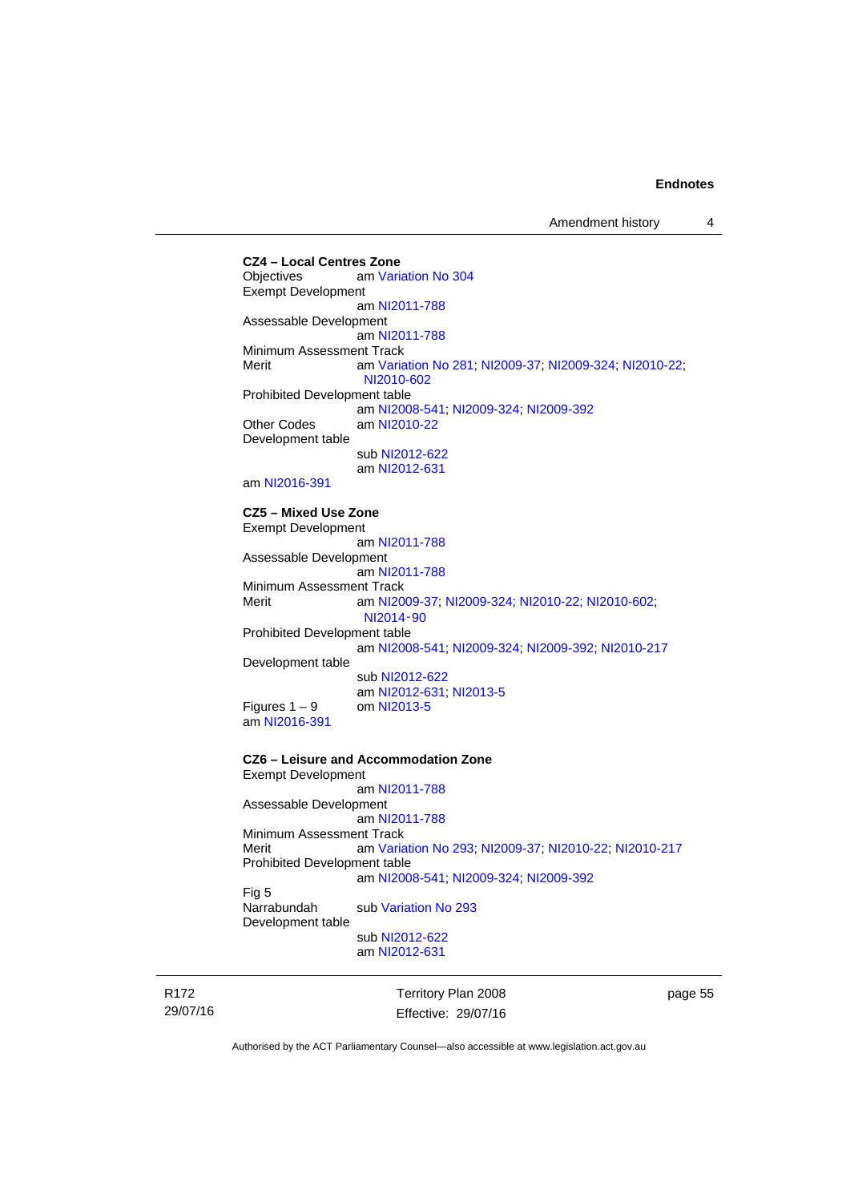**CZ4 – Local Centres Zone**

Objectives am Variation No 304

Exempt Development

am NI2011-788

Assessable Development

am NI2011-788

Minimum Assessment Track

Merit am Variation No 281; NI2009-37; NI2009-324; NI2010-22; NI2010-602

Prohibited Development table

am NI2008-541; NI2009-324; NI2009-392

Other Codes am NI2010-22

Development table

sub NI2012-622

am NI2012-631

am NI2016-391

**CZ5 – Mixed Use Zone**

Exempt Development

am NI2011-788

Assessable Development

am NI2011-788

Minimum Assessment Track

Merit am NI2009-37; NI2009-324; NI2010-22; NI2010-602; NI2014-90

Prohibited Development table

am NI2008-541; NI2009-324; NI2009-392; NI2010-217

Development table

sub NI2012-622

am NI2012-631; NI2013-5

Figures 1 – 9 om NI2013-5

am NI2016-391

**CZ6 – Leisure and Accommodation Zone**

Exempt Development

am NI2011-788

Assessable Development

am NI2011-788

Minimum Assessment Track

Merit am Variation No 293; NI2009-37; NI2010-22; NI2010-217

Prohibited Development table

am NI2008-541; NI2009-324; NI2009-392

Fig 5

Narrabundah sub Variation No 293

Development table

sub NI2012-622

am NI2012-631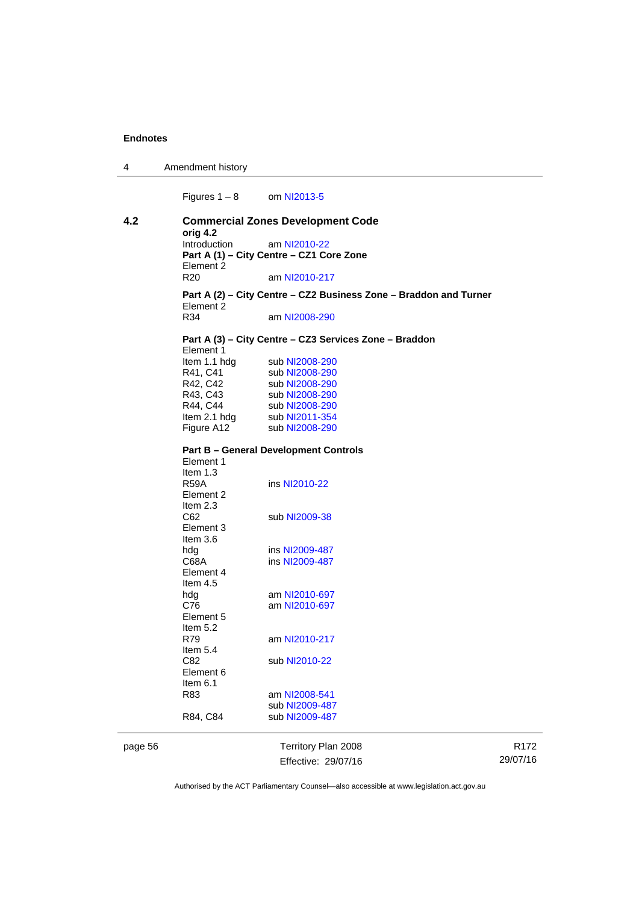Figures 1 – 8 om NI2013-5

**4.2 Commercial Zones Development Code**

**orig 4.2**

Introduction am NI2010-22

**Part A (1) – City Centre – CZ1 Core Zone**

Element 2

R20 am NI2010-217

**Part A (2) – City Centre – CZ2 Business Zone – Braddon and Turner**

Element 2

R34 am NI2008-290

**Part A (3) – City Centre – CZ3 Services Zone – Braddon**

Element 1

Item 1.1 hdg sub NI2008-290

R41, C41 sub NI2008-290

R42, C42 sub NI2008-290

R43, C43 sub NI2008-290

R44, C44 sub NI2008-290

Item 2.1 hdg sub NI2011-354

Figure A12 sub NI2008-290

**Part B – General Development Controls**

Element 1

Item 1.3

R59A ins NI2010-22

Element 2

Item 2.3

C62 sub NI2009-38

Element 3

Item 3.6

hdg ins NI2009-487

C68A ins NI2009-487

Element 4

Item 4.5

hdg am NI2010-697

C76 am NI2010-697

Element 5

Item 5.2

R79 am NI2010-217

Item 5.4

C82 sub NI2010-22

Element 6

Item 6.1

R83 am NI2008-541

sub NI2009-487

R84, C84 sub NI2009-487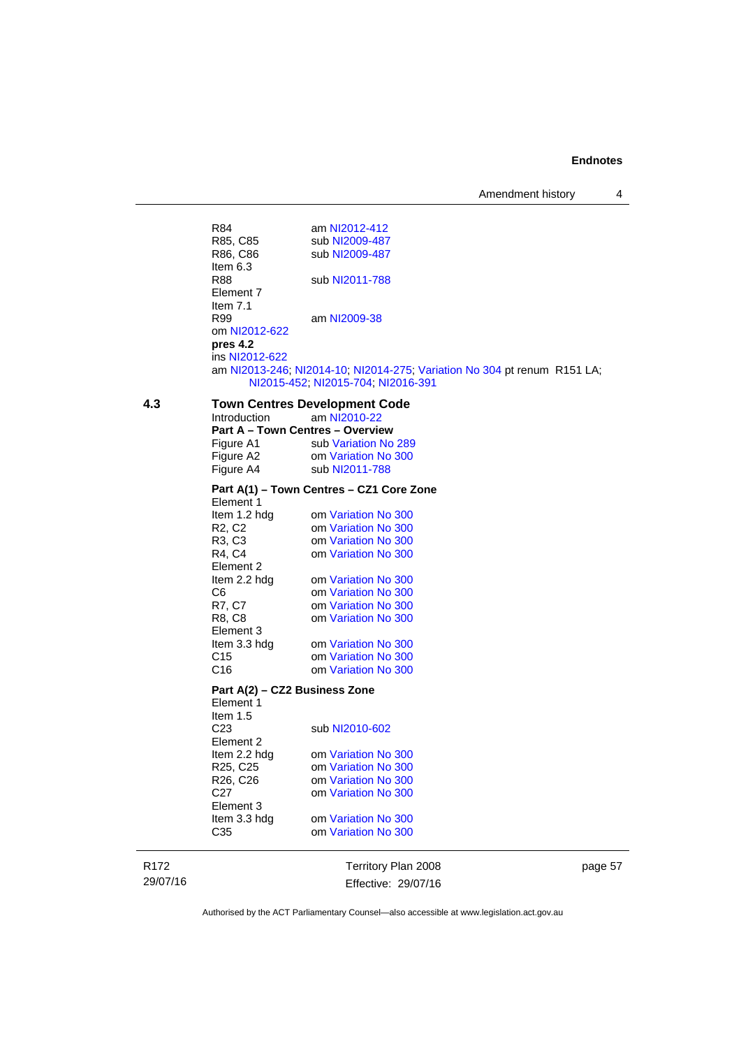R84 am NI2012-412
R85, C85 sub NI2009-487
R86, C86 sub NI2009-487
Item 6.3
R88 sub NI2011-788
Element 7
Item 7.1
R99 am NI2009-38
om NI2012-622
**pres 4.2**
ins NI2012-622
am NI2013-246; NI2014-10; NI2014-275; Variation No 304 pt renum R151 LA; NI2015-452; NI2015-704; NI2016-391

**4.3 Town Centres Development Code**

Introduction am NI2010-22

**Part A – Town Centres – Overview**

Figure A1 sub Variation No 289
Figure A2 om Variation No 300
Figure A4 sub NI2011-788

**Part A(1) – Town Centres – CZ1 Core Zone**

Element 1
Item 1.2 hdg om Variation No 300
R2, C2 om Variation No 300
R3, C3 om Variation No 300
R4, C4 om Variation No 300
Element 2
Item 2.2 hdg om Variation No 300
C6 om Variation No 300
R7, C7 om Variation No 300
R8, C8 om Variation No 300
Element 3
Item 3.3 hdg om Variation No 300
C15 om Variation No 300
C16 om Variation No 300

**Part A(2) – CZ2 Business Zone**

Element 1
Item 1.5
C23 sub NI2010-602
Element 2
Item 2.2 hdg om Variation No 300
R25, C25 om Variation No 300
R26, C26 om Variation No 300
C27 om Variation No 300
Element 3
Item 3.3 hdg om Variation No 300
C35 om Variation No 300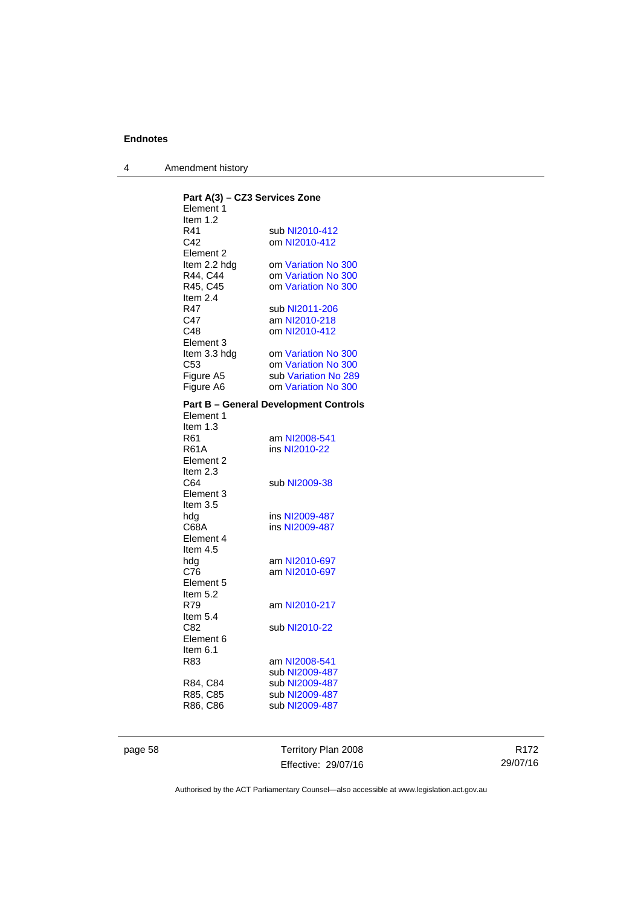**Part A(3) – CZ3 Services Zone**

Element 1

Item 1.2

| | |
|---|---|
| R41 | sub NI2010-412 |
| C42 | om NI2010-412 |

Element 2

| | |
|---|---|
| Item 2.2 hdg | om Variation No 300 |
| R44, C44 | om Variation No 300 |
| R45, C45 | om Variation No 300 |

Item 2.4

| | |
|---|---|
| R47 | sub NI2011-206 |
| C47 | am NI2010-218 |
| C48 | om NI2010-412 |

Element 3

| | |
|---|---|
| Item 3.3 hdg | om Variation No 300 |
| C53 | om Variation No 300 |
| Figure A5 | sub Variation No 289 |
| Figure A6 | om Variation No 300 |

**Part B – General Development Controls**

Element 1

Item 1.3

| | |
|---|---|
| R61 | am NI2008-541 |
| R61A | ins NI2010-22 |

Element 2

Item 2.3

| | |
|---|---|
| C64 | sub NI2009-38 |

Element 3

Item 3.5

| | |
|---|---|
| hdg | ins NI2009-487 |
| C68A | ins NI2009-487 |

Element 4

Item 4.5

| | |
|---|---|
| hdg | am NI2010-697 |
| C76 | am NI2010-697 |

Element 5

Item 5.2

| | |
|---|---|
| R79 | am NI2010-217 |

Item 5.4

| | |
|---|---|
| C82 | sub NI2010-22 |

Element 6

Item 6.1

| | |
|---|---|
| R83 | am NI2008-541 |
| | sub NI2009-487 |
| R84, C84 | sub NI2009-487 |
| R85, C85 | sub NI2009-487 |
| R86, C86 | sub NI2009-487 |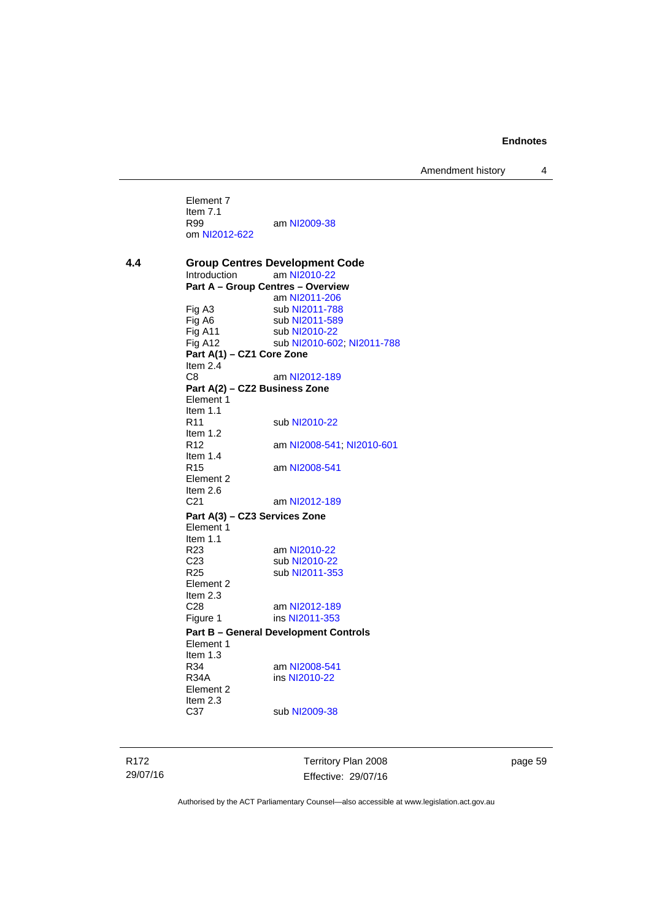Element 7
Item 7.1
R99 am NI2009-38
om NI2012-622

**4.4 Group Centres Development Code**

Introduction am NI2010-22

**Part A – Group Centres – Overview**
am NI2011-206
Fig A3 sub NI2011-788
Fig A6 sub NI2011-589
Fig A11 sub NI2010-22
Fig A12 sub NI2010-602; NI2011-788

**Part A(1) – CZ1 Core Zone**
Item 2.4
C8 am NI2012-189

**Part A(2) – CZ2 Business Zone**
Element 1
Item 1.1
R11 sub NI2010-22
Item 1.2
R12 am NI2008-541; NI2010-601
Item 1.4
R15 am NI2008-541
Element 2
Item 2.6
C21 am NI2012-189

**Part A(3) – CZ3 Services Zone**
Element 1
Item 1.1
R23 am NI2010-22
C23 sub NI2010-22
R25 sub NI2011-353
Element 2
Item 2.3
C28 am NI2012-189
Figure 1 ins NI2011-353

**Part B – General Development Controls**
Element 1
Item 1.3
R34 am NI2008-541
R34A ins NI2010-22
Element 2
Item 2.3
C37 sub NI2009-38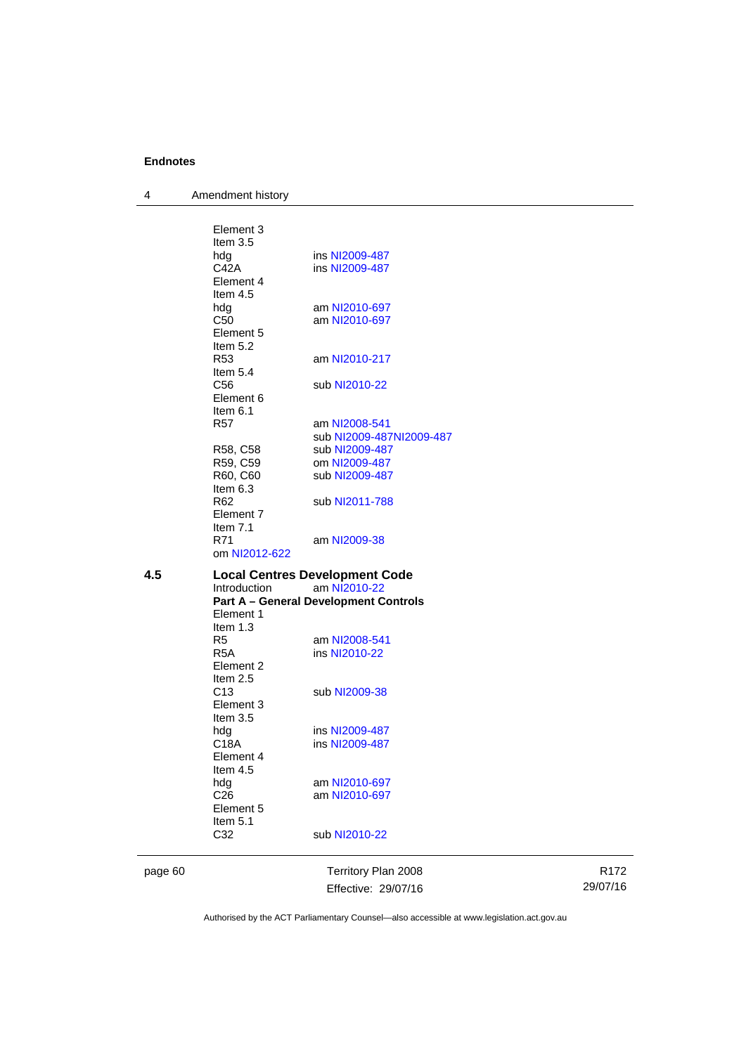Element 3
Item 3.5
hdg ins NI2009-487
C42A ins NI2009-487
Element 4
Item 4.5
hdg am NI2010-697
C50 am NI2010-697
Element 5
Item 5.2
R53 am NI2010-217
Item 5.4
C56 sub NI2010-22
Element 6
Item 6.1
R57 am NI2008-541
sub NI2009-487NI2009-487
R58, C58 sub NI2009-487
R59, C59 om NI2009-487
R60, C60 sub NI2009-487
Item 6.3
R62 sub NI2011-788
Element 7
Item 7.1
R71 am NI2009-38
om NI2012-622

## 4.5 Local Centres Development Code

Introduction am NI2010-22

**Part A – General Development Controls**

Element 1
Item 1.3
R5 am NI2008-541
R5A ins NI2010-22
Element 2
Item 2.5
C13 sub NI2009-38
Element 3
Item 3.5
hdg ins NI2009-487
C18A ins NI2009-487
Element 4
Item 4.5
hdg am NI2010-697
C26 am NI2010-697
Element 5
Item 5.1
C32 sub NI2010-22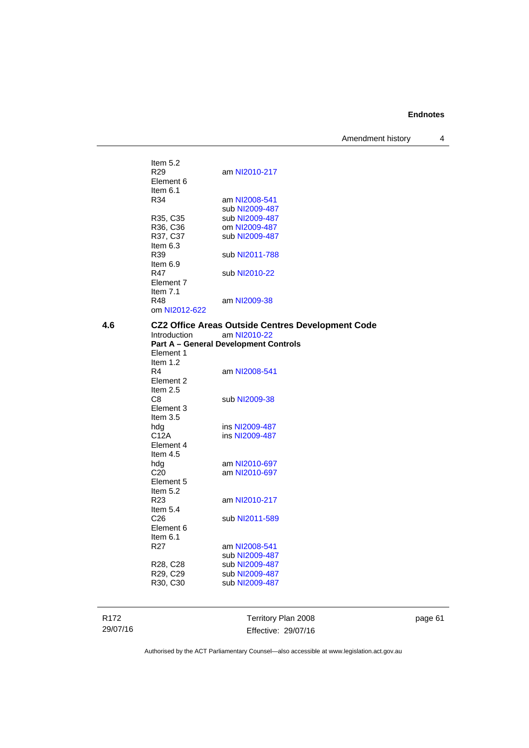Item 5.2
R29 am NI2010-217
Element 6
Item 6.1
R34 am NI2008-541
sub NI2009-487
R35, C35 sub NI2009-487
R36, C36 om NI2009-487
R37, C37 sub NI2009-487
Item 6.3
R39 sub NI2011-788
Item 6.9
R47 sub NI2010-22
Element 7
Item 7.1
R48 am NI2009-38
om NI2012-622

**4.6 CZ2 Office Areas Outside Centres Development Code**

Introduction am NI2010-22
**Part A – General Development Controls**
Element 1
Item 1.2
R4 am NI2008-541
Element 2
Item 2.5
C8 sub NI2009-38
Element 3
Item 3.5
hdg ins NI2009-487
C12A ins NI2009-487
Element 4
Item 4.5
hdg am NI2010-697
C20 am NI2010-697
Element 5
Item 5.2
R23 am NI2010-217
Item 5.4
C26 sub NI2011-589
Element 6
Item 6.1
R27 am NI2008-541
sub NI2009-487
R28, C28 sub NI2009-487
R29, C29 sub NI2009-487
R30, C30 sub NI2009-487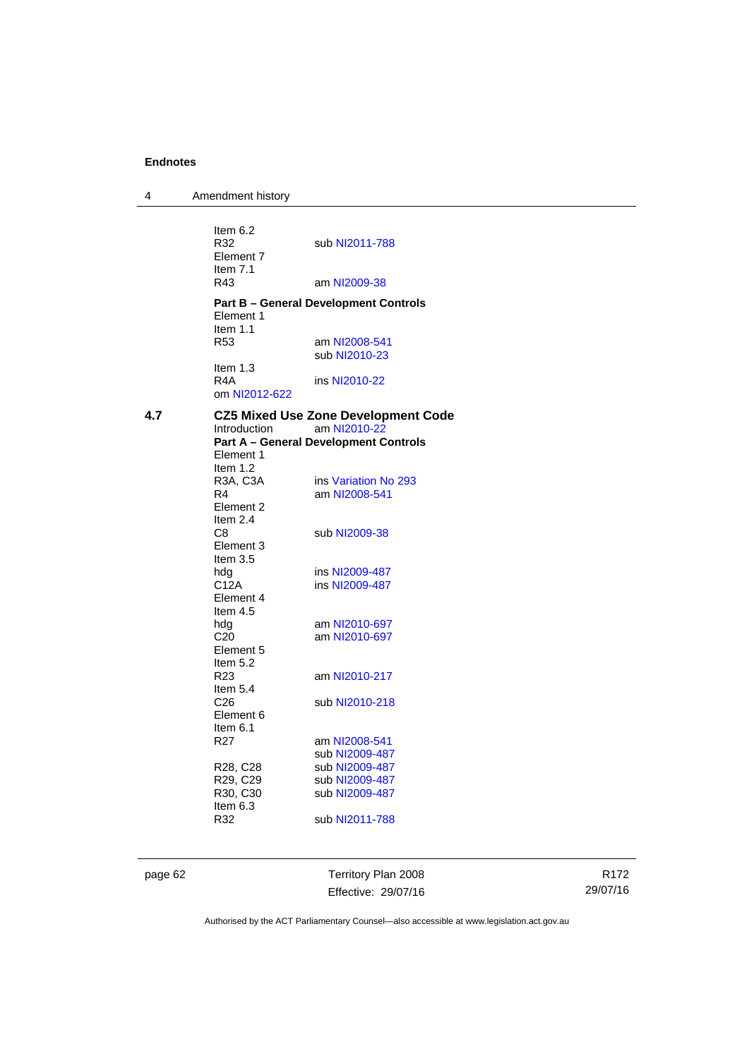Item 6.2

R32 sub NI2011-788

Element 7

Item 7.1

R43 am NI2009-38

**Part B – General Development Controls**

Element 1

Item 1.1

R53 am NI2008-541
sub NI2010-23

Item 1.3

R4A ins NI2010-22
om NI2012-622

**4.7 CZ5 Mixed Use Zone Development Code**

Introduction am NI2010-22

**Part A – General Development Controls**

Element 1

Item 1.2

R3A, C3A ins Variation No 293

R4 am NI2008-541

Element 2

Item 2.4

C8 sub NI2009-38

Element 3

Item 3.5

hdg ins NI2009-487

C12A ins NI2009-487

Element 4

Item 4.5

hdg am NI2010-697

C20 am NI2010-697

Element 5

Item 5.2

R23 am NI2010-217

Item 5.4

C26 sub NI2010-218

Element 6

Item 6.1

R27 am NI2008-541
sub NI2009-487

R28, C28 sub NI2009-487

R29, C29 sub NI2009-487

R30, C30 sub NI2009-487

Item 6.3

R32 sub NI2011-788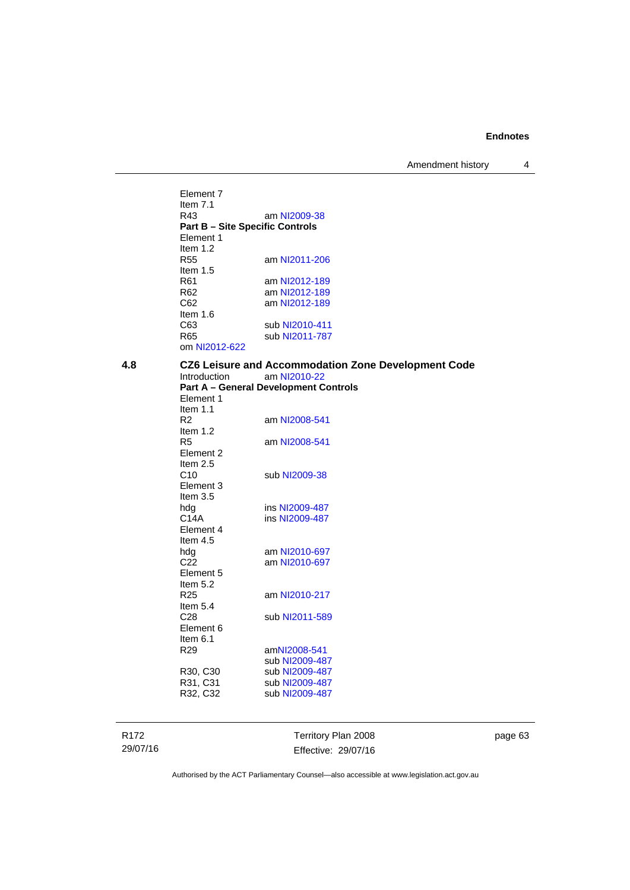Element 7
Item 7.1
R43 am NI2009-38

**Part B – Site Specific Controls**

Element 1
Item 1.2
R55 am NI2011-206
Item 1.5
R61 am NI2012-189
R62 am NI2012-189
C62 am NI2012-189
Item 1.6
C63 sub NI2010-411
R65 sub NI2011-787
om NI2012-622

## 4.8 CZ6 Leisure and Accommodation Zone Development Code

Introduction am NI2010-22

**Part A – General Development Controls**

Element 1
Item 1.1
R2 am NI2008-541
Item 1.2
R5 am NI2008-541
Element 2
Item 2.5
C10 sub NI2009-38
Element 3
Item 3.5
hdg ins NI2009-487
C14A ins NI2009-487
Element 4
Item 4.5
hdg am NI2010-697
C22 am NI2010-697
Element 5
Item 5.2
R25 am NI2010-217
Item 5.4
C28 sub NI2011-589
Element 6
Item 6.1
R29 amNI2008-541
sub NI2009-487
R30, C30 sub NI2009-487
R31, C31 sub NI2009-487
R32, C32 sub NI2009-487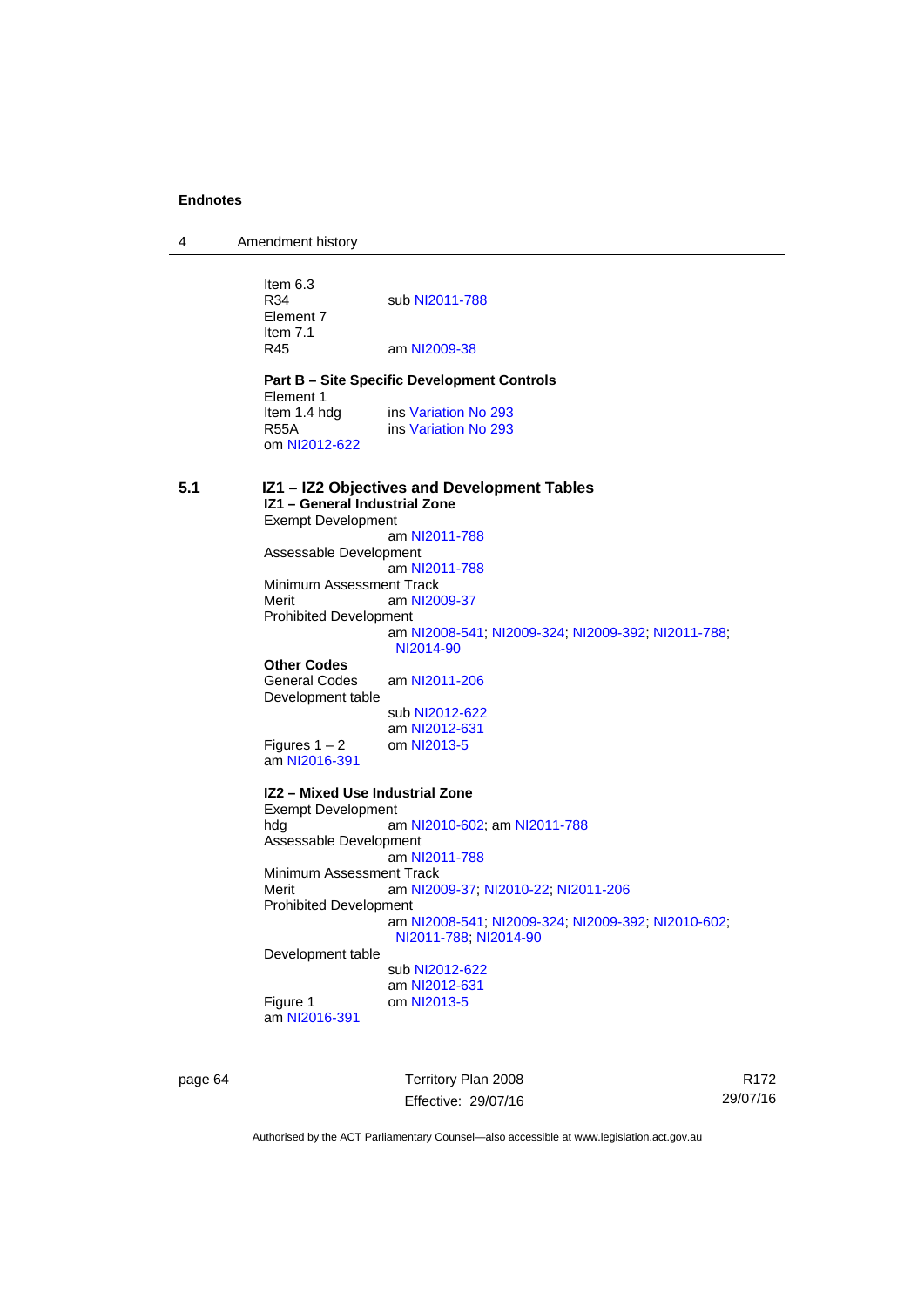Item 6.3

R34 sub NI2011-788

Element 7

Item 7.1

R45 am NI2009-38

**Part B – Site Specific Development Controls**

Element 1

Item 1.4 hdg ins Variation No 293

R55A ins Variation No 293

om NI2012-622

## 5.1 IZ1 – IZ2 Objectives and Development Tables

**IZ1 – General Industrial Zone**

Exempt Development

am NI2011-788

Assessable Development

am NI2011-788

Minimum Assessment Track

Merit am NI2009-37

Prohibited Development

am NI2008-541; NI2009-324; NI2009-392; NI2011-788; NI2014-90

**Other Codes**

General Codes am NI2011-206

Development table

sub NI2012-622

am NI2012-631

Figures 1 – 2 om NI2013-5

am NI2016-391

**IZ2 – Mixed Use Industrial Zone**

Exempt Development

hdg am NI2010-602; am NI2011-788

Assessable Development

am NI2011-788

Minimum Assessment Track

Merit am NI2009-37; NI2010-22; NI2011-206

Prohibited Development

am NI2008-541; NI2009-324; NI2009-392; NI2010-602; NI2011-788; NI2014-90

Development table

sub NI2012-622

am NI2012-631

Figure 1 om NI2013-5

am NI2016-391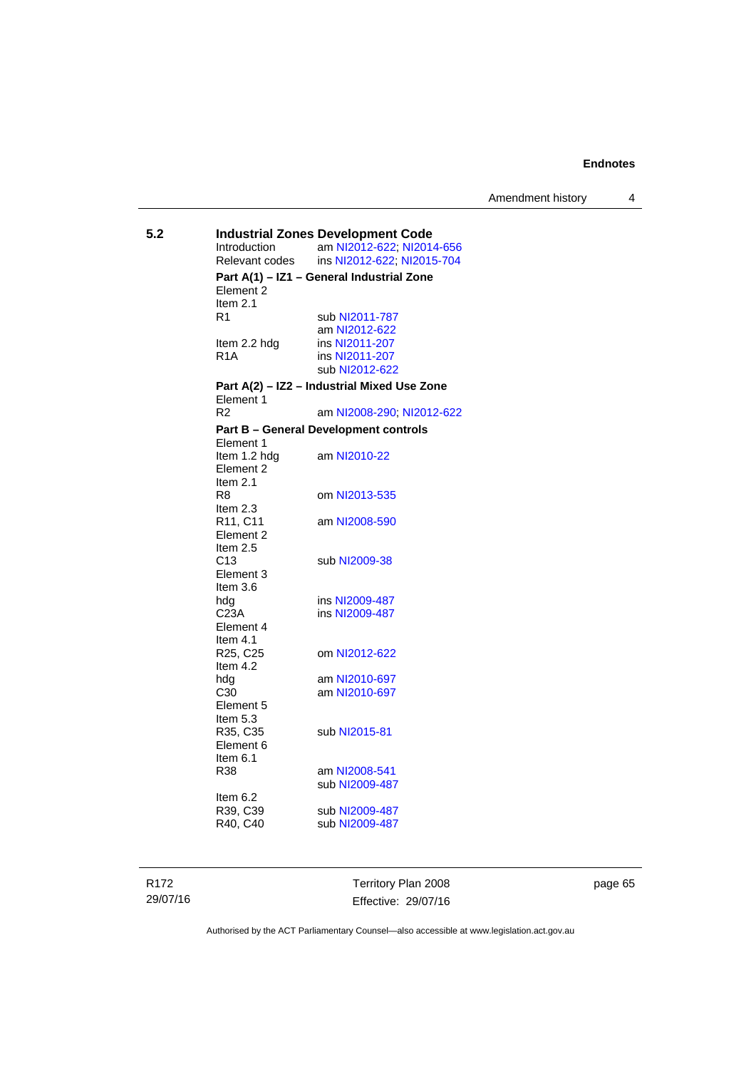## 5.2 Industrial Zones Development Code

| | |
|---|---|
| Introduction | am NI2012-622; NI2014-656 |
| Relevant codes | ins NI2012-622; NI2015-704 |

**Part A(1) – IZ1 – General Industrial Zone**

| | |
|---|---|
| Element 2 | |
| Item 2.1 | |
| R1 | sub NI2011-787 |
| | am NI2012-622 |
| Item 2.2 hdg | ins NI2011-207 |
| R1A | ins NI2011-207 |
| | sub NI2012-622 |

**Part A(2) – IZ2 – Industrial Mixed Use Zone**

| | |
|---|---|
| Element 1 | |
| R2 | am NI2008-290; NI2012-622 |

**Part B – General Development controls**

| | |
|---|---|
| Element 1 | |
| Item 1.2 hdg | am NI2010-22 |
| Element 2 | |
| Item 2.1 | |
| R8 | om NI2013-535 |
| Item 2.3 | |
| R11, C11 | am NI2008-590 |
| Element 2 | |
| Item 2.5 | |
| C13 | sub NI2009-38 |
| Element 3 | |
| Item 3.6 | |
| hdg | ins NI2009-487 |
| C23A | ins NI2009-487 |
| Element 4 | |
| Item 4.1 | |
| R25, C25 | om NI2012-622 |
| Item 4.2 | |
| hdg | am NI2010-697 |
| C30 | am NI2010-697 |
| Element 5 | |
| Item 5.3 | |
| R35, C35 | sub NI2015-81 |
| Element 6 | |
| Item 6.1 | |
| R38 | am NI2008-541 |
| | sub NI2009-487 |
| Item 6.2 | |
| R39, C39 | sub NI2009-487 |
| R40, C40 | sub NI2009-487 |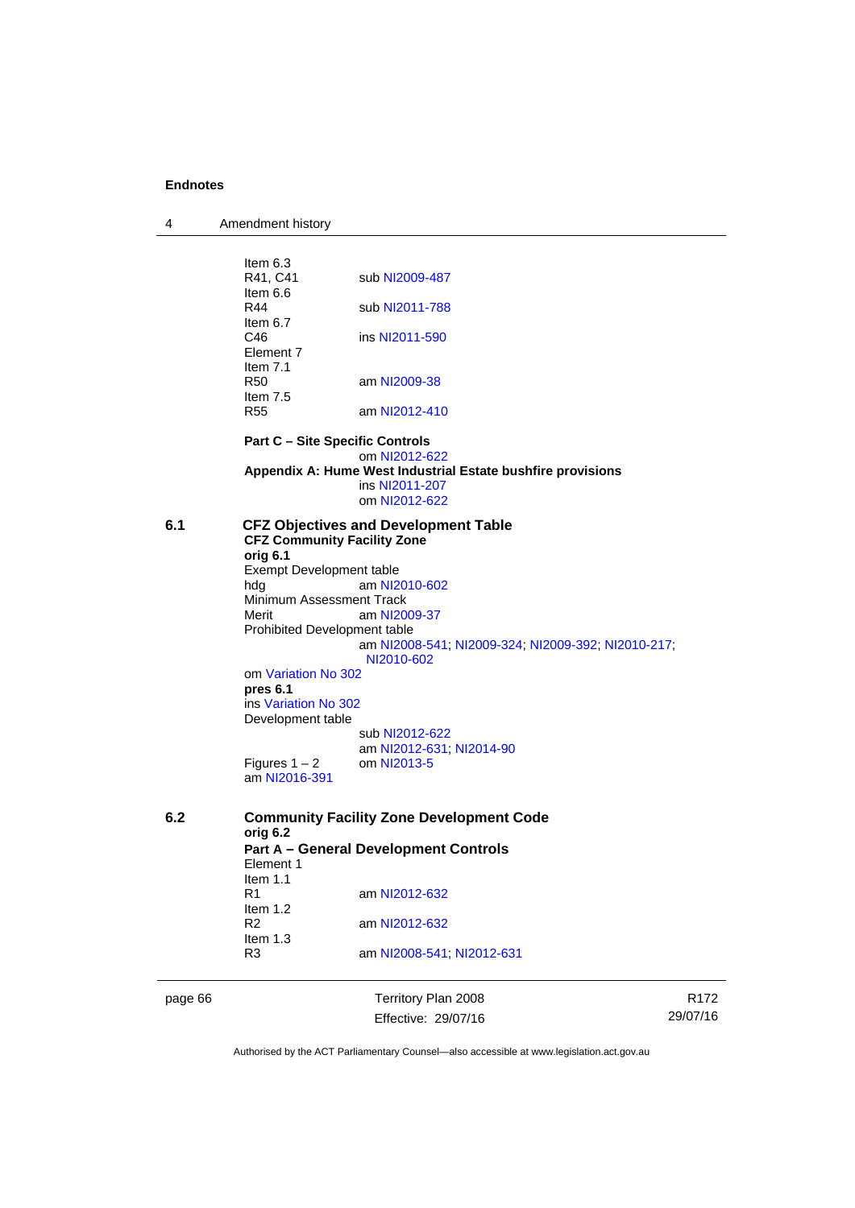Item 6.3
R41, C41 sub NI2009-487
Item 6.6
R44 sub NI2011-788
Item 6.7
C46 ins NI2011-590
Element 7
Item 7.1
R50 am NI2009-38
Item 7.5
R55 am NI2012-410

**Part C – Site Specific Controls**
om NI2012-622
**Appendix A: Hume West Industrial Estate bushfire provisions**
ins NI2011-207
om NI2012-622

## 6.1 CFZ Objectives and Development Table

**CFZ Community Facility Zone**
**orig 6.1**
Exempt Development table
hdg am NI2010-602
Minimum Assessment Track
Merit am NI2009-37
Prohibited Development table
am NI2008-541; NI2009-324; NI2009-392; NI2010-217; NI2010-602
om Variation No 302
**pres 6.1**
ins Variation No 302
Development table
sub NI2012-622
am NI2012-631; NI2014-90
Figures 1 – 2 om NI2013-5
am NI2016-391

## 6.2 Community Facility Zone Development Code

**orig 6.2**
**Part A – General Development Controls**
Element 1
Item 1.1
R1 am NI2012-632
Item 1.2
R2 am NI2012-632
Item 1.3
R3 am NI2008-541; NI2012-631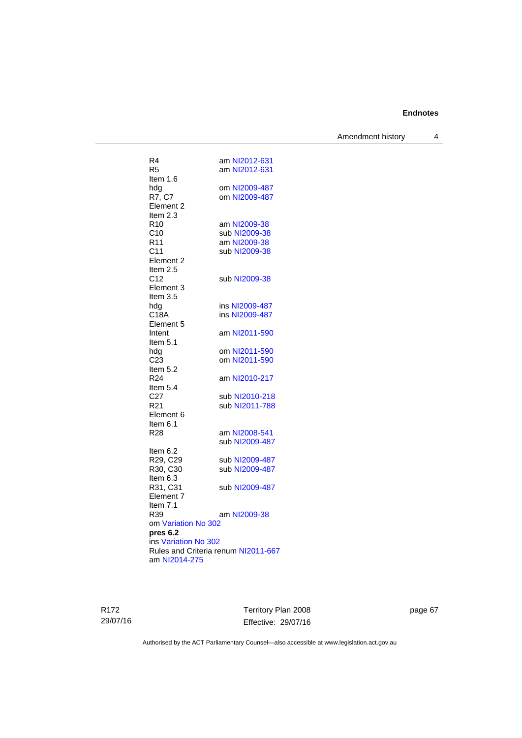R4 am NI2012-631
R5 am NI2012-631
Item 1.6
hdg om NI2009-487
R7, C7 om NI2009-487
Element 2
Item 2.3
R10 am NI2009-38
C10 sub NI2009-38
R11 am NI2009-38
C11 sub NI2009-38
Element 2
Item 2.5
C12 sub NI2009-38
Element 3
Item 3.5
hdg ins NI2009-487
C18A ins NI2009-487
Element 5
Intent am NI2011-590
Item 5.1
hdg om NI2011-590
C23 om NI2011-590
Item 5.2
R24 am NI2010-217
Item 5.4
C27 sub NI2010-218
R21 sub NI2011-788
Element 6
Item 6.1
R28 am NI2008-541
sub NI2009-487
Item 6.2
R29, C29 sub NI2009-487
R30, C30 sub NI2009-487
Item 6.3
R31, C31 sub NI2009-487
Element 7
Item 7.1
R39 am NI2009-38
om Variation No 302

**pres 6.2**
ins Variation No 302
Rules and Criteria renum NI2011-667
am NI2014-275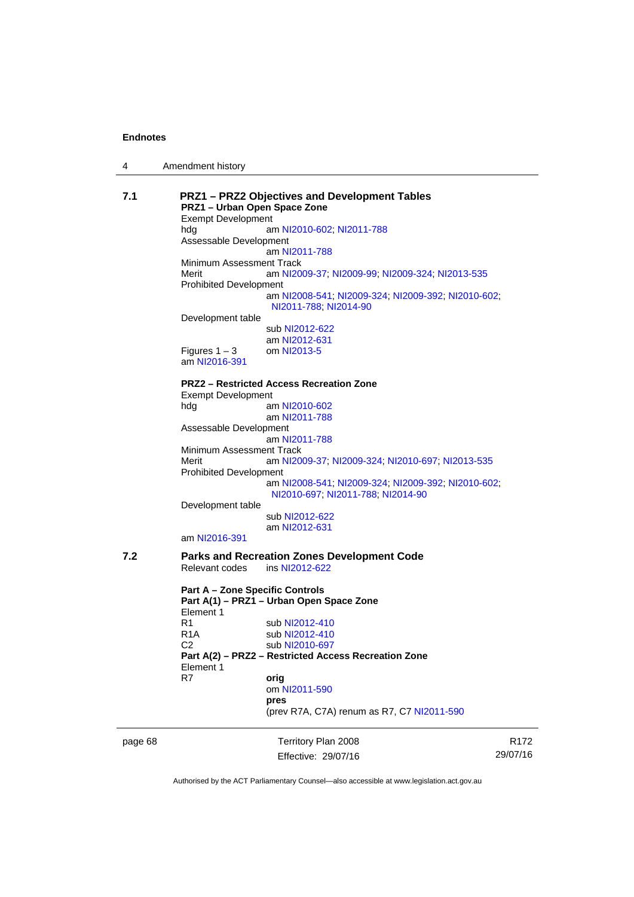## 7.1 PRZ1 – PRZ2 Objectives and Development Tables

**PRZ1 – Urban Open Space Zone**

Exempt Development
hdg am NI2010-602; NI2011-788
Assessable Development
am NI2011-788
Minimum Assessment Track
Merit am NI2009-37; NI2009-99; NI2009-324; NI2013-535
Prohibited Development
am NI2008-541; NI2009-324; NI2009-392; NI2010-602; NI2011-788; NI2014-90
Development table
sub NI2012-622
am NI2012-631
Figures 1 – 3 om NI2013-5
am NI2016-391

**PRZ2 – Restricted Access Recreation Zone**

Exempt Development
hdg am NI2010-602
am NI2011-788
Assessable Development
am NI2011-788
Minimum Assessment Track
Merit am NI2009-37; NI2009-324; NI2010-697; NI2013-535
Prohibited Development
am NI2008-541; NI2009-324; NI2009-392; NI2010-602; NI2010-697; NI2011-788; NI2014-90
Development table
sub NI2012-622
am NI2012-631
am NI2016-391

## 7.2 Parks and Recreation Zones Development Code

Relevant codes ins NI2012-622

**Part A – Zone Specific Controls**
**Part A(1) – PRZ1 – Urban Open Space Zone**
Element 1
R1 sub NI2012-410
R1A sub NI2012-410
C2 sub NI2010-697
**Part A(2) – PRZ2 – Restricted Access Recreation Zone**
Element 1
R7 **orig**
om NI2011-590
**pres**
(prev R7A, C7A) renum as R7, C7 NI2011-590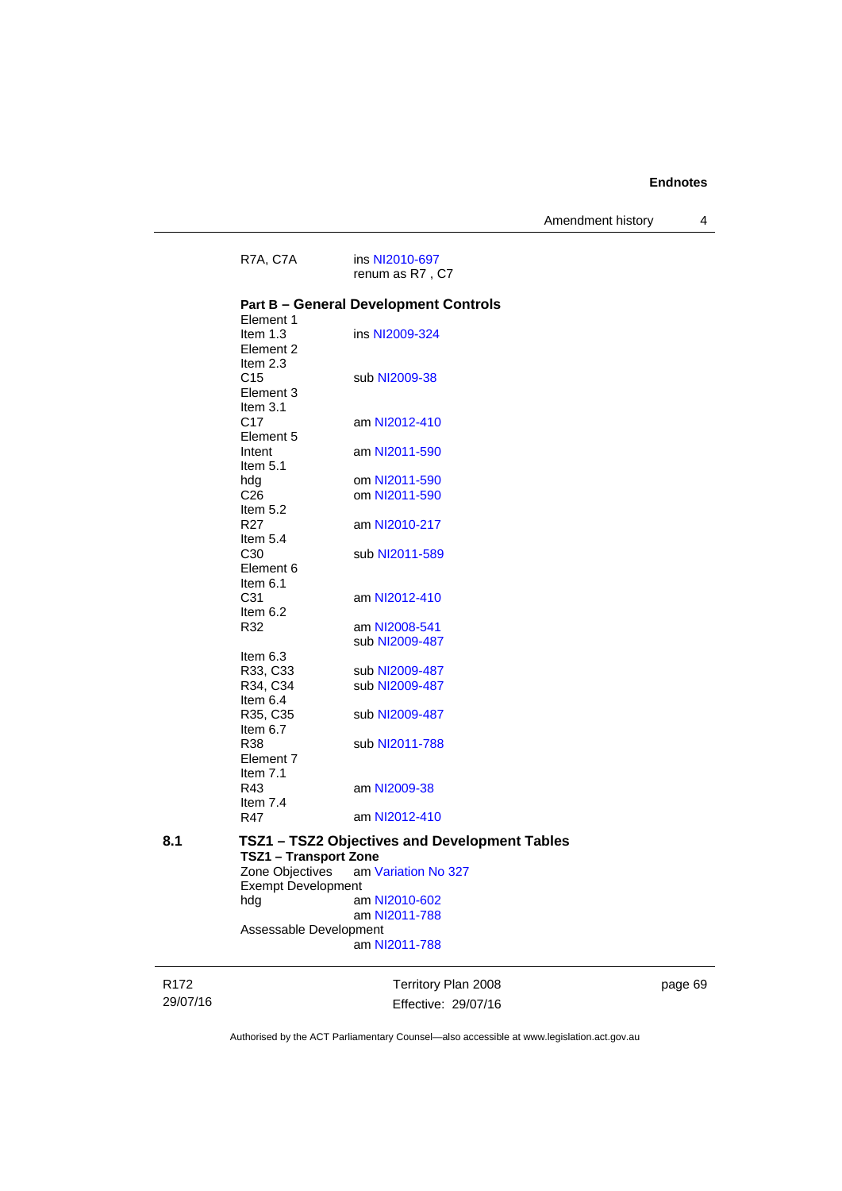R7A, C7A  ins NI2010-697
renum as R7 , C7

**Part B – General Development Controls**

Element 1
Item 1.3  ins NI2009-324
Element 2
Item 2.3
C15  sub NI2009-38
Element 3
Item 3.1
C17  am NI2012-410
Element 5
Intent  am NI2011-590
Item 5.1
hdg  om NI2011-590
C26  om NI2011-590
Item 5.2
R27  am NI2010-217
Item 5.4
C30  sub NI2011-589
Element 6
Item 6.1
C31  am NI2012-410
Item 6.2
R32  am NI2008-541
sub NI2009-487
Item 6.3
R33, C33  sub NI2009-487
R34, C34  sub NI2009-487
Item 6.4
R35, C35  sub NI2009-487
Item 6.7
R38  sub NI2011-788
Element 7
Item 7.1
R43  am NI2009-38
Item 7.4
R47  am NI2012-410

## 8.1 TSZ1 – TSZ2 Objectives and Development Tables

**TSZ1 – Transport Zone**

Zone Objectives  am Variation No 327
Exempt Development
hdg  am NI2010-602
am NI2011-788
Assessable Development
am NI2011-788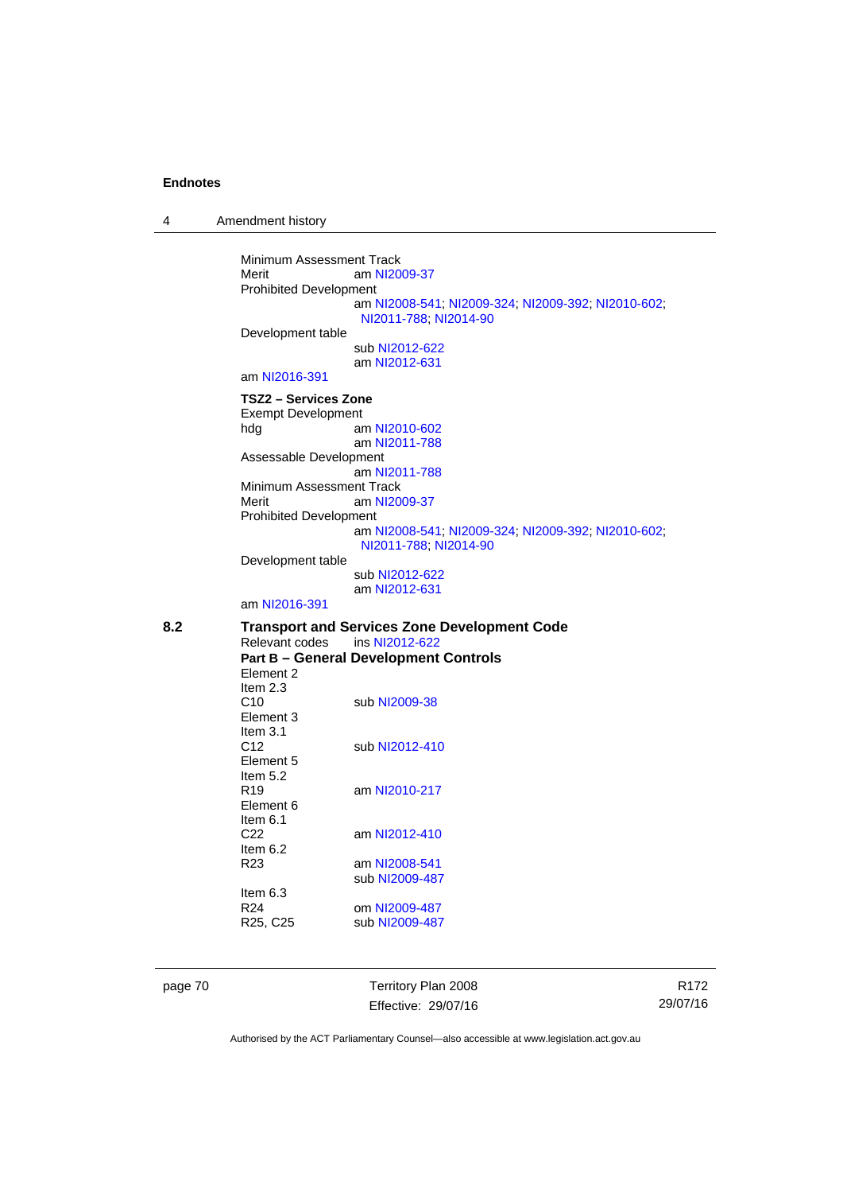Minimum Assessment Track
Merit am NI2009-37
Prohibited Development
am NI2008-541; NI2009-324; NI2009-392; NI2010-602; NI2011-788; NI2014-90
Development table
sub NI2012-622
am NI2012-631
am NI2016-391

**TSZ2 – Services Zone**
Exempt Development
hdg am NI2010-602
am NI2011-788
Assessable Development
am NI2011-788
Minimum Assessment Track
Merit am NI2009-37
Prohibited Development
am NI2008-541; NI2009-324; NI2009-392; NI2010-602; NI2011-788; NI2014-90
Development table
sub NI2012-622
am NI2012-631
am NI2016-391

**8.2 Transport and Services Zone Development Code**
Relevant codes ins NI2012-622
**Part B – General Development Controls**
Element 2
Item 2.3
C10 sub NI2009-38
Element 3
Item 3.1
C12 sub NI2012-410
Element 5
Item 5.2
R19 am NI2010-217
Element 6
Item 6.1
C22 am NI2012-410
Item 6.2
R23 am NI2008-541
sub NI2009-487
Item 6.3
R24 om NI2009-487
R25, C25 sub NI2009-487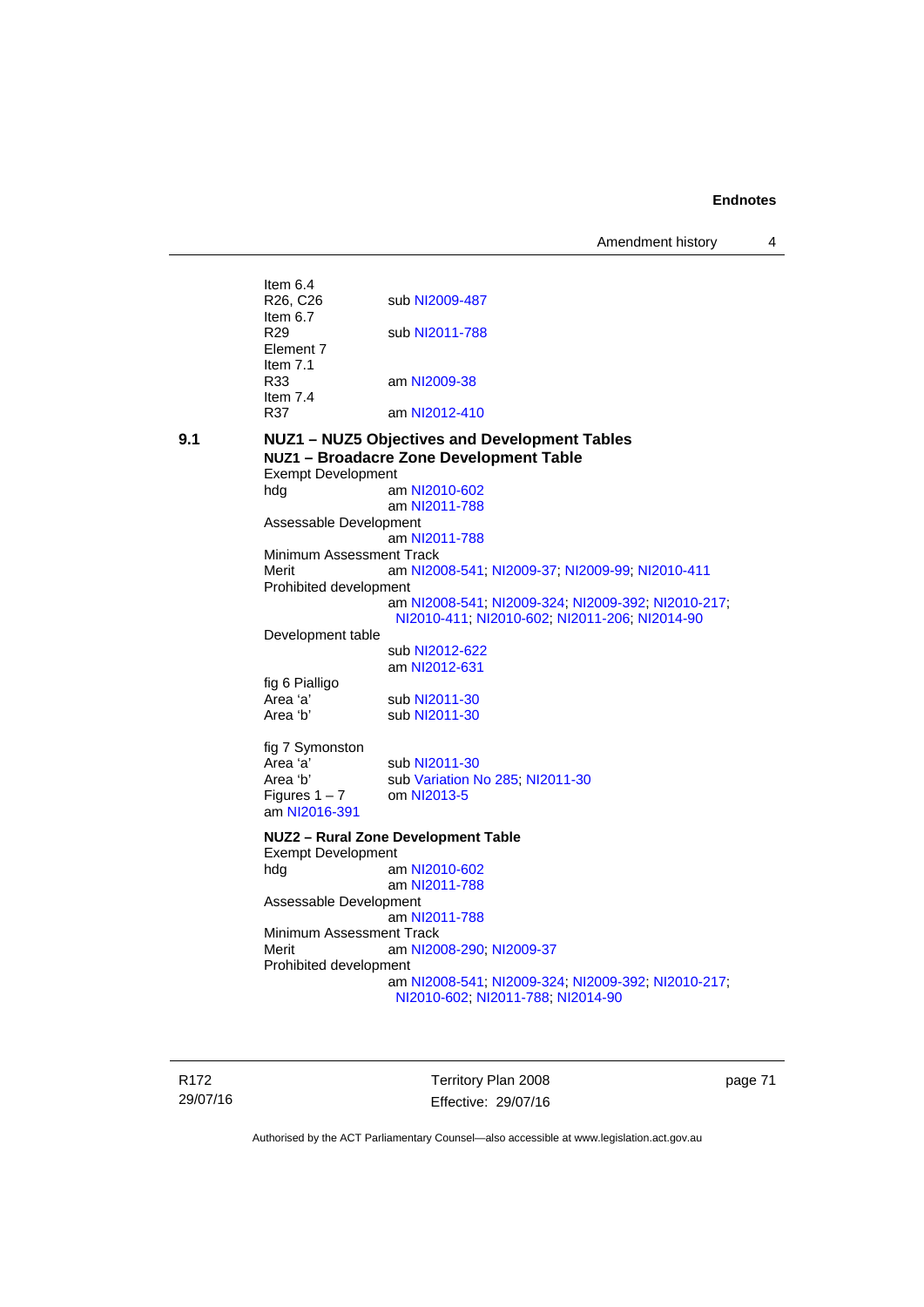Item 6.4
R26, C26 sub NI2009-487
Item 6.7
R29 sub NI2011-788
Element 7
Item 7.1
R33 am NI2009-38
Item 7.4
R37 am NI2012-410

**9.1 NUZ1 – NUZ5 Objectives and Development Tables**

**NUZ1 – Broadacre Zone Development Table**

Exempt Development
hdg am NI2010-602
am NI2011-788
Assessable Development
am NI2011-788
Minimum Assessment Track
Merit am NI2008-541; NI2009-37; NI2009-99; NI2010-411
Prohibited development
am NI2008-541; NI2009-324; NI2009-392; NI2010-217; NI2010-411; NI2010-602; NI2011-206; NI2014-90
Development table
sub NI2012-622
am NI2012-631
fig 6 Pialligo
Area 'a' sub NI2011-30
Area 'b' sub NI2011-30

fig 7 Symonston
Area 'a' sub NI2011-30
Area 'b' sub Variation No 285; NI2011-30
Figures 1 – 7 om NI2013-5
am NI2016-391

**NUZ2 – Rural Zone Development Table**

Exempt Development
hdg am NI2010-602
am NI2011-788
Assessable Development
am NI2011-788
Minimum Assessment Track
Merit am NI2008-290; NI2009-37
Prohibited development
am NI2008-541; NI2009-324; NI2009-392; NI2010-217; NI2010-602; NI2011-788; NI2014-90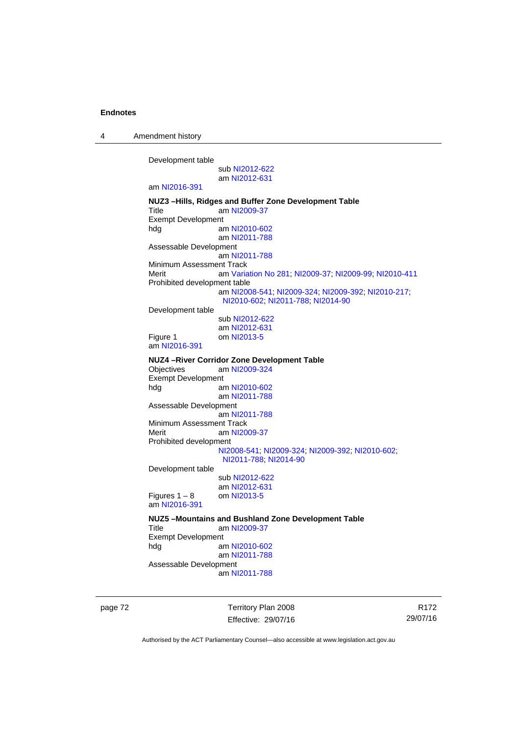Development table
sub NI2012-622
am NI2012-631
am NI2016-391

**NUZ3 –Hills, Ridges and Buffer Zone Development Table**
Title am NI2009-37
Exempt Development
hdg am NI2010-602
am NI2011-788
Assessable Development
am NI2011-788
Minimum Assessment Track
Merit am Variation No 281; NI2009-37; NI2009-99; NI2010-411
Prohibited development table
am NI2008-541; NI2009-324; NI2009-392; NI2010-217; NI2010-602; NI2011-788; NI2014-90
Development table
sub NI2012-622
am NI2012-631
Figure 1 om NI2013-5
am NI2016-391

**NUZ4 –River Corridor Zone Development Table**
Objectives am NI2009-324
Exempt Development
hdg am NI2010-602
am NI2011-788
Assessable Development
am NI2011-788
Minimum Assessment Track
Merit am NI2009-37
Prohibited development
NI2008-541; NI2009-324; NI2009-392; NI2010-602; NI2011-788; NI2014-90
Development table
sub NI2012-622
am NI2012-631
Figures 1 – 8 om NI2013-5
am NI2016-391

**NUZ5 –Mountains and Bushland Zone Development Table**
Title am NI2009-37
Exempt Development
hdg am NI2010-602
am NI2011-788
Assessable Development
am NI2011-788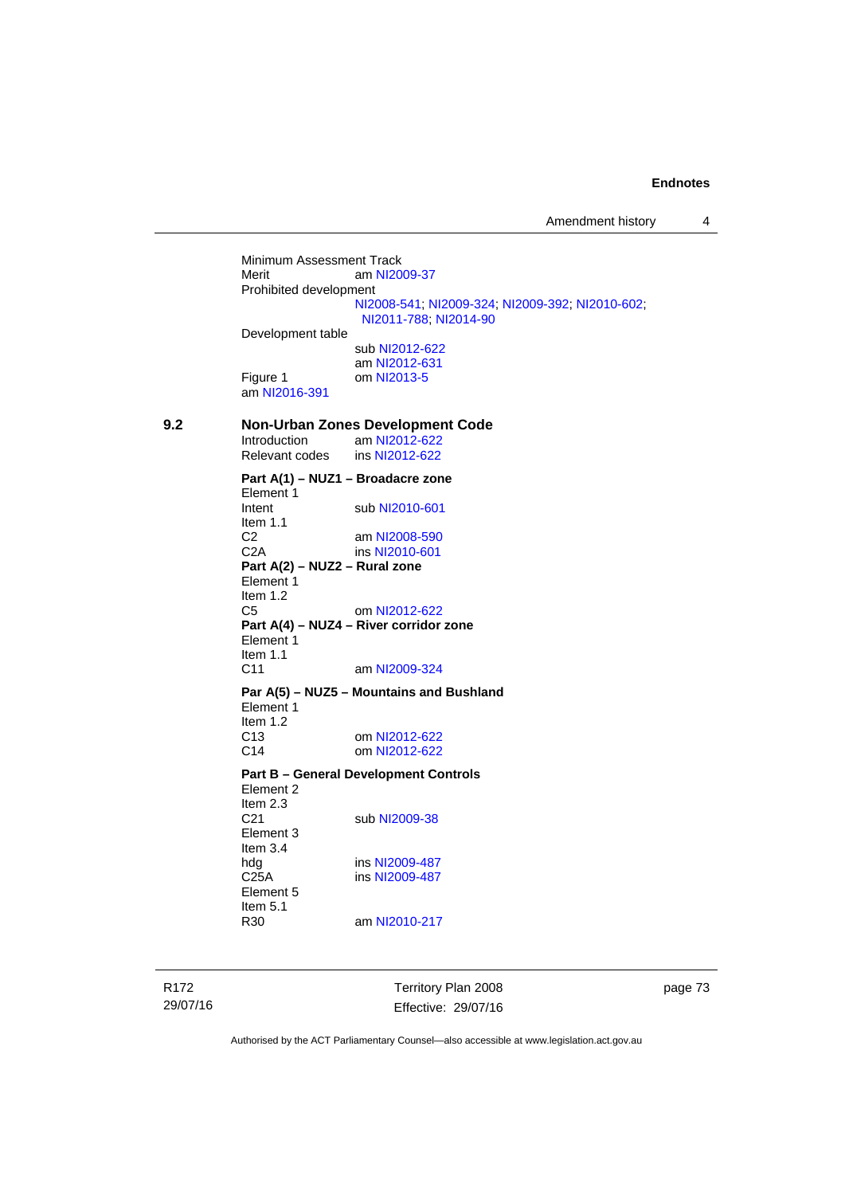Minimum Assessment Track
Merit am NI2009-37
Prohibited development
NI2008-541; NI2009-324; NI2009-392; NI2010-602; NI2011-788; NI2014-90
Development table
sub NI2012-622
am NI2012-631
Figure 1 om NI2013-5
am NI2016-391

**9.2 Non-Urban Zones Development Code**

Introduction am NI2012-622
Relevant codes ins NI2012-622

**Part A(1) – NUZ1 – Broadacre zone**

Element 1
Intent sub NI2010-601
Item 1.1
C2 am NI2008-590
C2A ins NI2010-601

**Part A(2) – NUZ2 – Rural zone**

Element 1
Item 1.2
C5 om NI2012-622

**Part A(4) – NUZ4 – River corridor zone**

Element 1
Item 1.1
C11 am NI2009-324

**Par A(5) – NUZ5 – Mountains and Bushland**

Element 1
Item 1.2
C13 om NI2012-622
C14 om NI2012-622

**Part B – General Development Controls**

Element 2
Item 2.3
C21 sub NI2009-38
Element 3
Item 3.4
hdg ins NI2009-487
C25A ins NI2009-487
Element 5
Item 5.1
R30 am NI2010-217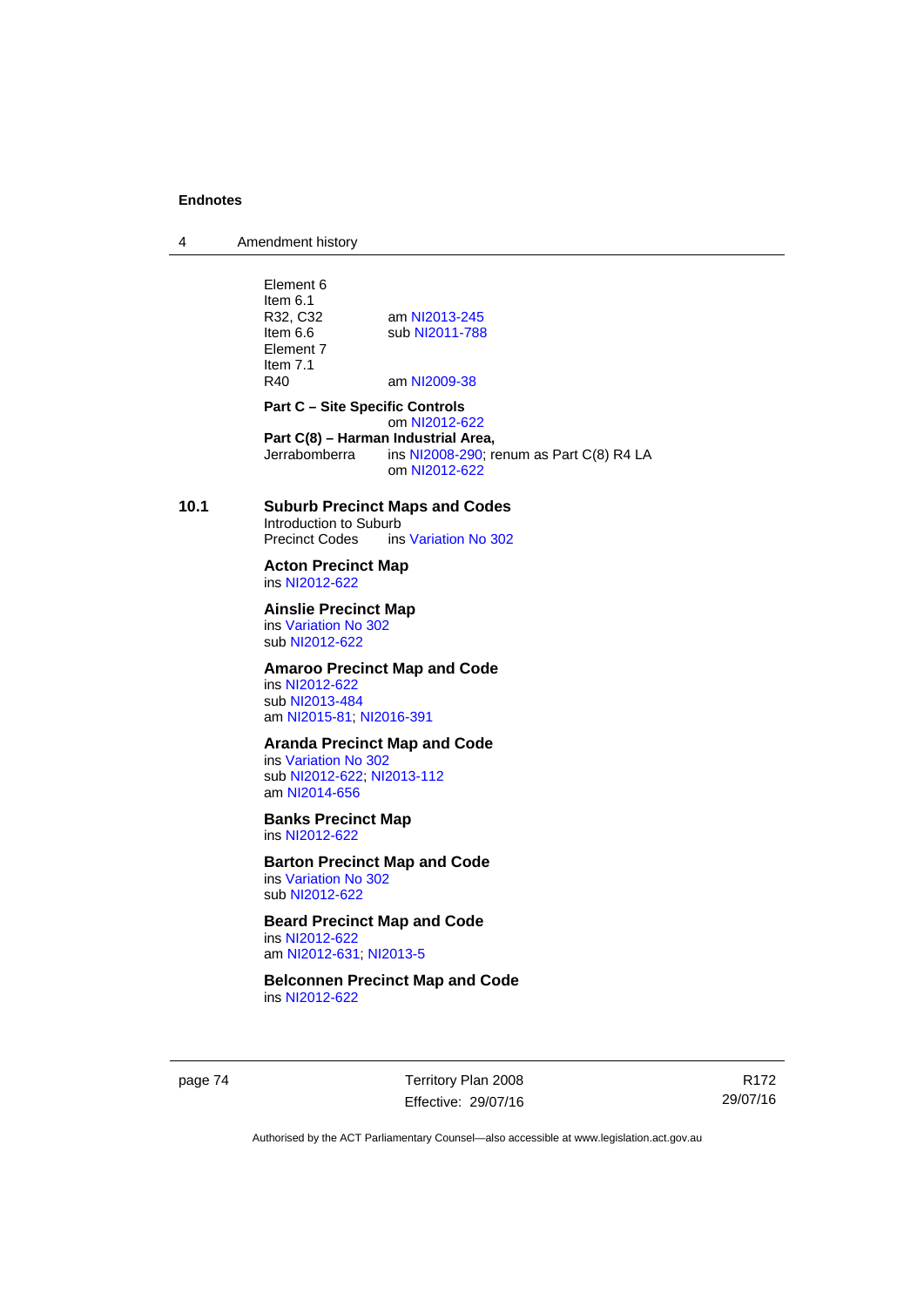Element 6
Item 6.1
R32, C32 am NI2013-245
Item 6.6 sub NI2011-788
Element 7
Item 7.1
R40 am NI2009-38

**Part C – Site Specific Controls**
om NI2012-622

**Part C(8) – Harman Industrial Area,**
Jerrabomberra ins NI2008-290; renum as Part C(8) R4 LA
om NI2012-622

**10.1 Suburb Precinct Maps and Codes**

Introduction to Suburb
Precinct Codes ins Variation No 302

**Acton Precinct Map**
ins NI2012-622

**Ainslie Precinct Map**
ins Variation No 302
sub NI2012-622

**Amaroo Precinct Map and Code**
ins NI2012-622
sub NI2013-484
am NI2015-81; NI2016-391

**Aranda Precinct Map and Code**
ins Variation No 302
sub NI2012-622; NI2013-112
am NI2014-656

**Banks Precinct Map**
ins NI2012-622

**Barton Precinct Map and Code**
ins Variation No 302
sub NI2012-622

**Beard Precinct Map and Code**
ins NI2012-622
am NI2012-631; NI2013-5

**Belconnen Precinct Map and Code**
ins NI2012-622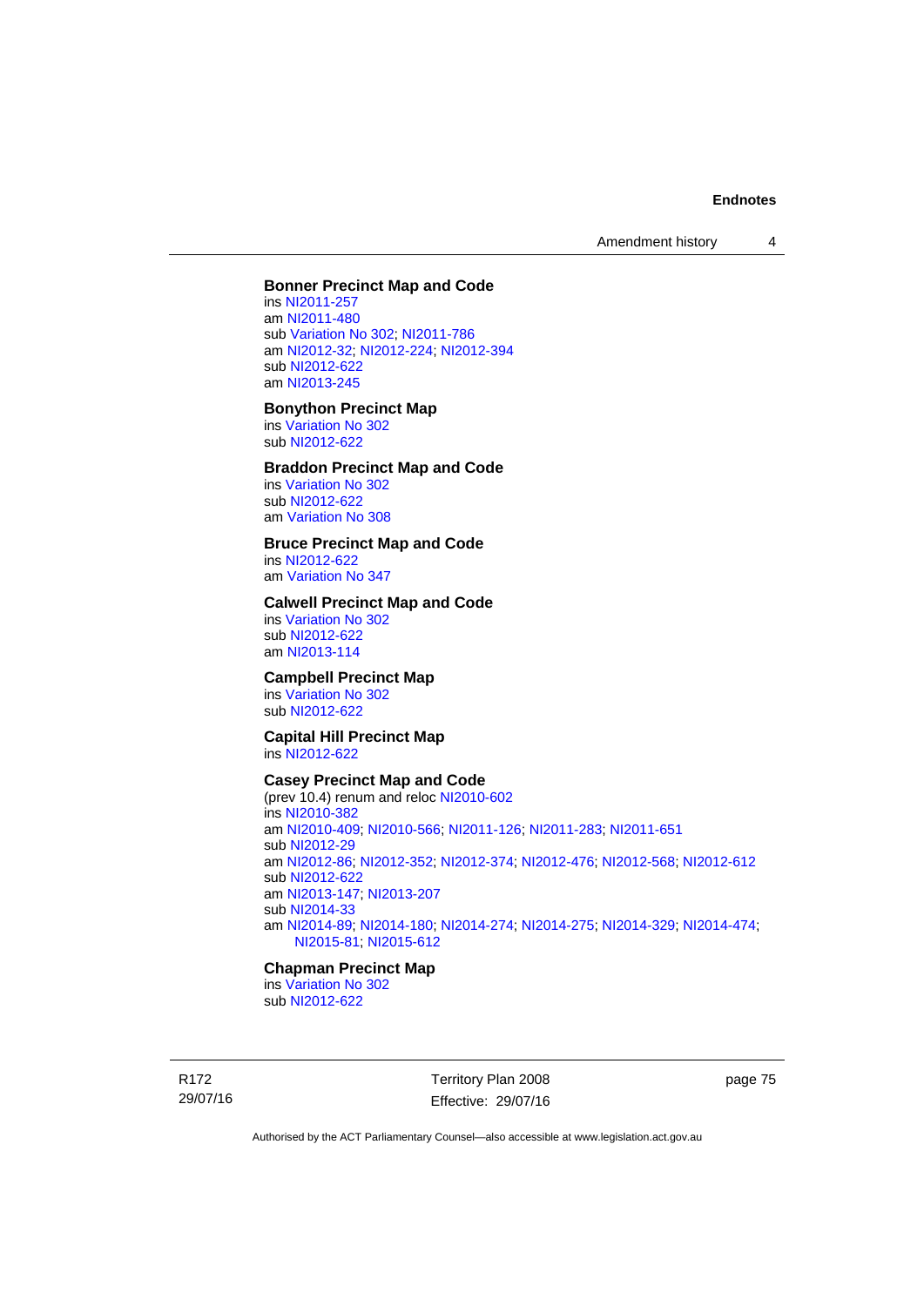**Bonner Precinct Map and Code**
ins NI2011-257
am NI2011-480
sub Variation No 302; NI2011-786
am NI2012-32; NI2012-224; NI2012-394
sub NI2012-622
am NI2013-245

**Bonython Precinct Map**
ins Variation No 302
sub NI2012-622

**Braddon Precinct Map and Code**
ins Variation No 302
sub NI2012-622
am Variation No 308

**Bruce Precinct Map and Code**
ins NI2012-622
am Variation No 347

**Calwell Precinct Map and Code**
ins Variation No 302
sub NI2012-622
am NI2013-114

**Campbell Precinct Map**
ins Variation No 302
sub NI2012-622

**Capital Hill Precinct Map**
ins NI2012-622

**Casey Precinct Map and Code**
(prev 10.4) renum and reloc NI2010-602
ins NI2010-382
am NI2010-409; NI2010-566; NI2011-126; NI2011-283; NI2011-651
sub NI2012-29
am NI2012-86; NI2012-352; NI2012-374; NI2012-476; NI2012-568; NI2012-612
sub NI2012-622
am NI2013-147; NI2013-207
sub NI2014-33
am NI2014-89; NI2014-180; NI2014-274; NI2014-275; NI2014-329; NI2014-474; NI2015-81; NI2015-612

**Chapman Precinct Map**
ins Variation No 302
sub NI2012-622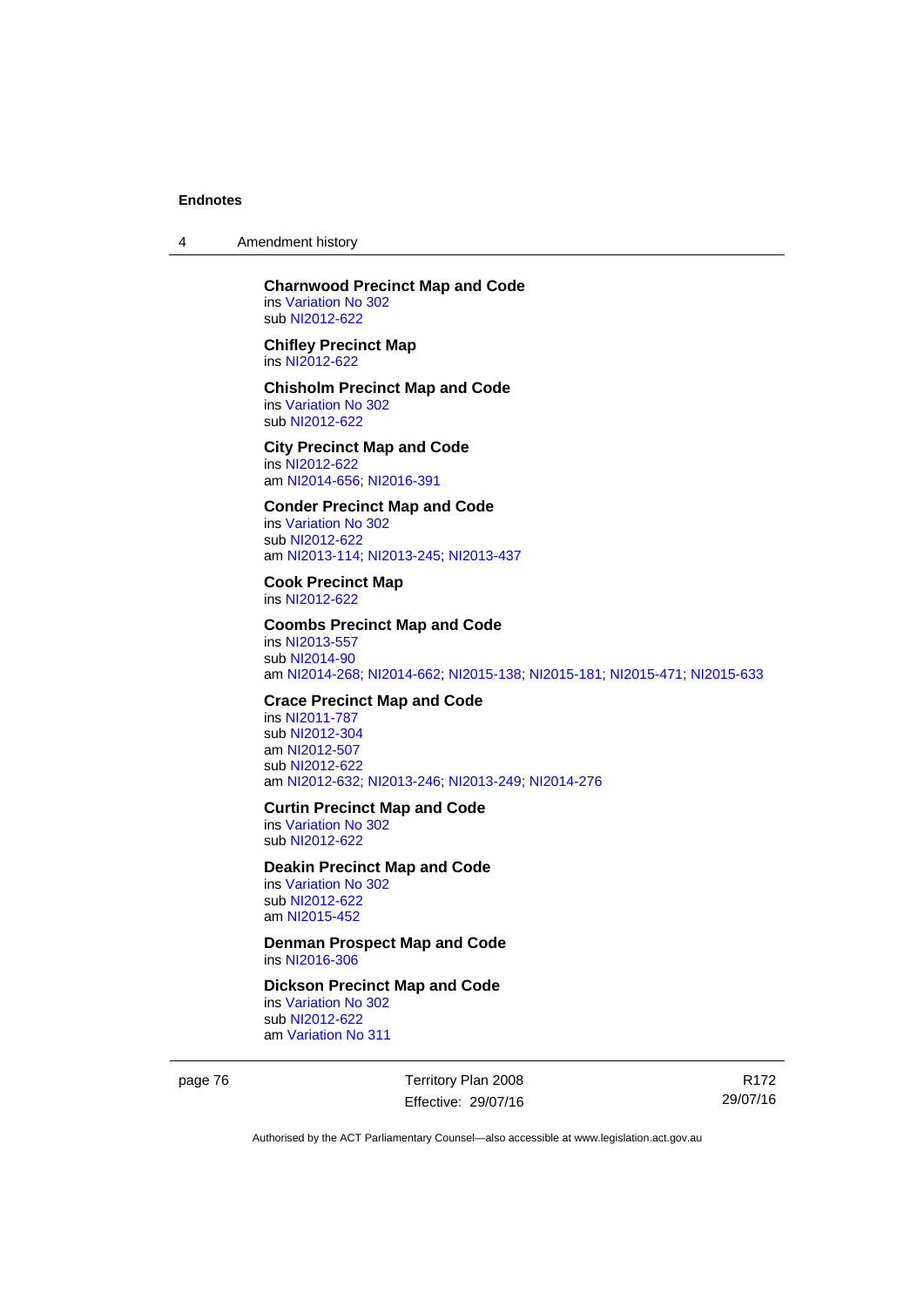**Charnwood Precinct Map and Code**
ins Variation No 302
sub NI2012-622

**Chifley Precinct Map**
ins NI2012-622

**Chisholm Precinct Map and Code**
ins Variation No 302
sub NI2012-622

**City Precinct Map and Code**
ins NI2012-622
am NI2014-656; NI2016-391

**Conder Precinct Map and Code**
ins Variation No 302
sub NI2012-622
am NI2013-114; NI2013-245; NI2013-437

**Cook Precinct Map**
ins NI2012-622

**Coombs Precinct Map and Code**
ins NI2013-557
sub NI2014-90
am NI2014-268; NI2014-662; NI2015-138; NI2015-181; NI2015-471; NI2015-633

**Crace Precinct Map and Code**
ins NI2011-787
sub NI2012-304
am NI2012-507
sub NI2012-622
am NI2012-632; NI2013-246; NI2013-249; NI2014-276

**Curtin Precinct Map and Code**
ins Variation No 302
sub NI2012-622

**Deakin Precinct Map and Code**
ins Variation No 302
sub NI2012-622
am NI2015-452

**Denman Prospect Map and Code**
ins NI2016-306

**Dickson Precinct Map and Code**
ins Variation No 302
sub NI2012-622
am Variation No 311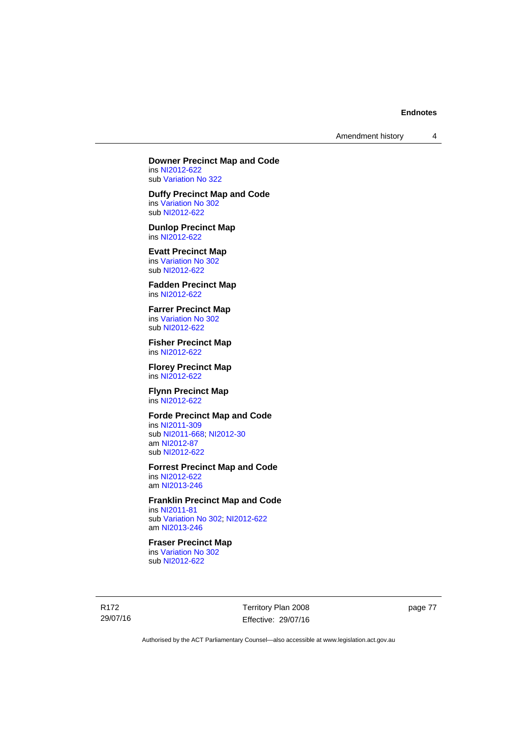**Downner Precinct Map and Code**
ins NI2012-622
sub Variation No 322

**Duffy Precinct Map and Code**
ins Variation No 302
sub NI2012-622

**Dunlop Precinct Map**
ins NI2012-622

**Evatt Precinct Map**
ins Variation No 302
sub NI2012-622

**Fadden Precinct Map**
ins NI2012-622

**Farrer Precinct Map**
ins Variation No 302
sub NI2012-622

**Fisher Precinct Map**
ins NI2012-622

**Florey Precinct Map**
ins NI2012-622

**Flynn Precinct Map**
ins NI2012-622

**Forde Precinct Map and Code**
ins NI2011-309
sub NI2011-668; NI2012-30
am NI2012-87
sub NI2012-622

**Forrest Precinct Map and Code**
ins NI2012-622
am NI2013-246

**Franklin Precinct Map and Code**
ins NI2011-81
sub Variation No 302; NI2012-622
am NI2013-246

**Fraser Precinct Map**
ins Variation No 302
sub NI2012-622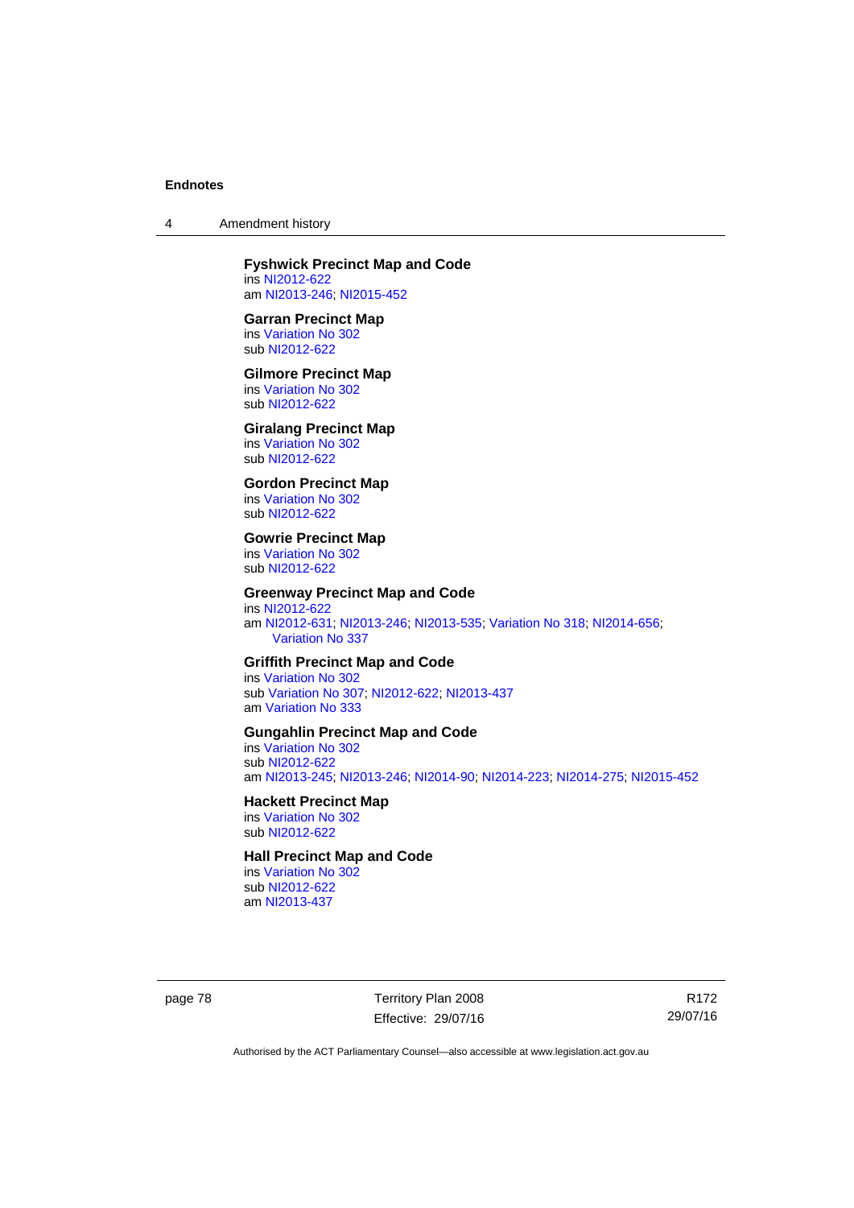**Fyshwick Precinct Map and Code**
ins NI2012-622
am NI2013-246; NI2015-452

**Garran Precinct Map**
ins Variation No 302
sub NI2012-622

**Gilmore Precinct Map**
ins Variation No 302
sub NI2012-622

**Giralang Precinct Map**
ins Variation No 302
sub NI2012-622

**Gordon Precinct Map**
ins Variation No 302
sub NI2012-622

**Gowrie Precinct Map**
ins Variation No 302
sub NI2012-622

**Greenway Precinct Map and Code**
ins NI2012-622
am NI2012-631; NI2013-246; NI2013-535; Variation No 318; NI2014-656; Variation No 337

**Griffith Precinct Map and Code**
ins Variation No 302
sub Variation No 307; NI2012-622; NI2013-437
am Variation No 333

**Gungahlin Precinct Map and Code**
ins Variation No 302
sub NI2012-622
am NI2013-245; NI2013-246; NI2014-90; NI2014-223; NI2014-275; NI2015-452

**Hackett Precinct Map**
ins Variation No 302
sub NI2012-622

**Hall Precinct Map and Code**
ins Variation No 302
sub NI2012-622
am NI2013-437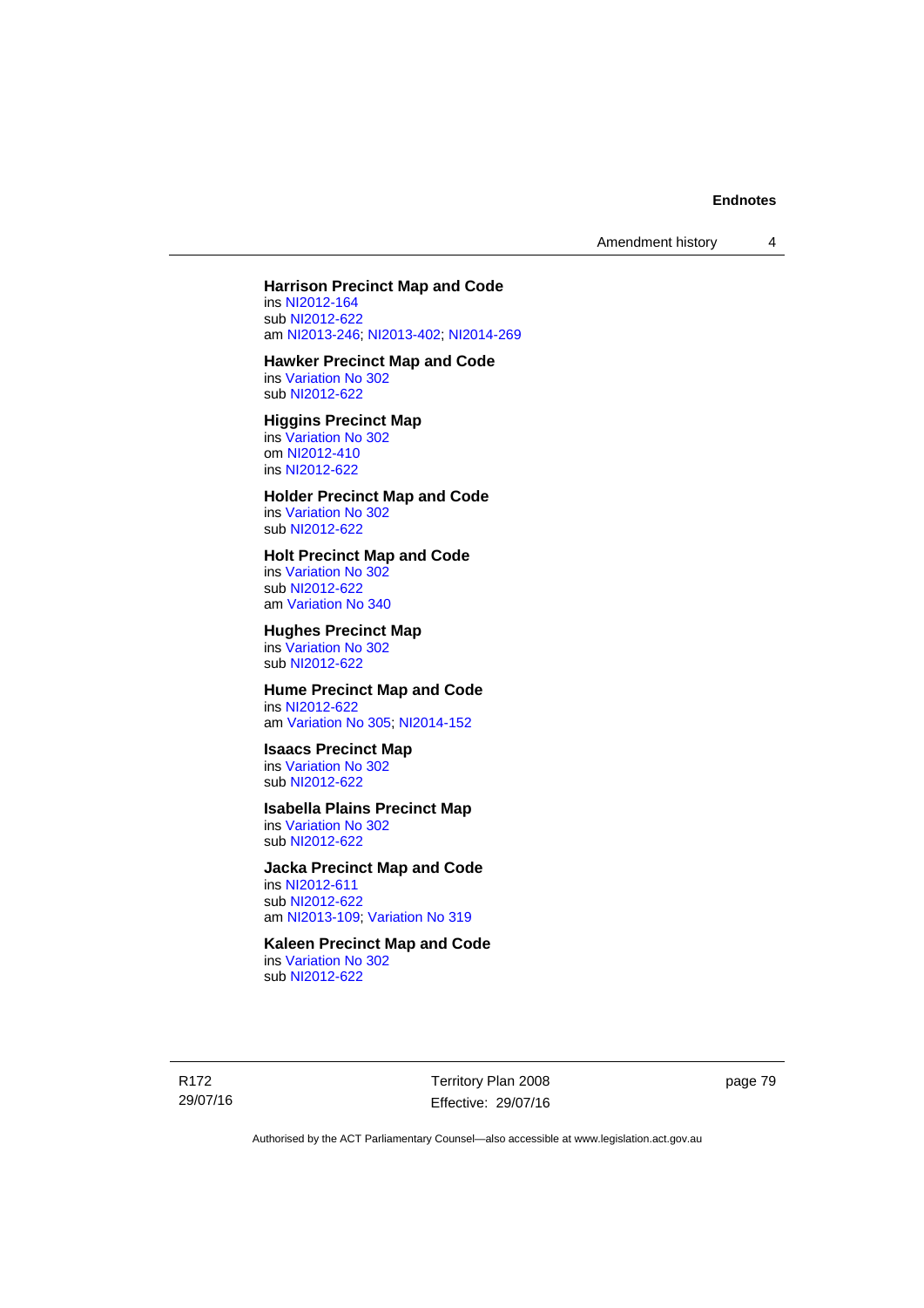**Harrison Precinct Map and Code**

ins NI2012-164
sub NI2012-622
am NI2013-246; NI2013-402; NI2014-269

**Hawker Precinct Map and Code**

ins Variation No 302
sub NI2012-622

**Higgins Precinct Map**

ins Variation No 302
om NI2012-410
ins NI2012-622

**Holder Precinct Map and Code**

ins Variation No 302
sub NI2012-622

**Holt Precinct Map and Code**

ins Variation No 302
sub NI2012-622
am Variation No 340

**Hughes Precinct Map**

ins Variation No 302
sub NI2012-622

**Hume Precinct Map and Code**

ins NI2012-622
am Variation No 305; NI2014-152

**Isaacs Precinct Map**

ins Variation No 302
sub NI2012-622

**Isabella Plains Precinct Map**

ins Variation No 302
sub NI2012-622

**Jacka Precinct Map and Code**

ins NI2012-611
sub NI2012-622
am NI2013-109; Variation No 319

**Kaleen Precinct Map and Code**

ins Variation No 302
sub NI2012-622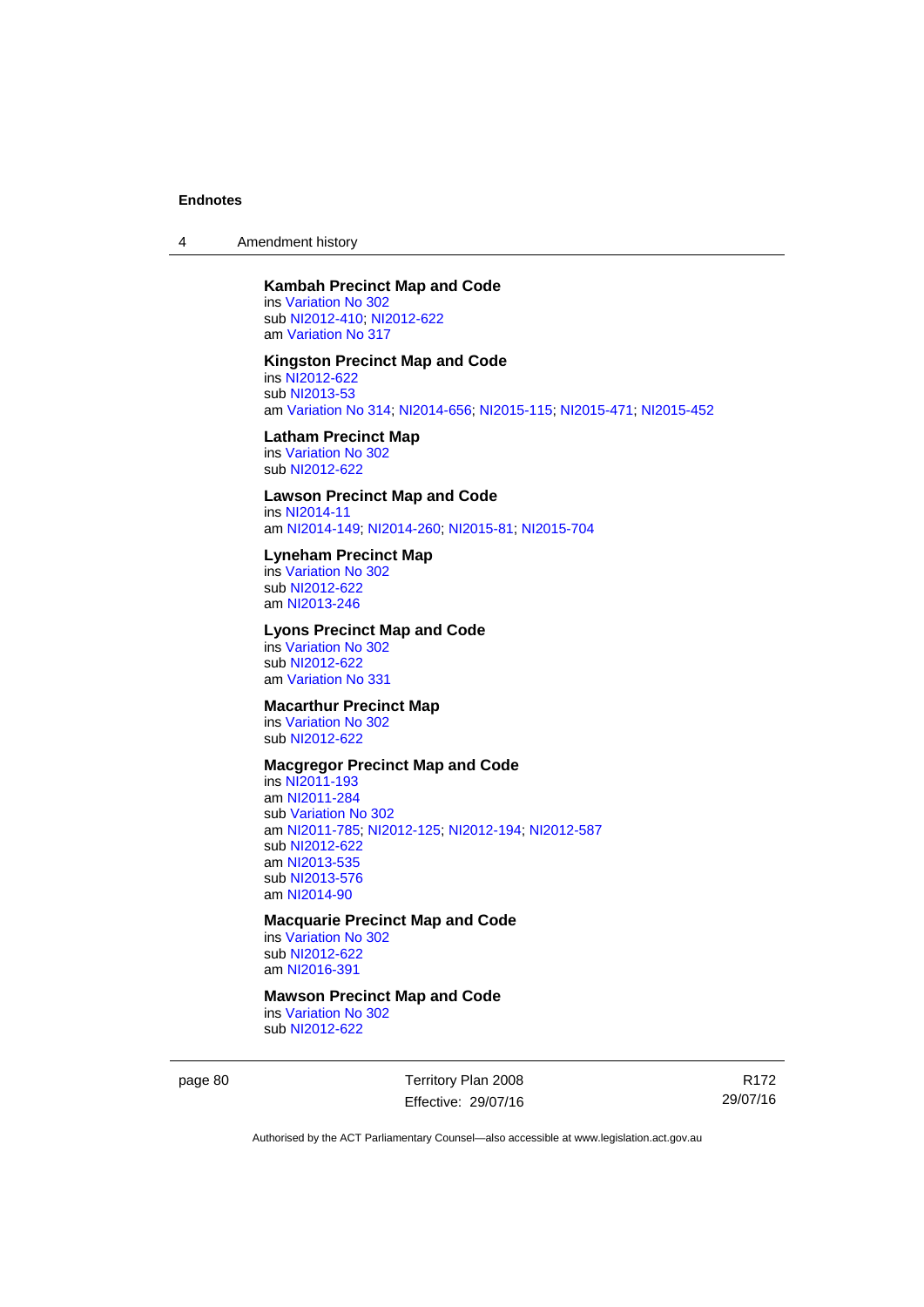**Kambah Precinct Map and Code**
ins Variation No 302
sub NI2012-410; NI2012-622
am Variation No 317

**Kingston Precinct Map and Code**
ins NI2012-622
sub NI2013-53
am Variation No 314; NI2014-656; NI2015-115; NI2015-471; NI2015-452

**Latham Precinct Map**
ins Variation No 302
sub NI2012-622

**Lawson Precinct Map and Code**
ins NI2014-11
am NI2014-149; NI2014-260; NI2015-81; NI2015-704

**Lyneham Precinct Map**
ins Variation No 302
sub NI2012-622
am NI2013-246

**Lyons Precinct Map and Code**
ins Variation No 302
sub NI2012-622
am Variation No 331

**Macarthur Precinct Map**
ins Variation No 302
sub NI2012-622

**Macgregor Precinct Map and Code**
ins NI2011-193
am NI2011-284
sub Variation No 302
am NI2011-785; NI2012-125; NI2012-194; NI2012-587
sub NI2012-622
am NI2013-535
sub NI2013-576
am NI2014-90

**Macquarie Precinct Map and Code**
ins Variation No 302
sub NI2012-622
am NI2016-391

**Mawson Precinct Map and Code**
ins Variation No 302
sub NI2012-622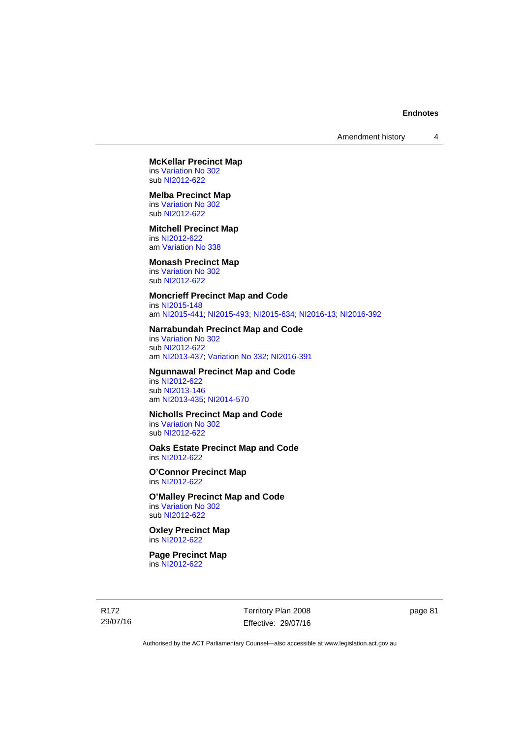**McKellar Precinct Map**
ins Variation No 302
sub NI2012-622

**Melba Precinct Map**
ins Variation No 302
sub NI2012-622

**Mitchell Precinct Map**
ins NI2012-622
am Variation No 338

**Monash Precinct Map**
ins Variation No 302
sub NI2012-622

**Moncrieff Precinct Map and Code**
ins NI2015-148
am NI2015-441; NI2015-493; NI2015-634; NI2016-13; NI2016-392

**Narrabundah Precinct Map and Code**
ins Variation No 302
sub NI2012-622
am NI2013-437; Variation No 332; NI2016-391

**Ngunnawal Precinct Map and Code**
ins NI2012-622
sub NI2013-146
am NI2013-435; NI2014-570

**Nicholls Precinct Map and Code**
ins Variation No 302
sub NI2012-622

**Oaks Estate Precinct Map and Code**
ins NI2012-622

**O'Connor Precinct Map**
ins NI2012-622

**O'Malley Precinct Map and Code**
ins Variation No 302
sub NI2012-622

**Oxley Precinct Map**
ins NI2012-622

**Page Precinct Map**
ins NI2012-622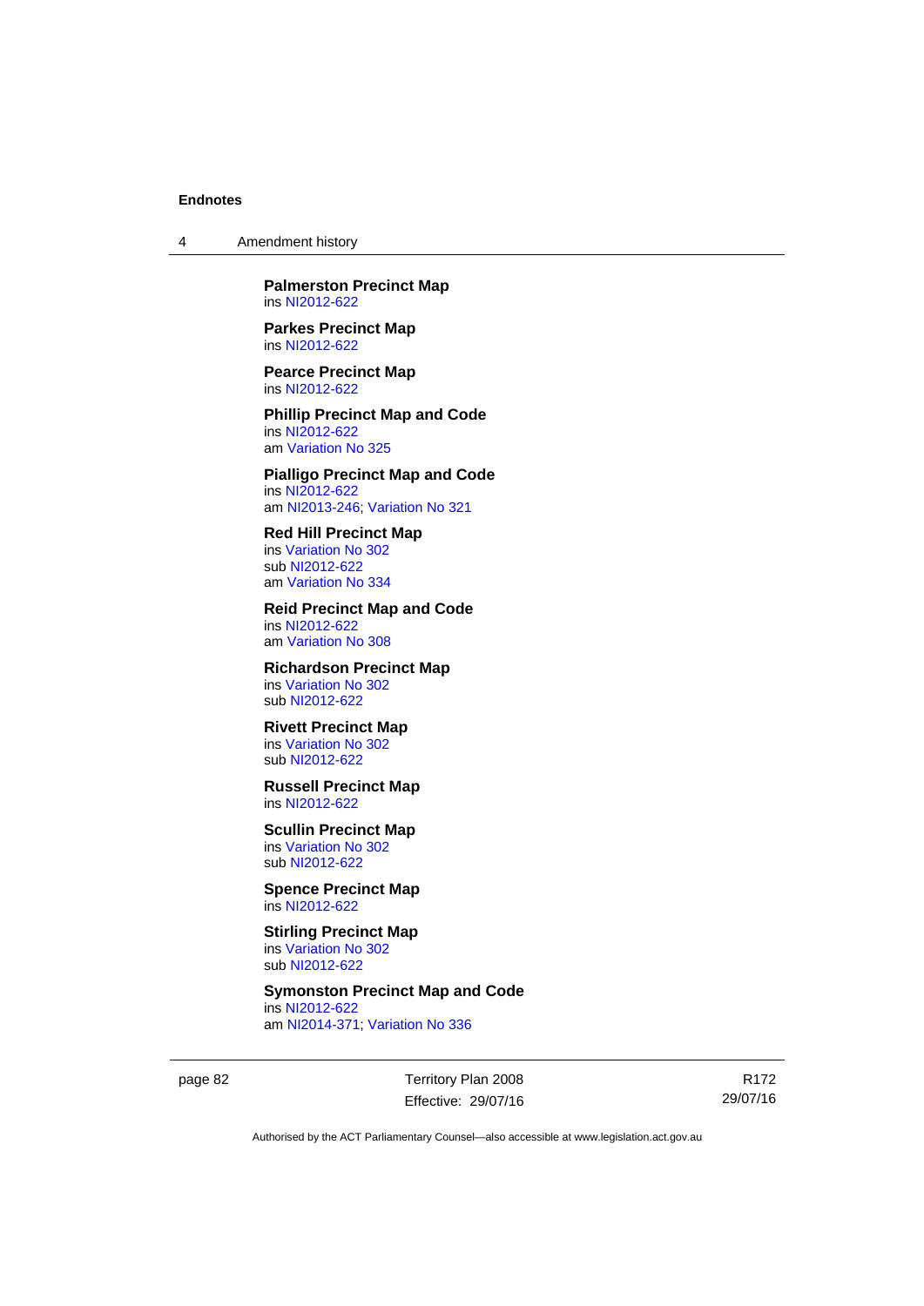**Palmerston Precinct Map**
ins NI2012-622

**Parkes Precinct Map**
ins NI2012-622

**Pearce Precinct Map**
ins NI2012-622

**Phillip Precinct Map and Code**
ins NI2012-622
am Variation No 325

**Pialligo Precinct Map and Code**
ins NI2012-622
am NI2013-246; Variation No 321

**Red Hill Precinct Map**
ins Variation No 302
sub NI2012-622
am Variation No 334

**Reid Precinct Map and Code**
ins NI2012-622
am Variation No 308

**Richardson Precinct Map**
ins Variation No 302
sub NI2012-622

**Rivett Precinct Map**
ins Variation No 302
sub NI2012-622

**Russell Precinct Map**
ins NI2012-622

**Scullin Precinct Map**
ins Variation No 302
sub NI2012-622

**Spence Precinct Map**
ins NI2012-622

**Stirling Precinct Map**
ins Variation No 302
sub NI2012-622

**Symonston Precinct Map and Code**
ins NI2012-622
am NI2014-371; Variation No 336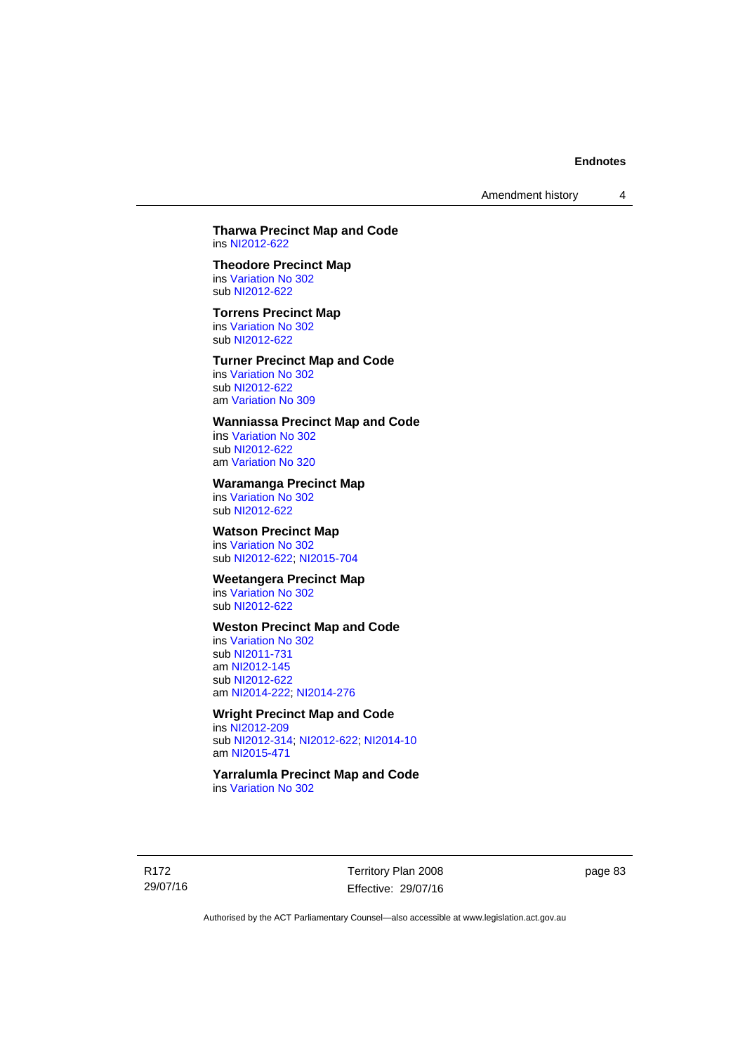**Tharwa Precinct Map and Code**
ins NI2012-622

**Theodore Precinct Map**
ins Variation No 302
sub NI2012-622

**Torrens Precinct Map**
ins Variation No 302
sub NI2012-622

**Turner Precinct Map and Code**
ins Variation No 302
sub NI2012-622
am Variation No 309

**Wanniassa Precinct Map and Code**
ins Variation No 302
sub NI2012-622
am Variation No 320

**Waramanga Precinct Map**
ins Variation No 302
sub NI2012-622

**Watson Precinct Map**
ins Variation No 302
sub NI2012-622; NI2015-704

**Weetangera Precinct Map**
ins Variation No 302
sub NI2012-622

**Weston Precinct Map and Code**
ins Variation No 302
sub NI2011-731
am NI2012-145
sub NI2012-622
am NI2014-222; NI2014-276

**Wright Precinct Map and Code**
ins NI2012-209
sub NI2012-314; NI2012-622; NI2014-10
am NI2015-471

**Yarralumla Precinct Map and Code**
ins Variation No 302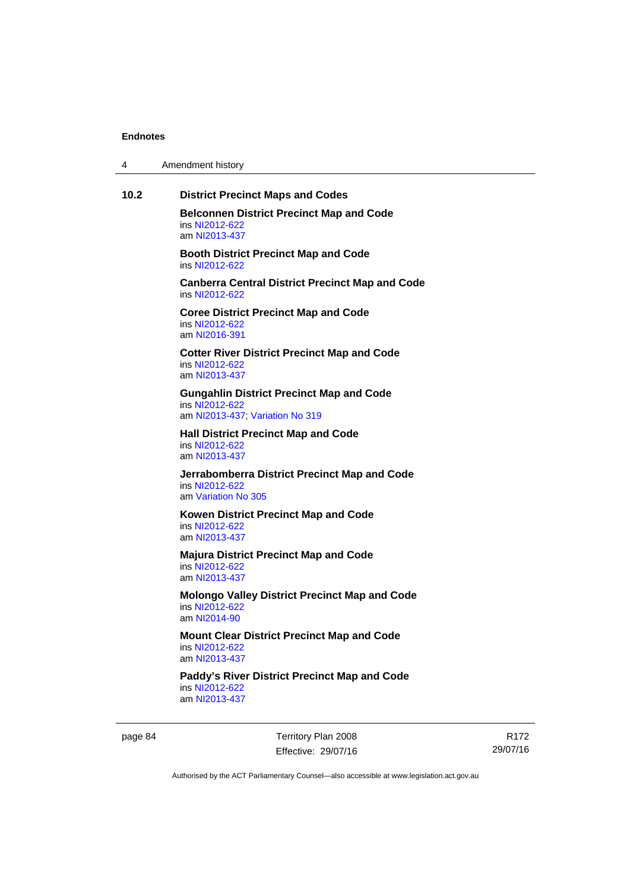### 10.2 District Precinct Maps and Codes

**Belconnen District Precinct Map and Code**
ins NI2012-622
am NI2013-437

**Booth District Precinct Map and Code**
ins NI2012-622

**Canberra Central District Precinct Map and Code**
ins NI2012-622

**Coree District Precinct Map and Code**
ins NI2012-622
am NI2016-391

**Cotter River District Precinct Map and Code**
ins NI2012-622
am NI2013-437

**Gungahlin District Precinct Map and Code**
ins NI2012-622
am NI2013-437; Variation No 319

**Hall District Precinct Map and Code**
ins NI2012-622
am NI2013-437

**Jerrabomberra District Precinct Map and Code**
ins NI2012-622
am Variation No 305

**Kowen District Precinct Map and Code**
ins NI2012-622
am NI2013-437

**Majura District Precinct Map and Code**
ins NI2012-622
am NI2013-437

**Molongo Valley District Precinct Map and Code**
ins NI2012-622
am NI2014-90

**Mount Clear District Precinct Map and Code**
ins NI2012-622
am NI2013-437

**Paddy's River District Precinct Map and Code**
ins NI2012-622
am NI2013-437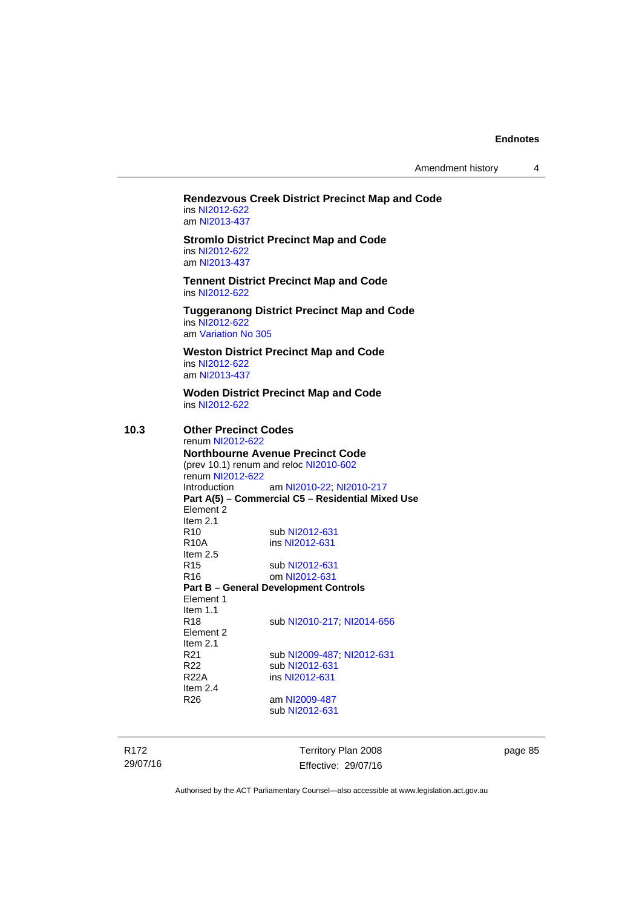**Rendezvous Creek District Precinct Map and Code**
ins NI2012-622
am NI2013-437

**Stromlo District Precinct Map and Code**
ins NI2012-622
am NI2013-437

**Tennent District Precinct Map and Code**
ins NI2012-622

**Tuggeranong District Precinct Map and Code**
ins NI2012-622
am Variation No 305

**Weston District Precinct Map and Code**
ins NI2012-622
am NI2013-437

**Woden District Precinct Map and Code**
ins NI2012-622

**10.3 Other Precinct Codes**
renum NI2012-622

**Northbourne Avenue Precinct Code**
(prev 10.1) renum and reloc NI2010-602
renum NI2012-622
Introduction am NI2010-22; NI2010-217

**Part A(5) – Commercial C5 – Residential Mixed Use**
Element 2
Item 2.1
R10 sub NI2012-631
R10A ins NI2012-631
Item 2.5
R15 sub NI2012-631
R16 om NI2012-631

**Part B – General Development Controls**
Element 1
Item 1.1
R18 sub NI2010-217; NI2014-656
Element 2
Item 2.1
R21 sub NI2009-487; NI2012-631
R22 sub NI2012-631
R22A ins NI2012-631
Item 2.4
R26 am NI2009-487
sub NI2012-631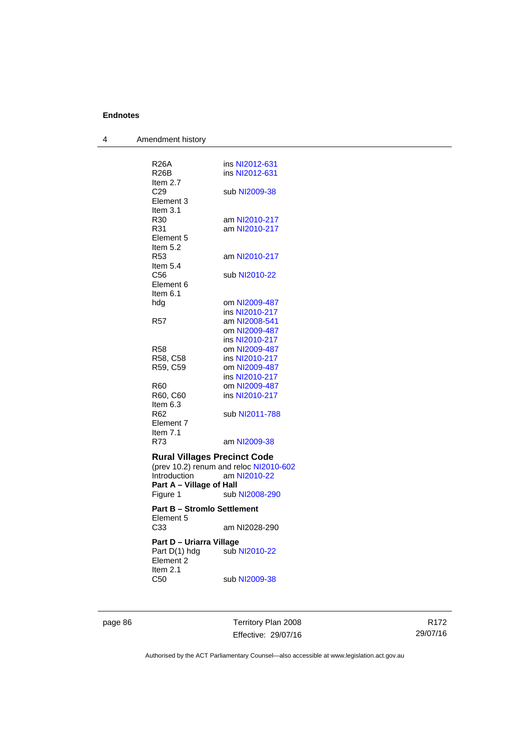| | |
|---|---|
| R26A | ins NI2012-631 |
| R26B | ins NI2012-631 |
| Item 2.7 | |
| C29 | sub NI2009-38 |
| Element 3 | |
| Item 3.1 | |
| R30 | am NI2010-217 |
| R31 | am NI2010-217 |
| Element 5 | |
| Item 5.2 | |
| R53 | am NI2010-217 |
| Item 5.4 | |
| C56 | sub NI2010-22 |
| Element 6 | |
| Item 6.1 | |
| hdg | om NI2009-487 |
| | ins NI2010-217 |
| R57 | am NI2008-541 |
| | om NI2009-487 |
| | ins NI2010-217 |
| R58 | om NI2009-487 |
| R58, C58 | ins NI2010-217 |
| R59, C59 | om NI2009-487 |
| | ins NI2010-217 |
| R60 | om NI2009-487 |
| R60, C60 | ins NI2010-217 |
| Item 6.3 | |
| R62 | sub NI2011-788 |
| Element 7 | |
| Item 7.1 | |
| R73 | am NI2009-38 |

**Rural Villages Precinct Code**

(prev 10.2) renum and reloc NI2010-602

| | |
|---|---|
| Introduction | am NI2010-22 |

**Part A – Village of Hall**

| | |
|---|---|
| Figure 1 | sub NI2008-290 |

**Part B – Stromlo Settlement**

| | |
|---|---|
| Element 5 | |
| C33 | am NI2028-290 |

**Part D – Uriarra Village**

| | |
|---|---|
| Part D(1) hdg | sub NI2010-22 |
| Element 2 | |
| Item 2.1 | |
| C50 | sub NI2009-38 |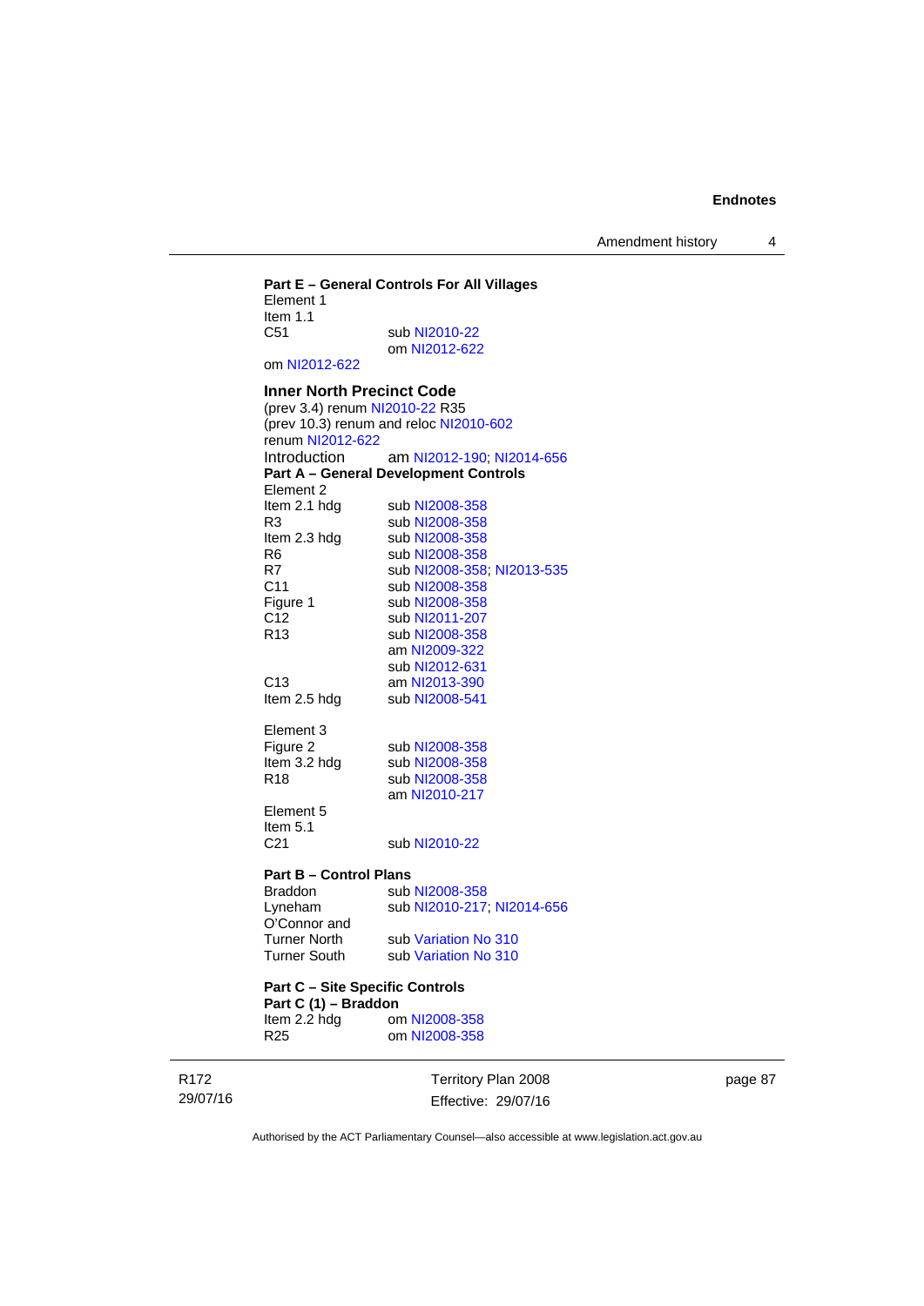**Part E – General Controls For All Villages**

Element 1

Item 1.1

C51 sub NI2010-22
om NI2012-622

om NI2012-622

**Inner North Precinct Code**

(prev 3.4) renum NI2010-22 R35

(prev 10.3) renum and reloc NI2010-602

renum NI2012-622

Introduction am NI2012-190; NI2014-656

**Part A – General Development Controls**

Element 2

| | |
|---|---|
| Item 2.1 hdg | sub NI2008-358 |
| R3 | sub NI2008-358 |
| Item 2.3 hdg | sub NI2008-358 |
| R6 | sub NI2008-358 |
| R7 | sub NI2008-358; NI2013-535 |
| C11 | sub NI2008-358 |
| Figure 1 | sub NI2008-358 |
| C12 | sub NI2011-207 |
| R13 | sub NI2008-358<br>am NI2009-322<br>sub NI2012-631 |
| C13 | am NI2013-390 |
| Item 2.5 hdg | sub NI2008-541 |

Element 3

| | |
|---|---|
| Figure 2 | sub NI2008-358 |
| Item 3.2 hdg | sub NI2008-358 |
| R18 | sub NI2008-358<br>am NI2010-217 |

Element 5

Item 5.1

C21 sub NI2010-22

**Part B – Control Plans**

| | |
|---|---|
| Braddon | sub NI2008-358 |
| Lyneham | sub NI2010-217; NI2014-656 |
| O'Connor and Turner North | sub Variation No 310 |
| Turner South | sub Variation No 310 |

**Part C – Site Specific Controls**

**Part C (1) – Braddon**

| | |
|---|---|
| Item 2.2 hdg | om NI2008-358 |
| R25 | om NI2008-358 |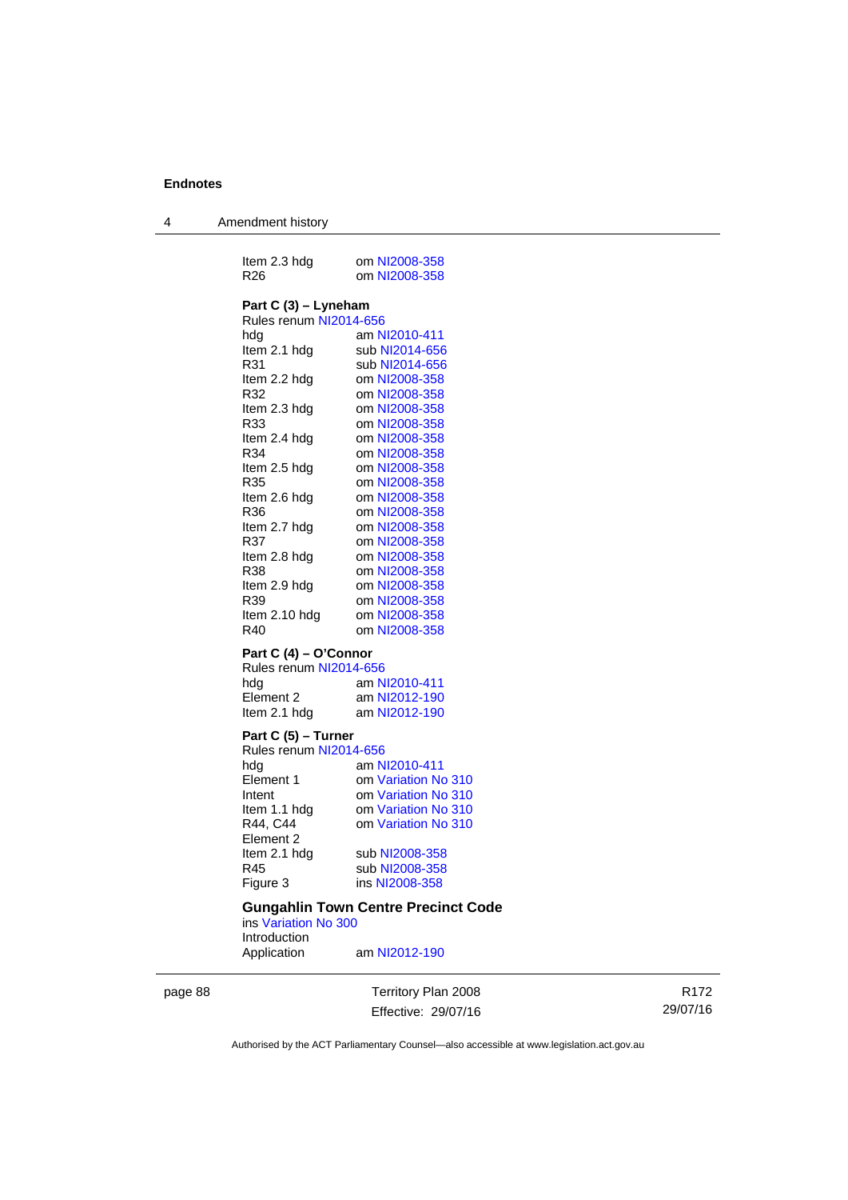| | |
|---|---|
| Item 2.3 hdg | om NI2008-358 |
| R26 | om NI2008-358 |

**Part C (3) – Lyneham**

| | |
|---|---|
| Rules renum NI2014-656 | |
| hdg | am NI2010-411 |
| Item 2.1 hdg | sub NI2014-656 |
| R31 | sub NI2014-656 |
| Item 2.2 hdg | om NI2008-358 |
| R32 | om NI2008-358 |
| Item 2.3 hdg | om NI2008-358 |
| R33 | om NI2008-358 |
| Item 2.4 hdg | om NI2008-358 |
| R34 | om NI2008-358 |
| Item 2.5 hdg | om NI2008-358 |
| R35 | om NI2008-358 |
| Item 2.6 hdg | om NI2008-358 |
| R36 | om NI2008-358 |
| Item 2.7 hdg | om NI2008-358 |
| R37 | om NI2008-358 |
| Item 2.8 hdg | om NI2008-358 |
| R38 | om NI2008-358 |
| Item 2.9 hdg | om NI2008-358 |
| R39 | om NI2008-358 |
| Item 2.10 hdg | om NI2008-358 |
| R40 | om NI2008-358 |

**Part C (4) – O'Connor**

| | |
|---|---|
| Rules renum NI2014-656 | |
| hdg | am NI2010-411 |
| Element 2 | am NI2012-190 |
| Item 2.1 hdg | am NI2012-190 |

**Part C (5) – Turner**

| | |
|---|---|
| Rules renum NI2014-656 | |
| hdg | am NI2010-411 |
| Element 1 | om Variation No 310 |
| Intent | om Variation No 310 |
| Item 1.1 hdg | om Variation No 310 |
| R44, C44 | om Variation No 310 |
| Element 2 | |
| Item 2.1 hdg | sub NI2008-358 |
| R45 | sub NI2008-358 |
| Figure 3 | ins NI2008-358 |

### Gungahlin Town Centre Precinct Code

ins Variation No 300

| | |
|---|---|
| Introduction | |
| Application | am NI2012-190 |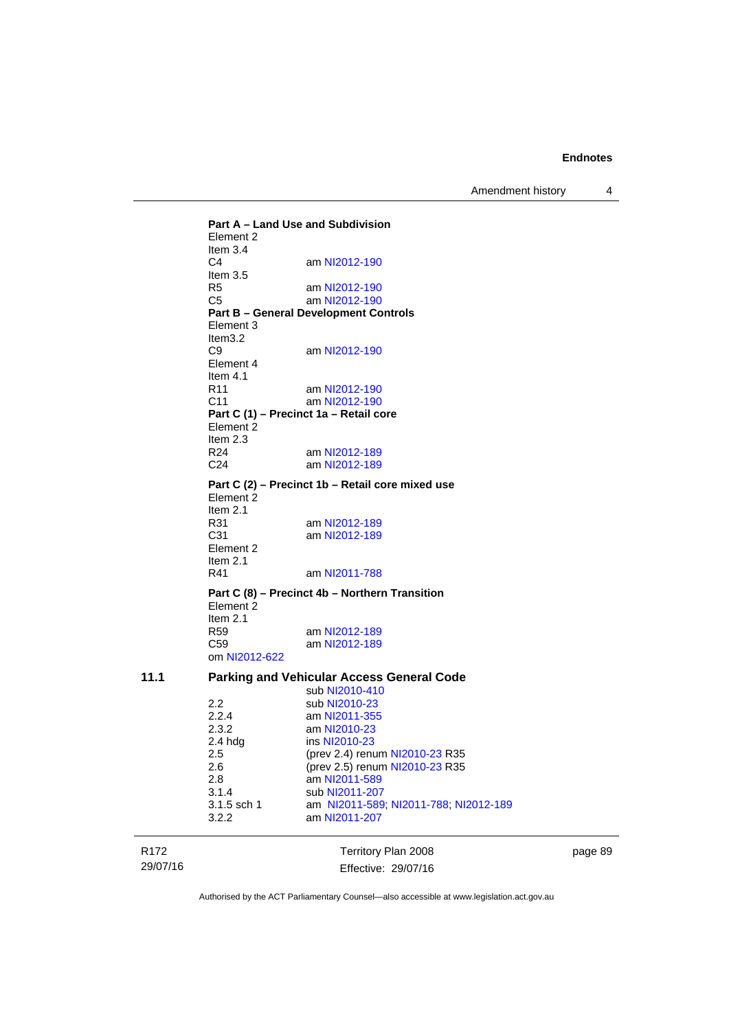**Part A – Land Use and Subdivision**
Element 2
Item 3.4

| | |
|---|---|
| C4 | am NI2012-190 |

Item 3.5

| | |
|---|---|
| R5 | am NI2012-190 |
| C5 | am NI2012-190 |

**Part B – General Development Controls**
Element 3
Item3.2

| | |
|---|---|
| C9 | am NI2012-190 |

Element 4
Item 4.1

| | |
|---|---|
| R11 | am NI2012-190 |
| C11 | am NI2012-190 |

**Part C (1) – Precinct 1a – Retail core**
Element 2
Item 2.3

| | |
|---|---|
| R24 | am NI2012-189 |
| C24 | am NI2012-189 |

**Part C (2) – Precinct 1b – Retail core mixed use**
Element 2
Item 2.1

| | |
|---|---|
| R31 | am NI2012-189 |
| C31 | am NI2012-189 |

Element 2
Item 2.1

| | |
|---|---|
| R41 | am NI2011-788 |

**Part C (8) – Precinct 4b – Northern Transition**
Element 2
Item 2.1

| | |
|---|---|
| R59 | am NI2012-189 |
| C59 | am NI2012-189 |

om NI2012-622

## 11.1 Parking and Vehicular Access General Code

| | |
|---|---|
| | sub NI2010-410 |
| 2.2 | sub NI2010-23 |
| 2.2.4 | am NI2011-355 |
| 2.3.2 | am NI2010-23 |
| 2.4 hdg | ins NI2010-23 |
| 2.5 | (prev 2.4) renum NI2010-23 R35 |
| 2.6 | (prev 2.5) renum NI2010-23 R35 |
| 2.8 | am NI2011-589 |
| 3.1.4 | sub NI2011-207 |
| 3.1.5 sch 1 | am NI2011-589; NI2011-788; NI2012-189 |
| 3.2.2 | am NI2011-207 |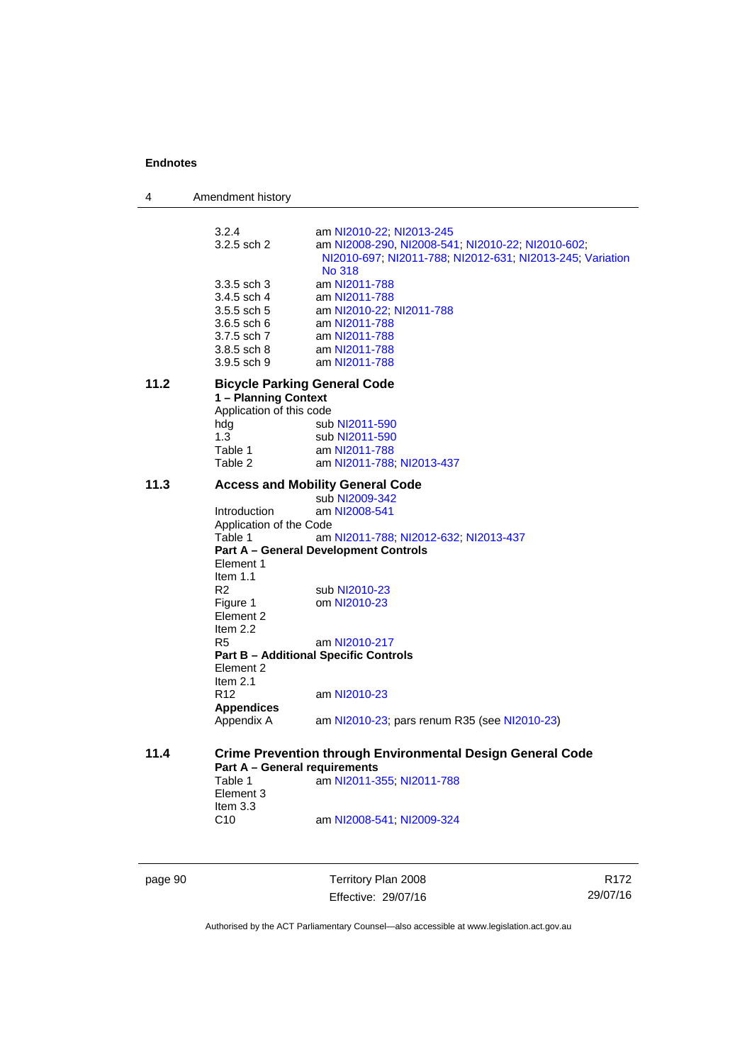| | | |
|---|---|---|
| | 3.2.4 | am NI2010-22; NI2013-245 |
| | 3.2.5 sch 2 | am NI2008-290, NI2008-541; NI2010-22; NI2010-602; NI2010-697; NI2011-788; NI2012-631; NI2013-245; Variation No 318 |
| | 3.3.5 sch 3 | am NI2011-788 |
| | 3.4.5 sch 4 | am NI2011-788 |
| | 3.5.5 sch 5 | am NI2010-22; NI2011-788 |
| | 3.6.5 sch 6 | am NI2011-788 |
| | 3.7.5 sch 7 | am NI2011-788 |
| | 3.8.5 sch 8 | am NI2011-788 |
| | 3.9.5 sch 9 | am NI2011-788 |

**11.2 Bicycle Parking General Code**

**1 – Planning Context**

Application of this code

| | |
|---|---|
| hdg | sub NI2011-590 |
| 1.3 | sub NI2011-590 |
| Table 1 | am NI2011-788 |
| Table 2 | am NI2011-788; NI2013-437 |

**11.3 Access and Mobility General Code**

sub NI2009-342

| | |
|---|---|
| Introduction | am NI2008-541 |

Application of the Code

| | |
|---|---|
| Table 1 | am NI2011-788; NI2012-632; NI2013-437 |

**Part A – General Development Controls**

Element 1

Item 1.1

| | |
|---|---|
| R2 | sub NI2010-23 |
| Figure 1 | om NI2010-23 |

Element 2

Item 2.2

| | |
|---|---|
| R5 | am NI2010-217 |

**Part B – Additional Specific Controls**

Element 2

Item 2.1

| | |
|---|---|
| R12 | am NI2010-23 |

**Appendices**

| | |
|---|---|
| Appendix A | am NI2010-23; pars renum R35 (see NI2010-23) |

**11.4 Crime Prevention through Environmental Design General Code**

**Part A – General requirements**

| | |
|---|---|
| Table 1 | am NI2011-355; NI2011-788 |

Element 3

Item 3.3

| | |
|---|---|
| C10 | am NI2008-541; NI2009-324 |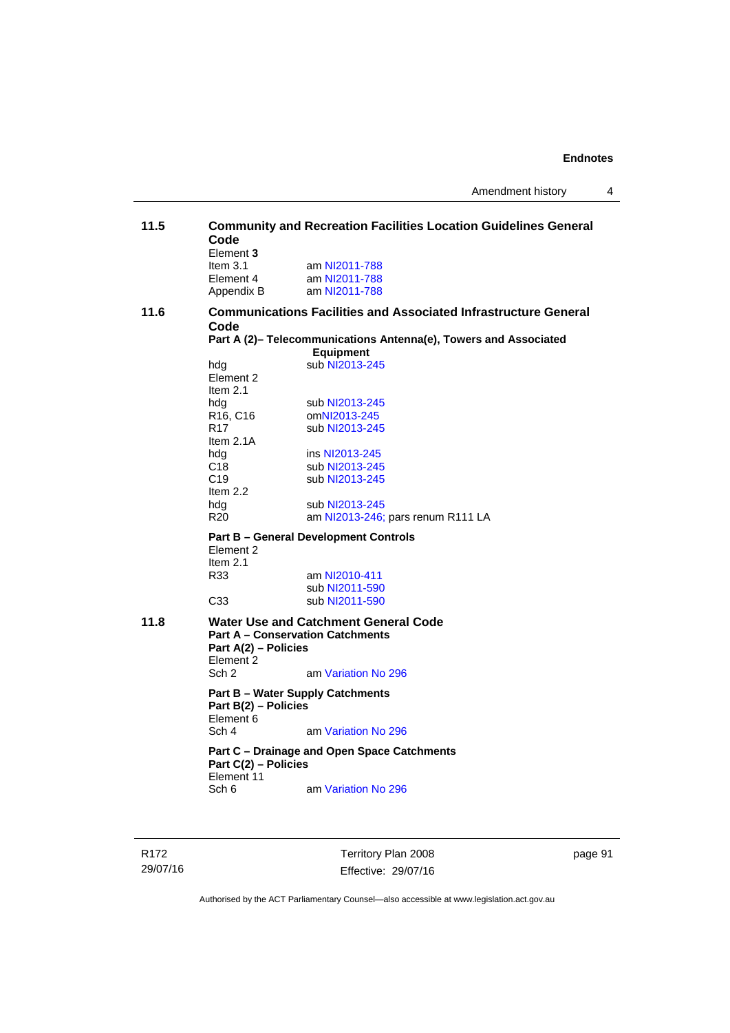### 11.5 Community and Recreation Facilities Location Guidelines General Code

Element **3**
Item 3.1 am NI2011-788
Element 4 am NI2011-788
Appendix B am NI2011-788

### 11.6 Communications Facilities and Associated Infrastructure General Code

**Part A (2)– Telecommunications Antenna(e), Towers and Associated Equipment**
hdg sub NI2013-245
Element 2
Item 2.1
hdg sub NI2013-245
R16, C16 omNI2013-245
R17 sub NI2013-245
Item 2.1A
hdg ins NI2013-245
C18 sub NI2013-245
C19 sub NI2013-245
Item 2.2
hdg sub NI2013-245
R20 am NI2013-246; pars renum R111 LA

**Part B – General Development Controls**
Element 2
Item 2.1
R33 am NI2010-411
sub NI2011-590
C33 sub NI2011-590

### 11.8 Water Use and Catchment General Code

**Part A – Conservation Catchments**
**Part A(2) – Policies**
Element 2
Sch 2 am Variation No 296

**Part B – Water Supply Catchments**
**Part B(2) – Policies**
Element 6
Sch 4 am Variation No 296

**Part C – Drainage and Open Space Catchments**
**Part C(2) – Policies**
Element 11
Sch 6 am Variation No 296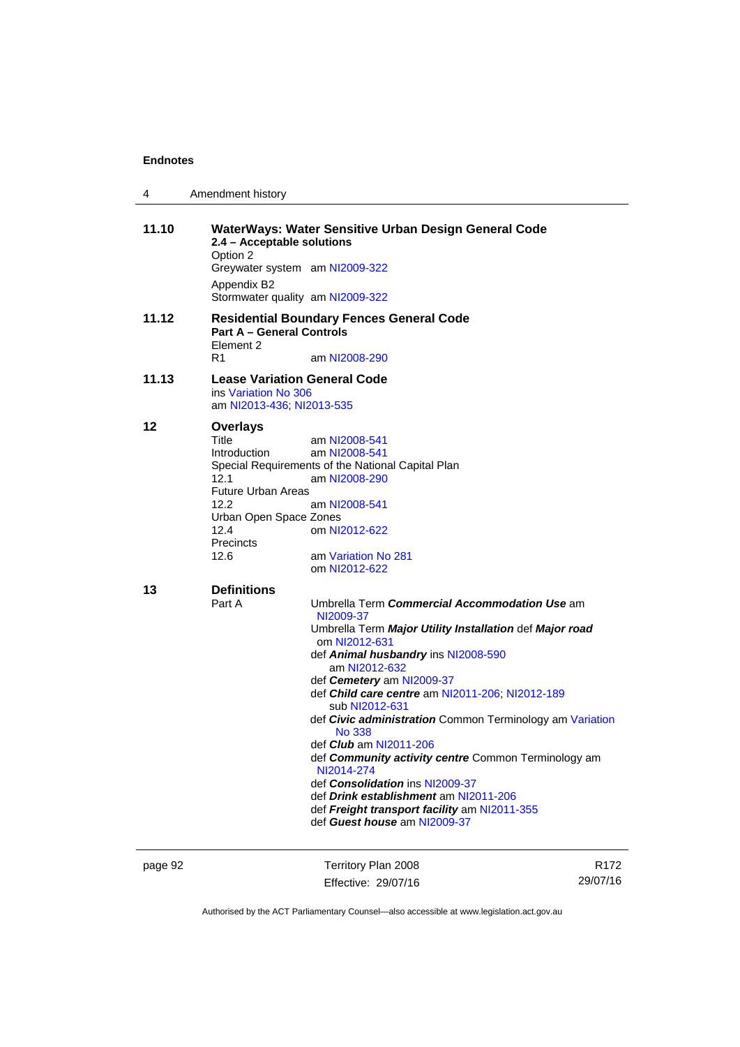**11.10 WaterWays: Water Sensitive Urban Design General Code**

**2.4 – Acceptable solutions**

Option 2

Greywater system am NI2009-322

Appendix B2

Stormwater quality am NI2009-322

**11.12 Residential Boundary Fences General Code**

**Part A – General Controls**

Element 2

R1 am NI2008-290

**11.13 Lease Variation General Code**

ins Variation No 306

am NI2013-436; NI2013-535

**12 Overlays**

Title am NI2008-541

Introduction am NI2008-541

Special Requirements of the National Capital Plan

12.1 am NI2008-290

Future Urban Areas

12.2 am NI2008-541

Urban Open Space Zones

12.4 om NI2012-622

Precincts

12.6 am Variation No 281
om NI2012-622

**13 Definitions**

Part A

Umbrella Term ***Commercial Accommodation Use*** am NI2009-37

Umbrella Term ***Major Utility Installation*** def ***Major road*** om NI2012-631

def ***Animal husbandry*** ins NI2008-590
am NI2012-632

def ***Cemetery*** am NI2009-37

def ***Child care centre*** am NI2011-206; NI2012-189
sub NI2012-631

def ***Civic administration*** Common Terminology am Variation No 338

def ***Club*** am NI2011-206

def ***Community activity centre*** Common Terminology am NI2014-274

def ***Consolidation*** ins NI2009-37

def ***Drink establishment*** am NI2011-206

def ***Freight transport facility*** am NI2011-355

def ***Guest house*** am NI2009-37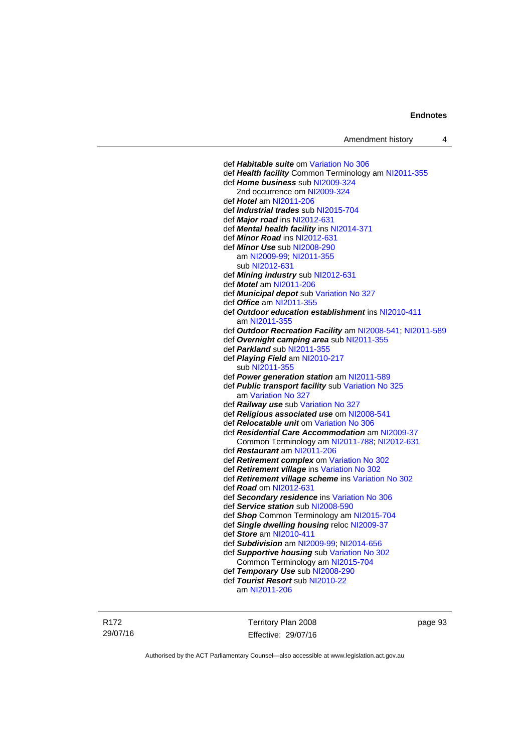def ***Habitable suite*** om Variation No 306

def ***Health facility*** Common Terminology am NI2011-355

def ***Home business*** sub NI2009-324
  2nd occurrence om NI2009-324

def ***Hotel*** am NI2011-206

def ***Industrial trades*** sub NI2015-704

def ***Major road*** ins NI2012-631

def ***Mental health facility*** ins NI2014-371

def ***Minor Road*** ins NI2012-631

def ***Minor Use*** sub NI2008-290
  am NI2009-99; NI2011-355
  sub NI2012-631

def ***Mining industry*** sub NI2012-631

def ***Motel*** am NI2011-206

def ***Municipal depot*** sub Variation No 327

def ***Office*** am NI2011-355

def ***Outdoor education establishment*** ins NI2010-411
  am NI2011-355

def ***Outdoor Recreation Facility*** am NI2008-541; NI2011-589

def ***Overnight camping area*** sub NI2011-355

def ***Parkland*** sub NI2011-355

def ***Playing Field*** am NI2010-217
  sub NI2011-355

def ***Power generation station*** am NI2011-589

def ***Public transport facility*** sub Variation No 325
  am Variation No 327

def ***Railway use*** sub Variation No 327

def ***Religious associated use*** om NI2008-541

def ***Relocatable unit*** om Variation No 306

def ***Residential Care Accommodation*** am NI2009-37
  Common Terminology am NI2011-788; NI2012-631

def ***Restaurant*** am NI2011-206

def ***Retirement complex*** om Variation No 302

def ***Retirement village*** ins Variation No 302

def ***Retirement village scheme*** ins Variation No 302

def ***Road*** om NI2012-631

def ***Secondary residence*** ins Variation No 306

def ***Service station*** sub NI2008-590

def ***Shop*** Common Terminology am NI2015-704

def ***Single dwelling housing*** reloc NI2009-37

def ***Store*** am NI2010-411

def ***Subdivision*** am NI2009-99; NI2014-656

def ***Supportive housing*** sub Variation No 302
  Common Terminology am NI2015-704

def ***Temporary Use*** sub NI2008-290

def ***Tourist Resort*** sub NI2010-22
  am NI2011-206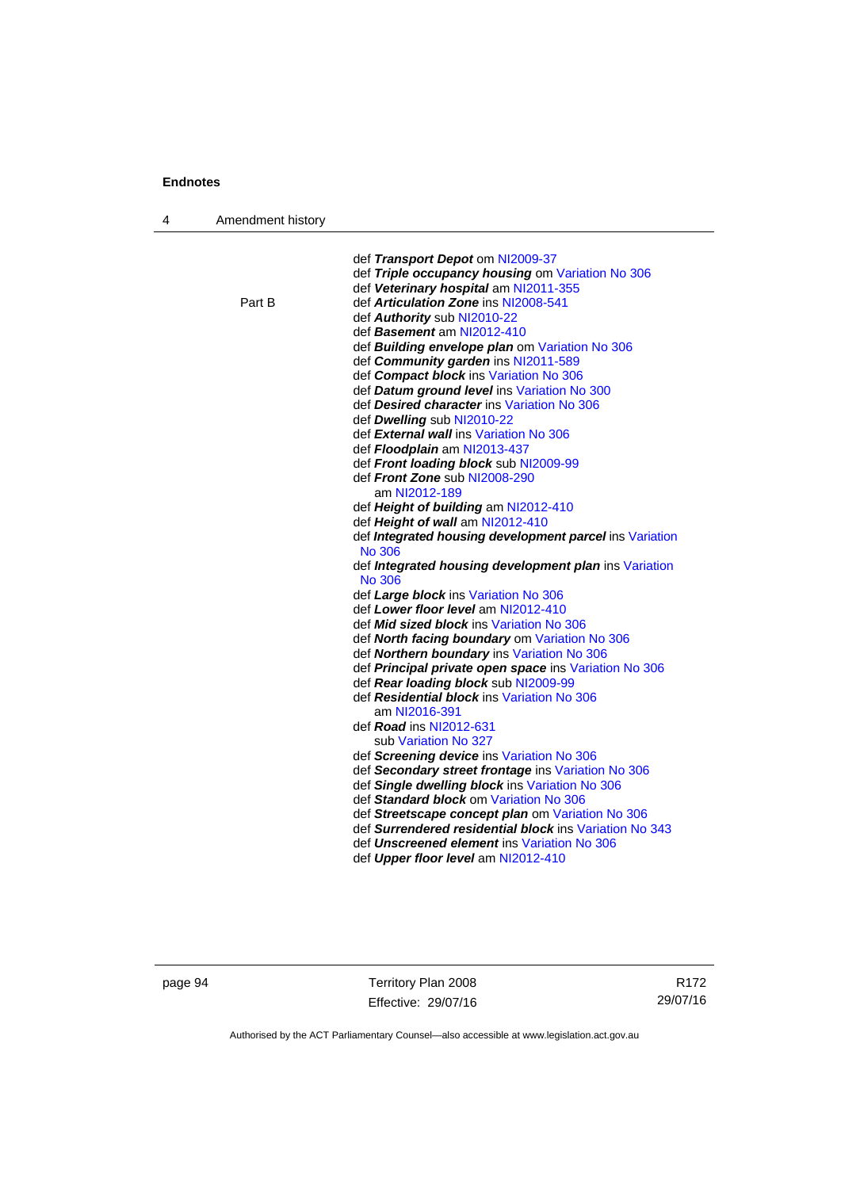def ***Transport Depot*** om NI2009-37
def ***Triple occupancy housing*** om Variation No 306
def ***Veterinary hospital*** am NI2011-355

Part B

def ***Articulation Zone*** ins NI2008-541
def ***Authority*** sub NI2010-22
def ***Basement*** am NI2012-410
def ***Building envelope plan*** om Variation No 306
def ***Community garden*** ins NI2011-589
def ***Compact block*** ins Variation No 306
def ***Datum ground level*** ins Variation No 300
def ***Desired character*** ins Variation No 306
def ***Dwelling*** sub NI2010-22
def ***External wall*** ins Variation No 306
def ***Floodplain*** am NI2013-437
def ***Front loading block*** sub NI2009-99
def ***Front Zone*** sub NI2008-290
  am NI2012-189
def ***Height of building*** am NI2012-410
def ***Height of wall*** am NI2012-410
def ***Integrated housing development parcel*** ins Variation No 306
def ***Integrated housing development plan*** ins Variation No 306
def ***Large block*** ins Variation No 306
def ***Lower floor level*** am NI2012-410
def ***Mid sized block*** ins Variation No 306
def ***North facing boundary*** om Variation No 306
def ***Northern boundary*** ins Variation No 306
def ***Principal private open space*** ins Variation No 306
def ***Rear loading block*** sub NI2009-99
def ***Residential block*** ins Variation No 306
  am NI2016-391
def ***Road*** ins NI2012-631
  sub Variation No 327
def ***Screening device*** ins Variation No 306
def ***Secondary street frontage*** ins Variation No 306
def ***Single dwelling block*** ins Variation No 306
def ***Standard block*** om Variation No 306
def ***Streetscape concept plan*** om Variation No 306
def ***Surrendered residential block*** ins Variation No 343
def ***Unscreened element*** ins Variation No 306
def ***Upper floor level*** am NI2012-410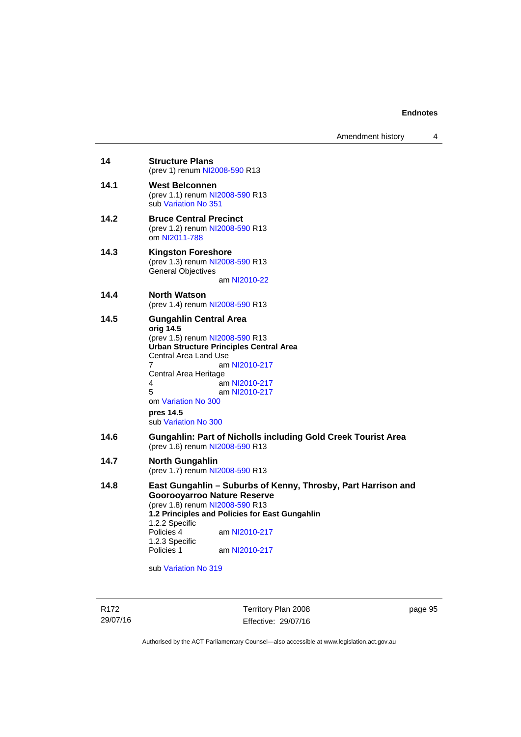**14 Structure Plans**
(prev 1) renum NI2008-590 R13

**14.1 West Belconnen**
(prev 1.1) renum NI2008-590 R13
sub Variation No 351

**14.2 Bruce Central Precinct**
(prev 1.2) renum NI2008-590 R13
om NI2011-788

**14.3 Kingston Foreshore**
(prev 1.3) renum NI2008-590 R13
General Objectives
am NI2010-22

**14.4 North Watson**
(prev 1.4) renum NI2008-590 R13

**14.5 Gungahlin Central Area**
**orig 14.5**
(prev 1.5) renum NI2008-590 R13
**Urban Structure Principles Central Area**
Central Area Land Use
7 am NI2010-217
Central Area Heritage
4 am NI2010-217
5 am NI2010-217
om Variation No 300

**pres 14.5**
sub Variation No 300

**14.6 Gungahlin: Part of Nicholls including Gold Creek Tourist Area**
(prev 1.6) renum NI2008-590 R13

**14.7 North Gungahlin**
(prev 1.7) renum NI2008-590 R13

**14.8 East Gungahlin – Suburbs of Kenny, Throsby, Part Harrison and Goorooyarroo Nature Reserve**
(prev 1.8) renum NI2008-590 R13
**1.2 Principles and Policies for East Gungahlin**
1.2.2 Specific
Policies 4 am NI2010-217
1.2.3 Specific
Policies 1 am NI2010-217

sub Variation No 319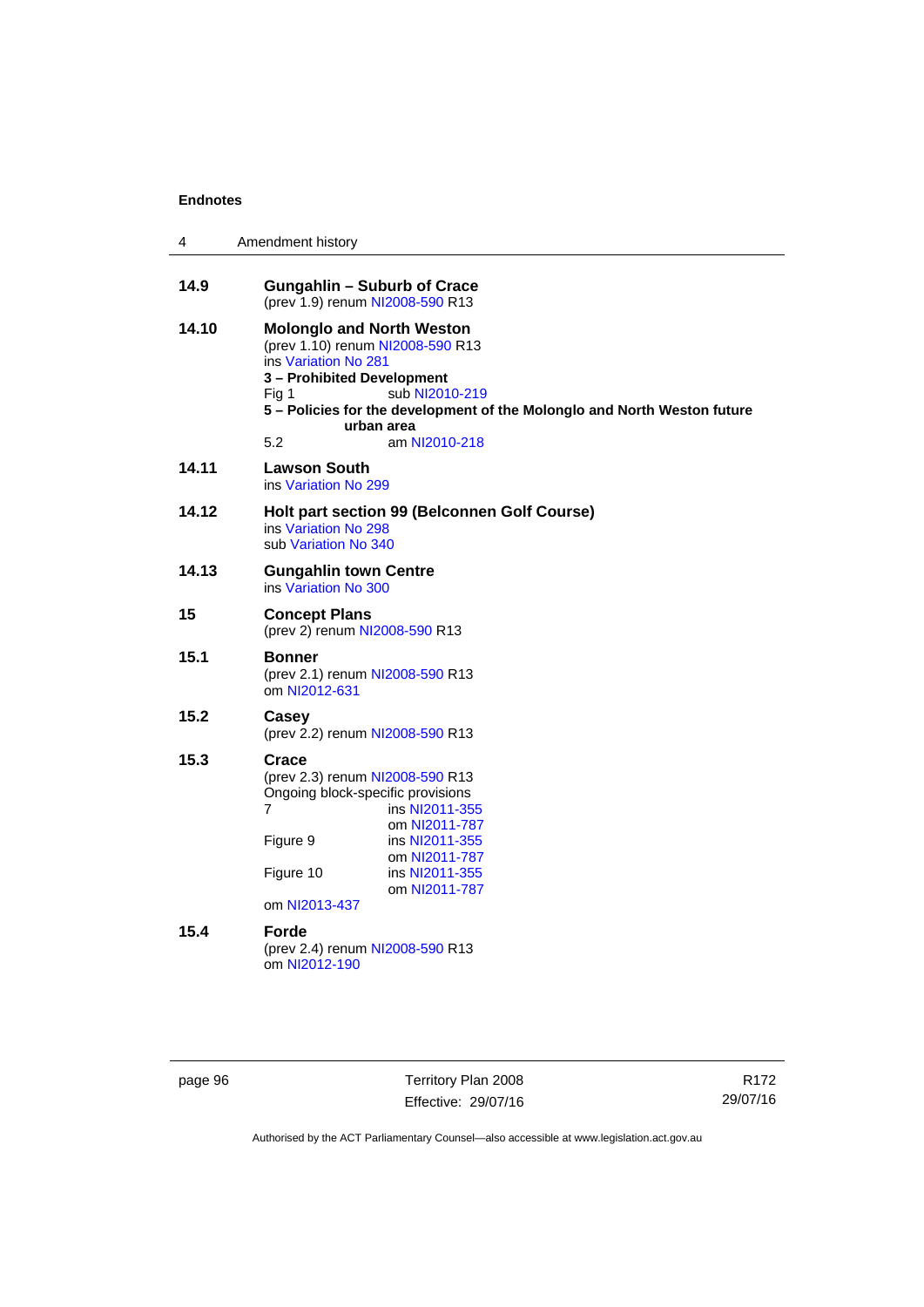**14.9 Gungahlin – Suburb of Crace**
(prev 1.9) renum NI2008-590 R13

**14.10 Molonglo and North Weston**
(prev 1.10) renum NI2008-590 R13
ins Variation No 281
**3 – Prohibited Development**
Fig 1 sub NI2010-219
**5 – Policies for the development of the Molonglo and North Weston future urban area**
5.2 am NI2010-218

**14.11 Lawson South**
ins Variation No 299

**14.12 Holt part section 99 (Belconnen Golf Course)**
ins Variation No 298
sub Variation No 340

**14.13 Gungahlin town Centre**
ins Variation No 300

**15 Concept Plans**
(prev 2) renum NI2008-590 R13

**15.1 Bonner**
(prev 2.1) renum NI2008-590 R13
om NI2012-631

**15.2 Casey**
(prev 2.2) renum NI2008-590 R13

**15.3 Crace**
(prev 2.3) renum NI2008-590 R13
Ongoing block-specific provisions
7 ins NI2011-355
om NI2011-787
Figure 9 ins NI2011-355
om NI2011-787
Figure 10 ins NI2011-355
om NI2011-787
om NI2013-437

**15.4 Forde**
(prev 2.4) renum NI2008-590 R13
om NI2012-190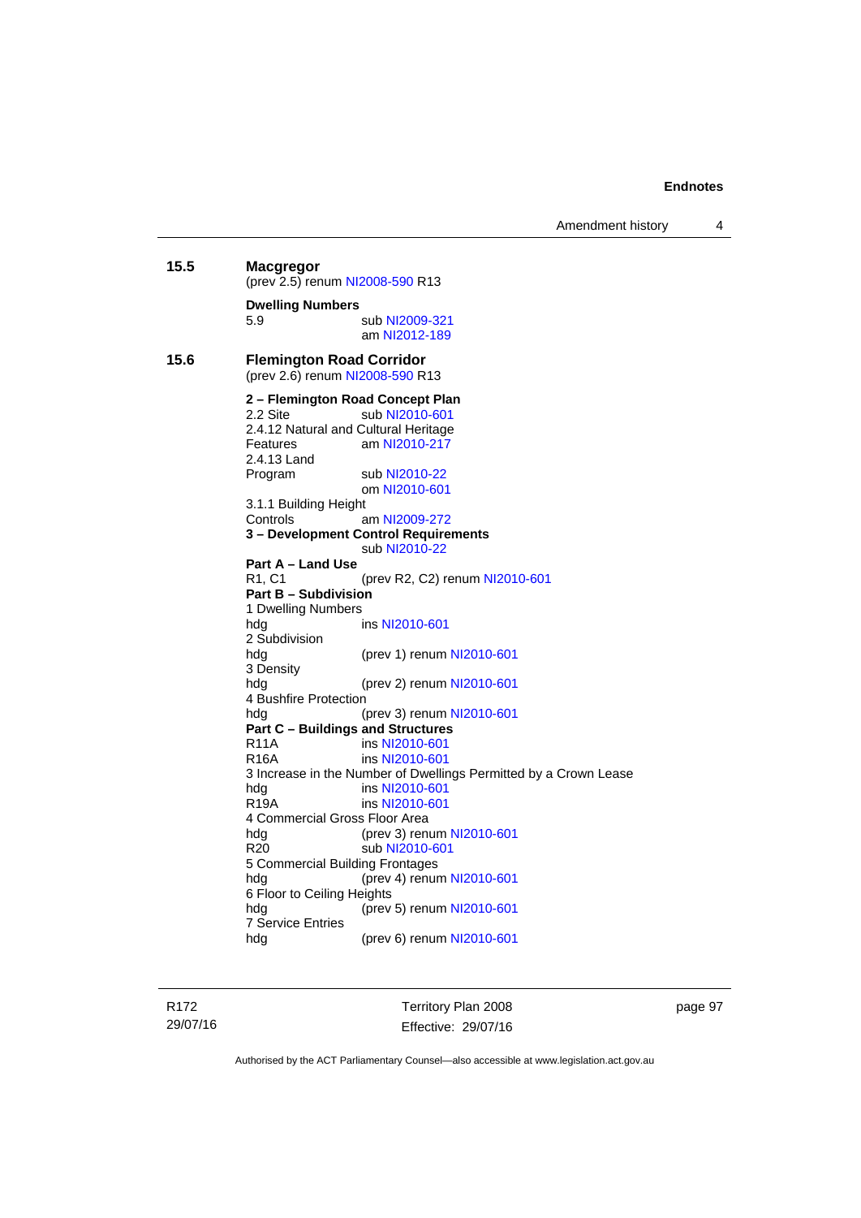**15.5 Macgregor**

(prev 2.5) renum NI2008-590 R13

**Dwelling Numbers**

5.9 sub NI2009-321
am NI2012-189

**15.6 Flemington Road Corridor**

(prev 2.6) renum NI2008-590 R13

**2 – Flemington Road Concept Plan**

2.2 Site sub NI2010-601

2.4.12 Natural and Cultural Heritage Features am NI2010-217

2.4.13 Land Program sub NI2010-22
om NI2010-601

3.1.1 Building Height Controls am NI2009-272

**3 – Development Control Requirements**
sub NI2010-22

**Part A – Land Use**

R1, C1 (prev R2, C2) renum NI2010-601

**Part B – Subdivision**

1 Dwelling Numbers
hdg ins NI2010-601

2 Subdivision
hdg (prev 1) renum NI2010-601

3 Density
hdg (prev 2) renum NI2010-601

4 Bushfire Protection
hdg (prev 3) renum NI2010-601

**Part C – Buildings and Structures**

R11A ins NI2010-601

R16A ins NI2010-601

3 Increase in the Number of Dwellings Permitted by a Crown Lease
hdg ins NI2010-601

R19A ins NI2010-601

4 Commercial Gross Floor Area
hdg (prev 3) renum NI2010-601

R20 sub NI2010-601

5 Commercial Building Frontages
hdg (prev 4) renum NI2010-601

6 Floor to Ceiling Heights
hdg (prev 5) renum NI2010-601

7 Service Entries
hdg (prev 6) renum NI2010-601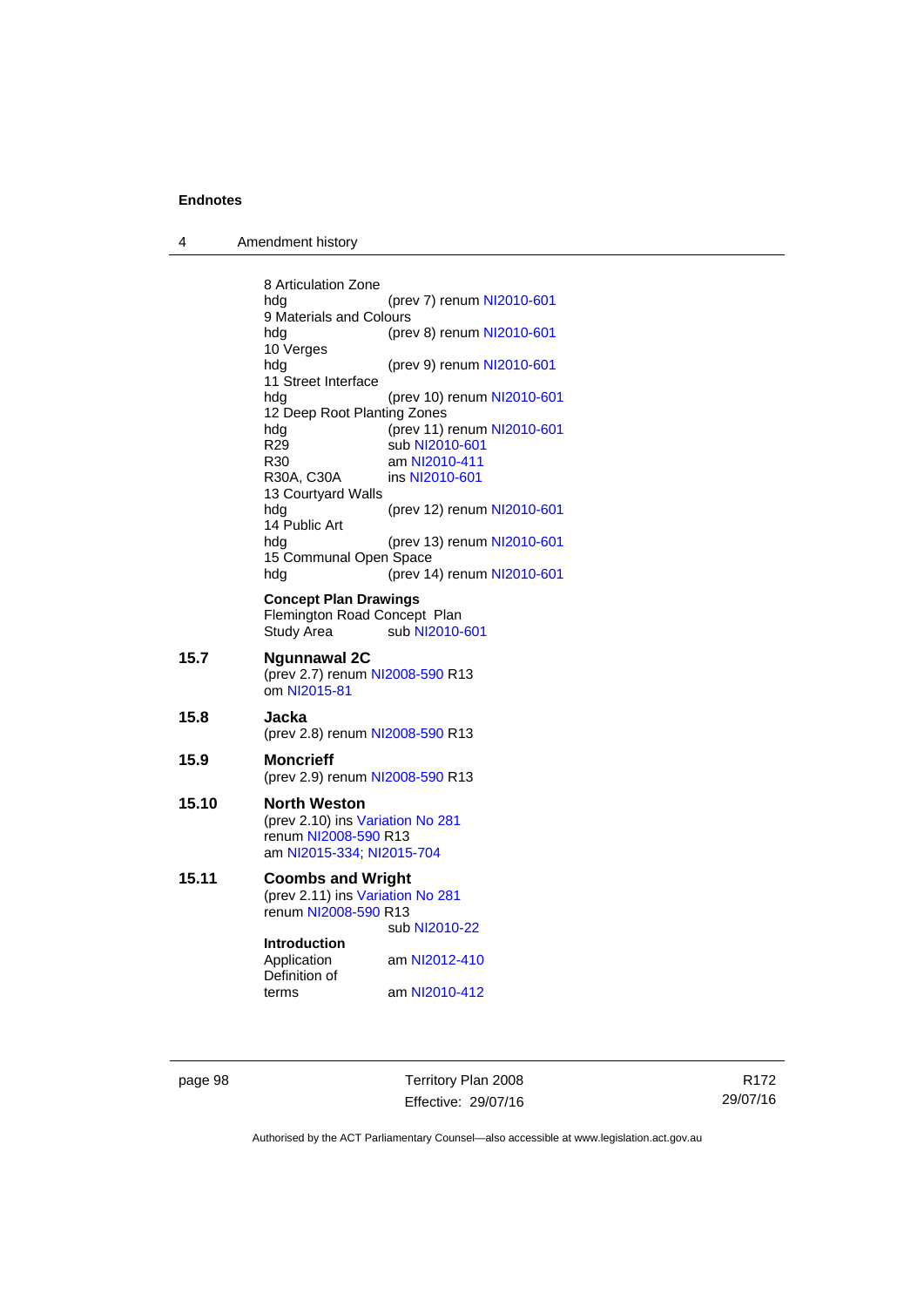8 Articulation Zone
hdg (prev 7) renum NI2010-601
9 Materials and Colours
hdg (prev 8) renum NI2010-601
10 Verges
hdg (prev 9) renum NI2010-601
11 Street Interface
hdg (prev 10) renum NI2010-601
12 Deep Root Planting Zones
hdg (prev 11) renum NI2010-601
R29 sub NI2010-601
R30 am NI2010-411
R30A, C30A ins NI2010-601
13 Courtyard Walls
hdg (prev 12) renum NI2010-601
14 Public Art
hdg (prev 13) renum NI2010-601
15 Communal Open Space
hdg (prev 14) renum NI2010-601

**Concept Plan Drawings**
Flemington Road Concept Plan
Study Area sub NI2010-601

**15.7 Ngunnawal 2C**
(prev 2.7) renum NI2008-590 R13
om NI2015-81

**15.8 Jacka**
(prev 2.8) renum NI2008-590 R13

**15.9 Moncrieff**
(prev 2.9) renum NI2008-590 R13

**15.10 North Weston**
(prev 2.10) ins Variation No 281
renum NI2008-590 R13
am NI2015-334; NI2015-704

**15.11 Coombs and Wright**
(prev 2.11) ins Variation No 281
renum NI2008-590 R13
sub NI2010-22

**Introduction**
Application am NI2012-410
Definition of terms am NI2010-412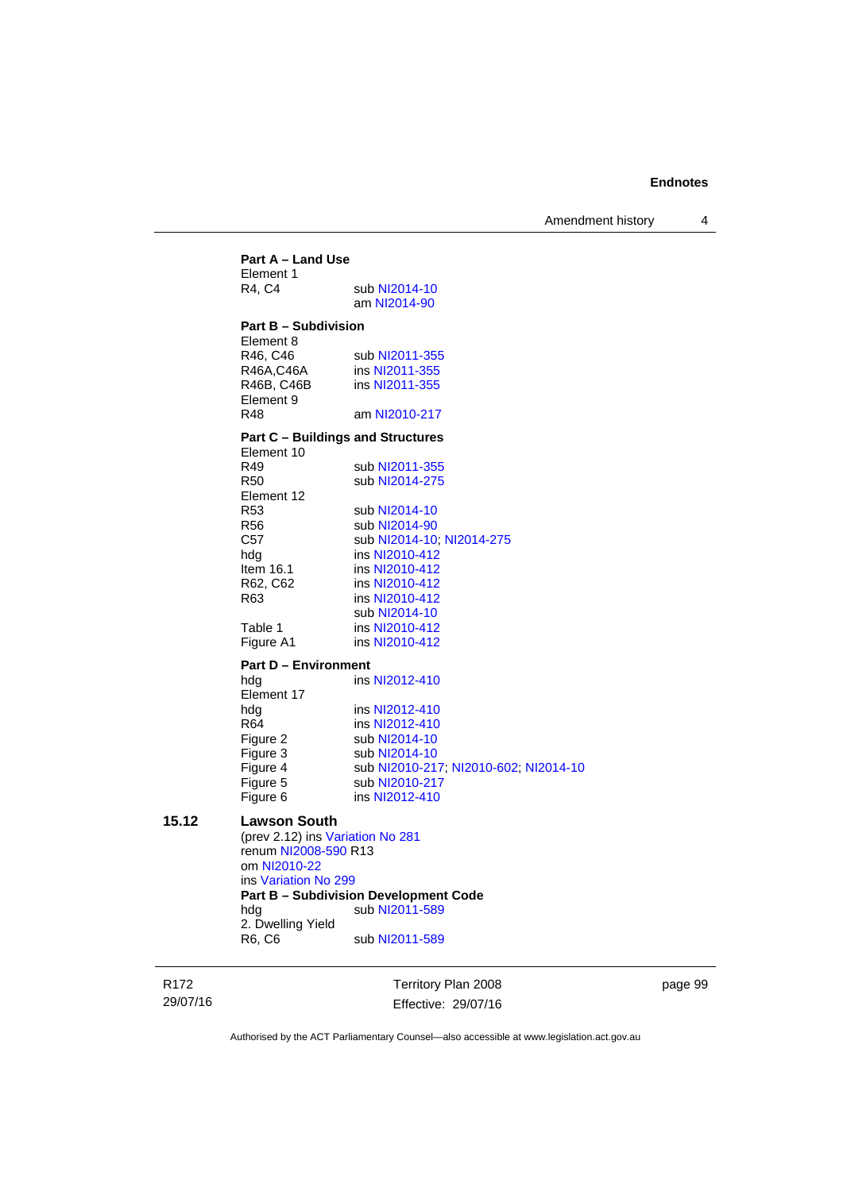**Part A – Land Use**

Element 1

| | |
|---|---|
| R4, C4 | sub NI2014-10 |
| | am NI2014-90 |

**Part B – Subdivision**

Element 8

| | |
|---|---|
| R46, C46 | sub NI2011-355 |
| R46A,C46A | ins NI2011-355 |
| R46B, C46B | ins NI2011-355 |

Element 9

| | |
|---|---|
| R48 | am NI2010-217 |

**Part C – Buildings and Structures**

Element 10

| | |
|---|---|
| R49 | sub NI2011-355 |
| R50 | sub NI2014-275 |

Element 12

| | |
|---|---|
| R53 | sub NI2014-10 |
| R56 | sub NI2014-90 |
| C57 | sub NI2014-10; NI2014-275 |
| hdg | ins NI2010-412 |
| Item 16.1 | ins NI2010-412 |
| R62, C62 | ins NI2010-412 |
| R63 | ins NI2010-412 |
| | sub NI2014-10 |
| Table 1 | ins NI2010-412 |
| Figure A1 | ins NI2010-412 |

**Part D – Environment**

| | |
|---|---|
| hdg | ins NI2012-410 |

Element 17

| | |
|---|---|
| hdg | ins NI2012-410 |
| R64 | ins NI2012-410 |
| Figure 2 | sub NI2014-10 |
| Figure 3 | sub NI2014-10 |
| Figure 4 | sub NI2010-217; NI2010-602; NI2014-10 |
| Figure 5 | sub NI2010-217 |
| Figure 6 | ins NI2012-410 |

## 15.12 Lawson South

(prev 2.12) ins Variation No 281
renum NI2008-590 R13
om NI2010-22
ins Variation No 299

**Part B – Subdivision Development Code**

| | |
|---|---|
| hdg | sub NI2011-589 |

2. Dwelling Yield

| | |
|---|---|
| R6, C6 | sub NI2011-589 |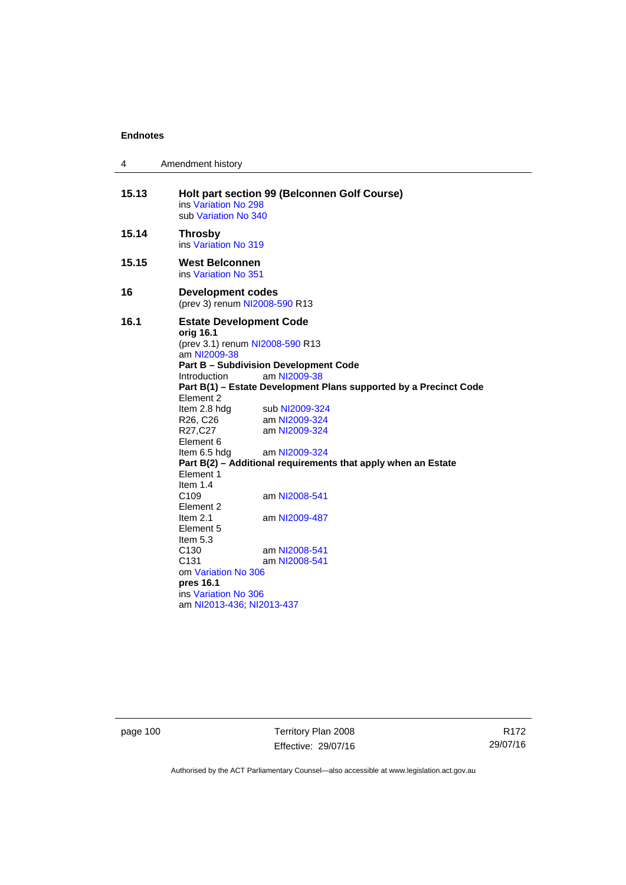**15.13 Holt part section 99 (Belconnen Golf Course)**
ins Variation No 298
sub Variation No 340

**15.14 Throsby**
ins Variation No 319

**15.15 West Belconnen**
ins Variation No 351

**16 Development codes**
(prev 3) renum NI2008-590 R13

**16.1 Estate Development Code**
**orig 16.1**
(prev 3.1) renum NI2008-590 R13
am NI2009-38
**Part B – Subdivision Development Code**
Introduction am NI2009-38
**Part B(1) – Estate Development Plans supported by a Precinct Code**
Element 2
Item 2.8 hdg sub NI2009-324
R26, C26 am NI2009-324
R27,C27 am NI2009-324
Element 6
Item 6.5 hdg am NI2009-324
**Part B(2) – Additional requirements that apply when an Estate**
Element 1
Item 1.4
C109 am NI2008-541
Element 2
Item 2.1 am NI2009-487
Element 5
Item 5.3
C130 am NI2008-541
C131 am NI2008-541
om Variation No 306
**pres 16.1**
ins Variation No 306
am NI2013-436; NI2013-437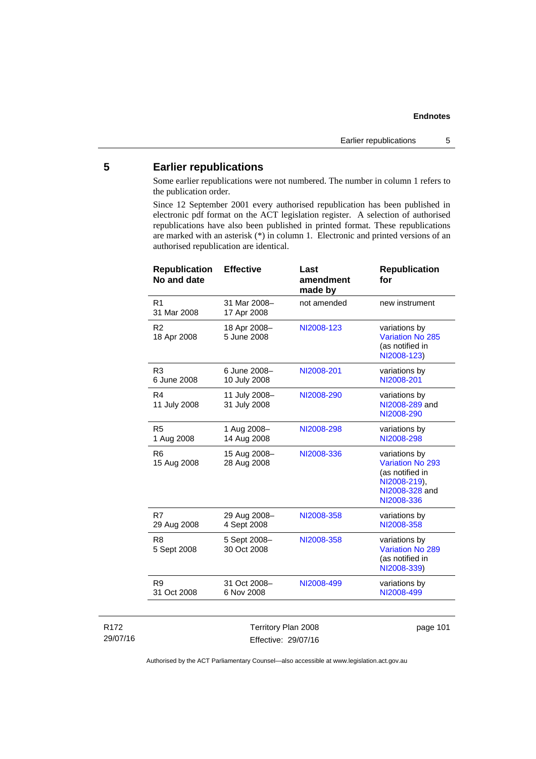## 5 Earlier republications

Some earlier republications were not numbered. The number in column 1 refers to the publication order.

Since 12 September 2001 every authorised republication has been published in electronic pdf format on the ACT legislation register. A selection of authorised republications have also been published in printed format. These republications are marked with an asterisk (*) in column 1. Electronic and printed versions of an authorised republication are identical.

| Republication No and date | Effective | Last amendment made by | Republication for |
|---|---|---|---|
| R1<br>31 Mar 2008 | 31 Mar 2008–<br>17 Apr 2008 | not amended | new instrument |
| R2<br>18 Apr 2008 | 18 Apr 2008–<br>5 June 2008 | NI2008-123 | variations by Variation No 285 (as notified in NI2008-123) |
| R3<br>6 June 2008 | 6 June 2008–<br>10 July 2008 | NI2008-201 | variations by NI2008-201 |
| R4<br>11 July 2008 | 11 July 2008–<br>31 July 2008 | NI2008-290 | variations by NI2008-289 and NI2008-290 |
| R5<br>1 Aug 2008 | 1 Aug 2008–<br>14 Aug 2008 | NI2008-298 | variations by NI2008-298 |
| R6<br>15 Aug 2008 | 15 Aug 2008–<br>28 Aug 2008 | NI2008-336 | variations by Variation No 293 (as notified in NI2008-219), NI2008-328 and NI2008-336 |
| R7<br>29 Aug 2008 | 29 Aug 2008–<br>4 Sept 2008 | NI2008-358 | variations by NI2008-358 |
| R8<br>5 Sept 2008 | 5 Sept 2008–<br>30 Oct 2008 | NI2008-358 | variations by Variation No 289 (as notified in NI2008-339) |
| R9<br>31 Oct 2008 | 31 Oct 2008–<br>6 Nov 2008 | NI2008-499 | variations by NI2008-499 |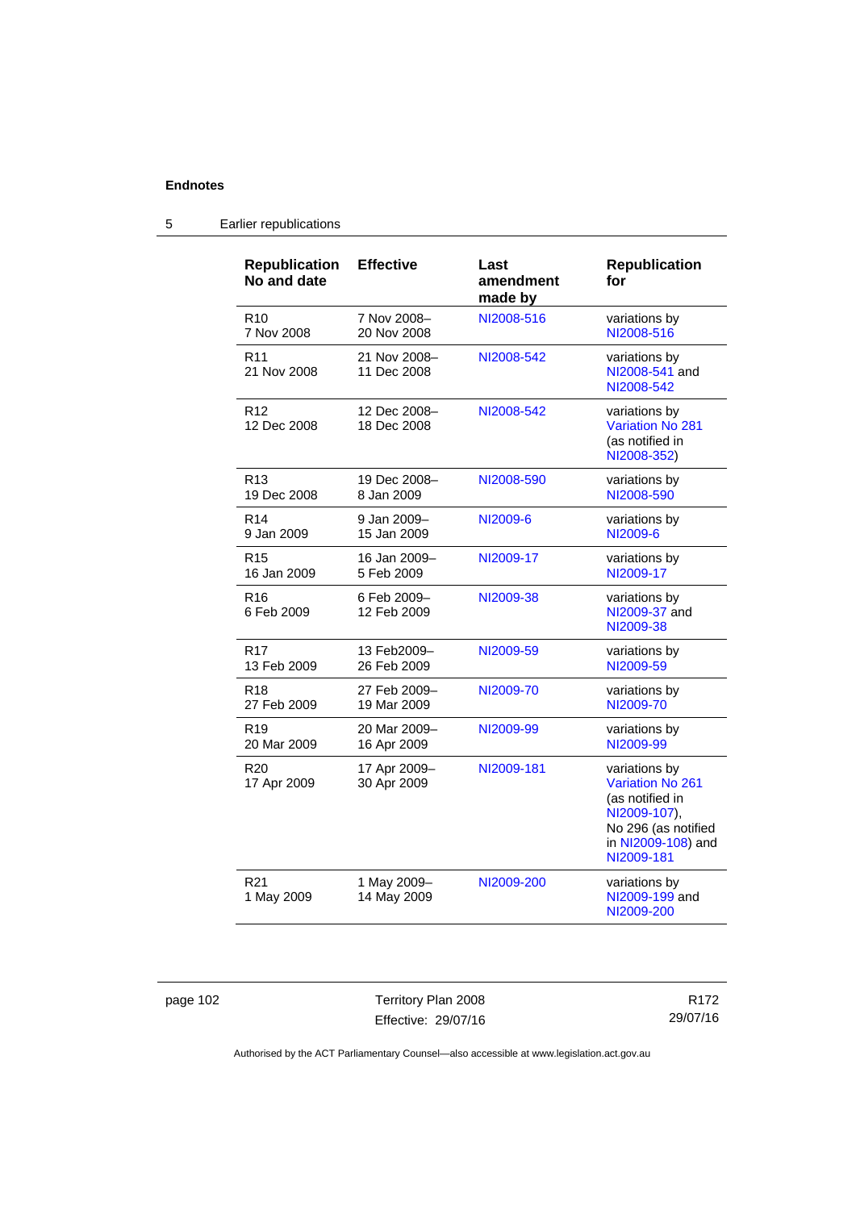## 5 Earlier republications

| Republication No and date | Effective | Last amendment made by | Republication for |
|---|---|---|---|
| R10 7 Nov 2008 | 7 Nov 2008– 20 Nov 2008 | NI2008-516 | variations by NI2008-516 |
| R11 21 Nov 2008 | 21 Nov 2008– 11 Dec 2008 | NI2008-542 | variations by NI2008-541 and NI2008-542 |
| R12 12 Dec 2008 | 12 Dec 2008– 18 Dec 2008 | NI2008-542 | variations by Variation No 281 (as notified in NI2008-352) |
| R13 19 Dec 2008 | 19 Dec 2008– 8 Jan 2009 | NI2008-590 | variations by NI2008-590 |
| R14 9 Jan 2009 | 9 Jan 2009– 15 Jan 2009 | NI2009-6 | variations by NI2009-6 |
| R15 16 Jan 2009 | 16 Jan 2009– 5 Feb 2009 | NI2009-17 | variations by NI2009-17 |
| R16 6 Feb 2009 | 6 Feb 2009– 12 Feb 2009 | NI2009-38 | variations by NI2009-37 and NI2009-38 |
| R17 13 Feb 2009 | 13 Feb2009– 26 Feb 2009 | NI2009-59 | variations by NI2009-59 |
| R18 27 Feb 2009 | 27 Feb 2009– 19 Mar 2009 | NI2009-70 | variations by NI2009-70 |
| R19 20 Mar 2009 | 20 Mar 2009– 16 Apr 2009 | NI2009-99 | variations by NI2009-99 |
| R20 17 Apr 2009 | 17 Apr 2009– 30 Apr 2009 | NI2009-181 | variations by Variation No 261 (as notified in NI2009-107), No 296 (as notified in NI2009-108) and NI2009-181 |
| R21 1 May 2009 | 1 May 2009– 14 May 2009 | NI2009-200 | variations by NI2009-199 and NI2009-200 |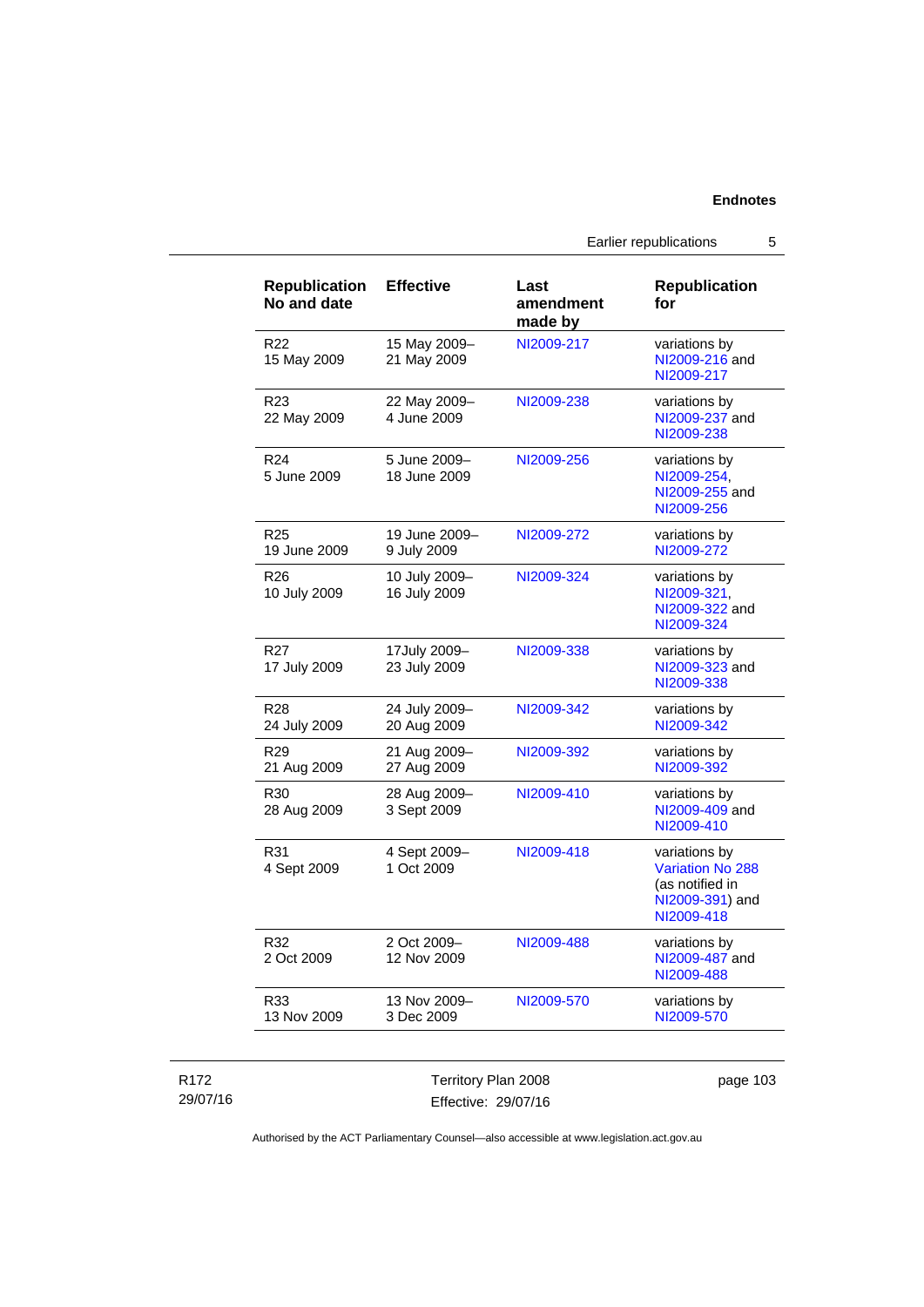| Republication No and date | Effective | Last amendment made by | Republication for |
|---|---|---|---|
| R22<br>15 May 2009 | 15 May 2009–<br>21 May 2009 | NI2009-217 | variations by NI2009-216 and NI2009-217 |
| R23<br>22 May 2009 | 22 May 2009–<br>4 June 2009 | NI2009-238 | variations by NI2009-237 and NI2009-238 |
| R24<br>5 June 2009 | 5 June 2009–<br>18 June 2009 | NI2009-256 | variations by NI2009-254, NI2009-255 and NI2009-256 |
| R25<br>19 June 2009 | 19 June 2009–<br>9 July 2009 | NI2009-272 | variations by NI2009-272 |
| R26<br>10 July 2009 | 10 July 2009–<br>16 July 2009 | NI2009-324 | variations by NI2009-321, NI2009-322 and NI2009-324 |
| R27<br>17 July 2009 | 17July 2009–<br>23 July 2009 | NI2009-338 | variations by NI2009-323 and NI2009-338 |
| R28<br>24 July 2009 | 24 July 2009–<br>20 Aug 2009 | NI2009-342 | variations by NI2009-342 |
| R29<br>21 Aug 2009 | 21 Aug 2009–<br>27 Aug 2009 | NI2009-392 | variations by NI2009-392 |
| R30<br>28 Aug 2009 | 28 Aug 2009–<br>3 Sept 2009 | NI2009-410 | variations by NI2009-409 and NI2009-410 |
| R31<br>4 Sept 2009 | 4 Sept 2009–<br>1 Oct 2009 | NI2009-418 | variations by Variation No 288 (as notified in NI2009-391) and NI2009-418 |
| R32<br>2 Oct 2009 | 2 Oct 2009–<br>12 Nov 2009 | NI2009-488 | variations by NI2009-487 and NI2009-488 |
| R33<br>13 Nov 2009 | 13 Nov 2009–<br>3 Dec 2009 | NI2009-570 | variations by NI2009-570 |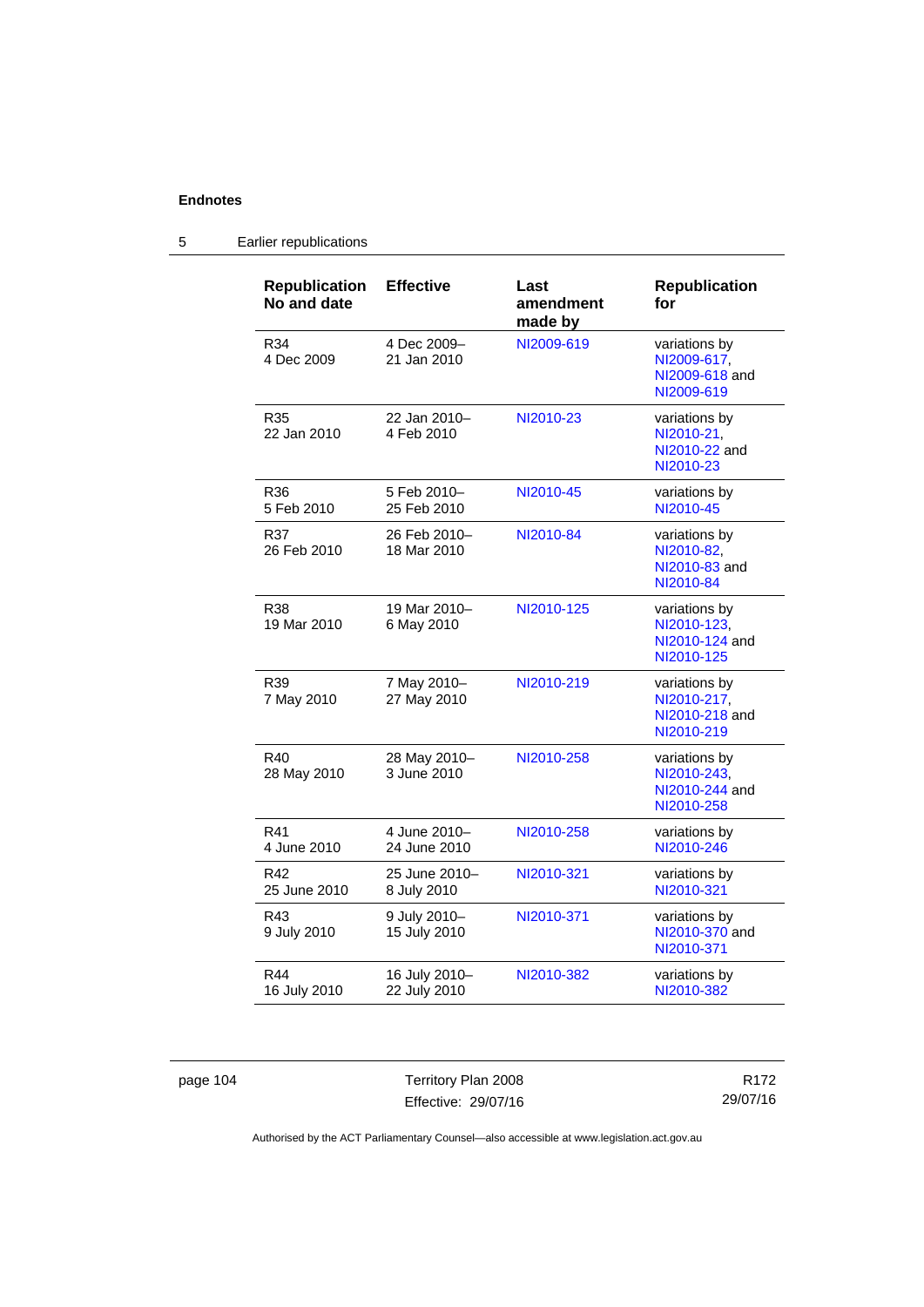**Endnotes**

5 Earlier republications

| Republication No and date | Effective | Last amendment made by | Republication for |
|---|---|---|---|
| R34<br>4 Dec 2009 | 4 Dec 2009–<br>21 Jan 2010 | NI2009-619 | variations by NI2009-617, NI2009-618 and NI2009-619 |
| R35<br>22 Jan 2010 | 22 Jan 2010–<br>4 Feb 2010 | NI2010-23 | variations by NI2010-21, NI2010-22 and NI2010-23 |
| R36<br>5 Feb 2010 | 5 Feb 2010–<br>25 Feb 2010 | NI2010-45 | variations by NI2010-45 |
| R37<br>26 Feb 2010 | 26 Feb 2010–<br>18 Mar 2010 | NI2010-84 | variations by NI2010-82, NI2010-83 and NI2010-84 |
| R38<br>19 Mar 2010 | 19 Mar 2010–<br>6 May 2010 | NI2010-125 | variations by NI2010-123, NI2010-124 and NI2010-125 |
| R39<br>7 May 2010 | 7 May 2010–<br>27 May 2010 | NI2010-219 | variations by NI2010-217, NI2010-218 and NI2010-219 |
| R40<br>28 May 2010 | 28 May 2010–<br>3 June 2010 | NI2010-258 | variations by NI2010-243, NI2010-244 and NI2010-258 |
| R41<br>4 June 2010 | 4 June 2010–<br>24 June 2010 | NI2010-258 | variations by NI2010-246 |
| R42<br>25 June 2010 | 25 June 2010–<br>8 July 2010 | NI2010-321 | variations by NI2010-321 |
| R43<br>9 July 2010 | 9 July 2010–<br>15 July 2010 | NI2010-371 | variations by NI2010-370 and NI2010-371 |
| R44<br>16 July 2010 | 16 July 2010–<br>22 July 2010 | NI2010-382 | variations by NI2010-382 |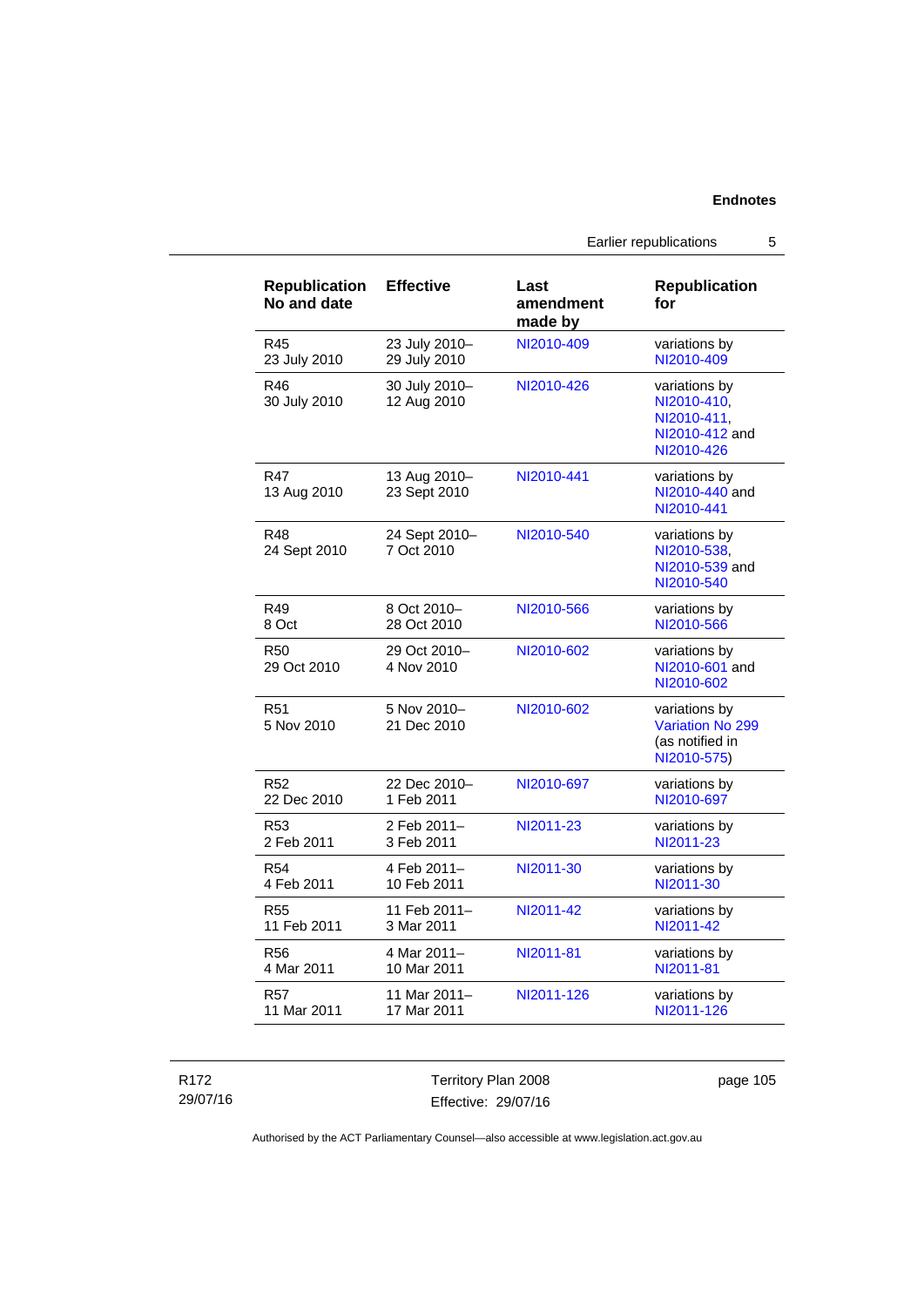| Republication No and date | Effective | Last amendment made by | Republication for |
|---|---|---|---|
| R45<br>23 July 2010 | 23 July 2010–<br>29 July 2010 | NI2010-409 | variations by NI2010-409 |
| R46<br>30 July 2010 | 30 July 2010–<br>12 Aug 2010 | NI2010-426 | variations by NI2010-410, NI2010-411, NI2010-412 and NI2010-426 |
| R47<br>13 Aug 2010 | 13 Aug 2010–<br>23 Sept 2010 | NI2010-441 | variations by NI2010-440 and NI2010-441 |
| R48<br>24 Sept 2010 | 24 Sept 2010–<br>7 Oct 2010 | NI2010-540 | variations by NI2010-538, NI2010-539 and NI2010-540 |
| R49<br>8 Oct | 8 Oct 2010–<br>28 Oct 2010 | NI2010-566 | variations by NI2010-566 |
| R50<br>29 Oct 2010 | 29 Oct 2010–<br>4 Nov 2010 | NI2010-602 | variations by NI2010-601 and NI2010-602 |
| R51<br>5 Nov 2010 | 5 Nov 2010–<br>21 Dec 2010 | NI2010-602 | variations by Variation No 299 (as notified in NI2010-575) |
| R52<br>22 Dec 2010 | 22 Dec 2010–<br>1 Feb 2011 | NI2010-697 | variations by NI2010-697 |
| R53<br>2 Feb 2011 | 2 Feb 2011–<br>3 Feb 2011 | NI2011-23 | variations by NI2011-23 |
| R54<br>4 Feb 2011 | 4 Feb 2011–<br>10 Feb 2011 | NI2011-30 | variations by NI2011-30 |
| R55<br>11 Feb 2011 | 11 Feb 2011–<br>3 Mar 2011 | NI2011-42 | variations by NI2011-42 |
| R56<br>4 Mar 2011 | 4 Mar 2011–<br>10 Mar 2011 | NI2011-81 | variations by NI2011-81 |
| R57<br>11 Mar 2011 | 11 Mar 2011–<br>17 Mar 2011 | NI2011-126 | variations by NI2011-126 |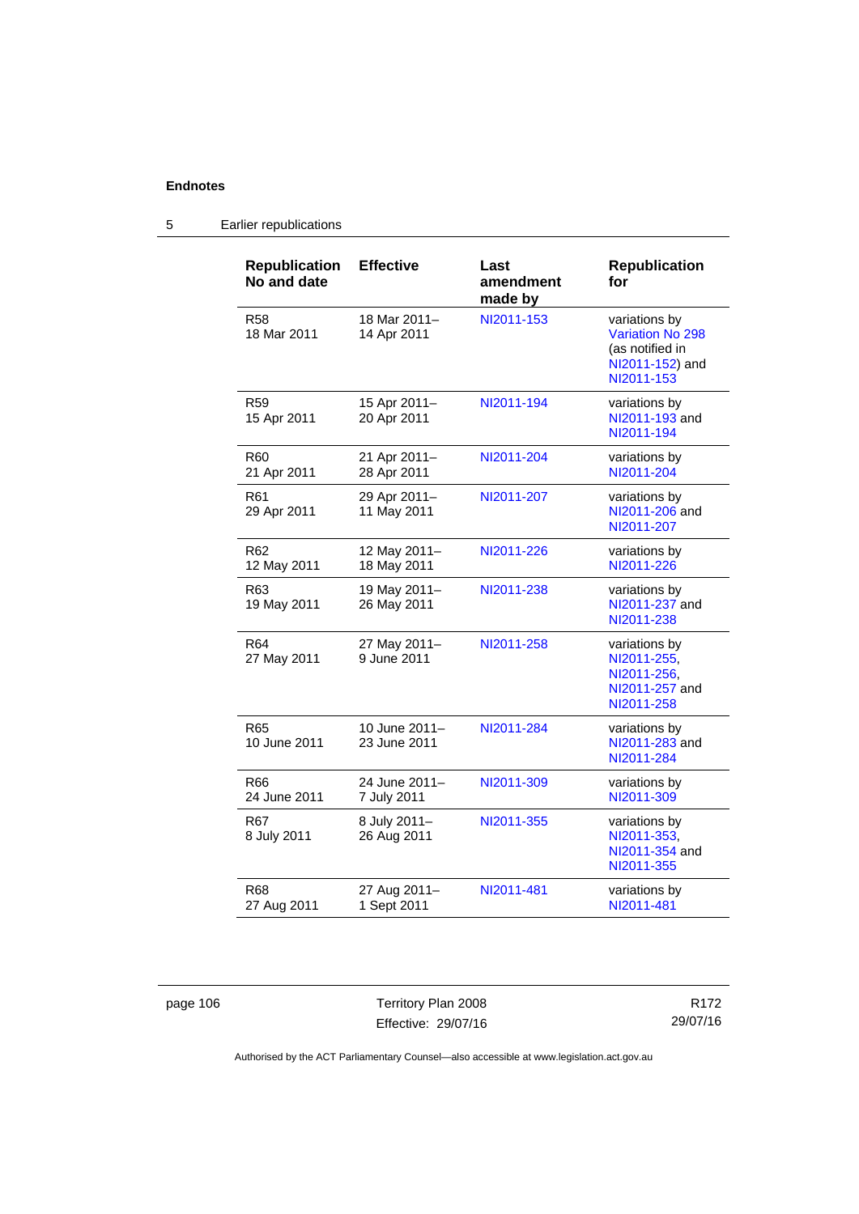## Endnotes

### 5 Earlier republications

| Republication No and date | Effective | Last amendment made by | Republication for |
|---|---|---|---|
| R58 18 Mar 2011 | 18 Mar 2011– 14 Apr 2011 | NI2011-153 | variations by Variation No 298 (as notified in NI2011-152) and NI2011-153 |
| R59 15 Apr 2011 | 15 Apr 2011– 20 Apr 2011 | NI2011-194 | variations by NI2011-193 and NI2011-194 |
| R60 21 Apr 2011 | 21 Apr 2011– 28 Apr 2011 | NI2011-204 | variations by NI2011-204 |
| R61 29 Apr 2011 | 29 Apr 2011– 11 May 2011 | NI2011-207 | variations by NI2011-206 and NI2011-207 |
| R62 12 May 2011 | 12 May 2011– 18 May 2011 | NI2011-226 | variations by NI2011-226 |
| R63 19 May 2011 | 19 May 2011– 26 May 2011 | NI2011-238 | variations by NI2011-237 and NI2011-238 |
| R64 27 May 2011 | 27 May 2011– 9 June 2011 | NI2011-258 | variations by NI2011-255, NI2011-256, NI2011-257 and NI2011-258 |
| R65 10 June 2011 | 10 June 2011– 23 June 2011 | NI2011-284 | variations by NI2011-283 and NI2011-284 |
| R66 24 June 2011 | 24 June 2011– 7 July 2011 | NI2011-309 | variations by NI2011-309 |
| R67 8 July 2011 | 8 July 2011– 26 Aug 2011 | NI2011-355 | variations by NI2011-353, NI2011-354 and NI2011-355 |
| R68 27 Aug 2011 | 27 Aug 2011– 1 Sept 2011 | NI2011-481 | variations by NI2011-481 |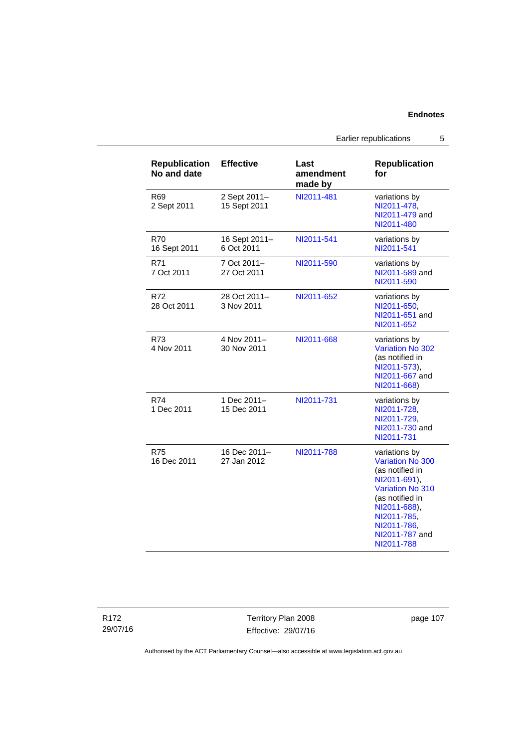| Republication No and date | Effective | Last amendment made by | Republication for |
|---|---|---|---|
| R69<br>2 Sept 2011 | 2 Sept 2011–<br>15 Sept 2011 | NI2011-481 | variations by NI2011-478, NI2011-479 and NI2011-480 |
| R70<br>16 Sept 2011 | 16 Sept 2011–<br>6 Oct 2011 | NI2011-541 | variations by NI2011-541 |
| R71<br>7 Oct 2011 | 7 Oct 2011–<br>27 Oct 2011 | NI2011-590 | variations by NI2011-589 and NI2011-590 |
| R72<br>28 Oct 2011 | 28 Oct 2011–<br>3 Nov 2011 | NI2011-652 | variations by NI2011-650, NI2011-651 and NI2011-652 |
| R73<br>4 Nov 2011 | 4 Nov 2011–<br>30 Nov 2011 | NI2011-668 | variations by Variation No 302 (as notified in NI2011-573), NI2011-667 and NI2011-668) |
| R74<br>1 Dec 2011 | 1 Dec 2011–<br>15 Dec 2011 | NI2011-731 | variations by NI2011-728, NI2011-729, NI2011-730 and NI2011-731 |
| R75<br>16 Dec 2011 | 16 Dec 2011–<br>27 Jan 2012 | NI2011-788 | variations by Variation No 300 (as notified in NI2011-691), Variation No 310 (as notified in NI2011-688), NI2011-785, NI2011-786, NI2011-787 and NI2011-788 |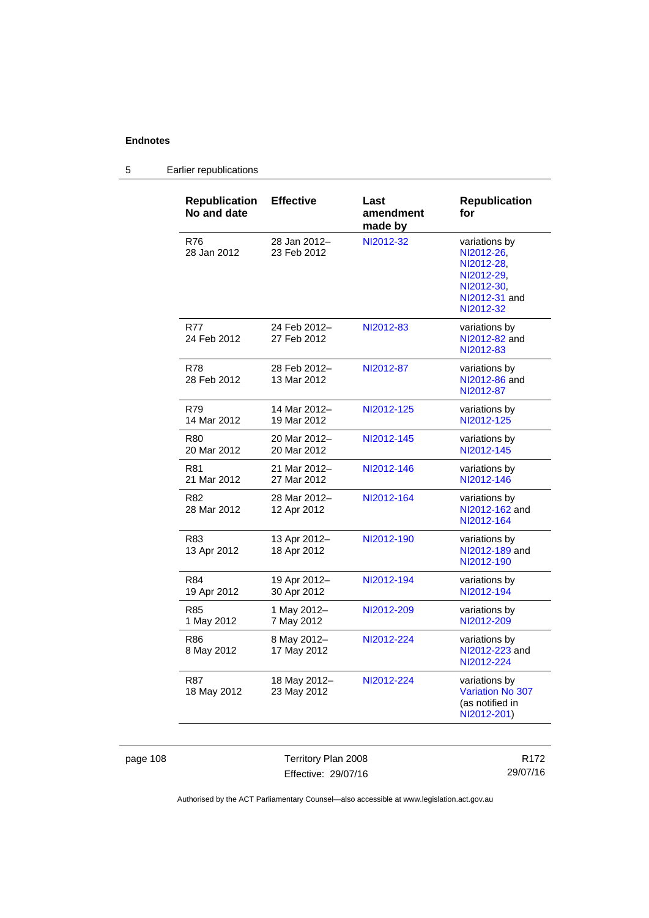## 5 Earlier republications

| Republication No and date | Effective | Last amendment made by | Republication for |
|---|---|---|---|
| R76 28 Jan 2012 | 28 Jan 2012– 23 Feb 2012 | NI2012-32 | variations by NI2012-26, NI2012-28, NI2012-29, NI2012-30, NI2012-31 and NI2012-32 |
| R77 24 Feb 2012 | 24 Feb 2012– 27 Feb 2012 | NI2012-83 | variations by NI2012-82 and NI2012-83 |
| R78 28 Feb 2012 | 28 Feb 2012– 13 Mar 2012 | NI2012-87 | variations by NI2012-86 and NI2012-87 |
| R79 14 Mar 2012 | 14 Mar 2012– 19 Mar 2012 | NI2012-125 | variations by NI2012-125 |
| R80 20 Mar 2012 | 20 Mar 2012– 20 Mar 2012 | NI2012-145 | variations by NI2012-145 |
| R81 21 Mar 2012 | 21 Mar 2012– 27 Mar 2012 | NI2012-146 | variations by NI2012-146 |
| R82 28 Mar 2012 | 28 Mar 2012– 12 Apr 2012 | NI2012-164 | variations by NI2012-162 and NI2012-164 |
| R83 13 Apr 2012 | 13 Apr 2012– 18 Apr 2012 | NI2012-190 | variations by NI2012-189 and NI2012-190 |
| R84 19 Apr 2012 | 19 Apr 2012– 30 Apr 2012 | NI2012-194 | variations by NI2012-194 |
| R85 1 May 2012 | 1 May 2012– 7 May 2012 | NI2012-209 | variations by NI2012-209 |
| R86 8 May 2012 | 8 May 2012– 17 May 2012 | NI2012-224 | variations by NI2012-223 and NI2012-224 |
| R87 18 May 2012 | 18 May 2012– 23 May 2012 | NI2012-224 | variations by Variation No 307 (as notified in NI2012-201) |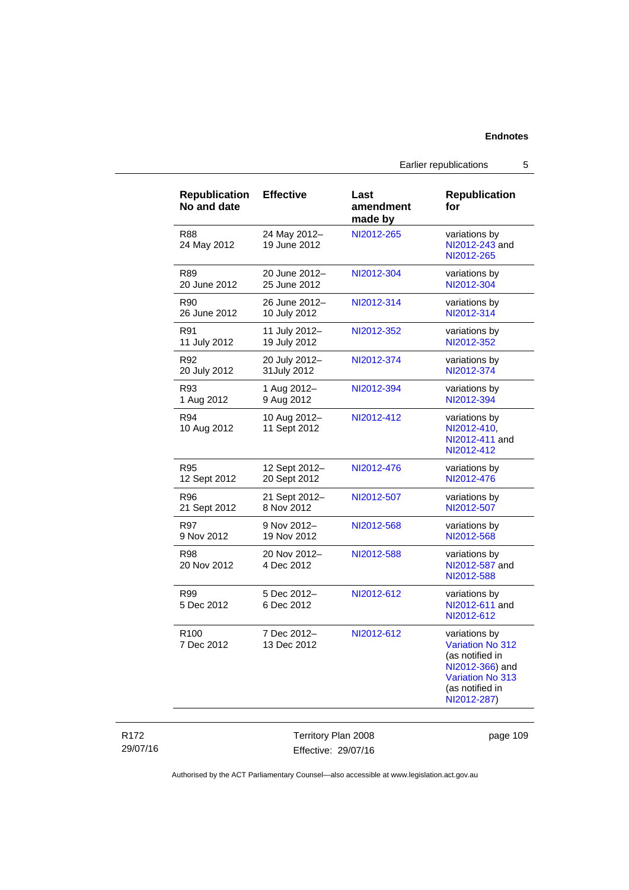| Republication No and date | Effective | Last amendment made by | Republication for |
|---|---|---|---|
| R88 24 May 2012 | 24 May 2012– 19 June 2012 | NI2012-265 | variations by NI2012-243 and NI2012-265 |
| R89 20 June 2012 | 20 June 2012– 25 June 2012 | NI2012-304 | variations by NI2012-304 |
| R90 26 June 2012 | 26 June 2012– 10 July 2012 | NI2012-314 | variations by NI2012-314 |
| R91 11 July 2012 | 11 July 2012– 19 July 2012 | NI2012-352 | variations by NI2012-352 |
| R92 20 July 2012 | 20 July 2012– 31July 2012 | NI2012-374 | variations by NI2012-374 |
| R93 1 Aug 2012 | 1 Aug 2012– 9 Aug 2012 | NI2012-394 | variations by NI2012-394 |
| R94 10 Aug 2012 | 10 Aug 2012– 11 Sept 2012 | NI2012-412 | variations by NI2012-410, NI2012-411 and NI2012-412 |
| R95 12 Sept 2012 | 12 Sept 2012– 20 Sept 2012 | NI2012-476 | variations by NI2012-476 |
| R96 21 Sept 2012 | 21 Sept 2012– 8 Nov 2012 | NI2012-507 | variations by NI2012-507 |
| R97 9 Nov 2012 | 9 Nov 2012– 19 Nov 2012 | NI2012-568 | variations by NI2012-568 |
| R98 20 Nov 2012 | 20 Nov 2012– 4 Dec 2012 | NI2012-588 | variations by NI2012-587 and NI2012-588 |
| R99 5 Dec 2012 | 5 Dec 2012– 6 Dec 2012 | NI2012-612 | variations by NI2012-611 and NI2012-612 |
| R100 7 Dec 2012 | 7 Dec 2012– 13 Dec 2012 | NI2012-612 | variations by Variation No 312 (as notified in NI2012-366) and Variation No 313 (as notified in NI2012-287) |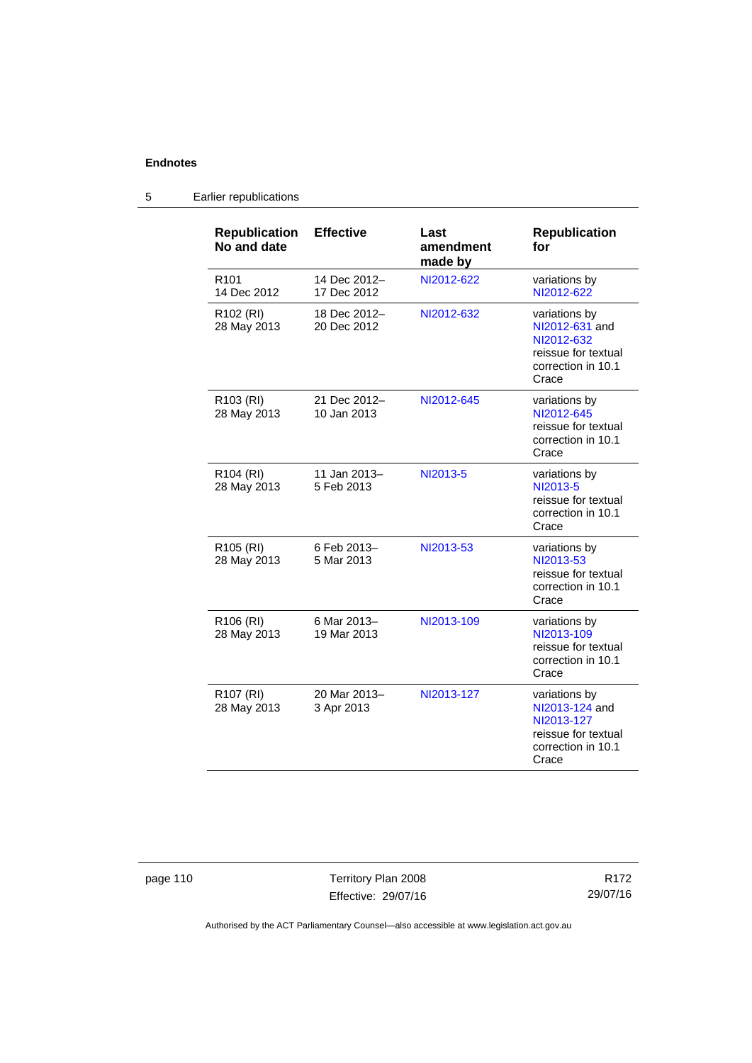**Endnotes**

5 Earlier republications

| Republication No and date | Effective | Last amendment made by | Republication for |
|---|---|---|---|
| R101 14 Dec 2012 | 14 Dec 2012– 17 Dec 2012 | NI2012-622 | variations by NI2012-622 |
| R102 (RI) 28 May 2013 | 18 Dec 2012– 20 Dec 2012 | NI2012-632 | variations by NI2012-631 and NI2012-632 reissue for textual correction in 10.1 Crace |
| R103 (RI) 28 May 2013 | 21 Dec 2012– 10 Jan 2013 | NI2012-645 | variations by NI2012-645 reissue for textual correction in 10.1 Crace |
| R104 (RI) 28 May 2013 | 11 Jan 2013– 5 Feb 2013 | NI2013-5 | variations by NI2013-5 reissue for textual correction in 10.1 Crace |
| R105 (RI) 28 May 2013 | 6 Feb 2013– 5 Mar 2013 | NI2013-53 | variations by NI2013-53 reissue for textual correction in 10.1 Crace |
| R106 (RI) 28 May 2013 | 6 Mar 2013– 19 Mar 2013 | NI2013-109 | variations by NI2013-109 reissue for textual correction in 10.1 Crace |
| R107 (RI) 28 May 2013 | 20 Mar 2013– 3 Apr 2013 | NI2013-127 | variations by NI2013-124 and NI2013-127 reissue for textual correction in 10.1 Crace |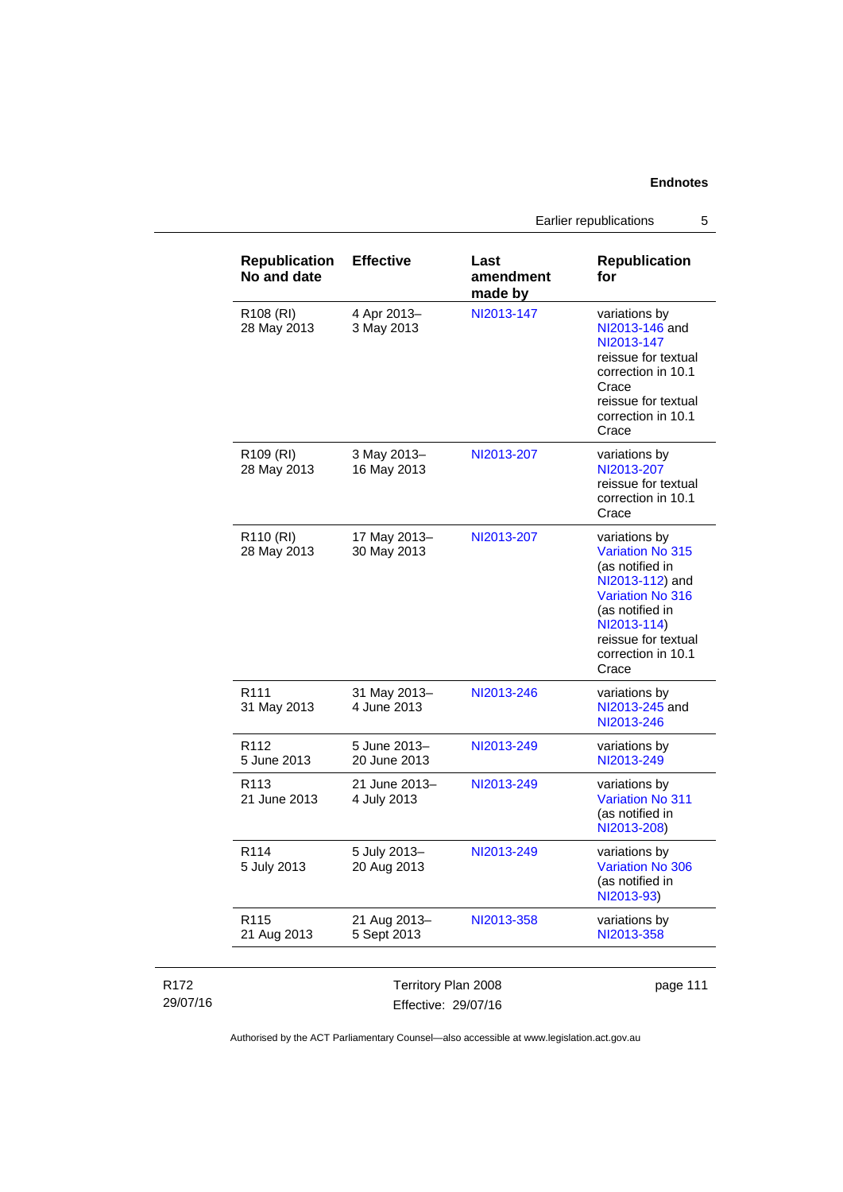| Republication No and date | Effective | Last amendment made by | Republication for |
|---|---|---|---|
| R108 (RI) 28 May 2013 | 4 Apr 2013– 3 May 2013 | NI2013-147 | variations by NI2013-146 and NI2013-147 reissue for textual correction in 10.1 Crace reissue for textual correction in 10.1 Crace |
| R109 (RI) 28 May 2013 | 3 May 2013– 16 May 2013 | NI2013-207 | variations by NI2013-207 reissue for textual correction in 10.1 Crace |
| R110 (RI) 28 May 2013 | 17 May 2013– 30 May 2013 | NI2013-207 | variations by Variation No 315 (as notified in NI2013-112) and Variation No 316 (as notified in NI2013-114) reissue for textual correction in 10.1 Crace |
| R111 31 May 2013 | 31 May 2013– 4 June 2013 | NI2013-246 | variations by NI2013-245 and NI2013-246 |
| R112 5 June 2013 | 5 June 2013– 20 June 2013 | NI2013-249 | variations by NI2013-249 |
| R113 21 June 2013 | 21 June 2013– 4 July 2013 | NI2013-249 | variations by Variation No 311 (as notified in NI2013-208) |
| R114 5 July 2013 | 5 July 2013– 20 Aug 2013 | NI2013-249 | variations by Variation No 306 (as notified in NI2013-93) |
| R115 21 Aug 2013 | 21 Aug 2013– 5 Sept 2013 | NI2013-358 | variations by NI2013-358 |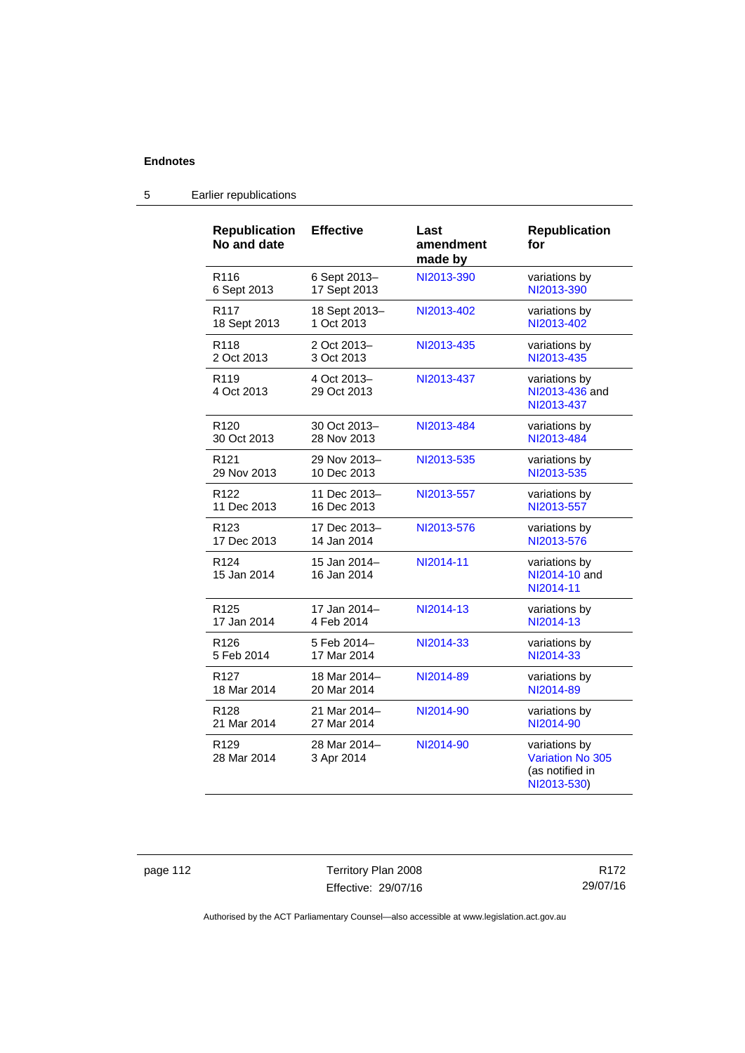**Endnotes**

5 Earlier republications

| Republication No and date | Effective | Last amendment made by | Republication for |
|---|---|---|---|
| R116 6 Sept 2013 | 6 Sept 2013–17 Sept 2013 | NI2013-390 | variations by NI2013-390 |
| R117 18 Sept 2013 | 18 Sept 2013–1 Oct 2013 | NI2013-402 | variations by NI2013-402 |
| R118 2 Oct 2013 | 2 Oct 2013–3 Oct 2013 | NI2013-435 | variations by NI2013-435 |
| R119 4 Oct 2013 | 4 Oct 2013–29 Oct 2013 | NI2013-437 | variations by NI2013-436 and NI2013-437 |
| R120 30 Oct 2013 | 30 Oct 2013–28 Nov 2013 | NI2013-484 | variations by NI2013-484 |
| R121 29 Nov 2013 | 29 Nov 2013–10 Dec 2013 | NI2013-535 | variations by NI2013-535 |
| R122 11 Dec 2013 | 11 Dec 2013–16 Dec 2013 | NI2013-557 | variations by NI2013-557 |
| R123 17 Dec 2013 | 17 Dec 2013–14 Jan 2014 | NI2013-576 | variations by NI2013-576 |
| R124 15 Jan 2014 | 15 Jan 2014–16 Jan 2014 | NI2014-11 | variations by NI2014-10 and NI2014-11 |
| R125 17 Jan 2014 | 17 Jan 2014–4 Feb 2014 | NI2014-13 | variations by NI2014-13 |
| R126 5 Feb 2014 | 5 Feb 2014–17 Mar 2014 | NI2014-33 | variations by NI2014-33 |
| R127 18 Mar 2014 | 18 Mar 2014–20 Mar 2014 | NI2014-89 | variations by NI2014-89 |
| R128 21 Mar 2014 | 21 Mar 2014–27 Mar 2014 | NI2014-90 | variations by NI2014-90 |
| R129 28 Mar 2014 | 28 Mar 2014–3 Apr 2014 | NI2014-90 | variations by Variation No 305 (as notified in NI2013-530) |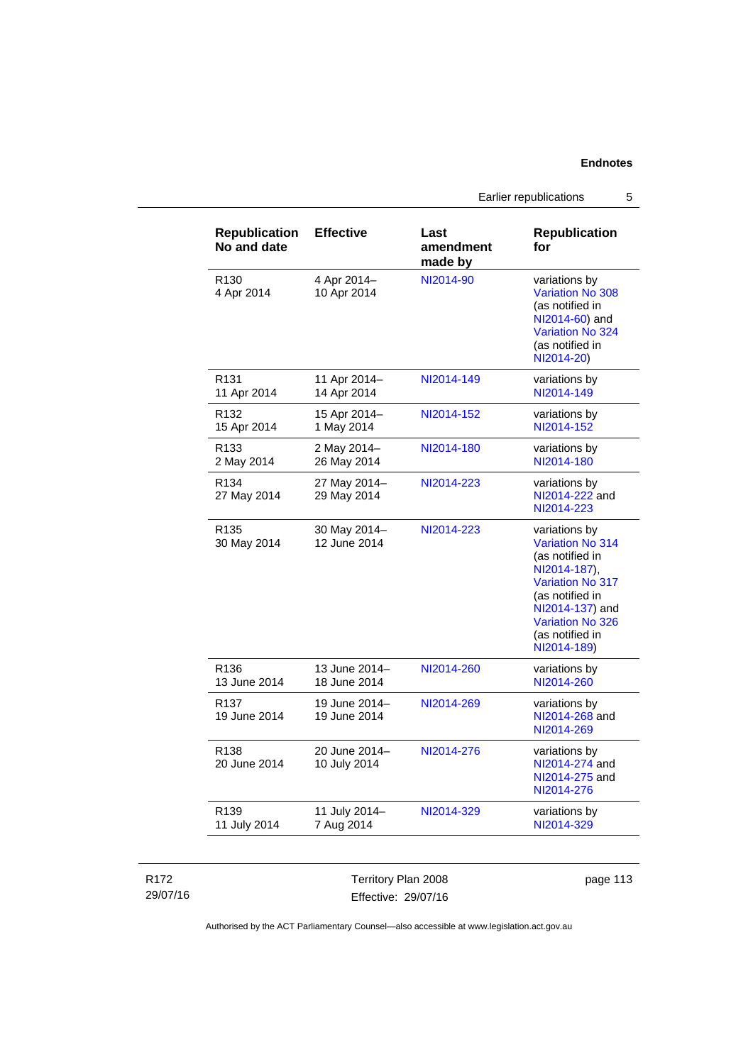| Republication No and date | Effective | Last amendment made by | Republication for |
|---|---|---|---|
| R130 4 Apr 2014 | 4 Apr 2014– 10 Apr 2014 | NI2014-90 | variations by Variation No 308 (as notified in NI2014-60) and Variation No 324 (as notified in NI2014-20) |
| R131 11 Apr 2014 | 11 Apr 2014– 14 Apr 2014 | NI2014-149 | variations by NI2014-149 |
| R132 15 Apr 2014 | 15 Apr 2014– 1 May 2014 | NI2014-152 | variations by NI2014-152 |
| R133 2 May 2014 | 2 May 2014– 26 May 2014 | NI2014-180 | variations by NI2014-180 |
| R134 27 May 2014 | 27 May 2014– 29 May 2014 | NI2014-223 | variations by NI2014-222 and NI2014-223 |
| R135 30 May 2014 | 30 May 2014– 12 June 2014 | NI2014-223 | variations by Variation No 314 (as notified in NI2014-187), Variation No 317 (as notified in NI2014-137) and Variation No 326 (as notified in NI2014-189) |
| R136 13 June 2014 | 13 June 2014– 18 June 2014 | NI2014-260 | variations by NI2014-260 |
| R137 19 June 2014 | 19 June 2014– 19 June 2014 | NI2014-269 | variations by NI2014-268 and NI2014-269 |
| R138 20 June 2014 | 20 June 2014– 10 July 2014 | NI2014-276 | variations by NI2014-274 and NI2014-275 and NI2014-276 |
| R139 11 July 2014 | 11 July 2014– 7 Aug 2014 | NI2014-329 | variations by NI2014-329 |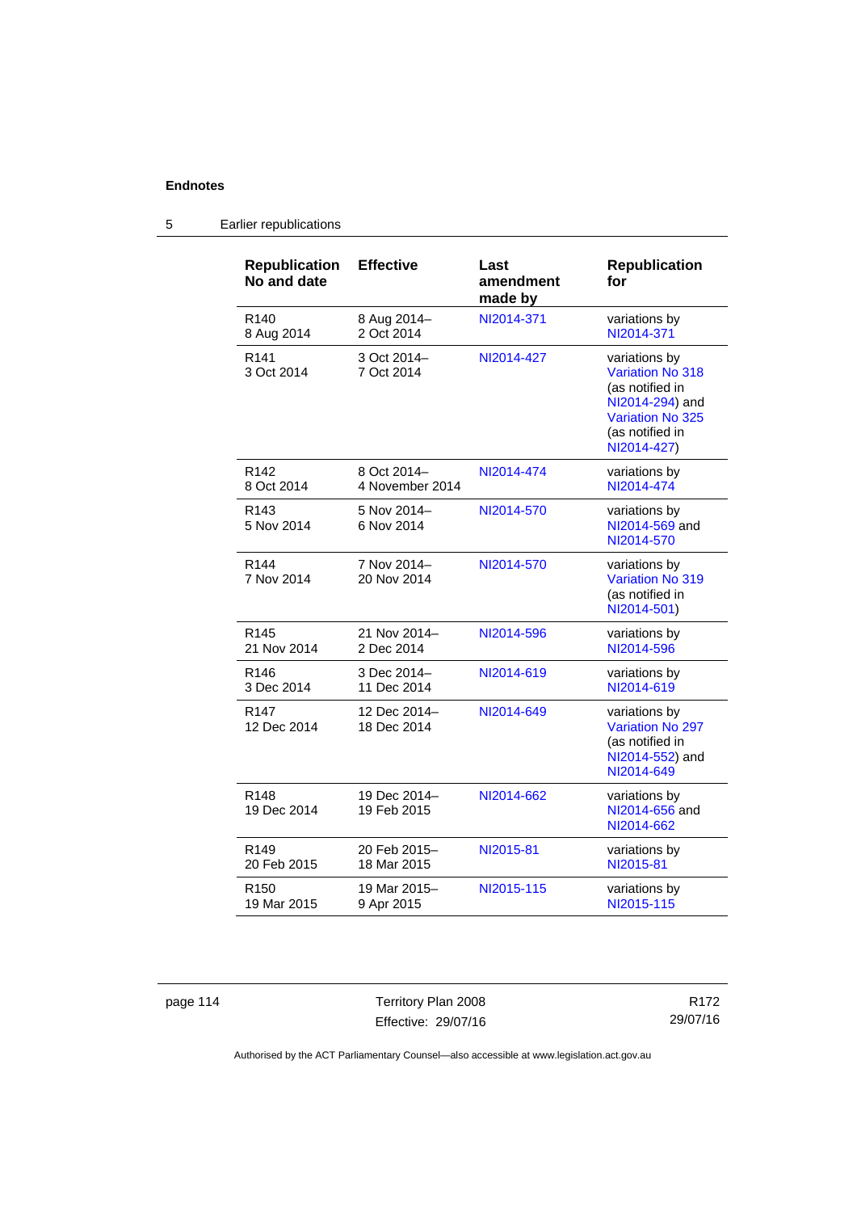## 5 Earlier republications

| Republication No and date | Effective | Last amendment made by | Republication for |
|---|---|---|---|
| R140<br>8 Aug 2014 | 8 Aug 2014–<br>2 Oct 2014 | NI2014-371 | variations by NI2014-371 |
| R141<br>3 Oct 2014 | 3 Oct 2014–<br>7 Oct 2014 | NI2014-427 | variations by Variation No 318 (as notified in NI2014-294) and Variation No 325 (as notified in NI2014-427) |
| R142<br>8 Oct 2014 | 8 Oct 2014–<br>4 November 2014 | NI2014-474 | variations by NI2014-474 |
| R143<br>5 Nov 2014 | 5 Nov 2014–<br>6 Nov 2014 | NI2014-570 | variations by NI2014-569 and NI2014-570 |
| R144<br>7 Nov 2014 | 7 Nov 2014–<br>20 Nov 2014 | NI2014-570 | variations by Variation No 319 (as notified in NI2014-501) |
| R145<br>21 Nov 2014 | 21 Nov 2014–<br>2 Dec 2014 | NI2014-596 | variations by NI2014-596 |
| R146<br>3 Dec 2014 | 3 Dec 2014–<br>11 Dec 2014 | NI2014-619 | variations by NI2014-619 |
| R147<br>12 Dec 2014 | 12 Dec 2014–<br>18 Dec 2014 | NI2014-649 | variations by Variation No 297 (as notified in NI2014-552) and NI2014-649 |
| R148<br>19 Dec 2014 | 19 Dec 2014–<br>19 Feb 2015 | NI2014-662 | variations by NI2014-656 and NI2014-662 |
| R149<br>20 Feb 2015 | 20 Feb 2015–<br>18 Mar 2015 | NI2015-81 | variations by NI2015-81 |
| R150<br>19 Mar 2015 | 19 Mar 2015–<br>9 Apr 2015 | NI2015-115 | variations by NI2015-115 |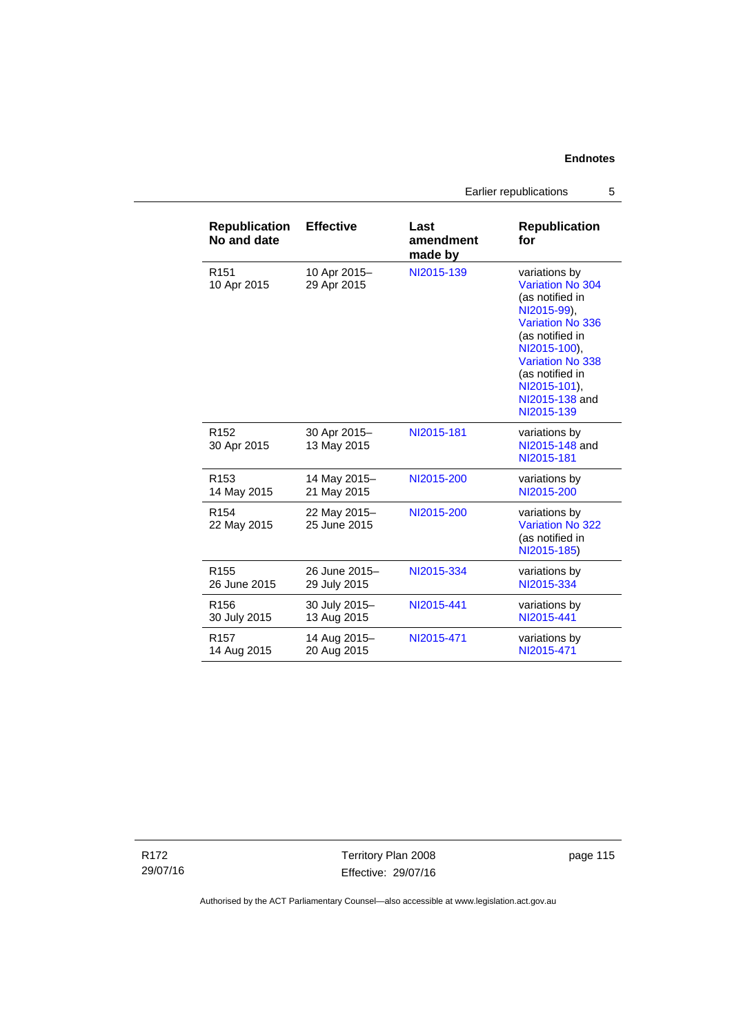| Republication No and date | Effective | Last amendment made by | Republication for |
|---|---|---|---|
| R151<br>10 Apr 2015 | 10 Apr 2015–<br>29 Apr 2015 | NI2015-139 | variations by Variation No 304 (as notified in NI2015-99), Variation No 336 (as notified in NI2015-100), Variation No 338 (as notified in NI2015-101), NI2015-138 and NI2015-139 |
| R152<br>30 Apr 2015 | 30 Apr 2015–<br>13 May 2015 | NI2015-181 | variations by NI2015-148 and NI2015-181 |
| R153<br>14 May 2015 | 14 May 2015–<br>21 May 2015 | NI2015-200 | variations by NI2015-200 |
| R154<br>22 May 2015 | 22 May 2015–<br>25 June 2015 | NI2015-200 | variations by Variation No 322 (as notified in NI2015-185) |
| R155<br>26 June 2015 | 26 June 2015–<br>29 July 2015 | NI2015-334 | variations by NI2015-334 |
| R156<br>30 July 2015 | 30 July 2015–<br>13 Aug 2015 | NI2015-441 | variations by NI2015-441 |
| R157<br>14 Aug 2015 | 14 Aug 2015–<br>20 Aug 2015 | NI2015-471 | variations by NI2015-471 |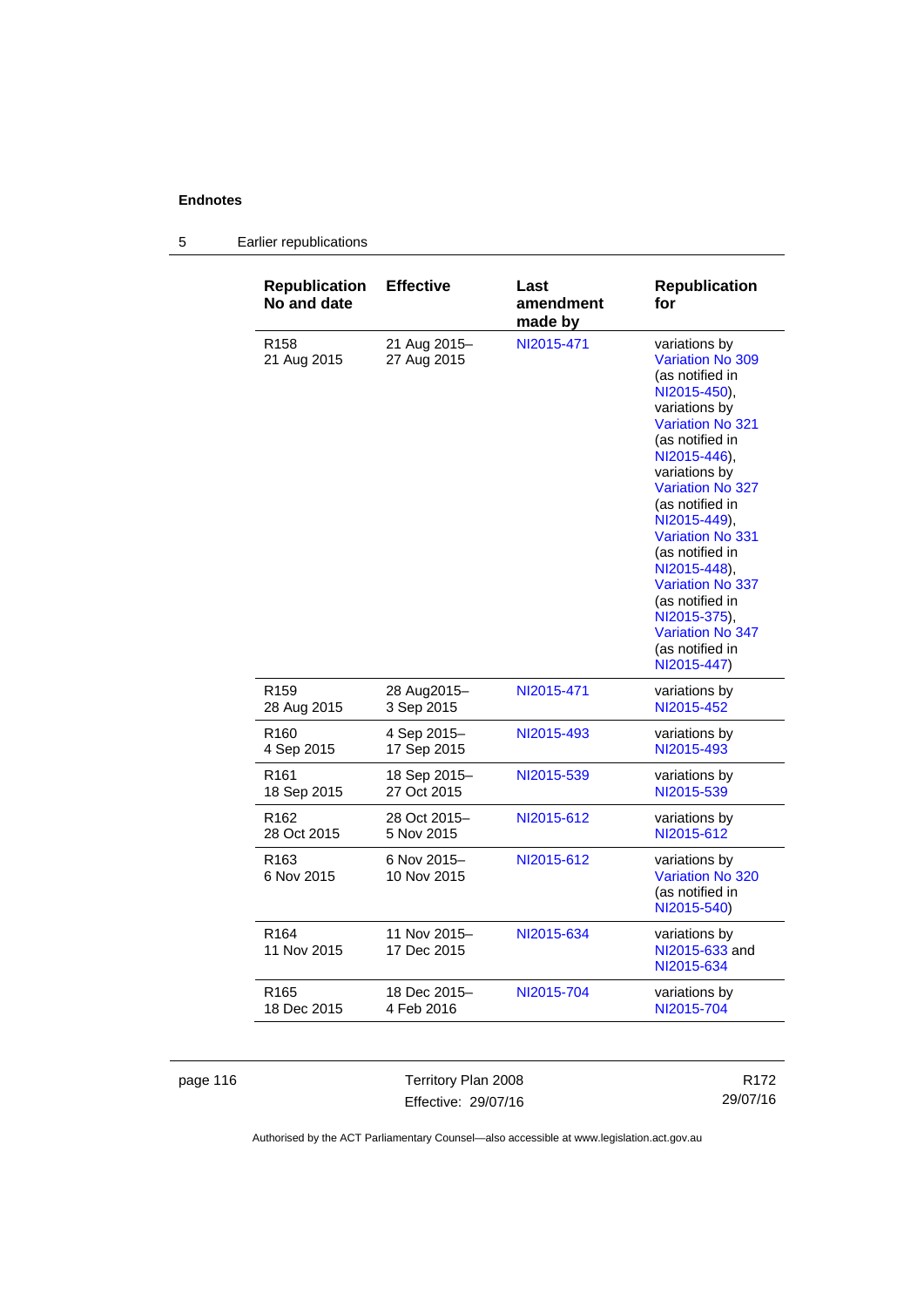## Endnotes

### 5 Earlier republications

| Republication No and date | Effective | Last amendment made by | Republication for |
|---|---|---|---|
| R158 21 Aug 2015 | 21 Aug 2015– 27 Aug 2015 | NI2015-471 | variations by Variation No 309 (as notified in NI2015-450), variations by Variation No 321 (as notified in NI2015-446), variations by Variation No 327 (as notified in NI2015-449), Variation No 331 (as notified in NI2015-448), Variation No 337 (as notified in NI2015-375), Variation No 347 (as notified in NI2015-447) |
| R159 28 Aug 2015 | 28 Aug2015– 3 Sep 2015 | NI2015-471 | variations by NI2015-452 |
| R160 4 Sep 2015 | 4 Sep 2015– 17 Sep 2015 | NI2015-493 | variations by NI2015-493 |
| R161 18 Sep 2015 | 18 Sep 2015– 27 Oct 2015 | NI2015-539 | variations by NI2015-539 |
| R162 28 Oct 2015 | 28 Oct 2015– 5 Nov 2015 | NI2015-612 | variations by NI2015-612 |
| R163 6 Nov 2015 | 6 Nov 2015– 10 Nov 2015 | NI2015-612 | variations by Variation No 320 (as notified in NI2015-540) |
| R164 11 Nov 2015 | 11 Nov 2015– 17 Dec 2015 | NI2015-634 | variations by NI2015-633 and NI2015-634 |
| R165 18 Dec 2015 | 18 Dec 2015– 4 Feb 2016 | NI2015-704 | variations by NI2015-704 |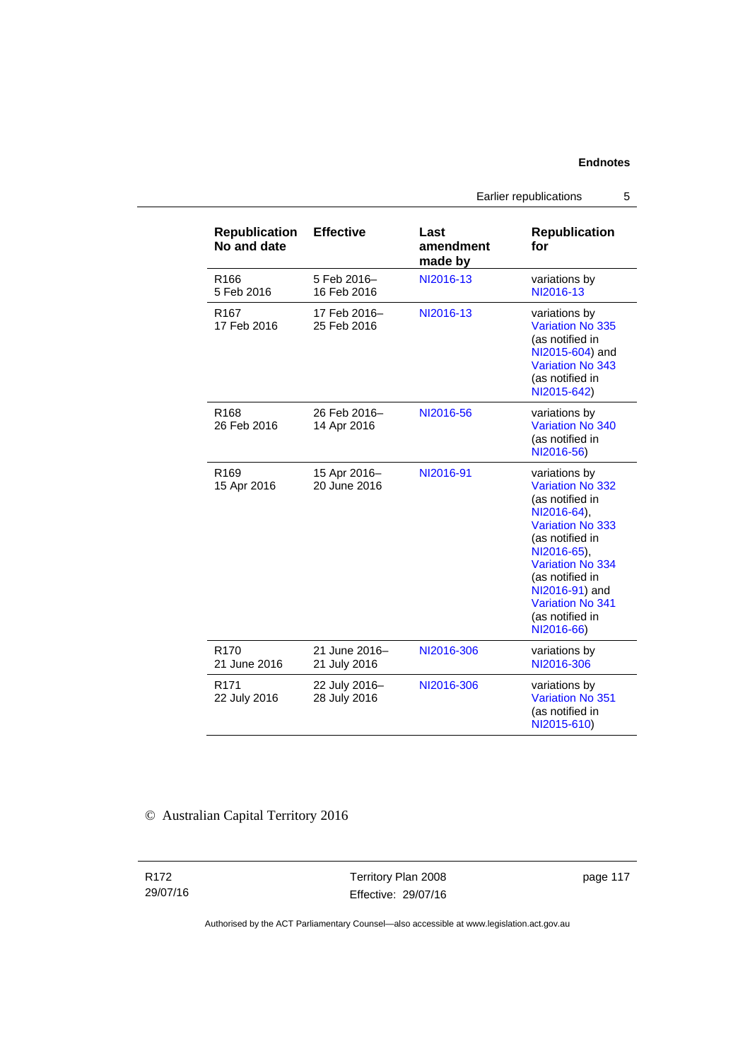| Republication No and date | Effective | Last amendment made by | Republication for |
|---|---|---|---|
| R166 5 Feb 2016 | 5 Feb 2016– 16 Feb 2016 | NI2016-13 | variations by NI2016-13 |
| R167 17 Feb 2016 | 17 Feb 2016– 25 Feb 2016 | NI2016-13 | variations by Variation No 335 (as notified in NI2015-604) and Variation No 343 (as notified in NI2015-642) |
| R168 26 Feb 2016 | 26 Feb 2016– 14 Apr 2016 | NI2016-56 | variations by Variation No 340 (as notified in NI2016-56) |
| R169 15 Apr 2016 | 15 Apr 2016– 20 June 2016 | NI2016-91 | variations by Variation No 332 (as notified in NI2016-64), Variation No 333 (as notified in NI2016-65), Variation No 334 (as notified in NI2016-91) and Variation No 341 (as notified in NI2016-66) |
| R170 21 June 2016 | 21 June 2016– 21 July 2016 | NI2016-306 | variations by NI2016-306 |
| R171 22 July 2016 | 22 July 2016– 28 July 2016 | NI2016-306 | variations by Variation No 351 (as notified in NI2015-610) |

© Australian Capital Territory 2016